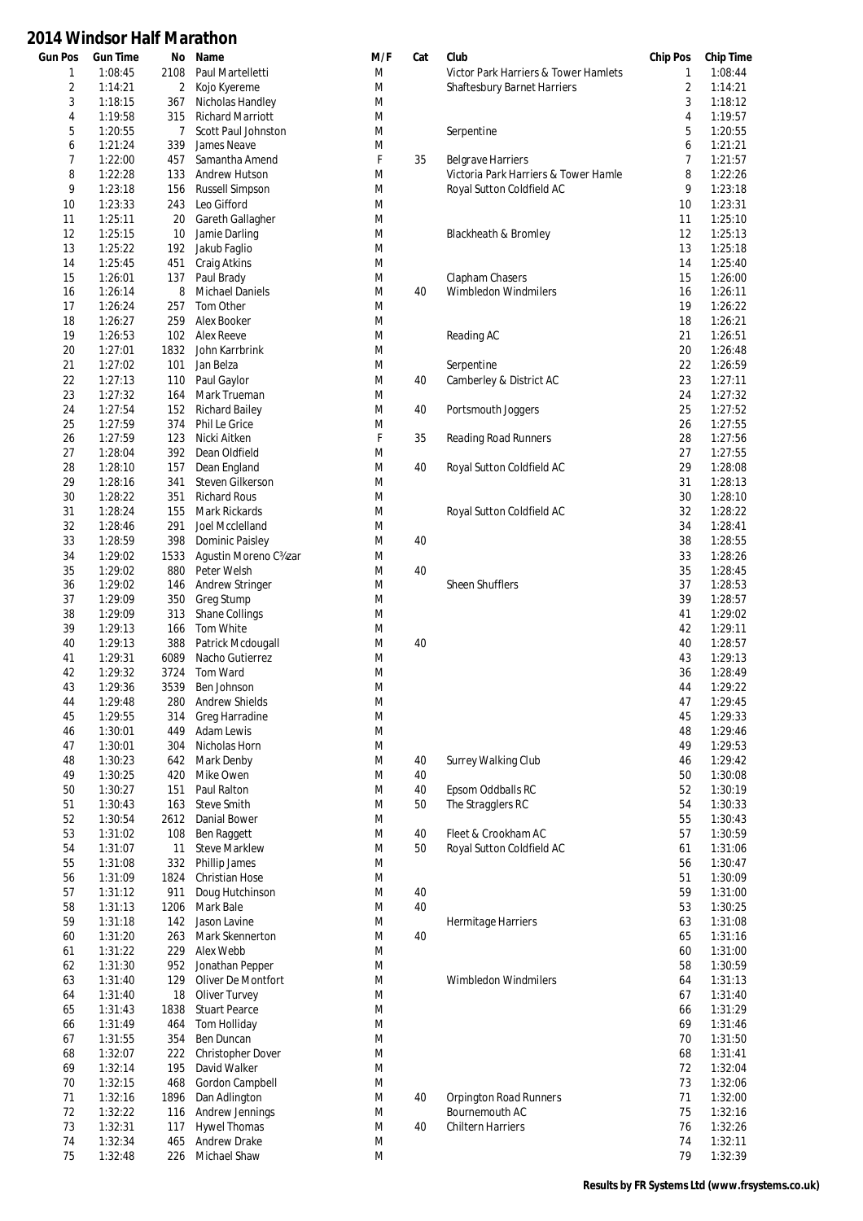# 2014 Windsor Half Marathon

| Gun Pos | Gun Time | No | Name | M/F | Cat | Club | Chip Pos | Chip Time |
|---|---|---|---|---|---|---|---|---|
| 1 | 1:08:45 | 2108 | Paul Martelletti | M | | Victor Park Harriers & Tower Hamlets | 1 | 1:08:44 |
| 2 | 1:14:21 | 2 | Kojo Kyereme | M | | Shaftesbury Barnet Harriers | 2 | 1:14:21 |
| 3 | 1:18:15 | 367 | Nicholas Handley | M | | | 3 | 1:18:12 |
| 4 | 1:19:58 | 315 | Richard Marriott | M | | | 4 | 1:19:57 |
| 5 | 1:20:55 | 7 | Scott Paul Johnston | M | | Serpentine | 5 | 1:20:55 |
| 6 | 1:21:24 | 339 | James Neave | M | | | 6 | 1:21:21 |
| 7 | 1:22:00 | 457 | Samantha Amend | F | 35 | Belgrave Harriers | 7 | 1:21:57 |
| 8 | 1:22:28 | 133 | Andrew Hutson | M | | Victoria Park Harriers & Tower Hamle | 8 | 1:22:26 |
| 9 | 1:23:18 | 156 | Russell Simpson | M | | Royal Sutton Coldfield AC | 9 | 1:23:18 |
| 10 | 1:23:33 | 243 | Leo Gifford | M | | | 10 | 1:23:31 |
| 11 | 1:25:11 | 20 | Gareth Gallagher | M | | | 11 | 1:25:10 |
| 12 | 1:25:15 | 10 | Jamie Darling | M | | Blackheath & Bromley | 12 | 1:25:13 |
| 13 | 1:25:22 | 192 | Jakub Faglio | M | | | 13 | 1:25:18 |
| 14 | 1:25:45 | 451 | Craig Atkins | M | | | 14 | 1:25:40 |
| 15 | 1:26:01 | 137 | Paul Brady | M | | Clapham Chasers | 15 | 1:26:00 |
| 16 | 1:26:14 | 8 | Michael Daniels | M | 40 | Wimbledon Windmilers | 16 | 1:26:11 |
| 17 | 1:26:24 | 257 | Tom Other | M | | | 19 | 1:26:22 |
| 18 | 1:26:27 | 259 | Alex Booker | M | | | 18 | 1:26:21 |
| 19 | 1:26:53 | 102 | Alex Reeve | M | | Reading AC | 21 | 1:26:51 |
| 20 | 1:27:01 | 1832 | John Karrbrink | M | | | 20 | 1:26:48 |
| 21 | 1:27:02 | 101 | Jan Belza | M | | Serpentine | 22 | 1:26:59 |
| 22 | 1:27:13 | 110 | Paul Gaylor | M | 40 | Camberley & District AC | 23 | 1:27:11 |
| 23 | 1:27:32 | 164 | Mark Trueman | M | | | 24 | 1:27:32 |
| 24 | 1:27:54 | 152 | Richard Bailey | M | 40 | Portsmouth Joggers | 25 | 1:27:52 |
| 25 | 1:27:59 | 374 | Phil Le Grice | M | | | 26 | 1:27:55 |
| 26 | 1:27:59 | 123 | Nicki Aitken | F | 35 | Reading Road Runners | 28 | 1:27:56 |
| 27 | 1:28:04 | 392 | Dean Oldfield | M | | | 27 | 1:27:55 |
| 28 | 1:28:10 | 157 | Dean England | M | 40 | Royal Sutton Coldfield AC | 29 | 1:28:08 |
| 29 | 1:28:16 | 341 | Steven Gilkerson | M | | | 31 | 1:28:13 |
| 30 | 1:28:22 | 351 | Richard Rous | M | | | 30 | 1:28:10 |
| 31 | 1:28:24 | 155 | Mark Rickards | M | | Royal Sutton Coldfield AC | 32 | 1:28:22 |
| 32 | 1:28:46 | 291 | Joel Mcclelland | M | | | 34 | 1:28:41 |
| 33 | 1:28:59 | 398 | Dominic Paisley | M | 40 | | 38 | 1:28:55 |
| 34 | 1:29:02 | 1533 | Agustin Moreno C¾zar | M | | | 33 | 1:28:26 |
| 35 | 1:29:02 | 880 | Peter Welsh | M | 40 | | 35 | 1:28:45 |
| 36 | 1:29:02 | 146 | Andrew Stringer | M | | Sheen Shufflers | 37 | 1:28:53 |
| 37 | 1:29:09 | 350 | Greg Stump | M | | | 39 | 1:28:57 |
| 38 | 1:29:09 | 313 | Shane Collings | M | | | 41 | 1:29:02 |
| 39 | 1:29:13 | 166 | Tom White | M | | | 42 | 1:29:11 |
| 40 | 1:29:13 | 388 | Patrick Mcdougall | M | 40 | | 40 | 1:28:57 |
| 41 | 1:29:31 | 6089 | Nacho Gutierrez | M | | | 43 | 1:29:13 |
| 42 | 1:29:32 | 3724 | Tom Ward | M | | | 36 | 1:28:49 |
| 43 | 1:29:36 | 3539 | Ben Johnson | M | | | 44 | 1:29:22 |
| 44 | 1:29:48 | 280 | Andrew Shields | M | | | 47 | 1:29:45 |
| 45 | 1:29:55 | 314 | Greg Harradine | M | | | 45 | 1:29:33 |
| 46 | 1:30:01 | 449 | Adam Lewis | M | | | 48 | 1:29:46 |
| 47 | 1:30:01 | 304 | Nicholas Horn | M | | | 49 | 1:29:53 |
| 48 | 1:30:23 | 642 | Mark Denby | M | 40 | Surrey Walking Club | 46 | 1:29:42 |
| 49 | 1:30:25 | 420 | Mike Owen | M | 40 | | 50 | 1:30:08 |
| 50 | 1:30:27 | 151 | Paul Ralton | M | 40 | Epsom Oddballs RC | 52 | 1:30:19 |
| 51 | 1:30:43 | 163 | Steve Smith | M | 50 | The Stragglers RC | 54 | 1:30:33 |
| 52 | 1:30:54 | 2612 | Danial Bower | M | | | 55 | 1:30:43 |
| 53 | 1:31:02 | 108 | Ben Raggett | M | 40 | Fleet & Crookham AC | 57 | 1:30:59 |
| 54 | 1:31:07 | 11 | Steve Marklew | M | 50 | Royal Sutton Coldfield AC | 61 | 1:31:06 |
| 55 | 1:31:08 | 332 | Phillip James | M | | | 56 | 1:30:47 |
| 56 | 1:31:09 | 1824 | Christian Hose | M | | | 51 | 1:30:09 |
| 57 | 1:31:12 | 911 | Doug Hutchinson | M | 40 | | 59 | 1:31:00 |
| 58 | 1:31:13 | 1206 | Mark Bale | M | 40 | | 53 | 1:30:25 |
| 59 | 1:31:18 | 142 | Jason Lavine | M | | Hermitage Harriers | 63 | 1:31:08 |
| 60 | 1:31:20 | 263 | Mark Skennerton | M | 40 | | 65 | 1:31:16 |
| 61 | 1:31:22 | 229 | Alex Webb | M | | | 60 | 1:31:00 |
| 62 | 1:31:30 | 952 | Jonathan Pepper | M | | | 58 | 1:30:59 |
| 63 | 1:31:40 | 129 | Oliver De Montfort | M | | Wimbledon Windmilers | 64 | 1:31:13 |
| 64 | 1:31:40 | 18 | Oliver Turvey | M | | | 67 | 1:31:40 |
| 65 | 1:31:43 | 1838 | Stuart Pearce | M | | | 66 | 1:31:29 |
| 66 | 1:31:49 | 464 | Tom Holliday | M | | | 69 | 1:31:46 |
| 67 | 1:31:55 | 354 | Ben Duncan | M | | | 70 | 1:31:50 |
| 68 | 1:32:07 | 222 | Christopher Dover | M | | | 68 | 1:31:41 |
| 69 | 1:32:14 | 195 | David Walker | M | | | 72 | 1:32:04 |
| 70 | 1:32:15 | 468 | Gordon Campbell | M | | | 73 | 1:32:06 |
| 71 | 1:32:16 | 1896 | Dan Adlington | M | 40 | Orpington Road Runners | 71 | 1:32:00 |
| 72 | 1:32:22 | 116 | Andrew Jennings | M | | Bournemouth AC | 75 | 1:32:16 |
| 73 | 1:32:31 | 117 | Hywel Thomas | M | 40 | Chiltern Harriers | 76 | 1:32:26 |
| 74 | 1:32:34 | 465 | Andrew Drake | M | | | 74 | 1:32:11 |
| 75 | 1:32:48 | 226 | Michael Shaw | M | | | 79 | 1:32:39 |

**Results by FR Systems Ltd (www.frsystems.co.uk)**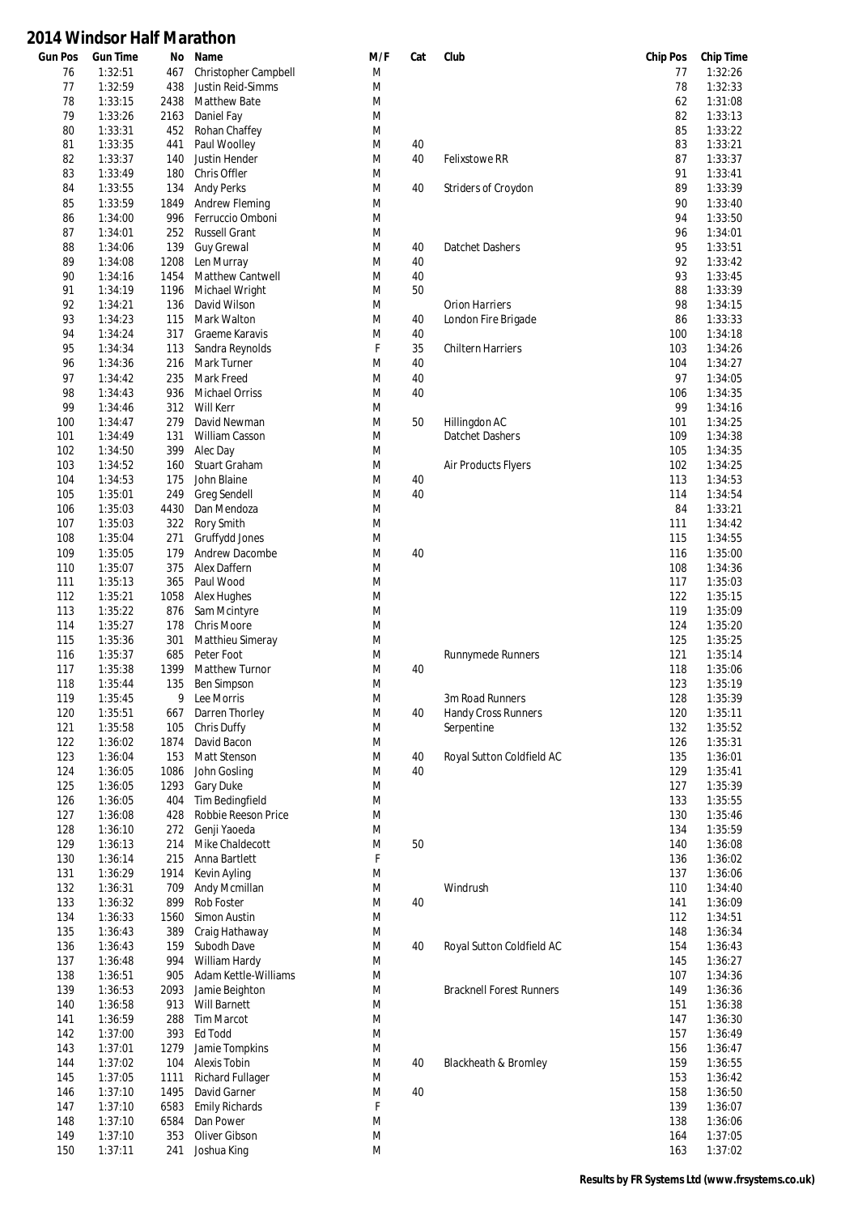# 2014 Windsor Half Marathon

| Gun Pos | Gun Time | No | Name | M/F | Cat | Club | Chip Pos | Chip Time |
|---|---|---|---|---|---|---|---|---|
| 76 | 1:32:51 | 467 | Christopher Campbell | M | | | 77 | 1:32:26 |
| 77 | 1:32:59 | 438 | Justin Reid-Simms | M | | | 78 | 1:32:33 |
| 78 | 1:33:15 | 2438 | Matthew Bate | M | | | 62 | 1:31:08 |
| 79 | 1:33:26 | 2163 | Daniel Fay | M | | | 82 | 1:33:13 |
| 80 | 1:33:31 | 452 | Rohan Chaffey | M | | | 85 | 1:33:22 |
| 81 | 1:33:35 | 441 | Paul Woolley | M | 40 | | 83 | 1:33:21 |
| 82 | 1:33:37 | 140 | Justin Hender | M | 40 | Felixstowe RR | 87 | 1:33:37 |
| 83 | 1:33:49 | 180 | Chris Offler | M | | | 91 | 1:33:41 |
| 84 | 1:33:55 | 134 | Andy Perks | M | 40 | Striders of Croydon | 89 | 1:33:39 |
| 85 | 1:33:59 | 1849 | Andrew Fleming | M | | | 90 | 1:33:40 |
| 86 | 1:34:00 | 996 | Ferruccio Omboni | M | | | 94 | 1:33:50 |
| 87 | 1:34:01 | 252 | Russell Grant | M | | | 96 | 1:34:01 |
| 88 | 1:34:06 | 139 | Guy Grewal | M | 40 | Datchet Dashers | 95 | 1:33:51 |
| 89 | 1:34:08 | 1208 | Len Murray | M | 40 | | 92 | 1:33:42 |
| 90 | 1:34:16 | 1454 | Matthew Cantwell | M | 40 | | 93 | 1:33:45 |
| 91 | 1:34:19 | 1196 | Michael Wright | M | 50 | | 88 | 1:33:39 |
| 92 | 1:34:21 | 136 | David Wilson | M | | Orion Harriers | 98 | 1:34:15 |
| 93 | 1:34:23 | 115 | Mark Walton | M | 40 | London Fire Brigade | 86 | 1:33:33 |
| 94 | 1:34:24 | 317 | Graeme Karavis | M | 40 | | 100 | 1:34:18 |
| 95 | 1:34:34 | 113 | Sandra Reynolds | F | 35 | Chiltern Harriers | 103 | 1:34:26 |
| 96 | 1:34:36 | 216 | Mark Turner | M | 40 | | 104 | 1:34:27 |
| 97 | 1:34:42 | 235 | Mark Freed | M | 40 | | 97 | 1:34:05 |
| 98 | 1:34:43 | 936 | Michael Orriss | M | 40 | | 106 | 1:34:35 |
| 99 | 1:34:46 | 312 | Will Kerr | M | | | 99 | 1:34:16 |
| 100 | 1:34:47 | 279 | David Newman | M | 50 | Hillingdon AC | 101 | 1:34:25 |
| 101 | 1:34:49 | 131 | William Casson | M | | Datchet Dashers | 109 | 1:34:38 |
| 102 | 1:34:50 | 399 | Alec Day | M | | | 105 | 1:34:35 |
| 103 | 1:34:52 | 160 | Stuart Graham | M | | Air Products Flyers | 102 | 1:34:25 |
| 104 | 1:34:53 | 175 | John Blaine | M | 40 | | 113 | 1:34:53 |
| 105 | 1:35:01 | 249 | Greg Sendell | M | 40 | | 114 | 1:34:54 |
| 106 | 1:35:03 | 4430 | Dan Mendoza | M | | | 84 | 1:33:21 |
| 107 | 1:35:03 | 322 | Rory Smith | M | | | 111 | 1:34:42 |
| 108 | 1:35:04 | 271 | Gruffydd Jones | M | | | 115 | 1:34:55 |
| 109 | 1:35:05 | 179 | Andrew Dacombe | M | 40 | | 116 | 1:35:00 |
| 110 | 1:35:07 | 375 | Alex Daffern | M | | | 108 | 1:34:36 |
| 111 | 1:35:13 | 365 | Paul Wood | M | | | 117 | 1:35:03 |
| 112 | 1:35:21 | 1058 | Alex Hughes | M | | | 122 | 1:35:15 |
| 113 | 1:35:22 | 876 | Sam Mcintyre | M | | | 119 | 1:35:09 |
| 114 | 1:35:27 | 178 | Chris Moore | M | | | 124 | 1:35:20 |
| 115 | 1:35:36 | 301 | Matthieu Simeray | M | | | 125 | 1:35:25 |
| 116 | 1:35:37 | 685 | Peter Foot | M | | Runnymede Runners | 121 | 1:35:14 |
| 117 | 1:35:38 | 1399 | Matthew Turnor | M | 40 | | 118 | 1:35:06 |
| 118 | 1:35:44 | 135 | Ben Simpson | M | | | 123 | 1:35:19 |
| 119 | 1:35:45 | 9 | Lee Morris | M | | 3m Road Runners | 128 | 1:35:39 |
| 120 | 1:35:51 | 667 | Darren Thorley | M | 40 | Handy Cross Runners | 120 | 1:35:11 |
| 121 | 1:35:58 | 105 | Chris Duffy | M | | Serpentine | 132 | 1:35:52 |
| 122 | 1:36:02 | 1874 | David Bacon | M | | | 126 | 1:35:31 |
| 123 | 1:36:04 | 153 | Matt Stenson | M | 40 | Royal Sutton Coldfield AC | 135 | 1:36:01 |
| 124 | 1:36:05 | 1086 | John Gosling | M | 40 | | 129 | 1:35:41 |
| 125 | 1:36:05 | 1293 | Gary Duke | M | | | 127 | 1:35:39 |
| 126 | 1:36:05 | 404 | Tim Bedingfield | M | | | 133 | 1:35:55 |
| 127 | 1:36:08 | 428 | Robbie Reeson Price | M | | | 130 | 1:35:46 |
| 128 | 1:36:10 | 272 | Genji Yaoeda | M | | | 134 | 1:35:59 |
| 129 | 1:36:13 | 214 | Mike Chaldecott | M | 50 | | 140 | 1:36:08 |
| 130 | 1:36:14 | 215 | Anna Bartlett | F | | | 136 | 1:36:02 |
| 131 | 1:36:29 | 1914 | Kevin Ayling | M | | | 137 | 1:36:06 |
| 132 | 1:36:31 | 709 | Andy Mcmillan | M | | Windrush | 110 | 1:34:40 |
| 133 | 1:36:32 | 899 | Rob Foster | M | 40 | | 141 | 1:36:09 |
| 134 | 1:36:33 | 1560 | Simon Austin | M | | | 112 | 1:34:51 |
| 135 | 1:36:43 | 389 | Craig Hathaway | M | | | 148 | 1:36:34 |
| 136 | 1:36:43 | 159 | Subodh Dave | M | 40 | Royal Sutton Coldfield AC | 154 | 1:36:43 |
| 137 | 1:36:48 | 994 | William Hardy | M | | | 145 | 1:36:27 |
| 138 | 1:36:51 | 905 | Adam Kettle-Williams | M | | | 107 | 1:34:36 |
| 139 | 1:36:53 | 2093 | Jamie Beighton | M | | Bracknell Forest Runners | 149 | 1:36:36 |
| 140 | 1:36:58 | 913 | Will Barnett | M | | | 151 | 1:36:38 |
| 141 | 1:36:59 | 288 | Tim Marcot | M | | | 147 | 1:36:30 |
| 142 | 1:37:00 | 393 | Ed Todd | M | | | 157 | 1:36:49 |
| 143 | 1:37:01 | 1279 | Jamie Tompkins | M | | | 156 | 1:36:47 |
| 144 | 1:37:02 | 104 | Alexis Tobin | M | 40 | Blackheath & Bromley | 159 | 1:36:55 |
| 145 | 1:37:05 | 1111 | Richard Fullager | M | | | 153 | 1:36:42 |
| 146 | 1:37:10 | 1495 | David Garner | M | 40 | | 158 | 1:36:50 |
| 147 | 1:37:10 | 6583 | Emily Richards | F | | | 139 | 1:36:07 |
| 148 | 1:37:10 | 6584 | Dan Power | M | | | 138 | 1:36:06 |
| 149 | 1:37:10 | 353 | Oliver Gibson | M | | | 164 | 1:37:05 |
| 150 | 1:37:11 | 241 | Joshua King | M | | | 163 | 1:37:02 |

**Results by FR Systems Ltd (www.frsystems.co.uk)**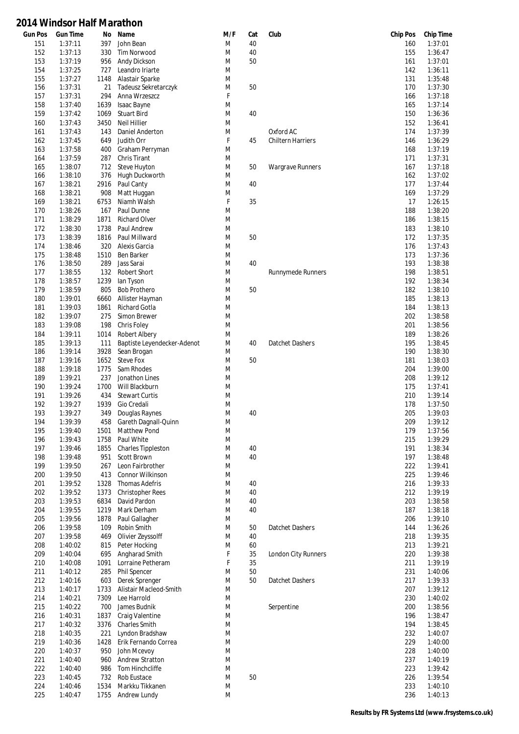# 2014 Windsor Half Marathon

| Gun Pos | Gun Time | No | Name | M/F | Cat | Club | Chip Pos | Chip Time |
|---|---|---|---|---|---|---|---|---|
| 151 | 1:37:11 | 397 | John Bean | M | 40 | | 160 | 1:37:01 |
| 152 | 1:37:13 | 330 | Tim Norwood | M | 40 | | 155 | 1:36:47 |
| 153 | 1:37:19 | 956 | Andy Dickson | M | 50 | | 161 | 1:37:01 |
| 154 | 1:37:25 | 727 | Leandro Iriarte | M | | | 142 | 1:36:11 |
| 155 | 1:37:27 | 1148 | Alastair Sparke | M | | | 131 | 1:35:48 |
| 156 | 1:37:31 | 21 | Tadeusz Sekretarczyk | M | 50 | | 170 | 1:37:30 |
| 157 | 1:37:31 | 294 | Anna Wrzeszcz | F | | | 166 | 1:37:18 |
| 158 | 1:37:40 | 1639 | Isaac Bayne | M | | | 165 | 1:37:14 |
| 159 | 1:37:42 | 1069 | Stuart Bird | M | 40 | | 150 | 1:36:36 |
| 160 | 1:37:43 | 3450 | Neil Hillier | M | | | 152 | 1:36:41 |
| 161 | 1:37:43 | 143 | Daniel Anderton | M | | Oxford AC | 174 | 1:37:39 |
| 162 | 1:37:45 | 649 | Judith Orr | F | 45 | Chiltern Harriers | 146 | 1:36:29 |
| 163 | 1:37:58 | 400 | Graham Perryman | M | | | 168 | 1:37:19 |
| 164 | 1:37:59 | 287 | Chris Tirant | M | | | 171 | 1:37:31 |
| 165 | 1:38:07 | 712 | Steve Huyton | M | 50 | Wargrave Runners | 167 | 1:37:18 |
| 166 | 1:38:10 | 376 | Hugh Duckworth | M | | | 162 | 1:37:02 |
| 167 | 1:38:21 | 2916 | Paul Canty | M | 40 | | 177 | 1:37:44 |
| 168 | 1:38:21 | 908 | Matt Huggan | M | | | 169 | 1:37:29 |
| 169 | 1:38:21 | 6753 | Niamh Walsh | F | 35 | | 17 | 1:26:15 |
| 170 | 1:38:26 | 167 | Paul Dunne | M | | | 188 | 1:38:20 |
| 171 | 1:38:29 | 1871 | Richard Olver | M | | | 186 | 1:38:15 |
| 172 | 1:38:30 | 1738 | Paul Andrew | M | | | 183 | 1:38:10 |
| 173 | 1:38:39 | 1816 | Paul Millward | M | 50 | | 172 | 1:37:35 |
| 174 | 1:38:46 | 320 | Alexis Garcia | M | | | 176 | 1:37:43 |
| 175 | 1:38:48 | 1510 | Ben Barker | M | | | 173 | 1:37:36 |
| 176 | 1:38:50 | 289 | Jass Sarai | M | 40 | | 193 | 1:38:38 |
| 177 | 1:38:55 | 132 | Robert Short | M | | Runnymede Runners | 198 | 1:38:51 |
| 178 | 1:38:57 | 1239 | Ian Tyson | M | | | 192 | 1:38:34 |
| 179 | 1:38:59 | 805 | Bob Prothero | M | 50 | | 182 | 1:38:10 |
| 180 | 1:39:01 | 6660 | Allister Hayman | M | | | 185 | 1:38:13 |
| 181 | 1:39:03 | 1861 | Richard Gotla | M | | | 184 | 1:38:13 |
| 182 | 1:39:07 | 275 | Simon Brewer | M | | | 202 | 1:38:58 |
| 183 | 1:39:08 | 198 | Chris Foley | M | | | 201 | 1:38:56 |
| 184 | 1:39:11 | 1014 | Robert Albery | M | | | 189 | 1:38:26 |
| 185 | 1:39:13 | 111 | Baptiste Leyendecker-Adenot | M | 40 | Datchet Dashers | 195 | 1:38:45 |
| 186 | 1:39:14 | 3928 | Sean Brogan | M | | | 190 | 1:38:30 |
| 187 | 1:39:16 | 1652 | Steve Fox | M | 50 | | 181 | 1:38:03 |
| 188 | 1:39:18 | 1775 | Sam Rhodes | M | | | 204 | 1:39:00 |
| 189 | 1:39:21 | 237 | Jonathon Lines | M | | | 208 | 1:39:12 |
| 190 | 1:39:24 | 1700 | Will Blackburn | M | | | 175 | 1:37:41 |
| 191 | 1:39:26 | 434 | Stewart Curtis | M | | | 210 | 1:39:14 |
| 192 | 1:39:27 | 1939 | Gio Credali | M | | | 178 | 1:37:50 |
| 193 | 1:39:27 | 349 | Douglas Raynes | M | 40 | | 205 | 1:39:03 |
| 194 | 1:39:39 | 458 | Gareth Dagnall-Quinn | M | | | 209 | 1:39:12 |
| 195 | 1:39:40 | 1501 | Matthew Pond | M | | | 179 | 1:37:56 |
| 196 | 1:39:43 | 1758 | Paul White | M | | | 215 | 1:39:29 |
| 197 | 1:39:46 | 1855 | Charles Tippleston | M | 40 | | 191 | 1:38:34 |
| 198 | 1:39:48 | 951 | Scott Brown | M | 40 | | 197 | 1:38:48 |
| 199 | 1:39:50 | 267 | Leon Fairbrother | M | | | 222 | 1:39:41 |
| 200 | 1:39:50 | 413 | Connor Wilkinson | M | | | 225 | 1:39:46 |
| 201 | 1:39:52 | 1328 | Thomas Adefris | M | 40 | | 216 | 1:39:33 |
| 202 | 1:39:52 | 1373 | Christopher Rees | M | 40 | | 212 | 1:39:19 |
| 203 | 1:39:53 | 6834 | David Pardon | M | 40 | | 203 | 1:38:58 |
| 204 | 1:39:55 | 1219 | Mark Derham | M | 40 | | 187 | 1:38:18 |
| 205 | 1:39:56 | 1878 | Paul Gallagher | M | | | 206 | 1:39:10 |
| 206 | 1:39:58 | 109 | Robin Smith | M | 50 | Datchet Dashers | 144 | 1:36:26 |
| 207 | 1:39:58 | 469 | Olivier Zeyssolff | M | 40 | | 218 | 1:39:35 |
| 208 | 1:40:02 | 815 | Peter Hocking | M | 60 | | 213 | 1:39:21 |
| 209 | 1:40:04 | 695 | Angharad Smith | F | 35 | London City Runners | 220 | 1:39:38 |
| 210 | 1:40:08 | 1091 | Lorraine Petheram | F | 35 | | 211 | 1:39:19 |
| 211 | 1:40:12 | 285 | Phil Spencer | M | 50 | | 231 | 1:40:06 |
| 212 | 1:40:16 | 603 | Derek Sprenger | M | 50 | Datchet Dashers | 217 | 1:39:33 |
| 213 | 1:40:17 | 1733 | Alistair Macleod-Smith | M | | | 207 | 1:39:12 |
| 214 | 1:40:21 | 7309 | Lee Harrold | M | | | 230 | 1:40:02 |
| 215 | 1:40:22 | 700 | James Budnik | M | | Serpentine | 200 | 1:38:56 |
| 216 | 1:40:31 | 1837 | Craig Valentine | M | | | 196 | 1:38:47 |
| 217 | 1:40:32 | 3376 | Charles Smith | M | | | 194 | 1:38:45 |
| 218 | 1:40:35 | 221 | Lyndon Bradshaw | M | | | 232 | 1:40:07 |
| 219 | 1:40:36 | 1428 | Erik Fernando Correa | M | | | 229 | 1:40:00 |
| 220 | 1:40:37 | 950 | John Mcevoy | M | | | 228 | 1:40:00 |
| 221 | 1:40:40 | 960 | Andrew Stratton | M | | | 237 | 1:40:19 |
| 222 | 1:40:40 | 986 | Tom Hinchcliffe | M | | | 223 | 1:39:42 |
| 223 | 1:40:45 | 732 | Rob Eustace | M | 50 | | 226 | 1:39:54 |
| 224 | 1:40:46 | 1534 | Markku Tikkanen | M | | | 233 | 1:40:10 |
| 225 | 1:40:47 | 1755 | Andrew Lundy | M | | | 236 | 1:40:13 |

**Results by FR Systems Ltd (www.frsystems.co.uk)**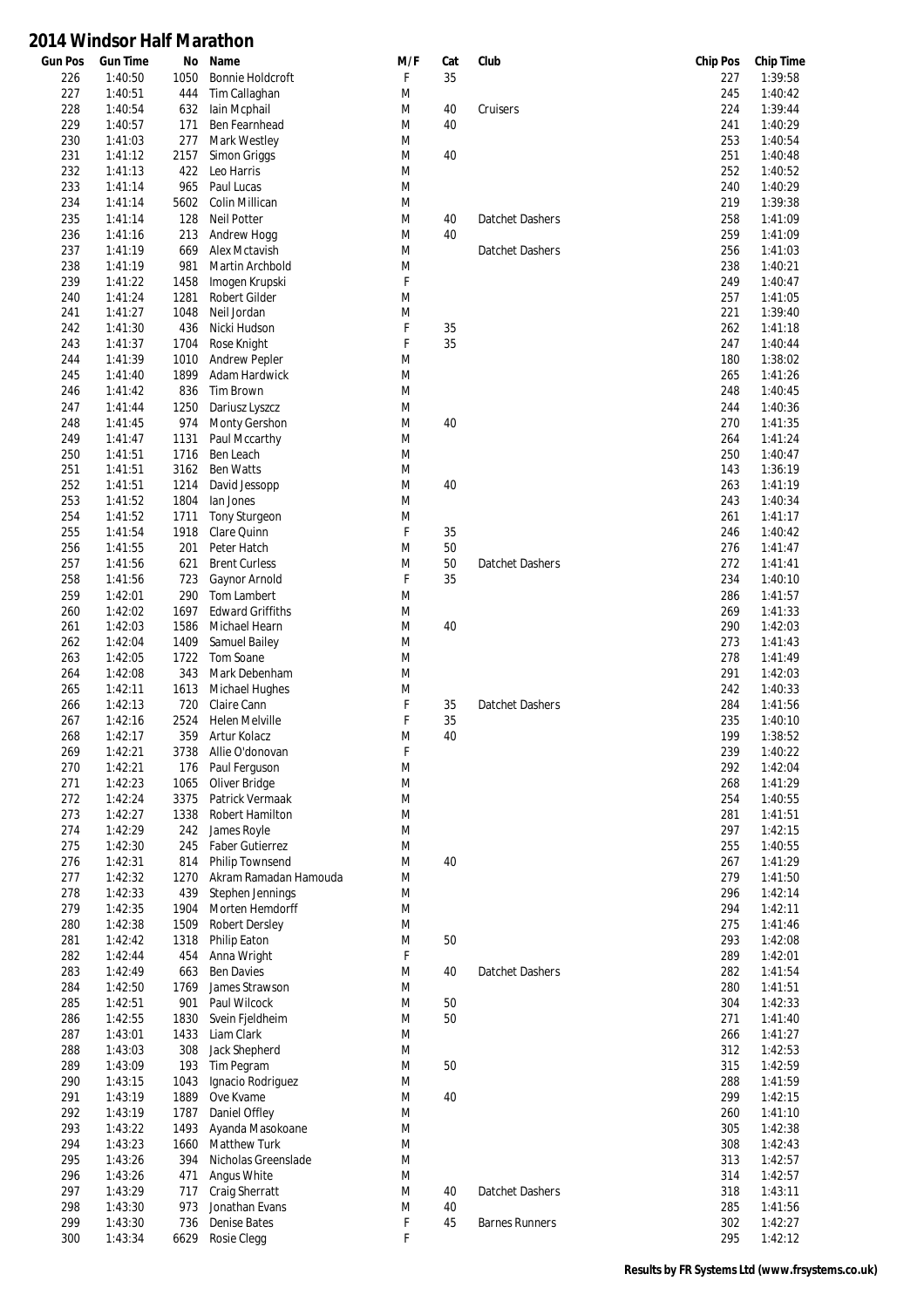# 2014 Windsor Half Marathon

| Gun Pos | Gun Time | No | Name | M/F | Cat | Club | Chip Pos | Chip Time |
|---|---|---|---|---|---|---|---|---|
| 226 | 1:40:50 | 1050 | Bonnie Holdcroft | F | 35 | | 227 | 1:39:58 |
| 227 | 1:40:51 | 444 | Tim Callaghan | M | | | 245 | 1:40:42 |
| 228 | 1:40:54 | 632 | Iain Mcphail | M | 40 | Cruisers | 224 | 1:39:44 |
| 229 | 1:40:57 | 171 | Ben Fearnhead | M | 40 | | 241 | 1:40:29 |
| 230 | 1:41:03 | 277 | Mark Westley | M | | | 253 | 1:40:54 |
| 231 | 1:41:12 | 2157 | Simon Griggs | M | 40 | | 251 | 1:40:48 |
| 232 | 1:41:13 | 422 | Leo Harris | M | | | 252 | 1:40:52 |
| 233 | 1:41:14 | 965 | Paul Lucas | M | | | 240 | 1:40:29 |
| 234 | 1:41:14 | 5602 | Colin Millican | M | | | 219 | 1:39:38 |
| 235 | 1:41:14 | 128 | Neil Potter | M | 40 | Datchet Dashers | 258 | 1:41:09 |
| 236 | 1:41:16 | 213 | Andrew Hogg | M | 40 | | 259 | 1:41:09 |
| 237 | 1:41:19 | 669 | Alex Mctavish | M | | Datchet Dashers | 256 | 1:41:03 |
| 238 | 1:41:19 | 981 | Martin Archbold | M | | | 238 | 1:40:21 |
| 239 | 1:41:22 | 1458 | Imogen Krupski | F | | | 249 | 1:40:47 |
| 240 | 1:41:24 | 1281 | Robert Gilder | M | | | 257 | 1:41:05 |
| 241 | 1:41:27 | 1048 | Neil Jordan | M | | | 221 | 1:39:40 |
| 242 | 1:41:30 | 436 | Nicki Hudson | F | 35 | | 262 | 1:41:18 |
| 243 | 1:41:37 | 1704 | Rose Knight | F | 35 | | 247 | 1:40:44 |
| 244 | 1:41:39 | 1010 | Andrew Pepler | M | | | 180 | 1:38:02 |
| 245 | 1:41:40 | 1899 | Adam Hardwick | M | | | 265 | 1:41:26 |
| 246 | 1:41:42 | 836 | Tim Brown | M | | | 248 | 1:40:45 |
| 247 | 1:41:44 | 1250 | Dariusz Lyszcz | M | | | 244 | 1:40:36 |
| 248 | 1:41:45 | 974 | Monty Gershon | M | 40 | | 270 | 1:41:35 |
| 249 | 1:41:47 | 1131 | Paul Mccarthy | M | | | 264 | 1:41:24 |
| 250 | 1:41:51 | 1716 | Ben Leach | M | | | 250 | 1:40:47 |
| 251 | 1:41:51 | 3162 | Ben Watts | M | | | 143 | 1:36:19 |
| 252 | 1:41:51 | 1214 | David Jessopp | M | 40 | | 263 | 1:41:19 |
| 253 | 1:41:52 | 1804 | Ian Jones | M | | | 243 | 1:40:34 |
| 254 | 1:41:52 | 1711 | Tony Sturgeon | M | | | 261 | 1:41:17 |
| 255 | 1:41:54 | 1918 | Clare Quinn | F | 35 | | 246 | 1:40:42 |
| 256 | 1:41:55 | 201 | Peter Hatch | M | 50 | | 276 | 1:41:47 |
| 257 | 1:41:56 | 621 | Brent Curless | M | 50 | Datchet Dashers | 272 | 1:41:41 |
| 258 | 1:41:56 | 723 | Gaynor Arnold | F | 35 | | 234 | 1:40:10 |
| 259 | 1:42:01 | 290 | Tom Lambert | M | | | 286 | 1:41:57 |
| 260 | 1:42:02 | 1697 | Edward Griffiths | M | | | 269 | 1:41:33 |
| 261 | 1:42:03 | 1586 | Michael Hearn | M | 40 | | 290 | 1:42:03 |
| 262 | 1:42:04 | 1409 | Samuel Bailey | M | | | 273 | 1:41:43 |
| 263 | 1:42:05 | 1722 | Tom Soane | M | | | 278 | 1:41:49 |
| 264 | 1:42:08 | 343 | Mark Debenham | M | | | 291 | 1:42:03 |
| 265 | 1:42:11 | 1613 | Michael Hughes | M | | | 242 | 1:40:33 |
| 266 | 1:42:13 | 720 | Claire Cann | F | 35 | Datchet Dashers | 284 | 1:41:56 |
| 267 | 1:42:16 | 2524 | Helen Melville | F | 35 | | 235 | 1:40:10 |
| 268 | 1:42:17 | 359 | Artur Kolacz | M | 40 | | 199 | 1:38:52 |
| 269 | 1:42:21 | 3738 | Allie O'donovan | F | | | 239 | 1:40:22 |
| 270 | 1:42:21 | 176 | Paul Ferguson | M | | | 292 | 1:42:04 |
| 271 | 1:42:23 | 1065 | Oliver Bridge | M | | | 268 | 1:41:29 |
| 272 | 1:42:24 | 3375 | Patrick Vermaak | M | | | 254 | 1:40:55 |
| 273 | 1:42:27 | 1338 | Robert Hamilton | M | | | 281 | 1:41:51 |
| 274 | 1:42:29 | 242 | James Royle | M | | | 297 | 1:42:15 |
| 275 | 1:42:30 | 245 | Faber Gutierrez | M | | | 255 | 1:40:55 |
| 276 | 1:42:31 | 814 | Philip Townsend | M | 40 | | 267 | 1:41:29 |
| 277 | 1:42:32 | 1270 | Akram Ramadan Hamouda | M | | | 279 | 1:41:50 |
| 278 | 1:42:33 | 439 | Stephen Jennings | M | | | 296 | 1:42:14 |
| 279 | 1:42:35 | 1904 | Morten Hemdorff | M | | | 294 | 1:42:11 |
| 280 | 1:42:38 | 1509 | Robert Dersley | M | | | 275 | 1:41:46 |
| 281 | 1:42:42 | 1318 | Philip Eaton | M | 50 | | 293 | 1:42:08 |
| 282 | 1:42:44 | 454 | Anna Wright | F | | | 289 | 1:42:01 |
| 283 | 1:42:49 | 663 | Ben Davies | M | 40 | Datchet Dashers | 282 | 1:41:54 |
| 284 | 1:42:50 | 1769 | James Strawson | M | | | 280 | 1:41:51 |
| 285 | 1:42:51 | 901 | Paul Wilcock | M | 50 | | 304 | 1:42:33 |
| 286 | 1:42:55 | 1830 | Svein Fjeldheim | M | 50 | | 271 | 1:41:40 |
| 287 | 1:43:01 | 1433 | Liam Clark | M | | | 266 | 1:41:27 |
| 288 | 1:43:03 | 308 | Jack Shepherd | M | | | 312 | 1:42:53 |
| 289 | 1:43:09 | 193 | Tim Pegram | M | 50 | | 315 | 1:42:59 |
| 290 | 1:43:15 | 1043 | Ignacio Rodriguez | M | | | 288 | 1:41:59 |
| 291 | 1:43:19 | 1889 | Ove Kvame | M | 40 | | 299 | 1:42:15 |
| 292 | 1:43:19 | 1787 | Daniel Offley | M | | | 260 | 1:41:10 |
| 293 | 1:43:22 | 1493 | Ayanda Masokoane | M | | | 305 | 1:42:38 |
| 294 | 1:43:23 | 1660 | Matthew Turk | M | | | 308 | 1:42:43 |
| 295 | 1:43:26 | 394 | Nicholas Greenslade | M | | | 313 | 1:42:57 |
| 296 | 1:43:26 | 471 | Angus White | M | | | 314 | 1:42:57 |
| 297 | 1:43:29 | 717 | Craig Sherratt | M | 40 | Datchet Dashers | 318 | 1:43:11 |
| 298 | 1:43:30 | 973 | Jonathan Evans | M | 40 | | 285 | 1:41:56 |
| 299 | 1:43:30 | 736 | Denise Bates | F | 45 | Barnes Runners | 302 | 1:42:27 |
| 300 | 1:43:34 | 6629 | Rosie Clegg | F | | | 295 | 1:42:12 |

**Results by FR Systems Ltd (www.frsystems.co.uk)**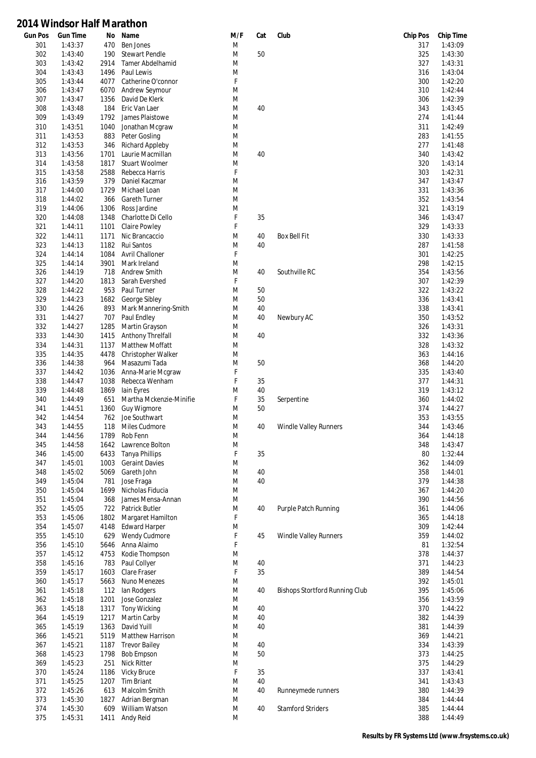# 2014 Windsor Half Marathon

| Gun Pos | Gun Time | No | Name | M/F | Cat | Club | Chip Pos | Chip Time |
|---|---|---|---|---|---|---|---|---|
| 301 | 1:43:37 | 470 | Ben Jones | M | | | 317 | 1:43:09 |
| 302 | 1:43:40 | 190 | Stewart Pendle | M | 50 | | 325 | 1:43:30 |
| 303 | 1:43:42 | 2914 | Tamer Abdelhamid | M | | | 327 | 1:43:31 |
| 304 | 1:43:43 | 1496 | Paul Lewis | M | | | 316 | 1:43:04 |
| 305 | 1:43:44 | 4077 | Catherine O'connor | F | | | 300 | 1:42:20 |
| 306 | 1:43:47 | 6070 | Andrew Seymour | M | | | 310 | 1:42:44 |
| 307 | 1:43:47 | 1356 | David De Klerk | M | | | 306 | 1:42:39 |
| 308 | 1:43:48 | 184 | Eric Van Laer | M | 40 | | 343 | 1:43:45 |
| 309 | 1:43:49 | 1792 | James Plaistowe | M | | | 274 | 1:41:44 |
| 310 | 1:43:51 | 1040 | Jonathan Mcgraw | M | | | 311 | 1:42:49 |
| 311 | 1:43:53 | 883 | Peter Gosling | M | | | 283 | 1:41:55 |
| 312 | 1:43:53 | 346 | Richard Appleby | M | | | 277 | 1:41:48 |
| 313 | 1:43:56 | 1701 | Laurie Macmillan | M | 40 | | 340 | 1:43:42 |
| 314 | 1:43:58 | 1817 | Stuart Woolmer | M | | | 320 | 1:43:14 |
| 315 | 1:43:58 | 2588 | Rebecca Harris | F | | | 303 | 1:42:31 |
| 316 | 1:43:59 | 379 | Daniel Kaczmar | M | | | 347 | 1:43:47 |
| 317 | 1:44:00 | 1729 | Michael Loan | M | | | 331 | 1:43:36 |
| 318 | 1:44:02 | 366 | Gareth Turner | M | | | 352 | 1:43:54 |
| 319 | 1:44:06 | 1306 | Ross Jardine | M | | | 321 | 1:43:19 |
| 320 | 1:44:08 | 1348 | Charlotte Di Cello | F | 35 | | 346 | 1:43:47 |
| 321 | 1:44:11 | 1101 | Claire Powley | F | | | 329 | 1:43:33 |
| 322 | 1:44:11 | 1171 | Nic Brancaccio | M | 40 | Box Bell Fit | 330 | 1:43:33 |
| 323 | 1:44:13 | 1182 | Rui Santos | M | 40 | | 287 | 1:41:58 |
| 324 | 1:44:14 | 1084 | Avril Challoner | F | | | 301 | 1:42:25 |
| 325 | 1:44:14 | 3901 | Mark Ireland | M | | | 298 | 1:42:15 |
| 326 | 1:44:19 | 718 | Andrew Smith | M | 40 | Southville RC | 354 | 1:43:56 |
| 327 | 1:44:20 | 1813 | Sarah Evershed | F | | | 307 | 1:42:39 |
| 328 | 1:44:22 | 953 | Paul Turner | M | 50 | | 322 | 1:43:22 |
| 329 | 1:44:23 | 1682 | George Sibley | M | 50 | | 336 | 1:43:41 |
| 330 | 1:44:26 | 893 | Mark Mannering-Smith | M | 40 | | 338 | 1:43:41 |
| 331 | 1:44:27 | 707 | Paul Endley | M | 40 | Newbury AC | 350 | 1:43:52 |
| 332 | 1:44:27 | 1285 | Martin Grayson | M | | | 326 | 1:43:31 |
| 333 | 1:44:30 | 1415 | Anthony Threlfall | M | 40 | | 332 | 1:43:36 |
| 334 | 1:44:31 | 1137 | Matthew Moffatt | M | | | 328 | 1:43:32 |
| 335 | 1:44:35 | 4478 | Christopher Walker | M | | | 363 | 1:44:16 |
| 336 | 1:44:38 | 964 | Masazumi Tada | M | 50 | | 368 | 1:44:20 |
| 337 | 1:44:42 | 1036 | Anna-Marie Mcgraw | F | | | 335 | 1:43:40 |
| 338 | 1:44:47 | 1038 | Rebecca Wenham | F | 35 | | 377 | 1:44:31 |
| 339 | 1:44:48 | 1869 | Iain Eyres | M | 40 | | 319 | 1:43:12 |
| 340 | 1:44:49 | 651 | Martha Mckenzie-Minifie | F | 35 | Serpentine | 360 | 1:44:02 |
| 341 | 1:44:51 | 1360 | Guy Wigmore | M | 50 | | 374 | 1:44:27 |
| 342 | 1:44:54 | 762 | Joe Southwart | M | | | 353 | 1:43:55 |
| 343 | 1:44:55 | 118 | Miles Cudmore | M | 40 | Windle Valley Runners | 344 | 1:43:46 |
| 344 | 1:44:56 | 1789 | Rob Fenn | M | | | 364 | 1:44:18 |
| 345 | 1:44:58 | 1642 | Lawrence Bolton | M | | | 348 | 1:43:47 |
| 346 | 1:45:00 | 6433 | Tanya Phillips | F | 35 | | 80 | 1:32:44 |
| 347 | 1:45:01 | 1003 | Geraint Davies | M | | | 362 | 1:44:09 |
| 348 | 1:45:02 | 5069 | Gareth John | M | 40 | | 358 | 1:44:01 |
| 349 | 1:45:04 | 781 | Jose Fraga | M | 40 | | 379 | 1:44:38 |
| 350 | 1:45:04 | 1699 | Nicholas Fiducia | M | | | 367 | 1:44:20 |
| 351 | 1:45:04 | 368 | James Mensa-Annan | M | | | 390 | 1:44:56 |
| 352 | 1:45:05 | 722 | Patrick Butler | M | 40 | Purple Patch Running | 361 | 1:44:06 |
| 353 | 1:45:06 | 1802 | Margaret Hamilton | F | | | 365 | 1:44:18 |
| 354 | 1:45:07 | 4148 | Edward Harper | M | | | 309 | 1:42:44 |
| 355 | 1:45:10 | 629 | Wendy Cudmore | F | 45 | Windle Valley Runners | 359 | 1:44:02 |
| 356 | 1:45:10 | 5646 | Anna Alaimo | F | | | 81 | 1:32:54 |
| 357 | 1:45:12 | 4753 | Kodie Thompson | M | | | 378 | 1:44:37 |
| 358 | 1:45:16 | 783 | Paul Collyer | M | 40 | | 371 | 1:44:23 |
| 359 | 1:45:17 | 1603 | Clare Fraser | F | 35 | | 389 | 1:44:54 |
| 360 | 1:45:17 | 5663 | Nuno Menezes | M | | | 392 | 1:45:01 |
| 361 | 1:45:18 | 112 | Ian Rodgers | M | 40 | Bishops Stortford Running Club | 395 | 1:45:06 |
| 362 | 1:45:18 | 1201 | Jose Gonzalez | M | | | 356 | 1:43:59 |
| 363 | 1:45:18 | 1317 | Tony Wicking | M | 40 | | 370 | 1:44:22 |
| 364 | 1:45:19 | 1217 | Martin Carby | M | 40 | | 382 | 1:44:39 |
| 365 | 1:45:19 | 1363 | David Yuill | M | 40 | | 381 | 1:44:39 |
| 366 | 1:45:21 | 5119 | Matthew Harrison | M | | | 369 | 1:44:21 |
| 367 | 1:45:21 | 1187 | Trevor Bailey | M | 40 | | 334 | 1:43:39 |
| 368 | 1:45:23 | 1798 | Bob Empson | M | 50 | | 373 | 1:44:25 |
| 369 | 1:45:23 | 251 | Nick Ritter | M | | | 375 | 1:44:29 |
| 370 | 1:45:24 | 1186 | Vicky Bruce | F | 35 | | 337 | 1:43:41 |
| 371 | 1:45:25 | 1207 | Tim Briant | M | 40 | | 341 | 1:43:43 |
| 372 | 1:45:26 | 613 | Malcolm Smith | M | 40 | Runneymede runners | 380 | 1:44:39 |
| 373 | 1:45:30 | 1827 | Adrian Bergman | M | | | 384 | 1:44:44 |
| 374 | 1:45:30 | 609 | William Watson | M | 40 | Stamford Striders | 385 | 1:44:44 |
| 375 | 1:45:31 | 1411 | Andy Reid | M | | | 388 | 1:44:49 |

**Results by FR Systems Ltd (www.frsystems.co.uk)**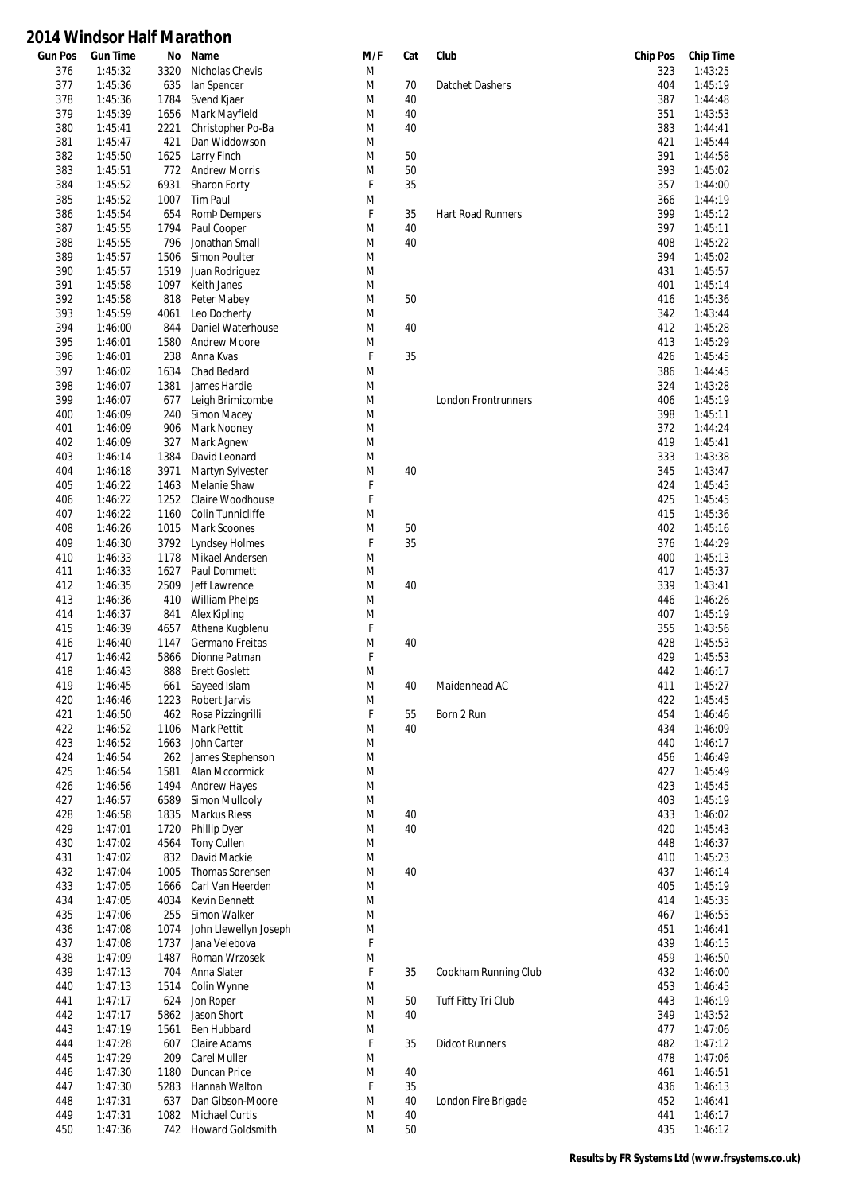# 2014 Windsor Half Marathon

| Gun Pos | Gun Time | No | Name | M/F | Cat | Club | Chip Pos | Chip Time |
|---|---|---|---|---|---|---|---|---|
| 376 | 1:45:32 | 3320 | Nicholas Chevis | M | | | 323 | 1:43:25 |
| 377 | 1:45:36 | 635 | Ian Spencer | M | 70 | Datchet Dashers | 404 | 1:45:19 |
| 378 | 1:45:36 | 1784 | Svend Kjaer | M | 40 | | 387 | 1:44:48 |
| 379 | 1:45:39 | 1656 | Mark Mayfield | M | 40 | | 351 | 1:43:53 |
| 380 | 1:45:41 | 2221 | Christopher Po-Ba | M | 40 | | 383 | 1:44:41 |
| 381 | 1:45:47 | 421 | Dan Widdowson | M | | | 421 | 1:45:44 |
| 382 | 1:45:50 | 1625 | Larry Finch | M | 50 | | 391 | 1:44:58 |
| 383 | 1:45:51 | 772 | Andrew Morris | M | 50 | | 393 | 1:45:02 |
| 384 | 1:45:52 | 6931 | Sharon Forty | F | 35 | | 357 | 1:44:00 |
| 385 | 1:45:52 | 1007 | Tim Paul | M | | | 366 | 1:44:19 |
| 386 | 1:45:54 | 654 | RomÞ Dempers | F | 35 | Hart Road Runners | 399 | 1:45:12 |
| 387 | 1:45:55 | 1794 | Paul Cooper | M | 40 | | 397 | 1:45:11 |
| 388 | 1:45:55 | 796 | Jonathan Small | M | 40 | | 408 | 1:45:22 |
| 389 | 1:45:57 | 1506 | Simon Poulter | M | | | 394 | 1:45:02 |
| 390 | 1:45:57 | 1519 | Juan Rodriguez | M | | | 431 | 1:45:57 |
| 391 | 1:45:58 | 1097 | Keith Janes | M | | | 401 | 1:45:14 |
| 392 | 1:45:58 | 818 | Peter Mabey | M | 50 | | 416 | 1:45:36 |
| 393 | 1:45:59 | 4061 | Leo Docherty | M | | | 342 | 1:43:44 |
| 394 | 1:46:00 | 844 | Daniel Waterhouse | M | 40 | | 412 | 1:45:28 |
| 395 | 1:46:01 | 1580 | Andrew Moore | M | | | 413 | 1:45:29 |
| 396 | 1:46:01 | 238 | Anna Kvas | F | 35 | | 426 | 1:45:45 |
| 397 | 1:46:02 | 1634 | Chad Bedard | M | | | 386 | 1:44:45 |
| 398 | 1:46:07 | 1381 | James Hardie | M | | | 324 | 1:43:28 |
| 399 | 1:46:07 | 677 | Leigh Brimicombe | M | | London Frontrunners | 406 | 1:45:19 |
| 400 | 1:46:09 | 240 | Simon Macey | M | | | 398 | 1:45:11 |
| 401 | 1:46:09 | 906 | Mark Nooney | M | | | 372 | 1:44:24 |
| 402 | 1:46:09 | 327 | Mark Agnew | M | | | 419 | 1:45:41 |
| 403 | 1:46:14 | 1384 | David Leonard | M | | | 333 | 1:43:38 |
| 404 | 1:46:18 | 3971 | Martyn Sylvester | M | 40 | | 345 | 1:43:47 |
| 405 | 1:46:22 | 1463 | Melanie Shaw | F | | | 424 | 1:45:45 |
| 406 | 1:46:22 | 1252 | Claire Woodhouse | F | | | 425 | 1:45:45 |
| 407 | 1:46:22 | 1160 | Colin Tunnicliffe | M | | | 415 | 1:45:36 |
| 408 | 1:46:26 | 1015 | Mark Scoones | M | 50 | | 402 | 1:45:16 |
| 409 | 1:46:30 | 3792 | Lyndsey Holmes | F | 35 | | 376 | 1:44:29 |
| 410 | 1:46:33 | 1178 | Mikael Andersen | M | | | 400 | 1:45:13 |
| 411 | 1:46:33 | 1627 | Paul Dommett | M | | | 417 | 1:45:37 |
| 412 | 1:46:35 | 2509 | Jeff Lawrence | M | 40 | | 339 | 1:43:41 |
| 413 | 1:46:36 | 410 | William Phelps | M | | | 446 | 1:46:26 |
| 414 | 1:46:37 | 841 | Alex Kipling | M | | | 407 | 1:45:19 |
| 415 | 1:46:39 | 4657 | Athena Kugblenu | F | | | 355 | 1:43:56 |
| 416 | 1:46:40 | 1147 | Germano Freitas | M | 40 | | 428 | 1:45:53 |
| 417 | 1:46:42 | 5866 | Dionne Patman | F | | | 429 | 1:45:53 |
| 418 | 1:46:43 | 888 | Brett Goslett | M | | | 442 | 1:46:17 |
| 419 | 1:46:45 | 661 | Sayeed Islam | M | 40 | Maidenhead AC | 411 | 1:45:27 |
| 420 | 1:46:46 | 1223 | Robert Jarvis | M | | | 422 | 1:45:45 |
| 421 | 1:46:50 | 462 | Rosa Pizzingrilli | F | 55 | Born 2 Run | 454 | 1:46:46 |
| 422 | 1:46:52 | 1106 | Mark Pettit | M | 40 | | 434 | 1:46:09 |
| 423 | 1:46:52 | 1663 | John Carter | M | | | 440 | 1:46:17 |
| 424 | 1:46:54 | 262 | James Stephenson | M | | | 456 | 1:46:49 |
| 425 | 1:46:54 | 1581 | Alan Mccormick | M | | | 427 | 1:45:49 |
| 426 | 1:46:56 | 1494 | Andrew Hayes | M | | | 423 | 1:45:45 |
| 427 | 1:46:57 | 6589 | Simon Mullooly | M | | | 403 | 1:45:19 |
| 428 | 1:46:58 | 1835 | Markus Riess | M | 40 | | 433 | 1:46:02 |
| 429 | 1:47:01 | 1720 | Phillip Dyer | M | 40 | | 420 | 1:45:43 |
| 430 | 1:47:02 | 4564 | Tony Cullen | M | | | 448 | 1:46:37 |
| 431 | 1:47:02 | 832 | David Mackie | M | | | 410 | 1:45:23 |
| 432 | 1:47:04 | 1005 | Thomas Sorensen | M | 40 | | 437 | 1:46:14 |
| 433 | 1:47:05 | 1666 | Carl Van Heerden | M | | | 405 | 1:45:19 |
| 434 | 1:47:05 | 4034 | Kevin Bennett | M | | | 414 | 1:45:35 |
| 435 | 1:47:06 | 255 | Simon Walker | M | | | 467 | 1:46:55 |
| 436 | 1:47:08 | 1074 | John Llewellyn Joseph | M | | | 451 | 1:46:41 |
| 437 | 1:47:08 | 1737 | Jana Velebova | F | | | 439 | 1:46:15 |
| 438 | 1:47:09 | 1487 | Roman Wrzosek | M | | | 459 | 1:46:50 |
| 439 | 1:47:13 | 704 | Anna Slater | F | 35 | Cookham Running Club | 432 | 1:46:00 |
| 440 | 1:47:13 | 1514 | Colin Wynne | M | | | 453 | 1:46:45 |
| 441 | 1:47:17 | 624 | Jon Roper | M | 50 | Tuff Fitty Tri Club | 443 | 1:46:19 |
| 442 | 1:47:17 | 5862 | Jason Short | M | 40 | | 349 | 1:43:52 |
| 443 | 1:47:19 | 1561 | Ben Hubbard | M | | | 477 | 1:47:06 |
| 444 | 1:47:28 | 607 | Claire Adams | F | 35 | Didcot Runners | 482 | 1:47:12 |
| 445 | 1:47:29 | 209 | Carel Muller | M | | | 478 | 1:47:06 |
| 446 | 1:47:30 | 1180 | Duncan Price | M | 40 | | 461 | 1:46:51 |
| 447 | 1:47:30 | 5283 | Hannah Walton | F | 35 | | 436 | 1:46:13 |
| 448 | 1:47:31 | 637 | Dan Gibson-Moore | M | 40 | London Fire Brigade | 452 | 1:46:41 |
| 449 | 1:47:31 | 1082 | Michael Curtis | M | 40 | | 441 | 1:46:17 |
| 450 | 1:47:36 | 742 | Howard Goldsmith | M | 50 | | 435 | 1:46:12 |

**Results by FR Systems Ltd (www.frsystems.co.uk)**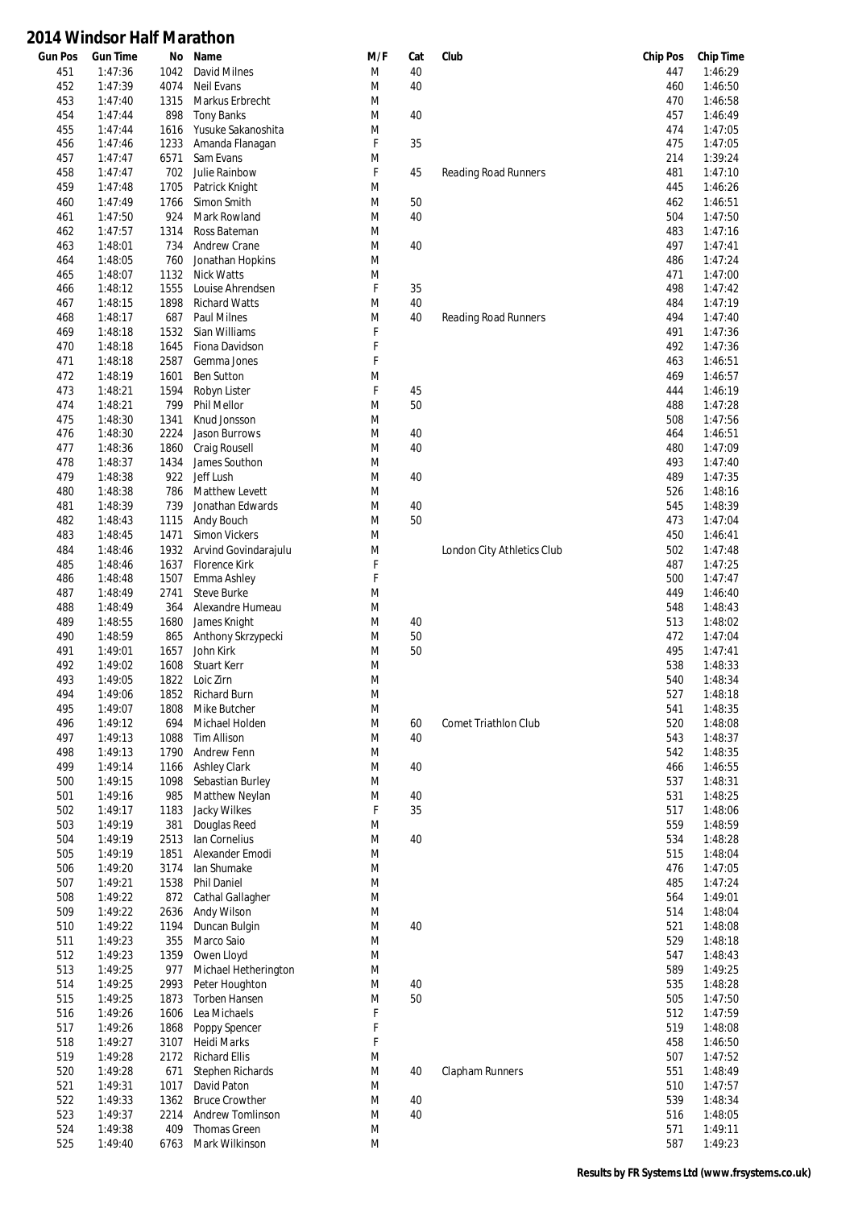# 2014 Windsor Half Marathon

| Gun Pos | Gun Time | No | Name | M/F | Cat | Club | Chip Pos | Chip Time |
|---|---|---|---|---|---|---|---|---|
| 451 | 1:47:36 | 1042 | David Milnes | M | 40 | | 447 | 1:46:29 |
| 452 | 1:47:39 | 4074 | Neil Evans | M | 40 | | 460 | 1:46:50 |
| 453 | 1:47:40 | 1315 | Markus Erbrecht | M | | | 470 | 1:46:58 |
| 454 | 1:47:44 | 898 | Tony Banks | M | 40 | | 457 | 1:46:49 |
| 455 | 1:47:44 | 1616 | Yusuke Sakanoshita | M | | | 474 | 1:47:05 |
| 456 | 1:47:46 | 1233 | Amanda Flanagan | F | 35 | | 475 | 1:47:05 |
| 457 | 1:47:47 | 6571 | Sam Evans | M | | | 214 | 1:39:24 |
| 458 | 1:47:47 | 702 | Julie Rainbow | F | 45 | Reading Road Runners | 481 | 1:47:10 |
| 459 | 1:47:48 | 1705 | Patrick Knight | M | | | 445 | 1:46:26 |
| 460 | 1:47:49 | 1766 | Simon Smith | M | 50 | | 462 | 1:46:51 |
| 461 | 1:47:50 | 924 | Mark Rowland | M | 40 | | 504 | 1:47:50 |
| 462 | 1:47:57 | 1314 | Ross Bateman | M | | | 483 | 1:47:16 |
| 463 | 1:48:01 | 734 | Andrew Crane | M | 40 | | 497 | 1:47:41 |
| 464 | 1:48:05 | 760 | Jonathan Hopkins | M | | | 486 | 1:47:24 |
| 465 | 1:48:07 | 1132 | Nick Watts | M | | | 471 | 1:47:00 |
| 466 | 1:48:12 | 1555 | Louise Ahrendsen | F | 35 | | 498 | 1:47:42 |
| 467 | 1:48:15 | 1898 | Richard Watts | M | 40 | | 484 | 1:47:19 |
| 468 | 1:48:17 | 687 | Paul Milnes | M | 40 | Reading Road Runners | 494 | 1:47:40 |
| 469 | 1:48:18 | 1532 | Sian Williams | F | | | 491 | 1:47:36 |
| 470 | 1:48:18 | 1645 | Fiona Davidson | F | | | 492 | 1:47:36 |
| 471 | 1:48:18 | 2587 | Gemma Jones | F | | | 463 | 1:46:51 |
| 472 | 1:48:19 | 1601 | Ben Sutton | M | | | 469 | 1:46:57 |
| 473 | 1:48:21 | 1594 | Robyn Lister | F | 45 | | 444 | 1:46:19 |
| 474 | 1:48:21 | 799 | Phil Mellor | M | 50 | | 488 | 1:47:28 |
| 475 | 1:48:30 | 1341 | Knud Jonsson | M | | | 508 | 1:47:56 |
| 476 | 1:48:30 | 2224 | Jason Burrows | M | 40 | | 464 | 1:46:51 |
| 477 | 1:48:36 | 1860 | Craig Rousell | M | 40 | | 480 | 1:47:09 |
| 478 | 1:48:37 | 1434 | James Southon | M | | | 493 | 1:47:40 |
| 479 | 1:48:38 | 922 | Jeff Lush | M | 40 | | 489 | 1:47:35 |
| 480 | 1:48:38 | 786 | Matthew Levett | M | | | 526 | 1:48:16 |
| 481 | 1:48:39 | 739 | Jonathan Edwards | M | 40 | | 545 | 1:48:39 |
| 482 | 1:48:43 | 1115 | Andy Bouch | M | 50 | | 473 | 1:47:04 |
| 483 | 1:48:45 | 1471 | Simon Vickers | M | | | 450 | 1:46:41 |
| 484 | 1:48:46 | 1932 | Arvind Govindarajulu | M | | London City Athletics Club | 502 | 1:47:48 |
| 485 | 1:48:46 | 1637 | Florence Kirk | F | | | 487 | 1:47:25 |
| 486 | 1:48:48 | 1507 | Emma Ashley | F | | | 500 | 1:47:47 |
| 487 | 1:48:49 | 2741 | Steve Burke | M | | | 449 | 1:46:40 |
| 488 | 1:48:49 | 364 | Alexandre Humeau | M | | | 548 | 1:48:43 |
| 489 | 1:48:55 | 1680 | James Knight | M | 40 | | 513 | 1:48:02 |
| 490 | 1:48:59 | 865 | Anthony Skrzypecki | M | 50 | | 472 | 1:47:04 |
| 491 | 1:49:01 | 1657 | John Kirk | M | 50 | | 495 | 1:47:41 |
| 492 | 1:49:02 | 1608 | Stuart Kerr | M | | | 538 | 1:48:33 |
| 493 | 1:49:05 | 1822 | Loic Zirn | M | | | 540 | 1:48:34 |
| 494 | 1:49:06 | 1852 | Richard Burn | M | | | 527 | 1:48:18 |
| 495 | 1:49:07 | 1808 | Mike Butcher | M | | | 541 | 1:48:35 |
| 496 | 1:49:12 | 694 | Michael Holden | M | 60 | Comet Triathlon Club | 520 | 1:48:08 |
| 497 | 1:49:13 | 1088 | Tim Allison | M | 40 | | 543 | 1:48:37 |
| 498 | 1:49:13 | 1790 | Andrew Fenn | M | | | 542 | 1:48:35 |
| 499 | 1:49:14 | 1166 | Ashley Clark | M | 40 | | 466 | 1:46:55 |
| 500 | 1:49:15 | 1098 | Sebastian Burley | M | | | 537 | 1:48:31 |
| 501 | 1:49:16 | 985 | Matthew Neylan | M | 40 | | 531 | 1:48:25 |
| 502 | 1:49:17 | 1183 | Jacky Wilkes | F | 35 | | 517 | 1:48:06 |
| 503 | 1:49:19 | 381 | Douglas Reed | M | | | 559 | 1:48:59 |
| 504 | 1:49:19 | 2513 | Ian Cornelius | M | 40 | | 534 | 1:48:28 |
| 505 | 1:49:19 | 1851 | Alexander Emodi | M | | | 515 | 1:48:04 |
| 506 | 1:49:20 | 3174 | Ian Shumake | M | | | 476 | 1:47:05 |
| 507 | 1:49:21 | 1538 | Phil Daniel | M | | | 485 | 1:47:24 |
| 508 | 1:49:22 | 872 | Cathal Gallagher | M | | | 564 | 1:49:01 |
| 509 | 1:49:22 | 2636 | Andy Wilson | M | | | 514 | 1:48:04 |
| 510 | 1:49:22 | 1194 | Duncan Bulgin | M | 40 | | 521 | 1:48:08 |
| 511 | 1:49:23 | 355 | Marco Saio | M | | | 529 | 1:48:18 |
| 512 | 1:49:23 | 1359 | Owen Lloyd | M | | | 547 | 1:48:43 |
| 513 | 1:49:25 | 977 | Michael Hetherington | M | | | 589 | 1:49:25 |
| 514 | 1:49:25 | 2993 | Peter Houghton | M | 40 | | 535 | 1:48:28 |
| 515 | 1:49:25 | 1873 | Torben Hansen | M | 50 | | 505 | 1:47:50 |
| 516 | 1:49:26 | 1606 | Lea Michaels | F | | | 512 | 1:47:59 |
| 517 | 1:49:26 | 1868 | Poppy Spencer | F | | | 519 | 1:48:08 |
| 518 | 1:49:27 | 3107 | Heidi Marks | F | | | 458 | 1:46:50 |
| 519 | 1:49:28 | 2172 | Richard Ellis | M | | | 507 | 1:47:52 |
| 520 | 1:49:28 | 671 | Stephen Richards | M | 40 | Clapham Runners | 551 | 1:48:49 |
| 521 | 1:49:31 | 1017 | David Paton | M | | | 510 | 1:47:57 |
| 522 | 1:49:33 | 1362 | Bruce Crowther | M | 40 | | 539 | 1:48:34 |
| 523 | 1:49:37 | 2214 | Andrew Tomlinson | M | 40 | | 516 | 1:48:05 |
| 524 | 1:49:38 | 409 | Thomas Green | M | | | 571 | 1:49:11 |
| 525 | 1:49:40 | 6763 | Mark Wilkinson | M | | | 587 | 1:49:23 |

**Results by FR Systems Ltd (www.frsystems.co.uk)**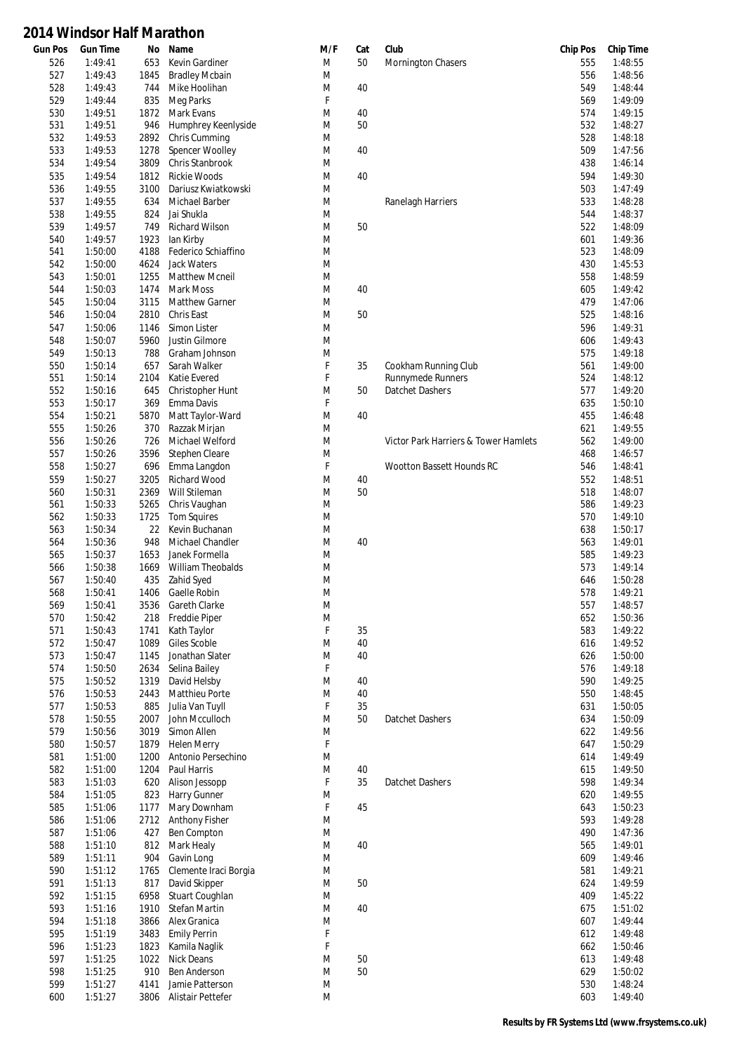# 2014 Windsor Half Marathon

| Gun Pos | Gun Time | No | Name | M/F | Cat | Club | Chip Pos | Chip Time |
|---|---|---|---|---|---|---|---|---|
| 526 | 1:49:41 | 653 | Kevin Gardiner | M | 50 | Mornington Chasers | 555 | 1:48:55 |
| 527 | 1:49:43 | 1845 | Bradley Mcbain | M | | | 556 | 1:48:56 |
| 528 | 1:49:43 | 744 | Mike Hoolihan | M | 40 | | 549 | 1:48:44 |
| 529 | 1:49:44 | 835 | Meg Parks | F | | | 569 | 1:49:09 |
| 530 | 1:49:51 | 1872 | Mark Evans | M | 40 | | 574 | 1:49:15 |
| 531 | 1:49:51 | 946 | Humphrey Keenlyside | M | 50 | | 532 | 1:48:27 |
| 532 | 1:49:53 | 2892 | Chris Cumming | M | | | 528 | 1:48:18 |
| 533 | 1:49:53 | 1278 | Spencer Woolley | M | 40 | | 509 | 1:47:56 |
| 534 | 1:49:54 | 3809 | Chris Stanbrook | M | | | 438 | 1:46:14 |
| 535 | 1:49:54 | 1812 | Rickie Woods | M | 40 | | 594 | 1:49:30 |
| 536 | 1:49:55 | 3100 | Dariusz Kwiatkowski | M | | | 503 | 1:47:49 |
| 537 | 1:49:55 | 634 | Michael Barber | M | | Ranelagh Harriers | 533 | 1:48:28 |
| 538 | 1:49:55 | 824 | Jai Shukla | M | | | 544 | 1:48:37 |
| 539 | 1:49:57 | 749 | Richard Wilson | M | 50 | | 522 | 1:48:09 |
| 540 | 1:49:57 | 1923 | Ian Kirby | M | | | 601 | 1:49:36 |
| 541 | 1:50:00 | 4188 | Federico Schiaffino | M | | | 523 | 1:48:09 |
| 542 | 1:50:00 | 4624 | Jack Waters | M | | | 430 | 1:45:53 |
| 543 | 1:50:01 | 1255 | Matthew Mcneil | M | | | 558 | 1:48:59 |
| 544 | 1:50:03 | 1474 | Mark Moss | M | 40 | | 605 | 1:49:42 |
| 545 | 1:50:04 | 3115 | Matthew Garner | M | | | 479 | 1:47:06 |
| 546 | 1:50:04 | 2810 | Chris East | M | 50 | | 525 | 1:48:16 |
| 547 | 1:50:06 | 1146 | Simon Lister | M | | | 596 | 1:49:31 |
| 548 | 1:50:07 | 5960 | Justin Gilmore | M | | | 606 | 1:49:43 |
| 549 | 1:50:13 | 788 | Graham Johnson | M | | | 575 | 1:49:18 |
| 550 | 1:50:14 | 657 | Sarah Walker | F | 35 | Cookham Running Club | 561 | 1:49:00 |
| 551 | 1:50:14 | 2104 | Katie Evered | F | | Runnymede Runners | 524 | 1:48:12 |
| 552 | 1:50:16 | 645 | Christopher Hunt | M | 50 | Datchet Dashers | 577 | 1:49:20 |
| 553 | 1:50:17 | 369 | Emma Davis | F | | | 635 | 1:50:10 |
| 554 | 1:50:21 | 5870 | Matt Taylor-Ward | M | 40 | | 455 | 1:46:48 |
| 555 | 1:50:26 | 370 | Razzak Mirjan | M | | | 621 | 1:49:55 |
| 556 | 1:50:26 | 726 | Michael Welford | M | | Victor Park Harriers & Tower Hamlets | 562 | 1:49:00 |
| 557 | 1:50:26 | 3596 | Stephen Cleare | M | | | 468 | 1:46:57 |
| 558 | 1:50:27 | 696 | Emma Langdon | F | | Wootton Bassett Hounds RC | 546 | 1:48:41 |
| 559 | 1:50:27 | 3205 | Richard Wood | M | 40 | | 552 | 1:48:51 |
| 560 | 1:50:31 | 2369 | Will Stileman | M | 50 | | 518 | 1:48:07 |
| 561 | 1:50:33 | 5265 | Chris Vaughan | M | | | 586 | 1:49:23 |
| 562 | 1:50:33 | 1725 | Tom Squires | M | | | 570 | 1:49:10 |
| 563 | 1:50:34 | 22 | Kevin Buchanan | M | | | 638 | 1:50:17 |
| 564 | 1:50:36 | 948 | Michael Chandler | M | 40 | | 563 | 1:49:01 |
| 565 | 1:50:37 | 1653 | Janek Formella | M | | | 585 | 1:49:23 |
| 566 | 1:50:38 | 1669 | William Theobalds | M | | | 573 | 1:49:14 |
| 567 | 1:50:40 | 435 | Zahid Syed | M | | | 646 | 1:50:28 |
| 568 | 1:50:41 | 1406 | Gaelle Robin | M | | | 578 | 1:49:21 |
| 569 | 1:50:41 | 3536 | Gareth Clarke | M | | | 557 | 1:48:57 |
| 570 | 1:50:42 | 218 | Freddie Piper | M | | | 652 | 1:50:36 |
| 571 | 1:50:43 | 1741 | Kath Taylor | F | 35 | | 583 | 1:49:22 |
| 572 | 1:50:47 | 1089 | Giles Scoble | M | 40 | | 616 | 1:49:52 |
| 573 | 1:50:47 | 1145 | Jonathan Slater | M | 40 | | 626 | 1:50:00 |
| 574 | 1:50:50 | 2634 | Selina Bailey | F | | | 576 | 1:49:18 |
| 575 | 1:50:52 | 1319 | David Helsby | M | 40 | | 590 | 1:49:25 |
| 576 | 1:50:53 | 2443 | Matthieu Porte | M | 40 | | 550 | 1:48:45 |
| 577 | 1:50:53 | 885 | Julia Van Tuyll | F | 35 | | 631 | 1:50:05 |
| 578 | 1:50:55 | 2007 | John Mcculloch | M | 50 | Datchet Dashers | 634 | 1:50:09 |
| 579 | 1:50:56 | 3019 | Simon Allen | M | | | 622 | 1:49:56 |
| 580 | 1:50:57 | 1879 | Helen Merry | F | | | 647 | 1:50:29 |
| 581 | 1:51:00 | 1200 | Antonio Persechino | M | | | 614 | 1:49:49 |
| 582 | 1:51:00 | 1204 | Paul Harris | M | 40 | | 615 | 1:49:50 |
| 583 | 1:51:03 | 620 | Alison Jessopp | F | 35 | Datchet Dashers | 598 | 1:49:34 |
| 584 | 1:51:05 | 823 | Harry Gunner | M | | | 620 | 1:49:55 |
| 585 | 1:51:06 | 1177 | Mary Downham | F | 45 | | 643 | 1:50:23 |
| 586 | 1:51:06 | 2712 | Anthony Fisher | M | | | 593 | 1:49:28 |
| 587 | 1:51:06 | 427 | Ben Compton | M | | | 490 | 1:47:36 |
| 588 | 1:51:10 | 812 | Mark Healy | M | 40 | | 565 | 1:49:01 |
| 589 | 1:51:11 | 904 | Gavin Long | M | | | 609 | 1:49:46 |
| 590 | 1:51:12 | 1765 | Clemente Iraci Borgia | M | | | 581 | 1:49:21 |
| 591 | 1:51:13 | 817 | David Skipper | M | 50 | | 624 | 1:49:59 |
| 592 | 1:51:15 | 6958 | Stuart Coughlan | M | | | 409 | 1:45:22 |
| 593 | 1:51:16 | 1910 | Stefan Martin | M | 40 | | 675 | 1:51:02 |
| 594 | 1:51:18 | 3866 | Alex Granica | M | | | 607 | 1:49:44 |
| 595 | 1:51:19 | 3483 | Emily Perrin | F | | | 612 | 1:49:48 |
| 596 | 1:51:23 | 1823 | Kamila Naglik | F | | | 662 | 1:50:46 |
| 597 | 1:51:25 | 1022 | Nick Deans | M | 50 | | 613 | 1:49:48 |
| 598 | 1:51:25 | 910 | Ben Anderson | M | 50 | | 629 | 1:50:02 |
| 599 | 1:51:27 | 4141 | Jamie Patterson | M | | | 530 | 1:48:24 |
| 600 | 1:51:27 | 3806 | Alistair Pettefer | M | | | 603 | 1:49:40 |

**Results by FR Systems Ltd (www.frsystems.co.uk)**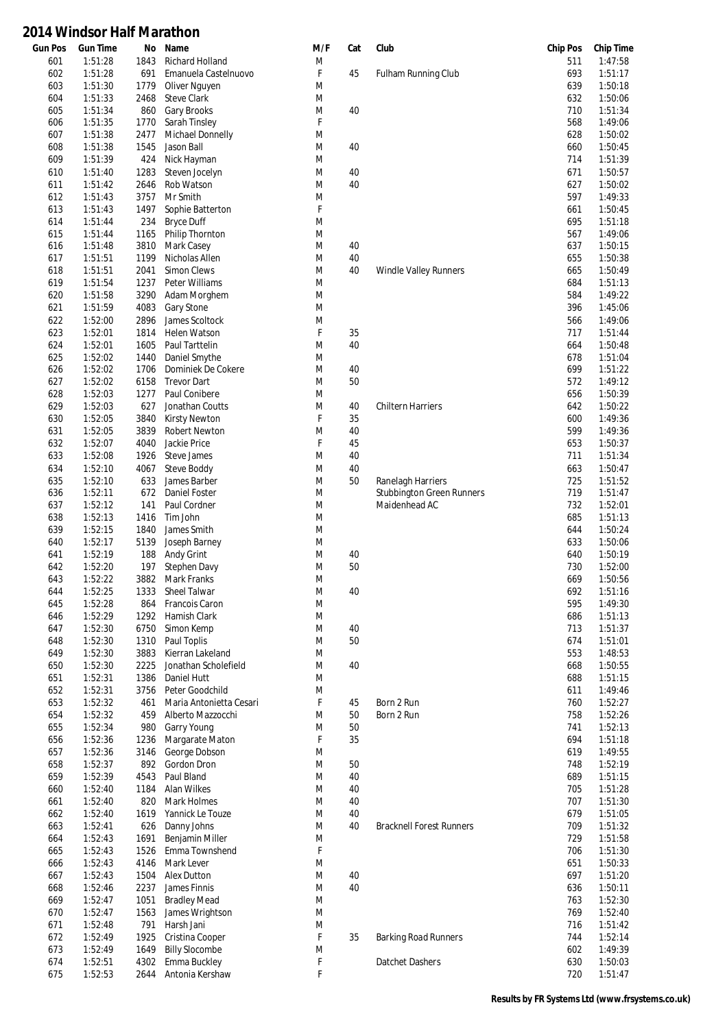# 2014 Windsor Half Marathon

| Gun Pos | Gun Time | No | Name | M/F | Cat | Club | Chip Pos | Chip Time |
|---|---|---|---|---|---|---|---|---|
| 601 | 1:51:28 | 1843 | Richard Holland | M | | | 511 | 1:47:58 |
| 602 | 1:51:28 | 691 | Emanuela Castelnuovo | F | 45 | Fulham Running Club | 693 | 1:51:17 |
| 603 | 1:51:30 | 1779 | Oliver Nguyen | M | | | 639 | 1:50:18 |
| 604 | 1:51:33 | 2468 | Steve Clark | M | | | 632 | 1:50:06 |
| 605 | 1:51:34 | 860 | Gary Brooks | M | 40 | | 710 | 1:51:34 |
| 606 | 1:51:35 | 1770 | Sarah Tinsley | F | | | 568 | 1:49:06 |
| 607 | 1:51:38 | 2477 | Michael Donnelly | M | | | 628 | 1:50:02 |
| 608 | 1:51:38 | 1545 | Jason Ball | M | 40 | | 660 | 1:50:45 |
| 609 | 1:51:39 | 424 | Nick Hayman | M | | | 714 | 1:51:39 |
| 610 | 1:51:40 | 1283 | Steven Jocelyn | M | 40 | | 671 | 1:50:57 |
| 611 | 1:51:42 | 2646 | Rob Watson | M | 40 | | 627 | 1:50:02 |
| 612 | 1:51:43 | 3757 | Mr Smith | M | | | 597 | 1:49:33 |
| 613 | 1:51:43 | 1497 | Sophie Batterton | F | | | 661 | 1:50:45 |
| 614 | 1:51:44 | 234 | Bryce Duff | M | | | 695 | 1:51:18 |
| 615 | 1:51:44 | 1165 | Philip Thornton | M | | | 567 | 1:49:06 |
| 616 | 1:51:48 | 3810 | Mark Casey | M | 40 | | 637 | 1:50:15 |
| 617 | 1:51:51 | 1199 | Nicholas Allen | M | 40 | | 655 | 1:50:38 |
| 618 | 1:51:51 | 2041 | Simon Clews | M | 40 | Windle Valley Runners | 665 | 1:50:49 |
| 619 | 1:51:54 | 1237 | Peter Williams | M | | | 684 | 1:51:13 |
| 620 | 1:51:58 | 3290 | Adam Morghem | M | | | 584 | 1:49:22 |
| 621 | 1:51:59 | 4083 | Gary Stone | M | | | 396 | 1:45:06 |
| 622 | 1:52:00 | 2896 | James Scoltock | M | | | 566 | 1:49:06 |
| 623 | 1:52:01 | 1814 | Helen Watson | F | 35 | | 717 | 1:51:44 |
| 624 | 1:52:01 | 1605 | Paul Tarttelin | M | 40 | | 664 | 1:50:48 |
| 625 | 1:52:02 | 1440 | Daniel Smythe | M | | | 678 | 1:51:04 |
| 626 | 1:52:02 | 1706 | Dominiek De Cokere | M | 40 | | 699 | 1:51:22 |
| 627 | 1:52:02 | 6158 | Trevor Dart | M | 50 | | 572 | 1:49:12 |
| 628 | 1:52:03 | 1277 | Paul Conibere | M | | | 656 | 1:50:39 |
| 629 | 1:52:03 | 627 | Jonathan Coutts | M | 40 | Chiltern Harriers | 642 | 1:50:22 |
| 630 | 1:52:05 | 3840 | Kirsty Newton | F | 35 | | 600 | 1:49:36 |
| 631 | 1:52:05 | 3839 | Robert Newton | M | 40 | | 599 | 1:49:36 |
| 632 | 1:52:07 | 4040 | Jackie Price | F | 45 | | 653 | 1:50:37 |
| 633 | 1:52:08 | 1926 | Steve James | M | 40 | | 711 | 1:51:34 |
| 634 | 1:52:10 | 4067 | Steve Boddy | M | 40 | | 663 | 1:50:47 |
| 635 | 1:52:10 | 633 | James Barber | M | 50 | Ranelagh Harriers | 725 | 1:51:52 |
| 636 | 1:52:11 | 672 | Daniel Foster | M | | Stubbington Green Runners | 719 | 1:51:47 |
| 637 | 1:52:12 | 141 | Paul Cordner | M | | Maidenhead AC | 732 | 1:52:01 |
| 638 | 1:52:13 | 1416 | Tim John | M | | | 685 | 1:51:13 |
| 639 | 1:52:15 | 1840 | James Smith | M | | | 644 | 1:50:24 |
| 640 | 1:52:17 | 5139 | Joseph Barney | M | | | 633 | 1:50:06 |
| 641 | 1:52:19 | 188 | Andy Grint | M | 40 | | 640 | 1:50:19 |
| 642 | 1:52:20 | 197 | Stephen Davy | M | 50 | | 730 | 1:52:00 |
| 643 | 1:52:22 | 3882 | Mark Franks | M | | | 669 | 1:50:56 |
| 644 | 1:52:25 | 1333 | Sheel Talwar | M | 40 | | 692 | 1:51:16 |
| 645 | 1:52:28 | 864 | Francois Caron | M | | | 595 | 1:49:30 |
| 646 | 1:52:29 | 1292 | Hamish Clark | M | | | 686 | 1:51:13 |
| 647 | 1:52:30 | 6750 | Simon Kemp | M | 40 | | 713 | 1:51:37 |
| 648 | 1:52:30 | 1310 | Paul Toplis | M | 50 | | 674 | 1:51:01 |
| 649 | 1:52:30 | 3883 | Kierran Lakeland | M | | | 553 | 1:48:53 |
| 650 | 1:52:30 | 2225 | Jonathan Scholefield | M | 40 | | 668 | 1:50:55 |
| 651 | 1:52:31 | 1386 | Daniel Hutt | M | | | 688 | 1:51:15 |
| 652 | 1:52:31 | 3756 | Peter Goodchild | M | | | 611 | 1:49:46 |
| 653 | 1:52:32 | 461 | Maria Antonietta Cesari | F | 45 | Born 2 Run | 760 | 1:52:27 |
| 654 | 1:52:32 | 459 | Alberto Mazzocchi | M | 50 | Born 2 Run | 758 | 1:52:26 |
| 655 | 1:52:34 | 980 | Garry Young | M | 50 | | 741 | 1:52:13 |
| 656 | 1:52:36 | 1236 | Margarate Maton | F | 35 | | 694 | 1:51:18 |
| 657 | 1:52:36 | 3146 | George Dobson | M | | | 619 | 1:49:55 |
| 658 | 1:52:37 | 892 | Gordon Dron | M | 50 | | 748 | 1:52:19 |
| 659 | 1:52:39 | 4543 | Paul Bland | M | 40 | | 689 | 1:51:15 |
| 660 | 1:52:40 | 1184 | Alan Wilkes | M | 40 | | 705 | 1:51:28 |
| 661 | 1:52:40 | 820 | Mark Holmes | M | 40 | | 707 | 1:51:30 |
| 662 | 1:52:40 | 1619 | Yannick Le Touze | M | 40 | | 679 | 1:51:05 |
| 663 | 1:52:41 | 626 | Danny Johns | M | 40 | Bracknell Forest Runners | 709 | 1:51:32 |
| 664 | 1:52:43 | 1691 | Benjamin Miller | M | | | 729 | 1:51:58 |
| 665 | 1:52:43 | 1526 | Emma Townshend | F | | | 706 | 1:51:30 |
| 666 | 1:52:43 | 4146 | Mark Lever | M | | | 651 | 1:50:33 |
| 667 | 1:52:43 | 1504 | Alex Dutton | M | 40 | | 697 | 1:51:20 |
| 668 | 1:52:46 | 2237 | James Finnis | M | 40 | | 636 | 1:50:11 |
| 669 | 1:52:47 | 1051 | Bradley Mead | M | | | 763 | 1:52:30 |
| 670 | 1:52:47 | 1563 | James Wrightson | M | | | 769 | 1:52:40 |
| 671 | 1:52:48 | 791 | Harsh Jani | M | | | 716 | 1:51:42 |
| 672 | 1:52:49 | 1925 | Cristina Cooper | F | 35 | Barking Road Runners | 744 | 1:52:14 |
| 673 | 1:52:49 | 1649 | Billy Slocombe | M | | | 602 | 1:49:39 |
| 674 | 1:52:51 | 4302 | Emma Buckley | F | | Datchet Dashers | 630 | 1:50:03 |
| 675 | 1:52:53 | 2644 | Antonia Kershaw | F | | | 720 | 1:51:47 |

**Results by FR Systems Ltd (www.frsystems.co.uk)**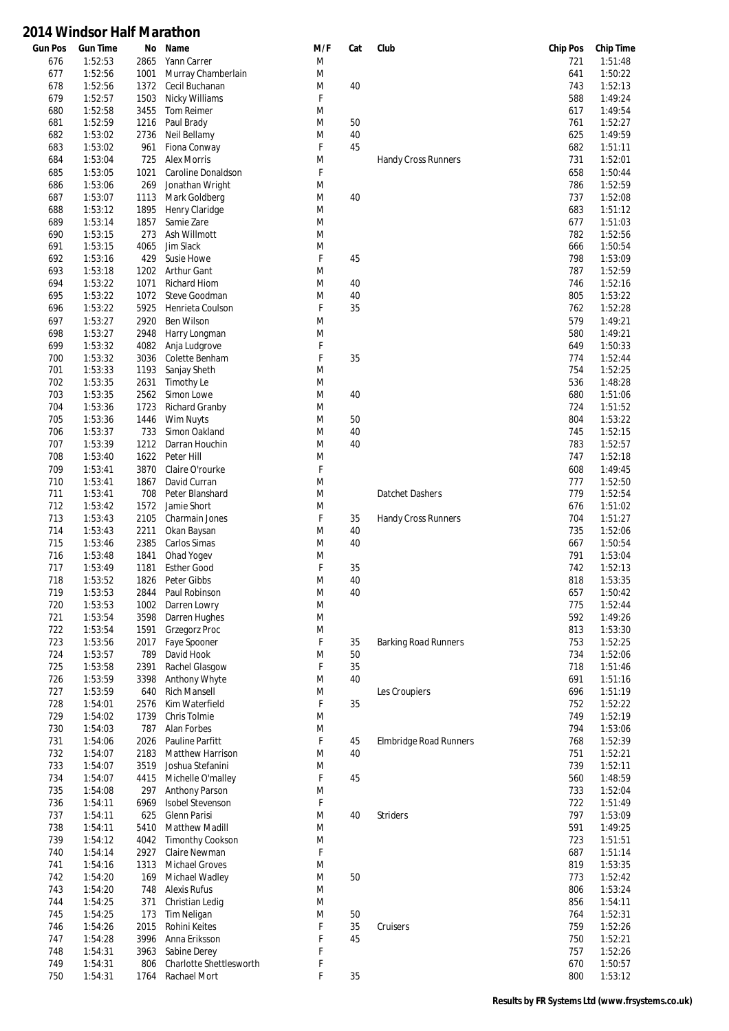# 2014 Windsor Half Marathon

| Gun Pos | Gun Time | No | Name | M/F | Cat | Club | Chip Pos | Chip Time |
|---|---|---|---|---|---|---|---|---|
| 676 | 1:52:53 | 2865 | Yann Carrer | M | | | 721 | 1:51:48 |
| 677 | 1:52:56 | 1001 | Murray Chamberlain | M | | | 641 | 1:50:22 |
| 678 | 1:52:56 | 1372 | Cecil Buchanan | M | 40 | | 743 | 1:52:13 |
| 679 | 1:52:57 | 1503 | Nicky Williams | F | | | 588 | 1:49:24 |
| 680 | 1:52:58 | 3455 | Tom Reimer | M | | | 617 | 1:49:54 |
| 681 | 1:52:59 | 1216 | Paul Brady | M | 50 | | 761 | 1:52:27 |
| 682 | 1:53:02 | 2736 | Neil Bellamy | M | 40 | | 625 | 1:49:59 |
| 683 | 1:53:02 | 961 | Fiona Conway | F | 45 | | 682 | 1:51:11 |
| 684 | 1:53:04 | 725 | Alex Morris | M | | Handy Cross Runners | 731 | 1:52:01 |
| 685 | 1:53:05 | 1021 | Caroline Donaldson | F | | | 658 | 1:50:44 |
| 686 | 1:53:06 | 269 | Jonathan Wright | M | | | 786 | 1:52:59 |
| 687 | 1:53:07 | 1113 | Mark Goldberg | M | 40 | | 737 | 1:52:08 |
| 688 | 1:53:12 | 1895 | Henry Claridge | M | | | 683 | 1:51:12 |
| 689 | 1:53:14 | 1857 | Samie Zare | M | | | 677 | 1:51:03 |
| 690 | 1:53:15 | 273 | Ash Willmott | M | | | 782 | 1:52:56 |
| 691 | 1:53:15 | 4065 | Jim Slack | M | | | 666 | 1:50:54 |
| 692 | 1:53:16 | 429 | Susie Howe | F | 45 | | 798 | 1:53:09 |
| 693 | 1:53:18 | 1202 | Arthur Gant | M | | | 787 | 1:52:59 |
| 694 | 1:53:22 | 1071 | Richard Hiom | M | 40 | | 746 | 1:52:16 |
| 695 | 1:53:22 | 1072 | Steve Goodman | M | 40 | | 805 | 1:53:22 |
| 696 | 1:53:22 | 5925 | Henrieta Coulson | F | 35 | | 762 | 1:52:28 |
| 697 | 1:53:27 | 2920 | Ben Wilson | M | | | 579 | 1:49:21 |
| 698 | 1:53:27 | 2948 | Harry Longman | M | | | 580 | 1:49:21 |
| 699 | 1:53:32 | 4082 | Anja Ludgrove | F | | | 649 | 1:50:33 |
| 700 | 1:53:32 | 3036 | Colette Benham | F | 35 | | 774 | 1:52:44 |
| 701 | 1:53:33 | 1193 | Sanjay Sheth | M | | | 754 | 1:52:25 |
| 702 | 1:53:35 | 2631 | Timothy Le | M | | | 536 | 1:48:28 |
| 703 | 1:53:35 | 2562 | Simon Lowe | M | 40 | | 680 | 1:51:06 |
| 704 | 1:53:36 | 1723 | Richard Granby | M | | | 724 | 1:51:52 |
| 705 | 1:53:36 | 1446 | Wim Nuyts | M | 50 | | 804 | 1:53:22 |
| 706 | 1:53:37 | 733 | Simon Oakland | M | 40 | | 745 | 1:52:15 |
| 707 | 1:53:39 | 1212 | Darran Houchin | M | 40 | | 783 | 1:52:57 |
| 708 | 1:53:40 | 1622 | Peter Hill | M | | | 747 | 1:52:18 |
| 709 | 1:53:41 | 3870 | Claire O'rourke | F | | | 608 | 1:49:45 |
| 710 | 1:53:41 | 1867 | David Curran | M | | | 777 | 1:52:50 |
| 711 | 1:53:41 | 708 | Peter Blanshard | M | | Datchet Dashers | 779 | 1:52:54 |
| 712 | 1:53:42 | 1572 | Jamie Short | M | | | 676 | 1:51:02 |
| 713 | 1:53:43 | 2105 | Charmain Jones | F | 35 | Handy Cross Runners | 704 | 1:51:27 |
| 714 | 1:53:43 | 2211 | Okan Baysan | M | 40 | | 735 | 1:52:06 |
| 715 | 1:53:46 | 2385 | Carlos Simas | M | 40 | | 667 | 1:50:54 |
| 716 | 1:53:48 | 1841 | Ohad Yogev | M | | | 791 | 1:53:04 |
| 717 | 1:53:49 | 1181 | Esther Good | F | 35 | | 742 | 1:52:13 |
| 718 | 1:53:52 | 1826 | Peter Gibbs | M | 40 | | 818 | 1:53:35 |
| 719 | 1:53:53 | 2844 | Paul Robinson | M | 40 | | 657 | 1:50:42 |
| 720 | 1:53:53 | 1002 | Darren Lowry | M | | | 775 | 1:52:44 |
| 721 | 1:53:54 | 3598 | Darren Hughes | M | | | 592 | 1:49:26 |
| 722 | 1:53:54 | 1591 | Grzegorz Proc | M | | | 813 | 1:53:30 |
| 723 | 1:53:56 | 2017 | Faye Spooner | F | 35 | Barking Road Runners | 753 | 1:52:25 |
| 724 | 1:53:57 | 789 | David Hook | M | 50 | | 734 | 1:52:06 |
| 725 | 1:53:58 | 2391 | Rachel Glasgow | F | 35 | | 718 | 1:51:46 |
| 726 | 1:53:59 | 3398 | Anthony Whyte | M | 40 | | 691 | 1:51:16 |
| 727 | 1:53:59 | 640 | Rich Mansell | M | | Les Croupiers | 696 | 1:51:19 |
| 728 | 1:54:01 | 2576 | Kim Waterfield | F | 35 | | 752 | 1:52:22 |
| 729 | 1:54:02 | 1739 | Chris Tolmie | M | | | 749 | 1:52:19 |
| 730 | 1:54:03 | 787 | Alan Forbes | M | | | 794 | 1:53:06 |
| 731 | 1:54:06 | 2026 | Pauline Parfitt | F | 45 | Elmbridge Road Runners | 768 | 1:52:39 |
| 732 | 1:54:07 | 2183 | Matthew Harrison | M | 40 | | 751 | 1:52:21 |
| 733 | 1:54:07 | 3519 | Joshua Stefanini | M | | | 739 | 1:52:11 |
| 734 | 1:54:07 | 4415 | Michelle O'malley | F | 45 | | 560 | 1:48:59 |
| 735 | 1:54:08 | 297 | Anthony Parson | M | | | 733 | 1:52:04 |
| 736 | 1:54:11 | 6969 | Isobel Stevenson | F | | | 722 | 1:51:49 |
| 737 | 1:54:11 | 625 | Glenn Parisi | M | 40 | Striders | 797 | 1:53:09 |
| 738 | 1:54:11 | 5410 | Matthew Madill | M | | | 591 | 1:49:25 |
| 739 | 1:54:12 | 4042 | Timonthy Cookson | M | | | 723 | 1:51:51 |
| 740 | 1:54:14 | 2927 | Claire Newman | F | | | 687 | 1:51:14 |
| 741 | 1:54:16 | 1313 | Michael Groves | M | | | 819 | 1:53:35 |
| 742 | 1:54:20 | 169 | Michael Wadley | M | 50 | | 773 | 1:52:42 |
| 743 | 1:54:20 | 748 | Alexis Rufus | M | | | 806 | 1:53:24 |
| 744 | 1:54:25 | 371 | Christian Ledig | M | | | 856 | 1:54:11 |
| 745 | 1:54:25 | 173 | Tim Neligan | M | 50 | | 764 | 1:52:31 |
| 746 | 1:54:26 | 2015 | Rohini Keites | F | 35 | Cruisers | 759 | 1:52:26 |
| 747 | 1:54:28 | 3996 | Anna Eriksson | F | 45 | | 750 | 1:52:21 |
| 748 | 1:54:31 | 3963 | Sabine Derey | F | | | 757 | 1:52:26 |
| 749 | 1:54:31 | 806 | Charlotte Shettlesworth | F | | | 670 | 1:50:57 |
| 750 | 1:54:31 | 1764 | Rachael Mort | F | 35 | | 800 | 1:53:12 |

**Results by FR Systems Ltd (www.frsystems.co.uk)**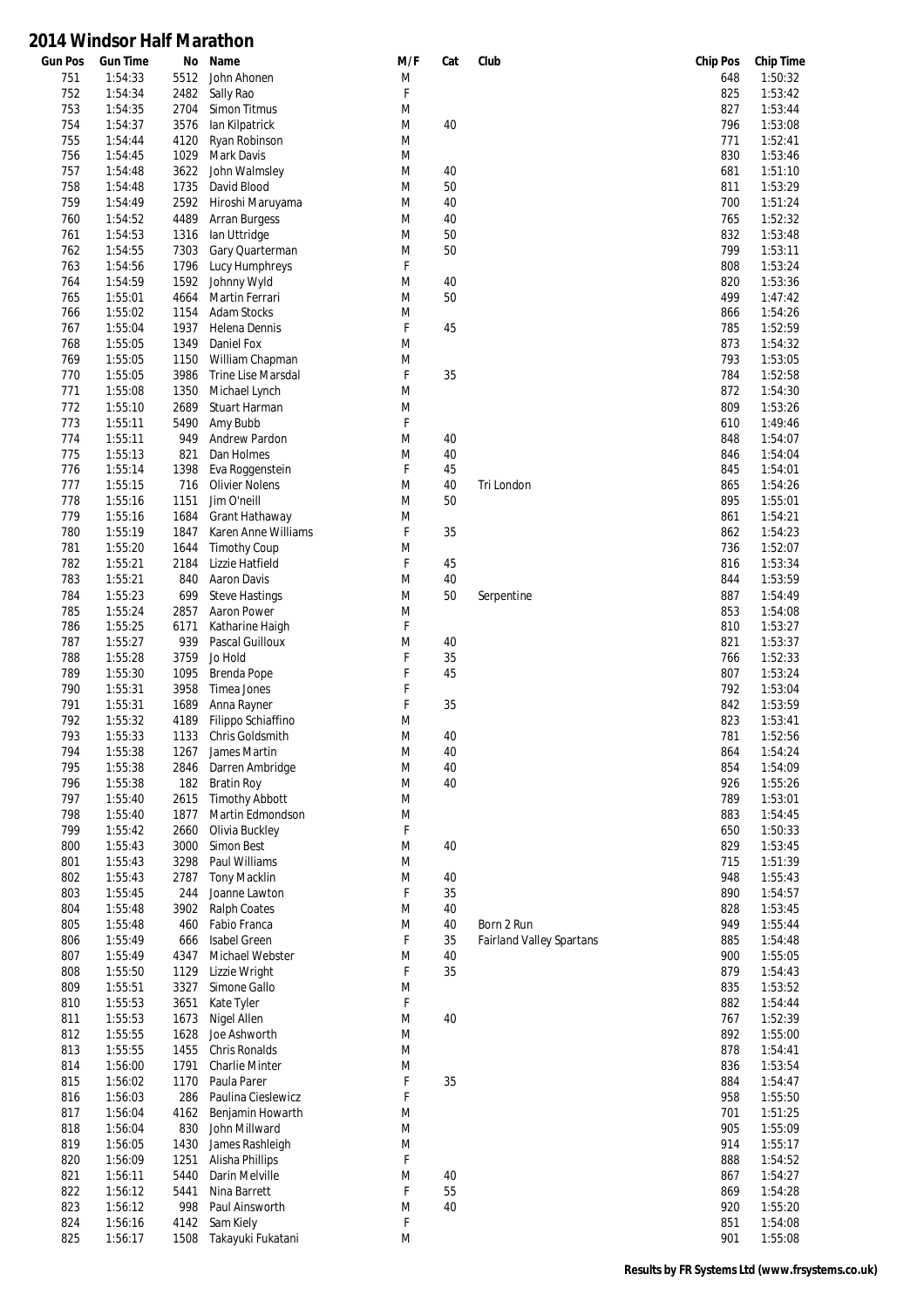# 2014 Windsor Half Marathon

| Gun Pos | Gun Time | No | Name | M/F | Cat | Club | Chip Pos | Chip Time |
|---|---|---|---|---|---|---|---|---|
| 751 | 1:54:33 | 5512 | John Ahonen | M | | | 648 | 1:50:32 |
| 752 | 1:54:34 | 2482 | Sally Rao | F | | | 825 | 1:53:42 |
| 753 | 1:54:35 | 2704 | Simon Titmus | M | | | 827 | 1:53:44 |
| 754 | 1:54:37 | 3576 | Ian Kilpatrick | M | 40 | | 796 | 1:53:08 |
| 755 | 1:54:44 | 4120 | Ryan Robinson | M | | | 771 | 1:52:41 |
| 756 | 1:54:45 | 1029 | Mark Davis | M | | | 830 | 1:53:46 |
| 757 | 1:54:48 | 3622 | John Walmsley | M | 40 | | 681 | 1:51:10 |
| 758 | 1:54:48 | 1735 | David Blood | M | 50 | | 811 | 1:53:29 |
| 759 | 1:54:49 | 2592 | Hiroshi Maruyama | M | 40 | | 700 | 1:51:24 |
| 760 | 1:54:52 | 4489 | Arran Burgess | M | 40 | | 765 | 1:52:32 |
| 761 | 1:54:53 | 1316 | Ian Uttridge | M | 50 | | 832 | 1:53:48 |
| 762 | 1:54:55 | 7303 | Gary Quarterman | M | 50 | | 799 | 1:53:11 |
| 763 | 1:54:56 | 1796 | Lucy Humphreys | F | | | 808 | 1:53:24 |
| 764 | 1:54:59 | 1592 | Johnny Wyld | M | 40 | | 820 | 1:53:36 |
| 765 | 1:55:01 | 4664 | Martin Ferrari | M | 50 | | 499 | 1:47:42 |
| 766 | 1:55:02 | 1154 | Adam Stocks | M | | | 866 | 1:54:26 |
| 767 | 1:55:04 | 1937 | Helena Dennis | F | 45 | | 785 | 1:52:59 |
| 768 | 1:55:05 | 1349 | Daniel Fox | M | | | 873 | 1:54:32 |
| 769 | 1:55:05 | 1150 | William Chapman | M | | | 793 | 1:53:05 |
| 770 | 1:55:05 | 3986 | Trine Lise Marsdal | F | 35 | | 784 | 1:52:58 |
| 771 | 1:55:08 | 1350 | Michael Lynch | M | | | 872 | 1:54:30 |
| 772 | 1:55:10 | 2689 | Stuart Harman | M | | | 809 | 1:53:26 |
| 773 | 1:55:11 | 5490 | Amy Bubb | F | | | 610 | 1:49:46 |
| 774 | 1:55:11 | 949 | Andrew Pardon | M | 40 | | 848 | 1:54:07 |
| 775 | 1:55:13 | 821 | Dan Holmes | M | 40 | | 846 | 1:54:04 |
| 776 | 1:55:14 | 1398 | Eva Roggenstein | F | 45 | | 845 | 1:54:01 |
| 777 | 1:55:15 | 716 | Olivier Nolens | M | 40 | Tri London | 865 | 1:54:26 |
| 778 | 1:55:16 | 1151 | Jim O'neill | M | 50 | | 895 | 1:55:01 |
| 779 | 1:55:16 | 1684 | Grant Hathaway | M | | | 861 | 1:54:21 |
| 780 | 1:55:19 | 1847 | Karen Anne Williams | F | 35 | | 862 | 1:54:23 |
| 781 | 1:55:20 | 1644 | Timothy Coup | M | | | 736 | 1:52:07 |
| 782 | 1:55:21 | 2184 | Lizzie Hatfield | F | 45 | | 816 | 1:53:34 |
| 783 | 1:55:21 | 840 | Aaron Davis | M | 40 | | 844 | 1:53:59 |
| 784 | 1:55:23 | 699 | Steve Hastings | M | 50 | Serpentine | 887 | 1:54:49 |
| 785 | 1:55:24 | 2857 | Aaron Power | M | | | 853 | 1:54:08 |
| 786 | 1:55:25 | 6171 | Katharine Haigh | F | | | 810 | 1:53:27 |
| 787 | 1:55:27 | 939 | Pascal Guilloux | M | 40 | | 821 | 1:53:37 |
| 788 | 1:55:28 | 3759 | Jo Hold | F | 35 | | 766 | 1:52:33 |
| 789 | 1:55:30 | 1095 | Brenda Pope | F | 45 | | 807 | 1:53:24 |
| 790 | 1:55:31 | 3958 | Timea Jones | F | | | 792 | 1:53:04 |
| 791 | 1:55:31 | 1689 | Anna Rayner | F | 35 | | 842 | 1:53:59 |
| 792 | 1:55:32 | 4189 | Filippo Schiaffino | M | | | 823 | 1:53:41 |
| 793 | 1:55:33 | 1133 | Chris Goldsmith | M | 40 | | 781 | 1:52:56 |
| 794 | 1:55:38 | 1267 | James Martin | M | 40 | | 864 | 1:54:24 |
| 795 | 1:55:38 | 2846 | Darren Ambridge | M | 40 | | 854 | 1:54:09 |
| 796 | 1:55:38 | 182 | Bratin Roy | M | 40 | | 926 | 1:55:26 |
| 797 | 1:55:40 | 2615 | Timothy Abbott | M | | | 789 | 1:53:01 |
| 798 | 1:55:40 | 1877 | Martin Edmondson | M | | | 883 | 1:54:45 |
| 799 | 1:55:42 | 2660 | Olivia Buckley | F | | | 650 | 1:50:33 |
| 800 | 1:55:43 | 3000 | Simon Best | M | 40 | | 829 | 1:53:45 |
| 801 | 1:55:43 | 3298 | Paul Williams | M | | | 715 | 1:51:39 |
| 802 | 1:55:43 | 2787 | Tony Macklin | M | 40 | | 948 | 1:55:43 |
| 803 | 1:55:45 | 244 | Joanne Lawton | F | 35 | | 890 | 1:54:57 |
| 804 | 1:55:48 | 3902 | Ralph Coates | M | 40 | | 828 | 1:53:45 |
| 805 | 1:55:48 | 460 | Fabio Franca | M | 40 | Born 2 Run | 949 | 1:55:44 |
| 806 | 1:55:49 | 666 | Isabel Green | F | 35 | Fairland Valley Spartans | 885 | 1:54:48 |
| 807 | 1:55:49 | 4347 | Michael Webster | M | 40 | | 900 | 1:55:05 |
| 808 | 1:55:50 | 1129 | Lizzie Wright | F | 35 | | 879 | 1:54:43 |
| 809 | 1:55:51 | 3327 | Simone Gallo | M | | | 835 | 1:53:52 |
| 810 | 1:55:53 | 3651 | Kate Tyler | F | | | 882 | 1:54:44 |
| 811 | 1:55:53 | 1673 | Nigel Allen | M | 40 | | 767 | 1:52:39 |
| 812 | 1:55:55 | 1628 | Joe Ashworth | M | | | 892 | 1:55:00 |
| 813 | 1:55:55 | 1455 | Chris Ronalds | M | | | 878 | 1:54:41 |
| 814 | 1:56:00 | 1791 | Charlie Minter | M | | | 836 | 1:53:54 |
| 815 | 1:56:02 | 1170 | Paula Parer | F | 35 | | 884 | 1:54:47 |
| 816 | 1:56:03 | 286 | Paulina Cieslewicz | F | | | 958 | 1:55:50 |
| 817 | 1:56:04 | 4162 | Benjamin Howarth | M | | | 701 | 1:51:25 |
| 818 | 1:56:04 | 830 | John Millward | M | | | 905 | 1:55:09 |
| 819 | 1:56:05 | 1430 | James Rashleigh | M | | | 914 | 1:55:17 |
| 820 | 1:56:09 | 1251 | Alisha Phillips | F | | | 888 | 1:54:52 |
| 821 | 1:56:11 | 5440 | Darin Melville | M | 40 | | 867 | 1:54:27 |
| 822 | 1:56:12 | 5441 | Nina Barrett | F | 55 | | 869 | 1:54:28 |
| 823 | 1:56:12 | 998 | Paul Ainsworth | M | 40 | | 920 | 1:55:20 |
| 824 | 1:56:16 | 4142 | Sam Kiely | F | | | 851 | 1:54:08 |
| 825 | 1:56:17 | 1508 | Takayuki Fukatani | M | | | 901 | 1:55:08 |

**Results by FR Systems Ltd (www.frsystems.co.uk)**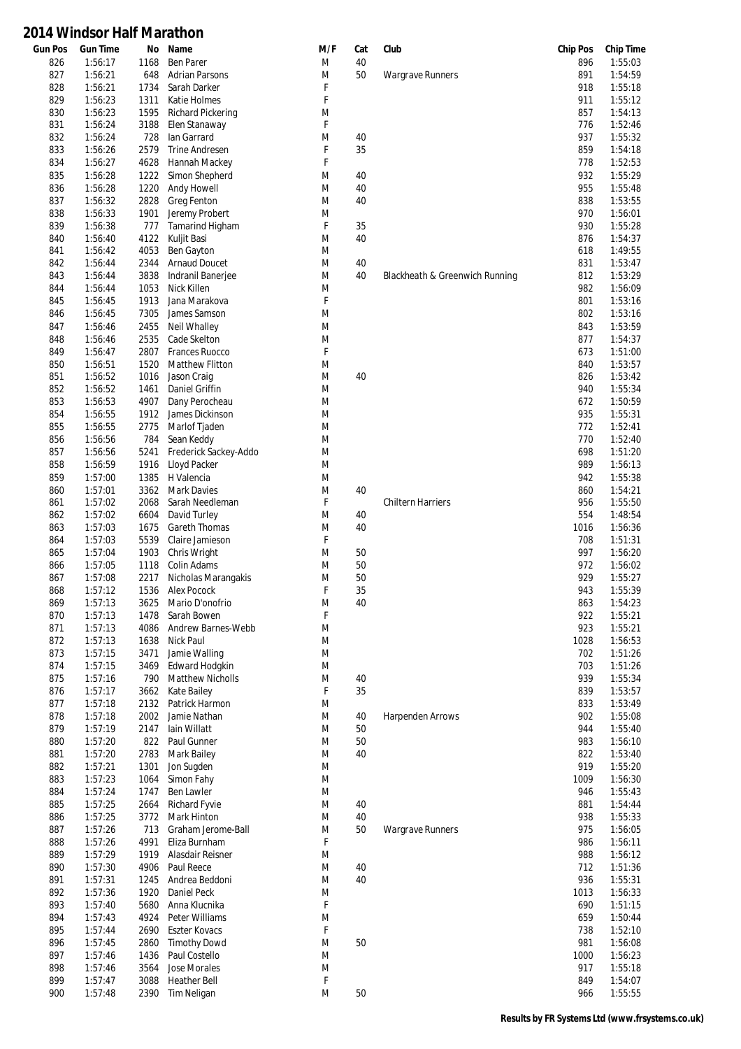# 2014 Windsor Half Marathon

| Gun Pos | Gun Time | No | Name | M/F | Cat | Club | Chip Pos | Chip Time |
|---|---|---|---|---|---|---|---|---|
| 826 | 1:56:17 | 1168 | Ben Parer | M | 40 | | 896 | 1:55:03 |
| 827 | 1:56:21 | 648 | Adrian Parsons | M | 50 | Wargrave Runners | 891 | 1:54:59 |
| 828 | 1:56:21 | 1734 | Sarah Darker | F | | | 918 | 1:55:18 |
| 829 | 1:56:23 | 1311 | Katie Holmes | F | | | 911 | 1:55:12 |
| 830 | 1:56:23 | 1595 | Richard Pickering | M | | | 857 | 1:54:13 |
| 831 | 1:56:24 | 3188 | Elen Stanaway | F | | | 776 | 1:52:46 |
| 832 | 1:56:24 | 728 | Ian Garrard | M | 40 | | 937 | 1:55:32 |
| 833 | 1:56:26 | 2579 | Trine Andresen | F | 35 | | 859 | 1:54:18 |
| 834 | 1:56:27 | 4628 | Hannah Mackey | F | | | 778 | 1:52:53 |
| 835 | 1:56:28 | 1222 | Simon Shepherd | M | 40 | | 932 | 1:55:29 |
| 836 | 1:56:28 | 1220 | Andy Howell | M | 40 | | 955 | 1:55:48 |
| 837 | 1:56:32 | 2828 | Greg Fenton | M | 40 | | 838 | 1:53:55 |
| 838 | 1:56:33 | 1901 | Jeremy Probert | M | | | 970 | 1:56:01 |
| 839 | 1:56:38 | 777 | Tamarind Higham | F | 35 | | 930 | 1:55:28 |
| 840 | 1:56:40 | 4122 | Kuljit Basi | M | 40 | | 876 | 1:54:37 |
| 841 | 1:56:42 | 4053 | Ben Gayton | M | | | 618 | 1:49:55 |
| 842 | 1:56:44 | 2344 | Arnaud Doucet | M | 40 | | 831 | 1:53:47 |
| 843 | 1:56:44 | 3838 | Indranil Banerjee | M | 40 | Blackheath & Greenwich Running | 812 | 1:53:29 |
| 844 | 1:56:44 | 1053 | Nick Killen | M | | | 982 | 1:56:09 |
| 845 | 1:56:45 | 1913 | Jana Marakova | F | | | 801 | 1:53:16 |
| 846 | 1:56:45 | 7305 | James Samson | M | | | 802 | 1:53:16 |
| 847 | 1:56:46 | 2455 | Neil Whalley | M | | | 843 | 1:53:59 |
| 848 | 1:56:46 | 2535 | Cade Skelton | M | | | 877 | 1:54:37 |
| 849 | 1:56:47 | 2807 | Frances Ruocco | F | | | 673 | 1:51:00 |
| 850 | 1:56:51 | 1520 | Matthew Flitton | M | | | 840 | 1:53:57 |
| 851 | 1:56:52 | 1016 | Jason Craig | M | 40 | | 826 | 1:53:42 |
| 852 | 1:56:52 | 1461 | Daniel Griffin | M | | | 940 | 1:55:34 |
| 853 | 1:56:53 | 4907 | Dany Perocheau | M | | | 672 | 1:50:59 |
| 854 | 1:56:55 | 1912 | James Dickinson | M | | | 935 | 1:55:31 |
| 855 | 1:56:55 | 2775 | Marlof Tjaden | M | | | 772 | 1:52:41 |
| 856 | 1:56:56 | 784 | Sean Keddy | M | | | 770 | 1:52:40 |
| 857 | 1:56:56 | 5241 | Frederick Sackey-Addo | M | | | 698 | 1:51:20 |
| 858 | 1:56:59 | 1916 | Lloyd Packer | M | | | 989 | 1:56:13 |
| 859 | 1:57:00 | 1385 | H Valencia | M | | | 942 | 1:55:38 |
| 860 | 1:57:01 | 3362 | Mark Davies | M | 40 | | 860 | 1:54:21 |
| 861 | 1:57:02 | 2068 | Sarah Needleman | F | | Chiltern Harriers | 956 | 1:55:50 |
| 862 | 1:57:02 | 6604 | David Turley | M | 40 | | 554 | 1:48:54 |
| 863 | 1:57:03 | 1675 | Gareth Thomas | M | 40 | | 1016 | 1:56:36 |
| 864 | 1:57:03 | 5539 | Claire Jamieson | F | | | 708 | 1:51:31 |
| 865 | 1:57:04 | 1903 | Chris Wright | M | 50 | | 997 | 1:56:20 |
| 866 | 1:57:05 | 1118 | Colin Adams | M | 50 | | 972 | 1:56:02 |
| 867 | 1:57:08 | 2217 | Nicholas Marangakis | M | 50 | | 929 | 1:55:27 |
| 868 | 1:57:12 | 1536 | Alex Pocock | F | 35 | | 943 | 1:55:39 |
| 869 | 1:57:13 | 3625 | Mario D'onofrio | M | 40 | | 863 | 1:54:23 |
| 870 | 1:57:13 | 1478 | Sarah Bowen | F | | | 922 | 1:55:21 |
| 871 | 1:57:13 | 4086 | Andrew Barnes-Webb | M | | | 923 | 1:55:21 |
| 872 | 1:57:13 | 1638 | Nick Paul | M | | | 1028 | 1:56:53 |
| 873 | 1:57:15 | 3471 | Jamie Walling | M | | | 702 | 1:51:26 |
| 874 | 1:57:15 | 3469 | Edward Hodgkin | M | | | 703 | 1:51:26 |
| 875 | 1:57:16 | 790 | Matthew Nicholls | M | 40 | | 939 | 1:55:34 |
| 876 | 1:57:17 | 3662 | Kate Bailey | F | 35 | | 839 | 1:53:57 |
| 877 | 1:57:18 | 2132 | Patrick Harmon | M | | | 833 | 1:53:49 |
| 878 | 1:57:18 | 2002 | Jamie Nathan | M | 40 | Harpenden Arrows | 902 | 1:55:08 |
| 879 | 1:57:19 | 2147 | Iain Willatt | M | 50 | | 944 | 1:55:40 |
| 880 | 1:57:20 | 822 | Paul Gunner | M | 50 | | 983 | 1:56:10 |
| 881 | 1:57:20 | 2783 | Mark Bailey | M | 40 | | 822 | 1:53:40 |
| 882 | 1:57:21 | 1301 | Jon Sugden | M | | | 919 | 1:55:20 |
| 883 | 1:57:23 | 1064 | Simon Fahy | M | | | 1009 | 1:56:30 |
| 884 | 1:57:24 | 1747 | Ben Lawler | M | | | 946 | 1:55:43 |
| 885 | 1:57:25 | 2664 | Richard Fyvie | M | 40 | | 881 | 1:54:44 |
| 886 | 1:57:25 | 3772 | Mark Hinton | M | 40 | | 938 | 1:55:33 |
| 887 | 1:57:26 | 713 | Graham Jerome-Ball | M | 50 | Wargrave Runners | 975 | 1:56:05 |
| 888 | 1:57:26 | 4991 | Eliza Burnham | F | | | 986 | 1:56:11 |
| 889 | 1:57:29 | 1919 | Alasdair Reisner | M | | | 988 | 1:56:12 |
| 890 | 1:57:30 | 4906 | Paul Reece | M | 40 | | 712 | 1:51:36 |
| 891 | 1:57:31 | 1245 | Andrea Beddoni | M | 40 | | 936 | 1:55:31 |
| 892 | 1:57:36 | 1920 | Daniel Peck | M | | | 1013 | 1:56:33 |
| 893 | 1:57:40 | 5680 | Anna Klucnika | F | | | 690 | 1:51:15 |
| 894 | 1:57:43 | 4924 | Peter Williams | M | | | 659 | 1:50:44 |
| 895 | 1:57:44 | 2690 | Eszter Kovacs | F | | | 738 | 1:52:10 |
| 896 | 1:57:45 | 2860 | Timothy Dowd | M | 50 | | 981 | 1:56:08 |
| 897 | 1:57:46 | 1436 | Paul Costello | M | | | 1000 | 1:56:23 |
| 898 | 1:57:46 | 3564 | Jose Morales | M | | | 917 | 1:55:18 |
| 899 | 1:57:47 | 3088 | Heather Bell | F | | | 849 | 1:54:07 |
| 900 | 1:57:48 | 2390 | Tim Neligan | M | 50 | | 966 | 1:55:55 |

**Results by FR Systems Ltd (www.frsystems.co.uk)**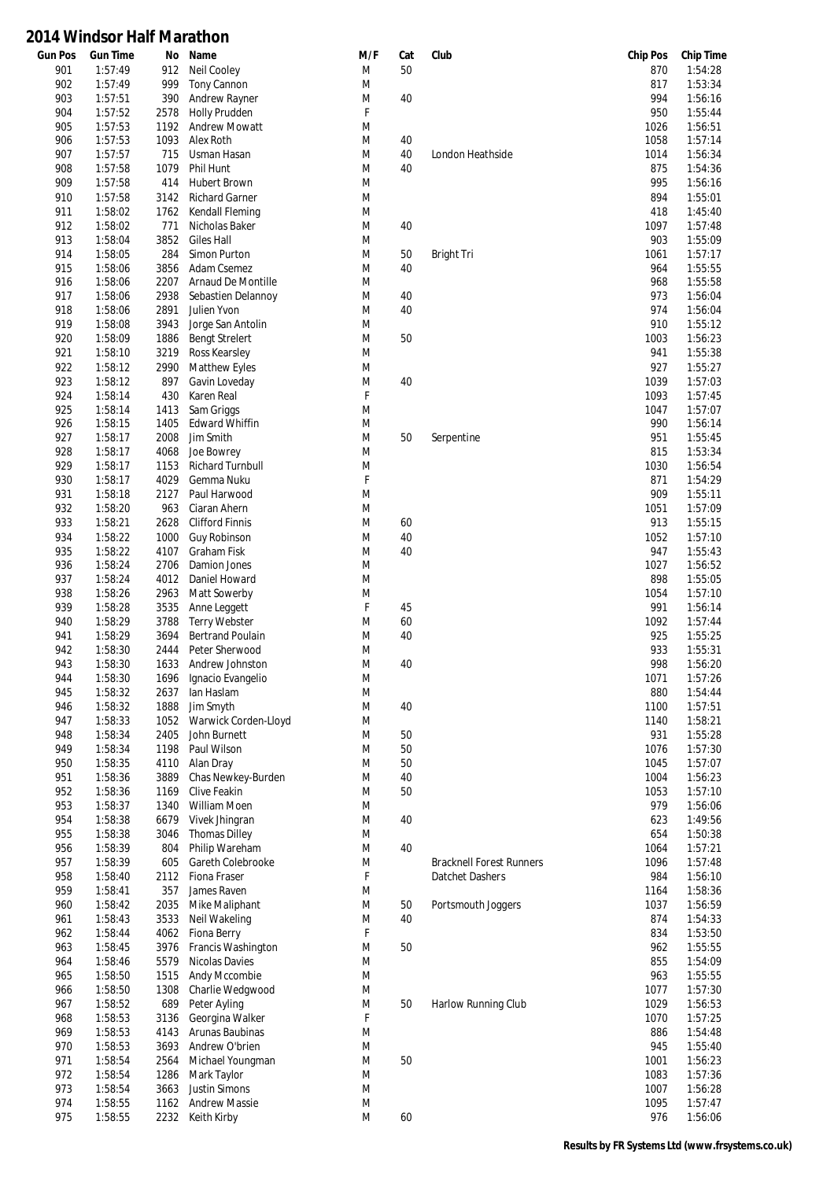# 2014 Windsor Half Marathon

| Gun Pos | Gun Time | No | Name | M/F | Cat | Club | Chip Pos | Chip Time |
|---|---|---|---|---|---|---|---|---|
| 901 | 1:57:49 | 912 | Neil Cooley | M | 50 | | 870 | 1:54:28 |
| 902 | 1:57:49 | 999 | Tony Cannon | M | | | 817 | 1:53:34 |
| 903 | 1:57:51 | 390 | Andrew Rayner | M | 40 | | 994 | 1:56:16 |
| 904 | 1:57:52 | 2578 | Holly Prudden | F | | | 950 | 1:55:44 |
| 905 | 1:57:53 | 1192 | Andrew Mowatt | M | | | 1026 | 1:56:51 |
| 906 | 1:57:53 | 1093 | Alex Roth | M | 40 | | 1058 | 1:57:14 |
| 907 | 1:57:57 | 715 | Usman Hasan | M | 40 | London Heathside | 1014 | 1:56:34 |
| 908 | 1:57:58 | 1079 | Phil Hunt | M | 40 | | 875 | 1:54:36 |
| 909 | 1:57:58 | 414 | Hubert Brown | M | | | 995 | 1:56:16 |
| 910 | 1:57:58 | 3142 | Richard Garner | M | | | 894 | 1:55:01 |
| 911 | 1:58:02 | 1762 | Kendall Fleming | M | | | 418 | 1:45:40 |
| 912 | 1:58:02 | 771 | Nicholas Baker | M | 40 | | 1097 | 1:57:48 |
| 913 | 1:58:04 | 3852 | Giles Hall | M | | | 903 | 1:55:09 |
| 914 | 1:58:05 | 284 | Simon Purton | M | 50 | Bright Tri | 1061 | 1:57:17 |
| 915 | 1:58:06 | 3856 | Adam Csemez | M | 40 | | 964 | 1:55:55 |
| 916 | 1:58:06 | 2207 | Arnaud De Montille | M | | | 968 | 1:55:58 |
| 917 | 1:58:06 | 2938 | Sebastien Delannoy | M | 40 | | 973 | 1:56:04 |
| 918 | 1:58:06 | 2891 | Julien Yvon | M | 40 | | 974 | 1:56:04 |
| 919 | 1:58:08 | 3943 | Jorge San Antolin | M | | | 910 | 1:55:12 |
| 920 | 1:58:09 | 1886 | Bengt Strelert | M | 50 | | 1003 | 1:56:23 |
| 921 | 1:58:10 | 3219 | Ross Kearsley | M | | | 941 | 1:55:38 |
| 922 | 1:58:12 | 2990 | Matthew Eyles | M | | | 927 | 1:55:27 |
| 923 | 1:58:12 | 897 | Gavin Loveday | M | 40 | | 1039 | 1:57:03 |
| 924 | 1:58:14 | 430 | Karen Real | F | | | 1093 | 1:57:45 |
| 925 | 1:58:14 | 1413 | Sam Griggs | M | | | 1047 | 1:57:07 |
| 926 | 1:58:15 | 1405 | Edward Whiffin | M | | | 990 | 1:56:14 |
| 927 | 1:58:17 | 2008 | Jim Smith | M | 50 | Serpentine | 951 | 1:55:45 |
| 928 | 1:58:17 | 4068 | Joe Bowrey | M | | | 815 | 1:53:34 |
| 929 | 1:58:17 | 1153 | Richard Turnbull | M | | | 1030 | 1:56:54 |
| 930 | 1:58:17 | 4029 | Gemma Nuku | F | | | 871 | 1:54:29 |
| 931 | 1:58:18 | 2127 | Paul Harwood | M | | | 909 | 1:55:11 |
| 932 | 1:58:20 | 963 | Ciaran Ahern | M | | | 1051 | 1:57:09 |
| 933 | 1:58:21 | 2628 | Clifford Finnis | M | 60 | | 913 | 1:55:15 |
| 934 | 1:58:22 | 1000 | Guy Robinson | M | 40 | | 1052 | 1:57:10 |
| 935 | 1:58:22 | 4107 | Graham Fisk | M | 40 | | 947 | 1:55:43 |
| 936 | 1:58:24 | 2706 | Damion Jones | M | | | 1027 | 1:56:52 |
| 937 | 1:58:24 | 4012 | Daniel Howard | M | | | 898 | 1:55:05 |
| 938 | 1:58:26 | 2963 | Matt Sowerby | M | | | 1054 | 1:57:10 |
| 939 | 1:58:28 | 3535 | Anne Leggett | F | 45 | | 991 | 1:56:14 |
| 940 | 1:58:29 | 3788 | Terry Webster | M | 60 | | 1092 | 1:57:44 |
| 941 | 1:58:29 | 3694 | Bertrand Poulain | M | 40 | | 925 | 1:55:25 |
| 942 | 1:58:30 | 2444 | Peter Sherwood | M | | | 933 | 1:55:31 |
| 943 | 1:58:30 | 1633 | Andrew Johnston | M | 40 | | 998 | 1:56:20 |
| 944 | 1:58:30 | 1696 | Ignacio Evangelio | M | | | 1071 | 1:57:26 |
| 945 | 1:58:32 | 2637 | Ian Haslam | M | | | 880 | 1:54:44 |
| 946 | 1:58:32 | 1888 | Jim Smyth | M | 40 | | 1100 | 1:57:51 |
| 947 | 1:58:33 | 1052 | Warwick Corden-Lloyd | M | | | 1140 | 1:58:21 |
| 948 | 1:58:34 | 2405 | John Burnett | M | 50 | | 931 | 1:55:28 |
| 949 | 1:58:34 | 1198 | Paul Wilson | M | 50 | | 1076 | 1:57:30 |
| 950 | 1:58:35 | 4110 | Alan Dray | M | 50 | | 1045 | 1:57:07 |
| 951 | 1:58:36 | 3889 | Chas Newkey-Burden | M | 40 | | 1004 | 1:56:23 |
| 952 | 1:58:36 | 1169 | Clive Feakin | M | 50 | | 1053 | 1:57:10 |
| 953 | 1:58:37 | 1340 | William Moen | M | | | 979 | 1:56:06 |
| 954 | 1:58:38 | 6679 | Vivek Jhingran | M | 40 | | 623 | 1:49:56 |
| 955 | 1:58:38 | 3046 | Thomas Dilley | M | | | 654 | 1:50:38 |
| 956 | 1:58:39 | 804 | Philip Wareham | M | 40 | | 1064 | 1:57:21 |
| 957 | 1:58:39 | 605 | Gareth Colebrooke | M | | Bracknell Forest Runners | 1096 | 1:57:48 |
| 958 | 1:58:40 | 2112 | Fiona Fraser | F | | Datchet Dashers | 984 | 1:56:10 |
| 959 | 1:58:41 | 357 | James Raven | M | | | 1164 | 1:58:36 |
| 960 | 1:58:42 | 2035 | Mike Maliphant | M | 50 | Portsmouth Joggers | 1037 | 1:56:59 |
| 961 | 1:58:43 | 3533 | Neil Wakeling | M | 40 | | 874 | 1:54:33 |
| 962 | 1:58:44 | 4062 | Fiona Berry | F | | | 834 | 1:53:50 |
| 963 | 1:58:45 | 3976 | Francis Washington | M | 50 | | 962 | 1:55:55 |
| 964 | 1:58:46 | 5579 | Nicolas Davies | M | | | 855 | 1:54:09 |
| 965 | 1:58:50 | 1515 | Andy Mccombie | M | | | 963 | 1:55:55 |
| 966 | 1:58:50 | 1308 | Charlie Wedgwood | M | | | 1077 | 1:57:30 |
| 967 | 1:58:52 | 689 | Peter Ayling | M | 50 | Harlow Running Club | 1029 | 1:56:53 |
| 968 | 1:58:53 | 3136 | Georgina Walker | F | | | 1070 | 1:57:25 |
| 969 | 1:58:53 | 4143 | Arunas Baubinas | M | | | 886 | 1:54:48 |
| 970 | 1:58:53 | 3693 | Andrew O'brien | M | | | 945 | 1:55:40 |
| 971 | 1:58:54 | 2564 | Michael Youngman | M | 50 | | 1001 | 1:56:23 |
| 972 | 1:58:54 | 1286 | Mark Taylor | M | | | 1083 | 1:57:36 |
| 973 | 1:58:54 | 3663 | Justin Simons | M | | | 1007 | 1:56:28 |
| 974 | 1:58:55 | 1162 | Andrew Massie | M | | | 1095 | 1:57:47 |
| 975 | 1:58:55 | 2232 | Keith Kirby | M | 60 | | 976 | 1:56:06 |

**Results by FR Systems Ltd (www.frsystems.co.uk)**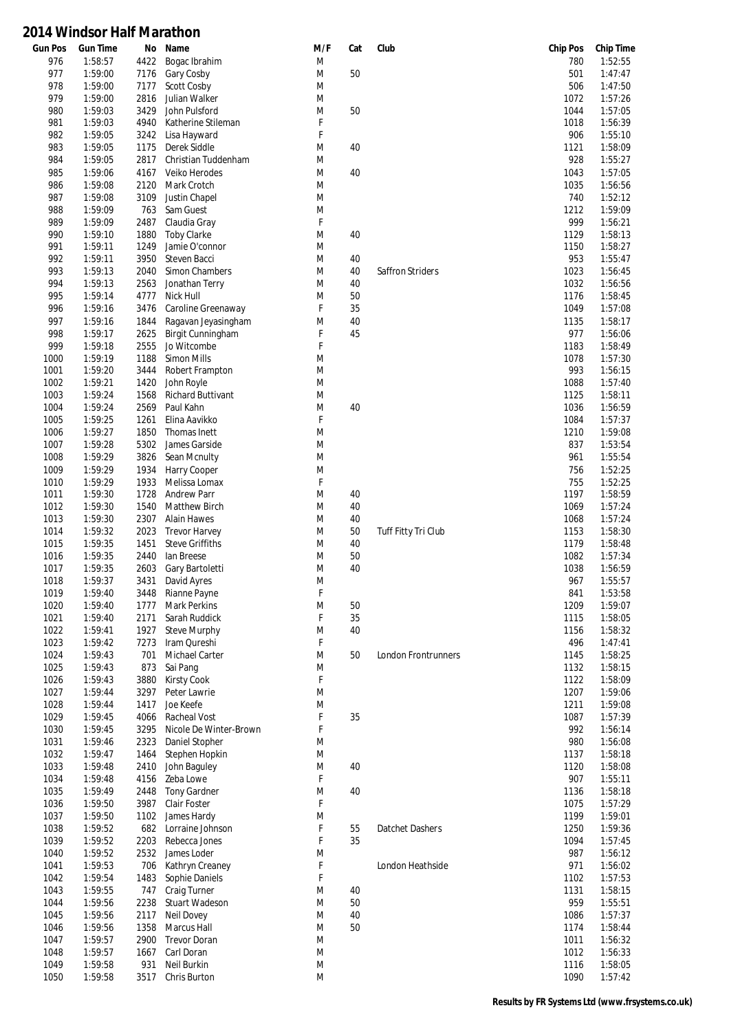# 2014 Windsor Half Marathon

| Gun Pos | Gun Time | No | Name | M/F | Cat | Club | Chip Pos | Chip Time |
|---|---|---|---|---|---|---|---|---|
| 976 | 1:58:57 | 4422 | Bogac Ibrahim | M | | | 780 | 1:52:55 |
| 977 | 1:59:00 | 7176 | Gary Cosby | M | 50 | | 501 | 1:47:47 |
| 978 | 1:59:00 | 7177 | Scott Cosby | M | | | 506 | 1:47:50 |
| 979 | 1:59:00 | 2816 | Julian Walker | M | | | 1072 | 1:57:26 |
| 980 | 1:59:03 | 3429 | John Pulsford | M | 50 | | 1044 | 1:57:05 |
| 981 | 1:59:03 | 4940 | Katherine Stileman | F | | | 1018 | 1:56:39 |
| 982 | 1:59:05 | 3242 | Lisa Hayward | F | | | 906 | 1:55:10 |
| 983 | 1:59:05 | 1175 | Derek Siddle | M | 40 | | 1121 | 1:58:09 |
| 984 | 1:59:05 | 2817 | Christian Tuddenham | M | | | 928 | 1:55:27 |
| 985 | 1:59:06 | 4167 | Veiko Herodes | M | 40 | | 1043 | 1:57:05 |
| 986 | 1:59:08 | 2120 | Mark Crotch | M | | | 1035 | 1:56:56 |
| 987 | 1:59:08 | 3109 | Justin Chapel | M | | | 740 | 1:52:12 |
| 988 | 1:59:09 | 763 | Sam Guest | M | | | 1212 | 1:59:09 |
| 989 | 1:59:09 | 2487 | Claudia Gray | F | | | 999 | 1:56:21 |
| 990 | 1:59:10 | 1880 | Toby Clarke | M | 40 | | 1129 | 1:58:13 |
| 991 | 1:59:11 | 1249 | Jamie O'connor | M | | | 1150 | 1:58:27 |
| 992 | 1:59:11 | 3950 | Steven Bacci | M | 40 | | 953 | 1:55:47 |
| 993 | 1:59:13 | 2040 | Simon Chambers | M | 40 | Saffron Striders | 1023 | 1:56:45 |
| 994 | 1:59:13 | 2563 | Jonathan Terry | M | 40 | | 1032 | 1:56:56 |
| 995 | 1:59:14 | 4777 | Nick Hull | M | 50 | | 1176 | 1:58:45 |
| 996 | 1:59:16 | 3476 | Caroline Greenaway | F | 35 | | 1049 | 1:57:08 |
| 997 | 1:59:16 | 1844 | Ragavan Jeyasingham | M | 40 | | 1135 | 1:58:17 |
| 998 | 1:59:17 | 2625 | Birgit Cunningham | F | 45 | | 977 | 1:56:06 |
| 999 | 1:59:18 | 2555 | Jo Witcombe | F | | | 1183 | 1:58:49 |
| 1000 | 1:59:19 | 1188 | Simon Mills | M | | | 1078 | 1:57:30 |
| 1001 | 1:59:20 | 3444 | Robert Frampton | M | | | 993 | 1:56:15 |
| 1002 | 1:59:21 | 1420 | John Royle | M | | | 1088 | 1:57:40 |
| 1003 | 1:59:24 | 1568 | Richard Buttivant | M | | | 1125 | 1:58:11 |
| 1004 | 1:59:24 | 2569 | Paul Kahn | M | 40 | | 1036 | 1:56:59 |
| 1005 | 1:59:25 | 1261 | Elina Aavikko | F | | | 1084 | 1:57:37 |
| 1006 | 1:59:27 | 1850 | Thomas Inett | M | | | 1210 | 1:59:08 |
| 1007 | 1:59:28 | 5302 | James Garside | M | | | 837 | 1:53:54 |
| 1008 | 1:59:29 | 3826 | Sean Mcnulty | M | | | 961 | 1:55:54 |
| 1009 | 1:59:29 | 1934 | Harry Cooper | M | | | 756 | 1:52:25 |
| 1010 | 1:59:29 | 1933 | Melissa Lomax | F | | | 755 | 1:52:25 |
| 1011 | 1:59:30 | 1728 | Andrew Parr | M | 40 | | 1197 | 1:58:59 |
| 1012 | 1:59:30 | 1540 | Matthew Birch | M | 40 | | 1069 | 1:57:24 |
| 1013 | 1:59:30 | 2307 | Alain Hawes | M | 40 | | 1068 | 1:57:24 |
| 1014 | 1:59:32 | 2023 | Trevor Harvey | M | 50 | Tuff Fitty Tri Club | 1153 | 1:58:30 |
| 1015 | 1:59:35 | 1451 | Steve Griffiths | M | 40 | | 1179 | 1:58:48 |
| 1016 | 1:59:35 | 2440 | Ian Breese | M | 50 | | 1082 | 1:57:34 |
| 1017 | 1:59:35 | 2603 | Gary Bartoletti | M | 40 | | 1038 | 1:56:59 |
| 1018 | 1:59:37 | 3431 | David Ayres | M | | | 967 | 1:55:57 |
| 1019 | 1:59:40 | 3448 | Rianne Payne | F | | | 841 | 1:53:58 |
| 1020 | 1:59:40 | 1777 | Mark Perkins | M | 50 | | 1209 | 1:59:07 |
| 1021 | 1:59:40 | 2171 | Sarah Ruddick | F | 35 | | 1115 | 1:58:05 |
| 1022 | 1:59:41 | 1927 | Steve Murphy | M | 40 | | 1156 | 1:58:32 |
| 1023 | 1:59:42 | 7273 | Iram Qureshi | F | | | 496 | 1:47:41 |
| 1024 | 1:59:43 | 701 | Michael Carter | M | 50 | London Frontrunners | 1145 | 1:58:25 |
| 1025 | 1:59:43 | 873 | Sai Pang | M | | | 1132 | 1:58:15 |
| 1026 | 1:59:43 | 3880 | Kirsty Cook | F | | | 1122 | 1:58:09 |
| 1027 | 1:59:44 | 3297 | Peter Lawrie | M | | | 1207 | 1:59:06 |
| 1028 | 1:59:44 | 1417 | Joe Keefe | M | | | 1211 | 1:59:08 |
| 1029 | 1:59:45 | 4066 | Racheal Vost | F | 35 | | 1087 | 1:57:39 |
| 1030 | 1:59:45 | 3295 | Nicole De Winter-Brown | F | | | 992 | 1:56:14 |
| 1031 | 1:59:46 | 2323 | Daniel Stopher | M | | | 980 | 1:56:08 |
| 1032 | 1:59:47 | 1464 | Stephen Hopkin | M | | | 1137 | 1:58:18 |
| 1033 | 1:59:48 | 2410 | John Baguley | M | 40 | | 1120 | 1:58:08 |
| 1034 | 1:59:48 | 4156 | Zeba Lowe | F | | | 907 | 1:55:11 |
| 1035 | 1:59:49 | 2448 | Tony Gardner | M | 40 | | 1136 | 1:58:18 |
| 1036 | 1:59:50 | 3987 | Clair Foster | F | | | 1075 | 1:57:29 |
| 1037 | 1:59:50 | 1102 | James Hardy | M | | | 1199 | 1:59:01 |
| 1038 | 1:59:52 | 682 | Lorraine Johnson | F | 55 | Datchet Dashers | 1250 | 1:59:36 |
| 1039 | 1:59:52 | 2203 | Rebecca Jones | F | 35 | | 1094 | 1:57:45 |
| 1040 | 1:59:52 | 2532 | James Loder | M | | | 987 | 1:56:12 |
| 1041 | 1:59:53 | 706 | Kathryn Creaney | F | | London Heathside | 971 | 1:56:02 |
| 1042 | 1:59:54 | 1483 | Sophie Daniels | F | | | 1102 | 1:57:53 |
| 1043 | 1:59:55 | 747 | Craig Turner | M | 40 | | 1131 | 1:58:15 |
| 1044 | 1:59:56 | 2238 | Stuart Wadeson | M | 50 | | 959 | 1:55:51 |
| 1045 | 1:59:56 | 2117 | Neil Dovey | M | 40 | | 1086 | 1:57:37 |
| 1046 | 1:59:56 | 1358 | Marcus Hall | M | 50 | | 1174 | 1:58:44 |
| 1047 | 1:59:57 | 2900 | Trevor Doran | M | | | 1011 | 1:56:32 |
| 1048 | 1:59:57 | 1667 | Carl Doran | M | | | 1012 | 1:56:33 |
| 1049 | 1:59:58 | 931 | Neil Burkin | M | | | 1116 | 1:58:05 |
| 1050 | 1:59:58 | 3517 | Chris Burton | M | | | 1090 | 1:57:42 |

**Results by FR Systems Ltd (www.frsystems.co.uk)**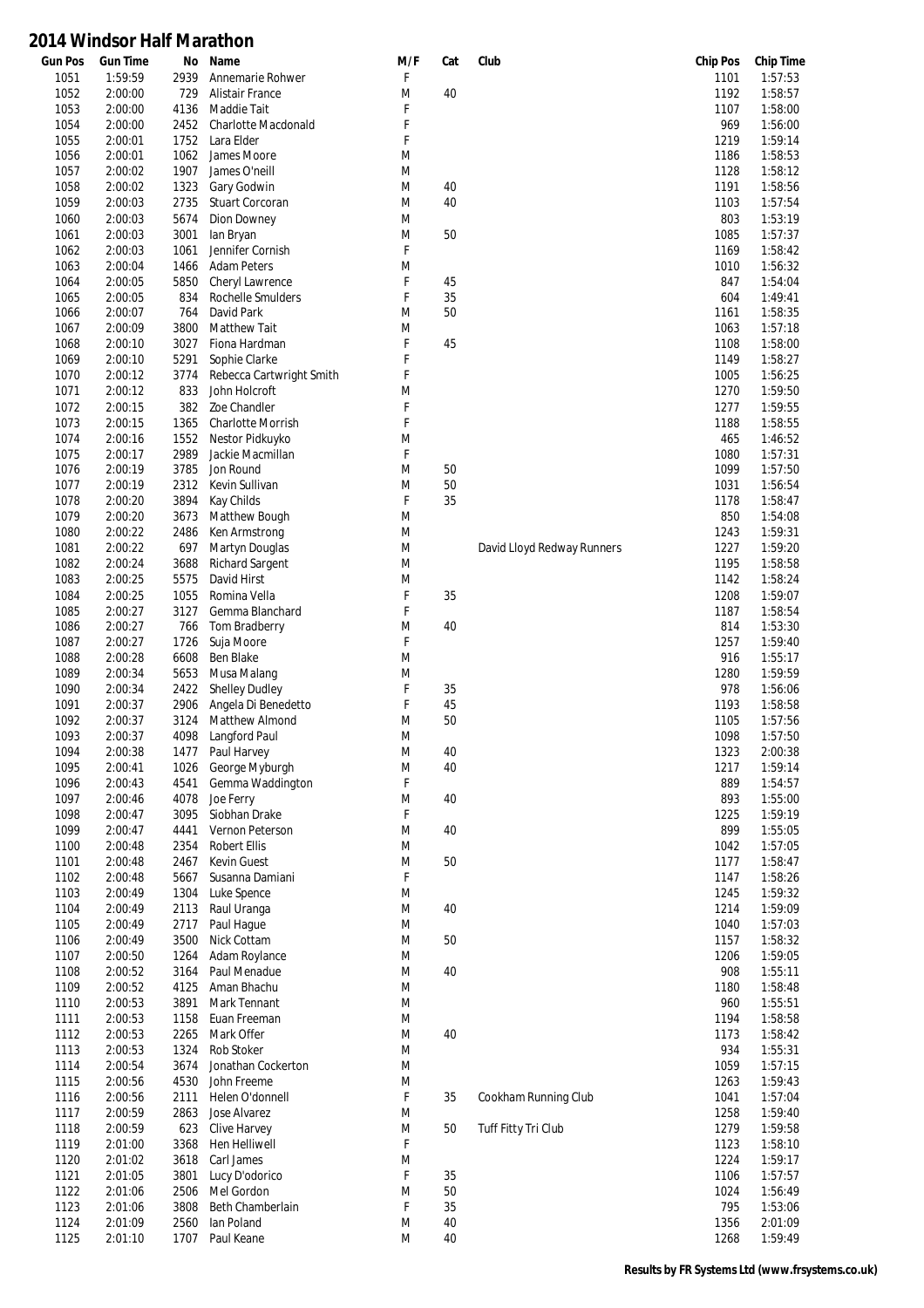# 2014 Windsor Half Marathon

| Gun Pos | Gun Time | No | Name | M/F | Cat | Club | Chip Pos | Chip Time |
|---|---|---|---|---|---|---|---|---|
| 1051 | 1:59:59 | 2939 | Annemarie Rohwer | F | | | 1101 | 1:57:53 |
| 1052 | 2:00:00 | 729 | Alistair France | M | 40 | | 1192 | 1:58:57 |
| 1053 | 2:00:00 | 4136 | Maddie Tait | F | | | 1107 | 1:58:00 |
| 1054 | 2:00:00 | 2452 | Charlotte Macdonald | F | | | 969 | 1:56:00 |
| 1055 | 2:00:01 | 1752 | Lara Elder | F | | | 1219 | 1:59:14 |
| 1056 | 2:00:01 | 1062 | James Moore | M | | | 1186 | 1:58:53 |
| 1057 | 2:00:02 | 1907 | James O'neill | M | | | 1128 | 1:58:12 |
| 1058 | 2:00:02 | 1323 | Gary Godwin | M | 40 | | 1191 | 1:58:56 |
| 1059 | 2:00:03 | 2735 | Stuart Corcoran | M | 40 | | 1103 | 1:57:54 |
| 1060 | 2:00:03 | 5674 | Dion Downey | M | | | 803 | 1:53:19 |
| 1061 | 2:00:03 | 3001 | Ian Bryan | M | 50 | | 1085 | 1:57:37 |
| 1062 | 2:00:03 | 1061 | Jennifer Cornish | F | | | 1169 | 1:58:42 |
| 1063 | 2:00:04 | 1466 | Adam Peters | M | | | 1010 | 1:56:32 |
| 1064 | 2:00:05 | 5850 | Cheryl Lawrence | F | 45 | | 847 | 1:54:04 |
| 1065 | 2:00:05 | 834 | Rochelle Smulders | F | 35 | | 604 | 1:49:41 |
| 1066 | 2:00:07 | 764 | David Park | M | 50 | | 1161 | 1:58:35 |
| 1067 | 2:00:09 | 3800 | Matthew Tait | M | | | 1063 | 1:57:18 |
| 1068 | 2:00:10 | 3027 | Fiona Hardman | F | 45 | | 1108 | 1:58:00 |
| 1069 | 2:00:10 | 5291 | Sophie Clarke | F | | | 1149 | 1:58:27 |
| 1070 | 2:00:12 | 3774 | Rebecca Cartwright Smith | F | | | 1005 | 1:56:25 |
| 1071 | 2:00:12 | 833 | John Holcroft | M | | | 1270 | 1:59:50 |
| 1072 | 2:00:15 | 382 | Zoe Chandler | F | | | 1277 | 1:59:55 |
| 1073 | 2:00:15 | 1365 | Charlotte Morrish | F | | | 1188 | 1:58:55 |
| 1074 | 2:00:16 | 1552 | Nestor Pidkuyko | M | | | 465 | 1:46:52 |
| 1075 | 2:00:17 | 2989 | Jackie Macmillan | F | | | 1080 | 1:57:31 |
| 1076 | 2:00:19 | 3785 | Jon Round | M | 50 | | 1099 | 1:57:50 |
| 1077 | 2:00:19 | 2312 | Kevin Sullivan | M | 50 | | 1031 | 1:56:54 |
| 1078 | 2:00:20 | 3894 | Kay Childs | F | 35 | | 1178 | 1:58:47 |
| 1079 | 2:00:20 | 3673 | Matthew Bough | M | | | 850 | 1:54:08 |
| 1080 | 2:00:22 | 2486 | Ken Armstrong | M | | | 1243 | 1:59:31 |
| 1081 | 2:00:22 | 697 | Martyn Douglas | M | | David Lloyd Redway Runners | 1227 | 1:59:20 |
| 1082 | 2:00:24 | 3688 | Richard Sargent | M | | | 1195 | 1:58:58 |
| 1083 | 2:00:25 | 5575 | David Hirst | M | | | 1142 | 1:58:24 |
| 1084 | 2:00:25 | 1055 | Romina Vella | F | 35 | | 1208 | 1:59:07 |
| 1085 | 2:00:27 | 3127 | Gemma Blanchard | F | | | 1187 | 1:58:54 |
| 1086 | 2:00:27 | 766 | Tom Bradberry | M | 40 | | 814 | 1:53:30 |
| 1087 | 2:00:27 | 1726 | Suja Moore | F | | | 1257 | 1:59:40 |
| 1088 | 2:00:28 | 6608 | Ben Blake | M | | | 916 | 1:55:17 |
| 1089 | 2:00:34 | 5653 | Musa Malang | M | | | 1280 | 1:59:59 |
| 1090 | 2:00:34 | 2422 | Shelley Dudley | F | 35 | | 978 | 1:56:06 |
| 1091 | 2:00:37 | 2906 | Angela Di Benedetto | F | 45 | | 1193 | 1:58:58 |
| 1092 | 2:00:37 | 3124 | Matthew Almond | M | 50 | | 1105 | 1:57:56 |
| 1093 | 2:00:37 | 4098 | Langford Paul | M | | | 1098 | 1:57:50 |
| 1094 | 2:00:38 | 1477 | Paul Harvey | M | 40 | | 1323 | 2:00:38 |
| 1095 | 2:00:41 | 1026 | George Myburgh | M | 40 | | 1217 | 1:59:14 |
| 1096 | 2:00:43 | 4541 | Gemma Waddington | F | | | 889 | 1:54:57 |
| 1097 | 2:00:46 | 4078 | Joe Ferry | M | 40 | | 893 | 1:55:00 |
| 1098 | 2:00:47 | 3095 | Siobhan Drake | F | | | 1225 | 1:59:19 |
| 1099 | 2:00:47 | 4441 | Vernon Peterson | M | 40 | | 899 | 1:55:05 |
| 1100 | 2:00:48 | 2354 | Robert Ellis | M | | | 1042 | 1:57:05 |
| 1101 | 2:00:48 | 2467 | Kevin Guest | M | 50 | | 1177 | 1:58:47 |
| 1102 | 2:00:48 | 5667 | Susanna Damiani | F | | | 1147 | 1:58:26 |
| 1103 | 2:00:49 | 1304 | Luke Spence | M | | | 1245 | 1:59:32 |
| 1104 | 2:00:49 | 2113 | Raul Uranga | M | 40 | | 1214 | 1:59:09 |
| 1105 | 2:00:49 | 2717 | Paul Hague | M | | | 1040 | 1:57:03 |
| 1106 | 2:00:49 | 3500 | Nick Cottam | M | 50 | | 1157 | 1:58:32 |
| 1107 | 2:00:50 | 1264 | Adam Roylance | M | | | 1206 | 1:59:05 |
| 1108 | 2:00:52 | 3164 | Paul Menadue | M | 40 | | 908 | 1:55:11 |
| 1109 | 2:00:52 | 4125 | Aman Bhachu | M | | | 1180 | 1:58:48 |
| 1110 | 2:00:53 | 3891 | Mark Tennant | M | | | 960 | 1:55:51 |
| 1111 | 2:00:53 | 1158 | Euan Freeman | M | | | 1194 | 1:58:58 |
| 1112 | 2:00:53 | 2265 | Mark Offer | M | 40 | | 1173 | 1:58:42 |
| 1113 | 2:00:53 | 1324 | Rob Stoker | M | | | 934 | 1:55:31 |
| 1114 | 2:00:54 | 3674 | Jonathan Cockerton | M | | | 1059 | 1:57:15 |
| 1115 | 2:00:56 | 4530 | John Freeme | M | | | 1263 | 1:59:43 |
| 1116 | 2:00:56 | 2111 | Helen O'donnell | F | 35 | Cookham Running Club | 1041 | 1:57:04 |
| 1117 | 2:00:59 | 2863 | Jose Alvarez | M | | | 1258 | 1:59:40 |
| 1118 | 2:00:59 | 623 | Clive Harvey | M | 50 | Tuff Fitty Tri Club | 1279 | 1:59:58 |
| 1119 | 2:01:00 | 3368 | Hen Helliwell | F | | | 1123 | 1:58:10 |
| 1120 | 2:01:02 | 3618 | Carl James | M | | | 1224 | 1:59:17 |
| 1121 | 2:01:05 | 3801 | Lucy D'odorico | F | 35 | | 1106 | 1:57:57 |
| 1122 | 2:01:06 | 2506 | Mel Gordon | M | 50 | | 1024 | 1:56:49 |
| 1123 | 2:01:06 | 3808 | Beth Chamberlain | F | 35 | | 795 | 1:53:06 |
| 1124 | 2:01:09 | 2560 | Ian Poland | M | 40 | | 1356 | 2:01:09 |
| 1125 | 2:01:10 | 1707 | Paul Keane | M | 40 | | 1268 | 1:59:49 |

**Results by FR Systems Ltd (www.frsystems.co.uk)**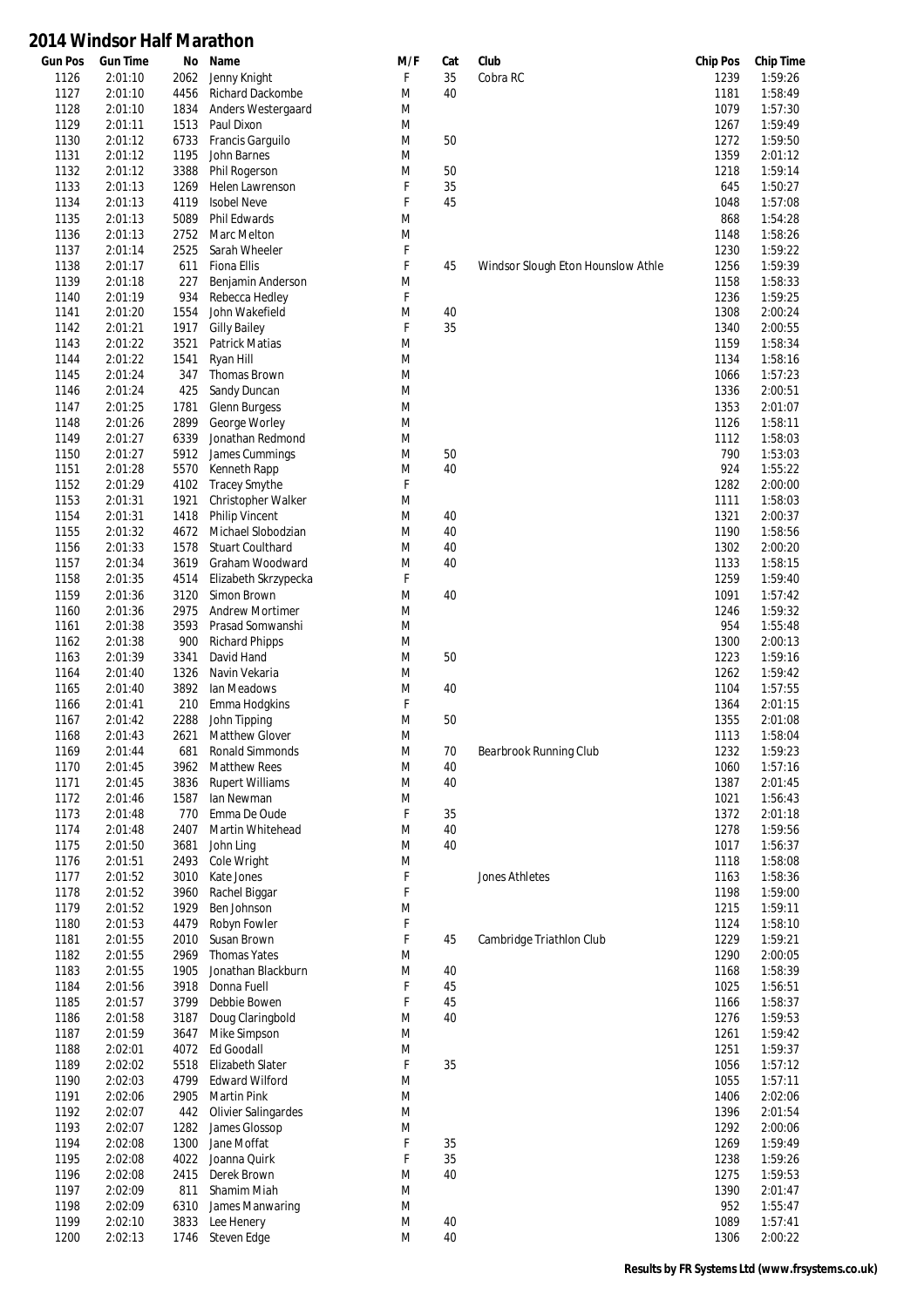# 2014 Windsor Half Marathon

| Gun Pos | Gun Time | No | Name | M/F | Cat | Club | Chip Pos | Chip Time |
|---|---|---|---|---|---|---|---|---|
| 1126 | 2:01:10 | 2062 | Jenny Knight | F | 35 | Cobra RC | 1239 | 1:59:26 |
| 1127 | 2:01:10 | 4456 | Richard Dackombe | M | 40 | | 1181 | 1:58:49 |
| 1128 | 2:01:10 | 1834 | Anders Westergaard | M | | | 1079 | 1:57:30 |
| 1129 | 2:01:11 | 1513 | Paul Dixon | M | | | 1267 | 1:59:49 |
| 1130 | 2:01:12 | 6733 | Francis Garguilo | M | 50 | | 1272 | 1:59:50 |
| 1131 | 2:01:12 | 1195 | John Barnes | M | | | 1359 | 2:01:12 |
| 1132 | 2:01:12 | 3388 | Phil Rogerson | M | 50 | | 1218 | 1:59:14 |
| 1133 | 2:01:13 | 1269 | Helen Lawrenson | F | 35 | | 645 | 1:50:27 |
| 1134 | 2:01:13 | 4119 | Isobel Neve | F | 45 | | 1048 | 1:57:08 |
| 1135 | 2:01:13 | 5089 | Phil Edwards | M | | | 868 | 1:54:28 |
| 1136 | 2:01:13 | 2752 | Marc Melton | M | | | 1148 | 1:58:26 |
| 1137 | 2:01:14 | 2525 | Sarah Wheeler | F | | | 1230 | 1:59:22 |
| 1138 | 2:01:17 | 611 | Fiona Ellis | F | 45 | Windsor Slough Eton Hounslow Athle | 1256 | 1:59:39 |
| 1139 | 2:01:18 | 227 | Benjamin Anderson | M | | | 1158 | 1:58:33 |
| 1140 | 2:01:19 | 934 | Rebecca Hedley | F | | | 1236 | 1:59:25 |
| 1141 | 2:01:20 | 1554 | John Wakefield | M | 40 | | 1308 | 2:00:24 |
| 1142 | 2:01:21 | 1917 | Gilly Bailey | F | 35 | | 1340 | 2:00:55 |
| 1143 | 2:01:22 | 3521 | Patrick Matias | M | | | 1159 | 1:58:34 |
| 1144 | 2:01:22 | 1541 | Ryan Hill | M | | | 1134 | 1:58:16 |
| 1145 | 2:01:24 | 347 | Thomas Brown | M | | | 1066 | 1:57:23 |
| 1146 | 2:01:24 | 425 | Sandy Duncan | M | | | 1336 | 2:00:51 |
| 1147 | 2:01:25 | 1781 | Glenn Burgess | M | | | 1353 | 2:01:07 |
| 1148 | 2:01:26 | 2899 | George Worley | M | | | 1126 | 1:58:11 |
| 1149 | 2:01:27 | 6339 | Jonathan Redmond | M | | | 1112 | 1:58:03 |
| 1150 | 2:01:27 | 5912 | James Cummings | M | 50 | | 790 | 1:53:03 |
| 1151 | 2:01:28 | 5570 | Kenneth Rapp | M | 40 | | 924 | 1:55:22 |
| 1152 | 2:01:29 | 4102 | Tracey Smythe | F | | | 1282 | 2:00:00 |
| 1153 | 2:01:31 | 1921 | Christopher Walker | M | | | 1111 | 1:58:03 |
| 1154 | 2:01:31 | 1418 | Philip Vincent | M | 40 | | 1321 | 2:00:37 |
| 1155 | 2:01:32 | 4672 | Michael Slobodzian | M | 40 | | 1190 | 1:58:56 |
| 1156 | 2:01:33 | 1578 | Stuart Coulthard | M | 40 | | 1302 | 2:00:20 |
| 1157 | 2:01:34 | 3619 | Graham Woodward | M | 40 | | 1133 | 1:58:15 |
| 1158 | 2:01:35 | 4514 | Elizabeth Skrzypecka | F | | | 1259 | 1:59:40 |
| 1159 | 2:01:36 | 3120 | Simon Brown | M | 40 | | 1091 | 1:57:42 |
| 1160 | 2:01:36 | 2975 | Andrew Mortimer | M | | | 1246 | 1:59:32 |
| 1161 | 2:01:38 | 3593 | Prasad Somwanshi | M | | | 954 | 1:55:48 |
| 1162 | 2:01:38 | 900 | Richard Phipps | M | | | 1300 | 2:00:13 |
| 1163 | 2:01:39 | 3341 | David Hand | M | 50 | | 1223 | 1:59:16 |
| 1164 | 2:01:40 | 1326 | Navin Vekaria | M | | | 1262 | 1:59:42 |
| 1165 | 2:01:40 | 3892 | Ian Meadows | M | 40 | | 1104 | 1:57:55 |
| 1166 | 2:01:41 | 210 | Emma Hodgkins | F | | | 1364 | 2:01:15 |
| 1167 | 2:01:42 | 2288 | John Tipping | M | 50 | | 1355 | 2:01:08 |
| 1168 | 2:01:43 | 2621 | Matthew Glover | M | | | 1113 | 1:58:04 |
| 1169 | 2:01:44 | 681 | Ronald Simmonds | M | 70 | Bearbrook Running Club | 1232 | 1:59:23 |
| 1170 | 2:01:45 | 3962 | Matthew Rees | M | 40 | | 1060 | 1:57:16 |
| 1171 | 2:01:45 | 3836 | Rupert Williams | M | 40 | | 1387 | 2:01:45 |
| 1172 | 2:01:46 | 1587 | Ian Newman | M | | | 1021 | 1:56:43 |
| 1173 | 2:01:48 | 770 | Emma De Oude | F | 35 | | 1372 | 2:01:18 |
| 1174 | 2:01:48 | 2407 | Martin Whitehead | M | 40 | | 1278 | 1:59:56 |
| 1175 | 2:01:50 | 3681 | John Ling | M | 40 | | 1017 | 1:56:37 |
| 1176 | 2:01:51 | 2493 | Cole Wright | M | | | 1118 | 1:58:08 |
| 1177 | 2:01:52 | 3010 | Kate Jones | F | | Jones Athletes | 1163 | 1:58:36 |
| 1178 | 2:01:52 | 3960 | Rachel Biggar | F | | | 1198 | 1:59:00 |
| 1179 | 2:01:52 | 1929 | Ben Johnson | M | | | 1215 | 1:59:11 |
| 1180 | 2:01:53 | 4479 | Robyn Fowler | F | | | 1124 | 1:58:10 |
| 1181 | 2:01:55 | 2010 | Susan Brown | F | 45 | Cambridge Triathlon Club | 1229 | 1:59:21 |
| 1182 | 2:01:55 | 2969 | Thomas Yates | M | | | 1290 | 2:00:05 |
| 1183 | 2:01:55 | 1905 | Jonathan Blackburn | M | 40 | | 1168 | 1:58:39 |
| 1184 | 2:01:56 | 3918 | Donna Fuell | F | 45 | | 1025 | 1:56:51 |
| 1185 | 2:01:57 | 3799 | Debbie Bowen | F | 45 | | 1166 | 1:58:37 |
| 1186 | 2:01:58 | 3187 | Doug Claringbold | M | 40 | | 1276 | 1:59:53 |
| 1187 | 2:01:59 | 3647 | Mike Simpson | M | | | 1261 | 1:59:42 |
| 1188 | 2:02:01 | 4072 | Ed Goodall | M | | | 1251 | 1:59:37 |
| 1189 | 2:02:02 | 5518 | Elizabeth Slater | F | 35 | | 1056 | 1:57:12 |
| 1190 | 2:02:03 | 4799 | Edward Wilford | M | | | 1055 | 1:57:11 |
| 1191 | 2:02:06 | 2905 | Martin Pink | M | | | 1406 | 2:02:06 |
| 1192 | 2:02:07 | 442 | Olivier Salingardes | M | | | 1396 | 2:01:54 |
| 1193 | 2:02:07 | 1282 | James Glossop | M | | | 1292 | 2:00:06 |
| 1194 | 2:02:08 | 1300 | Jane Moffat | F | 35 | | 1269 | 1:59:49 |
| 1195 | 2:02:08 | 4022 | Joanna Quirk | F | 35 | | 1238 | 1:59:26 |
| 1196 | 2:02:08 | 2415 | Derek Brown | M | 40 | | 1275 | 1:59:53 |
| 1197 | 2:02:09 | 811 | Shamim Miah | M | | | 1390 | 2:01:47 |
| 1198 | 2:02:09 | 6310 | James Manwaring | M | | | 952 | 1:55:47 |
| 1199 | 2:02:10 | 3833 | Lee Henery | M | 40 | | 1089 | 1:57:41 |
| 1200 | 2:02:13 | 1746 | Steven Edge | M | 40 | | 1306 | 2:00:22 |

**Results by FR Systems Ltd (www.frsystems.co.uk)**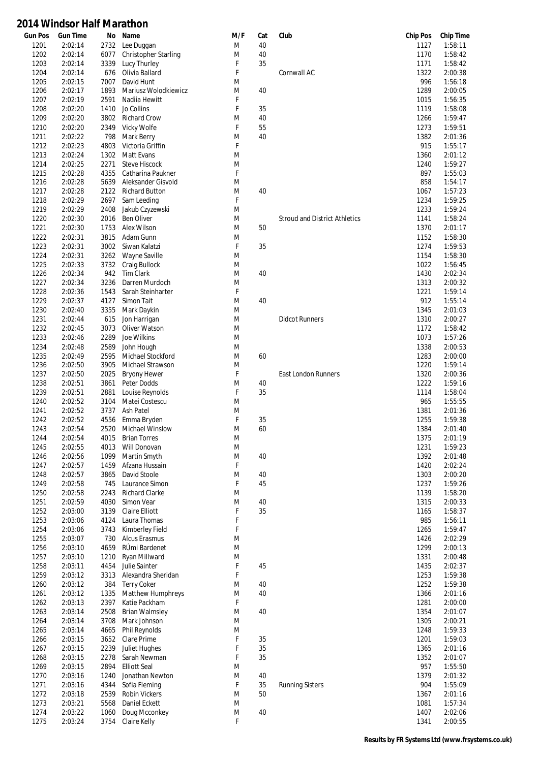# 2014 Windsor Half Marathon

| Gun Pos | Gun Time | No | Name | M/F | Cat | Club | Chip Pos | Chip Time |
|---|---|---|---|---|---|---|---|---|
| 1201 | 2:02:14 | 2732 | Lee Duggan | M | 40 | | 1127 | 1:58:11 |
| 1202 | 2:02:14 | 6077 | Christopher Starling | M | 40 | | 1170 | 1:58:42 |
| 1203 | 2:02:14 | 3339 | Lucy Thurley | F | 35 | | 1171 | 1:58:42 |
| 1204 | 2:02:14 | 676 | Olivia Ballard | F | | Cornwall AC | 1322 | 2:00:38 |
| 1205 | 2:02:15 | 7007 | David Hunt | M | | | 996 | 1:56:18 |
| 1206 | 2:02:17 | 1893 | Mariusz Wolodkiewicz | M | 40 | | 1289 | 2:00:05 |
| 1207 | 2:02:19 | 2591 | Nadiia Hewitt | F | | | 1015 | 1:56:35 |
| 1208 | 2:02:20 | 1410 | Jo Collins | F | 35 | | 1119 | 1:58:08 |
| 1209 | 2:02:20 | 3802 | Richard Crow | M | 40 | | 1266 | 1:59:47 |
| 1210 | 2:02:20 | 2349 | Vicky Wolfe | F | 55 | | 1273 | 1:59:51 |
| 1211 | 2:02:22 | 798 | Mark Berry | M | 40 | | 1382 | 2:01:36 |
| 1212 | 2:02:23 | 4803 | Victoria Griffin | F | | | 915 | 1:55:17 |
| 1213 | 2:02:24 | 1302 | Matt Evans | M | | | 1360 | 2:01:12 |
| 1214 | 2:02:25 | 2271 | Steve Hiscock | M | | | 1240 | 1:59:27 |
| 1215 | 2:02:28 | 4355 | Catharina Paukner | F | | | 897 | 1:55:03 |
| 1216 | 2:02:28 | 5639 | Aleksander Gisvold | M | | | 858 | 1:54:17 |
| 1217 | 2:02:28 | 2122 | Richard Button | M | 40 | | 1067 | 1:57:23 |
| 1218 | 2:02:29 | 2697 | Sam Leeding | F | | | 1234 | 1:59:25 |
| 1219 | 2:02:29 | 2408 | Jakub Czyzewski | M | | | 1233 | 1:59:24 |
| 1220 | 2:02:30 | 2016 | Ben Oliver | M | | Stroud and District Athletics | 1141 | 1:58:24 |
| 1221 | 2:02:30 | 1753 | Alex Wilson | M | 50 | | 1370 | 2:01:17 |
| 1222 | 2:02:31 | 3815 | Adam Gunn | M | | | 1152 | 1:58:30 |
| 1223 | 2:02:31 | 3002 | Siwan Kalatzi | F | 35 | | 1274 | 1:59:53 |
| 1224 | 2:02:31 | 3262 | Wayne Saville | M | | | 1154 | 1:58:30 |
| 1225 | 2:02:33 | 3732 | Craig Bullock | M | | | 1022 | 1:56:45 |
| 1226 | 2:02:34 | 942 | Tim Clark | M | 40 | | 1430 | 2:02:34 |
| 1227 | 2:02:34 | 3236 | Darren Murdoch | M | | | 1313 | 2:00:32 |
| 1228 | 2:02:36 | 1543 | Sarah Steinharter | F | | | 1221 | 1:59:14 |
| 1229 | 2:02:37 | 4127 | Simon Tait | M | 40 | | 912 | 1:55:14 |
| 1230 | 2:02:40 | 3355 | Mark Daykin | M | | | 1345 | 2:01:03 |
| 1231 | 2:02:44 | 615 | Jon Harrigan | M | | Didcot Runners | 1310 | 2:00:27 |
| 1232 | 2:02:45 | 3073 | Oliver Watson | M | | | 1172 | 1:58:42 |
| 1233 | 2:02:46 | 2289 | Joe Wilkins | M | | | 1073 | 1:57:26 |
| 1234 | 2:02:48 | 2589 | John Hough | M | | | 1338 | 2:00:53 |
| 1235 | 2:02:49 | 2595 | Michael Stockford | M | 60 | | 1283 | 2:00:00 |
| 1236 | 2:02:50 | 3905 | Michael Strawson | M | | | 1220 | 1:59:14 |
| 1237 | 2:02:50 | 2025 | Bryony Hewer | F | | East London Runners | 1320 | 2:00:36 |
| 1238 | 2:02:51 | 3861 | Peter Dodds | M | 40 | | 1222 | 1:59:16 |
| 1239 | 2:02:51 | 2881 | Louise Reynolds | F | 35 | | 1114 | 1:58:04 |
| 1240 | 2:02:52 | 3104 | Matei Costescu | M | | | 965 | 1:55:55 |
| 1241 | 2:02:52 | 3737 | Ash Patel | M | | | 1381 | 2:01:36 |
| 1242 | 2:02:52 | 4556 | Emma Bryden | F | 35 | | 1255 | 1:59:38 |
| 1243 | 2:02:54 | 2520 | Michael Winslow | M | 60 | | 1384 | 2:01:40 |
| 1244 | 2:02:54 | 4015 | Brian Torres | M | | | 1375 | 2:01:19 |
| 1245 | 2:02:55 | 4013 | Will Donovan | M | | | 1231 | 1:59:23 |
| 1246 | 2:02:56 | 1099 | Martin Smyth | M | 40 | | 1392 | 2:01:48 |
| 1247 | 2:02:57 | 1459 | Afzana Hussain | F | | | 1420 | 2:02:24 |
| 1248 | 2:02:57 | 3865 | David Stoole | M | 40 | | 1303 | 2:00:20 |
| 1249 | 2:02:58 | 745 | Laurance Simon | F | 45 | | 1237 | 1:59:26 |
| 1250 | 2:02:58 | 2243 | Richard Clarke | M | | | 1139 | 1:58:20 |
| 1251 | 2:02:59 | 4030 | Simon Vear | M | 40 | | 1315 | 2:00:33 |
| 1252 | 2:03:00 | 3139 | Claire Elliott | F | 35 | | 1165 | 1:58:37 |
| 1253 | 2:03:06 | 4124 | Laura Thomas | F | | | 985 | 1:56:11 |
| 1254 | 2:03:06 | 3743 | Kimberley Field | F | | | 1265 | 1:59:47 |
| 1255 | 2:03:07 | 730 | Alcus Erasmus | M | | | 1426 | 2:02:29 |
| 1256 | 2:03:10 | 4659 | RÚmi Bardenet | M | | | 1299 | 2:00:13 |
| 1257 | 2:03:10 | 1210 | Ryan Millward | M | | | 1331 | 2:00:48 |
| 1258 | 2:03:11 | 4454 | Julie Sainter | F | 45 | | 1435 | 2:02:37 |
| 1259 | 2:03:12 | 3313 | Alexandra Sheridan | F | | | 1253 | 1:59:38 |
| 1260 | 2:03:12 | 384 | Terry Coker | M | 40 | | 1252 | 1:59:38 |
| 1261 | 2:03:12 | 1335 | Matthew Humphreys | M | 40 | | 1366 | 2:01:16 |
| 1262 | 2:03:13 | 2397 | Katie Packham | F | | | 1281 | 2:00:00 |
| 1263 | 2:03:14 | 2508 | Brian Walmsley | M | 40 | | 1354 | 2:01:07 |
| 1264 | 2:03:14 | 3708 | Mark Johnson | M | | | 1305 | 2:00:21 |
| 1265 | 2:03:14 | 4665 | Phil Reynolds | M | | | 1248 | 1:59:33 |
| 1266 | 2:03:15 | 3652 | Clare Prime | F | 35 | | 1201 | 1:59:03 |
| 1267 | 2:03:15 | 2239 | Juliet Hughes | F | 35 | | 1365 | 2:01:16 |
| 1268 | 2:03:15 | 2278 | Sarah Newman | F | 35 | | 1352 | 2:01:07 |
| 1269 | 2:03:15 | 2894 | Elliott Seal | M | | | 957 | 1:55:50 |
| 1270 | 2:03:16 | 1240 | Jonathan Newton | M | 40 | | 1379 | 2:01:32 |
| 1271 | 2:03:16 | 4344 | Sofia Fleming | F | 35 | Running Sisters | 904 | 1:55:09 |
| 1272 | 2:03:18 | 2539 | Robin Vickers | M | 50 | | 1367 | 2:01:16 |
| 1273 | 2:03:21 | 5568 | Daniel Eckett | M | | | 1081 | 1:57:34 |
| 1274 | 2:03:22 | 1060 | Doug Mcconkey | M | 40 | | 1407 | 2:02:06 |
| 1275 | 2:03:24 | 3754 | Claire Kelly | F | | | 1341 | 2:00:55 |

**Results by FR Systems Ltd (www.frsystems.co.uk)**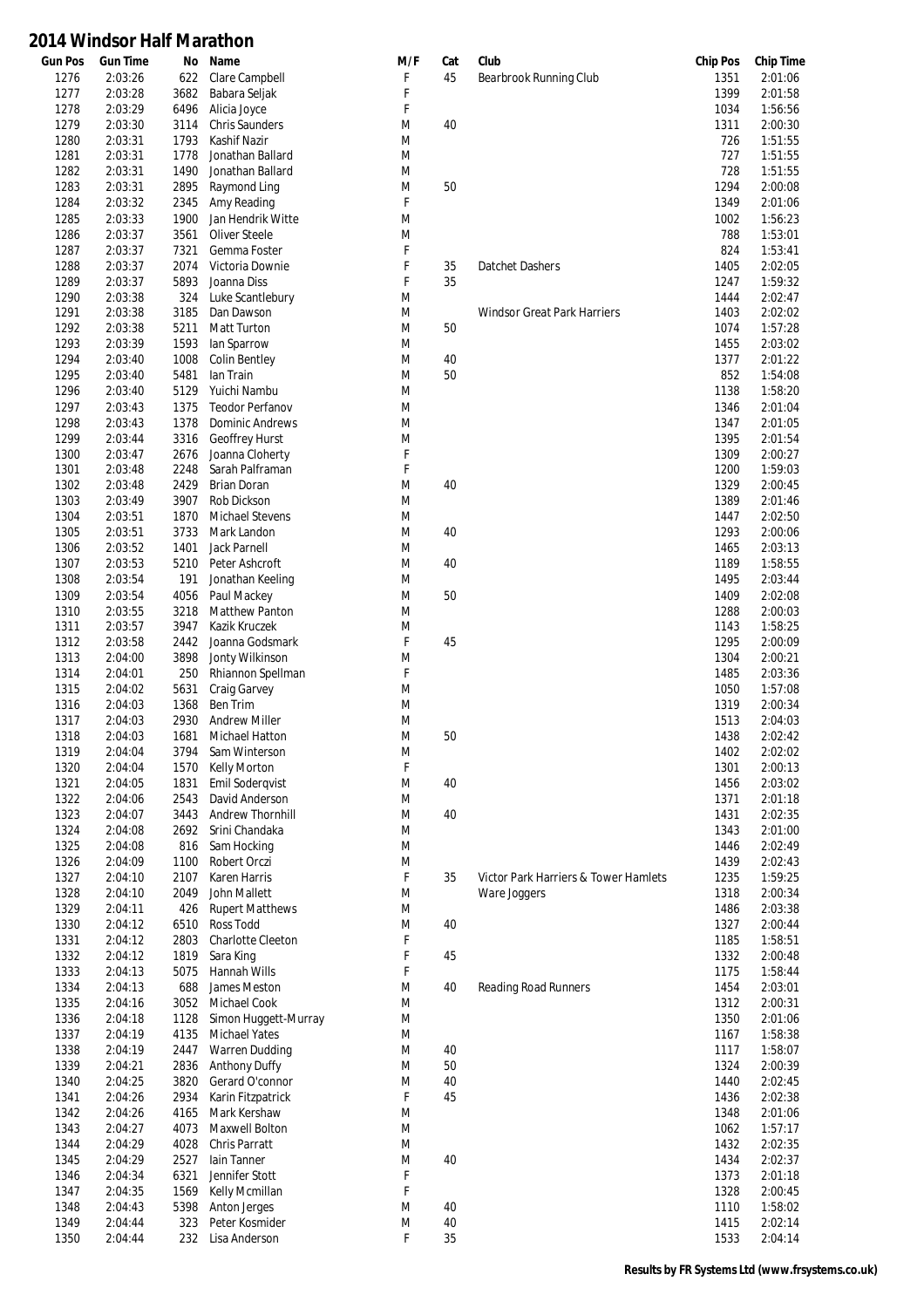# 2014 Windsor Half Marathon

| Gun Pos | Gun Time | No | Name | M/F | Cat | Club | Chip Pos | Chip Time |
|---|---|---|---|---|---|---|---|---|
| 1276 | 2:03:26 | 622 | Clare Campbell | F | 45 | Bearbrook Running Club | 1351 | 2:01:06 |
| 1277 | 2:03:28 | 3682 | Babara Seljak | F | | | 1399 | 2:01:58 |
| 1278 | 2:03:29 | 6496 | Alicia Joyce | F | | | 1034 | 1:56:56 |
| 1279 | 2:03:30 | 3114 | Chris Saunders | M | 40 | | 1311 | 2:00:30 |
| 1280 | 2:03:31 | 1793 | Kashif Nazir | M | | | 726 | 1:51:55 |
| 1281 | 2:03:31 | 1778 | Jonathan Ballard | M | | | 727 | 1:51:55 |
| 1282 | 2:03:31 | 1490 | Jonathan Ballard | M | | | 728 | 1:51:55 |
| 1283 | 2:03:31 | 2895 | Raymond Ling | M | 50 | | 1294 | 2:00:08 |
| 1284 | 2:03:32 | 2345 | Amy Reading | F | | | 1349 | 2:01:06 |
| 1285 | 2:03:33 | 1900 | Jan Hendrik Witte | M | | | 1002 | 1:56:23 |
| 1286 | 2:03:37 | 3561 | Oliver Steele | M | | | 788 | 1:53:01 |
| 1287 | 2:03:37 | 7321 | Gemma Foster | F | | | 824 | 1:53:41 |
| 1288 | 2:03:37 | 2074 | Victoria Downie | F | 35 | Datchet Dashers | 1405 | 2:02:05 |
| 1289 | 2:03:37 | 5893 | Joanna Diss | F | 35 | | 1247 | 1:59:32 |
| 1290 | 2:03:38 | 324 | Luke Scantlebury | M | | | 1444 | 2:02:47 |
| 1291 | 2:03:38 | 3185 | Dan Dawson | M | | Windsor Great Park Harriers | 1403 | 2:02:02 |
| 1292 | 2:03:38 | 5211 | Matt Turton | M | 50 | | 1074 | 1:57:28 |
| 1293 | 2:03:39 | 1593 | Ian Sparrow | M | | | 1455 | 2:03:02 |
| 1294 | 2:03:40 | 1008 | Colin Bentley | M | 40 | | 1377 | 2:01:22 |
| 1295 | 2:03:40 | 5481 | Ian Train | M | 50 | | 852 | 1:54:08 |
| 1296 | 2:03:40 | 5129 | Yuichi Nambu | M | | | 1138 | 1:58:20 |
| 1297 | 2:03:43 | 1375 | Teodor Perfanov | M | | | 1346 | 2:01:04 |
| 1298 | 2:03:43 | 1378 | Dominic Andrews | M | | | 1347 | 2:01:05 |
| 1299 | 2:03:44 | 3316 | Geoffrey Hurst | M | | | 1395 | 2:01:54 |
| 1300 | 2:03:47 | 2676 | Joanna Cloherty | F | | | 1309 | 2:00:27 |
| 1301 | 2:03:48 | 2248 | Sarah Palframan | F | | | 1200 | 1:59:03 |
| 1302 | 2:03:48 | 2429 | Brian Doran | M | 40 | | 1329 | 2:00:45 |
| 1303 | 2:03:49 | 3907 | Rob Dickson | M | | | 1389 | 2:01:46 |
| 1304 | 2:03:51 | 1870 | Michael Stevens | M | | | 1447 | 2:02:50 |
| 1305 | 2:03:51 | 3733 | Mark Landon | M | 40 | | 1293 | 2:00:06 |
| 1306 | 2:03:52 | 1401 | Jack Parnell | M | | | 1465 | 2:03:13 |
| 1307 | 2:03:53 | 5210 | Peter Ashcroft | M | 40 | | 1189 | 1:58:55 |
| 1308 | 2:03:54 | 191 | Jonathan Keeling | M | | | 1495 | 2:03:44 |
| 1309 | 2:03:54 | 4056 | Paul Mackey | M | 50 | | 1409 | 2:02:08 |
| 1310 | 2:03:55 | 3218 | Matthew Panton | M | | | 1288 | 2:00:03 |
| 1311 | 2:03:57 | 3947 | Kazik Kruczek | M | | | 1143 | 1:58:25 |
| 1312 | 2:03:58 | 2442 | Joanna Godsmark | F | 45 | | 1295 | 2:00:09 |
| 1313 | 2:04:00 | 3898 | Jonty Wilkinson | M | | | 1304 | 2:00:21 |
| 1314 | 2:04:01 | 250 | Rhiannon Spellman | F | | | 1485 | 2:03:36 |
| 1315 | 2:04:02 | 5631 | Craig Garvey | M | | | 1050 | 1:57:08 |
| 1316 | 2:04:03 | 1368 | Ben Trim | M | | | 1319 | 2:00:34 |
| 1317 | 2:04:03 | 2930 | Andrew Miller | M | | | 1513 | 2:04:03 |
| 1318 | 2:04:03 | 1681 | Michael Hatton | M | 50 | | 1438 | 2:02:42 |
| 1319 | 2:04:04 | 3794 | Sam Winterson | M | | | 1402 | 2:02:02 |
| 1320 | 2:04:04 | 1570 | Kelly Morton | F | | | 1301 | 2:00:13 |
| 1321 | 2:04:05 | 1831 | Emil Soderqvist | M | 40 | | 1456 | 2:03:02 |
| 1322 | 2:04:06 | 2543 | David Anderson | M | | | 1371 | 2:01:18 |
| 1323 | 2:04:07 | 3443 | Andrew Thornhill | M | 40 | | 1431 | 2:02:35 |
| 1324 | 2:04:08 | 2692 | Srini Chandaka | M | | | 1343 | 2:01:00 |
| 1325 | 2:04:08 | 816 | Sam Hocking | M | | | 1446 | 2:02:49 |
| 1326 | 2:04:09 | 1100 | Robert Orczi | M | | | 1439 | 2:02:43 |
| 1327 | 2:04:10 | 2107 | Karen Harris | F | 35 | Victor Park Harriers & Tower Hamlets | 1235 | 1:59:25 |
| 1328 | 2:04:10 | 2049 | John Mallett | M | | Ware Joggers | 1318 | 2:00:34 |
| 1329 | 2:04:11 | 426 | Rupert Matthews | M | | | 1486 | 2:03:38 |
| 1330 | 2:04:12 | 6510 | Ross Todd | M | 40 | | 1327 | 2:00:44 |
| 1331 | 2:04:12 | 2803 | Charlotte Cleeton | F | | | 1185 | 1:58:51 |
| 1332 | 2:04:12 | 1819 | Sara King | F | 45 | | 1332 | 2:00:48 |
| 1333 | 2:04:13 | 5075 | Hannah Wills | F | | | 1175 | 1:58:44 |
| 1334 | 2:04:13 | 688 | James Meston | M | 40 | Reading Road Runners | 1454 | 2:03:01 |
| 1335 | 2:04:16 | 3052 | Michael Cook | M | | | 1312 | 2:00:31 |
| 1336 | 2:04:18 | 1128 | Simon Huggett-Murray | M | | | 1350 | 2:01:06 |
| 1337 | 2:04:19 | 4135 | Michael Yates | M | | | 1167 | 1:58:38 |
| 1338 | 2:04:19 | 2447 | Warren Dudding | M | 40 | | 1117 | 1:58:07 |
| 1339 | 2:04:21 | 2836 | Anthony Duffy | M | 50 | | 1324 | 2:00:39 |
| 1340 | 2:04:25 | 3820 | Gerard O'connor | M | 40 | | 1440 | 2:02:45 |
| 1341 | 2:04:26 | 2934 | Karin Fitzpatrick | F | 45 | | 1436 | 2:02:38 |
| 1342 | 2:04:26 | 4165 | Mark Kershaw | M | | | 1348 | 2:01:06 |
| 1343 | 2:04:27 | 4073 | Maxwell Bolton | M | | | 1062 | 1:57:17 |
| 1344 | 2:04:29 | 4028 | Chris Parratt | M | | | 1432 | 2:02:35 |
| 1345 | 2:04:29 | 2527 | Iain Tanner | M | 40 | | 1434 | 2:02:37 |
| 1346 | 2:04:34 | 6321 | Jennifer Stott | F | | | 1373 | 2:01:18 |
| 1347 | 2:04:35 | 1569 | Kelly Mcmillan | F | | | 1328 | 2:00:45 |
| 1348 | 2:04:43 | 5398 | Anton Jerges | M | 40 | | 1110 | 1:58:02 |
| 1349 | 2:04:44 | 323 | Peter Kosmider | M | 40 | | 1415 | 2:02:14 |
| 1350 | 2:04:44 | 232 | Lisa Anderson | F | 35 | | 1533 | 2:04:14 |

**Results by FR Systems Ltd (www.frsystems.co.uk)**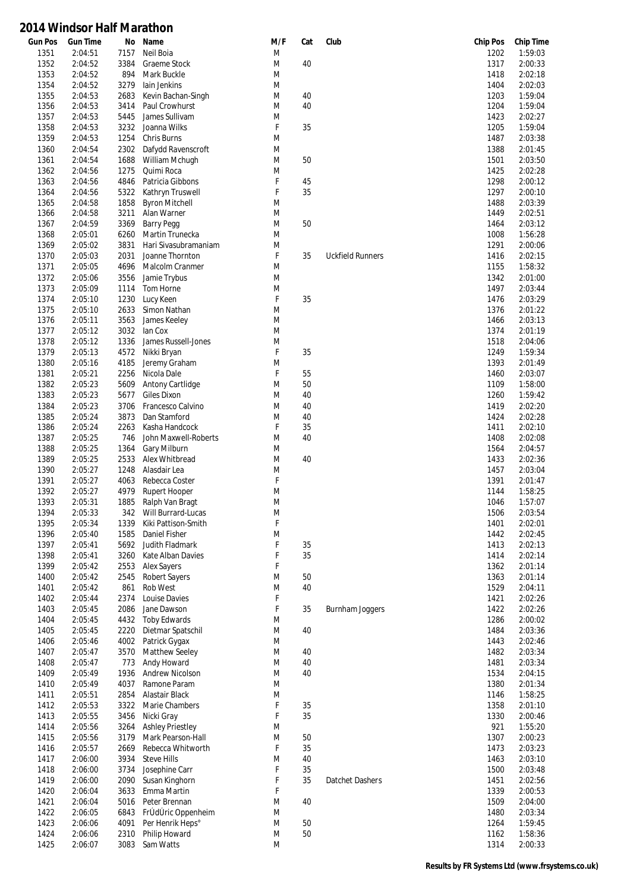# 2014 Windsor Half Marathon

| Gun Pos | Gun Time | No | Name | M/F | Cat | Club | Chip Pos | Chip Time |
|---|---|---|---|---|---|---|---|---|
| 1351 | 2:04:51 | 7157 | Neil Boia | M | | | 1202 | 1:59:03 |
| 1352 | 2:04:52 | 3384 | Graeme Stock | M | 40 | | 1317 | 2:00:33 |
| 1353 | 2:04:52 | 894 | Mark Buckle | M | | | 1418 | 2:02:18 |
| 1354 | 2:04:52 | 3279 | Iain Jenkins | M | | | 1404 | 2:02:03 |
| 1355 | 2:04:53 | 2683 | Kevin Bachan-Singh | M | 40 | | 1203 | 1:59:04 |
| 1356 | 2:04:53 | 3414 | Paul Crowhurst | M | 40 | | 1204 | 1:59:04 |
| 1357 | 2:04:53 | 5445 | James Sullivam | M | | | 1423 | 2:02:27 |
| 1358 | 2:04:53 | 3232 | Joanna Wilks | F | 35 | | 1205 | 1:59:04 |
| 1359 | 2:04:53 | 1254 | Chris Burns | M | | | 1487 | 2:03:38 |
| 1360 | 2:04:54 | 2302 | Dafydd Ravenscroft | M | | | 1388 | 2:01:45 |
| 1361 | 2:04:54 | 1688 | William Mchugh | M | 50 | | 1501 | 2:03:50 |
| 1362 | 2:04:56 | 1275 | Quimi Roca | M | | | 1425 | 2:02:28 |
| 1363 | 2:04:56 | 4846 | Patricia Gibbons | F | 45 | | 1298 | 2:00:12 |
| 1364 | 2:04:56 | 5322 | Kathryn Truswell | F | 35 | | 1297 | 2:00:10 |
| 1365 | 2:04:58 | 1858 | Byron Mitchell | M | | | 1488 | 2:03:39 |
| 1366 | 2:04:58 | 3211 | Alan Warner | M | | | 1449 | 2:02:51 |
| 1367 | 2:04:59 | 3369 | Barry Pegg | M | 50 | | 1464 | 2:03:12 |
| 1368 | 2:05:01 | 6260 | Martin Trunecka | M | | | 1008 | 1:56:28 |
| 1369 | 2:05:02 | 3831 | Hari Sivasubramaniam | M | | | 1291 | 2:00:06 |
| 1370 | 2:05:03 | 2031 | Joanne Thornton | F | 35 | Uckfield Runners | 1416 | 2:02:15 |
| 1371 | 2:05:05 | 4696 | Malcolm Cranmer | M | | | 1155 | 1:58:32 |
| 1372 | 2:05:06 | 3556 | Jamie Trybus | M | | | 1342 | 2:01:00 |
| 1373 | 2:05:09 | 1114 | Tom Horne | M | | | 1497 | 2:03:44 |
| 1374 | 2:05:10 | 1230 | Lucy Keen | F | 35 | | 1476 | 2:03:29 |
| 1375 | 2:05:10 | 2633 | Simon Nathan | M | | | 1376 | 2:01:22 |
| 1376 | 2:05:11 | 3563 | James Keeley | M | | | 1466 | 2:03:13 |
| 1377 | 2:05:12 | 3032 | Ian Cox | M | | | 1374 | 2:01:19 |
| 1378 | 2:05:12 | 1336 | James Russell-Jones | M | | | 1518 | 2:04:06 |
| 1379 | 2:05:13 | 4572 | Nikki Bryan | F | 35 | | 1249 | 1:59:34 |
| 1380 | 2:05:16 | 4185 | Jeremy Graham | M | | | 1393 | 2:01:49 |
| 1381 | 2:05:21 | 2256 | Nicola Dale | F | 55 | | 1460 | 2:03:07 |
| 1382 | 2:05:23 | 5609 | Antony Cartlidge | M | 50 | | 1109 | 1:58:00 |
| 1383 | 2:05:23 | 5677 | Giles Dixon | M | 40 | | 1260 | 1:59:42 |
| 1384 | 2:05:23 | 3706 | Francesco Calvino | M | 40 | | 1419 | 2:02:20 |
| 1385 | 2:05:24 | 3873 | Dan Stamford | M | 40 | | 1424 | 2:02:28 |
| 1386 | 2:05:24 | 2263 | Kasha Handcock | F | 35 | | 1411 | 2:02:10 |
| 1387 | 2:05:25 | 746 | John Maxwell-Roberts | M | 40 | | 1408 | 2:02:08 |
| 1388 | 2:05:25 | 1364 | Gary Milburn | M | | | 1564 | 2:04:57 |
| 1389 | 2:05:25 | 2533 | Alex Whitbread | M | 40 | | 1433 | 2:02:36 |
| 1390 | 2:05:27 | 1248 | Alasdair Lea | M | | | 1457 | 2:03:04 |
| 1391 | 2:05:27 | 4063 | Rebecca Coster | F | | | 1391 | 2:01:47 |
| 1392 | 2:05:27 | 4979 | Rupert Hooper | M | | | 1144 | 1:58:25 |
| 1393 | 2:05:31 | 1885 | Ralph Van Bragt | M | | | 1046 | 1:57:07 |
| 1394 | 2:05:33 | 342 | Will Burrard-Lucas | M | | | 1506 | 2:03:54 |
| 1395 | 2:05:34 | 1339 | Kiki Pattison-Smith | F | | | 1401 | 2:02:01 |
| 1396 | 2:05:40 | 1585 | Daniel Fisher | M | | | 1442 | 2:02:45 |
| 1397 | 2:05:41 | 5692 | Judith Fladmark | F | 35 | | 1413 | 2:02:13 |
| 1398 | 2:05:41 | 3260 | Kate Alban Davies | F | 35 | | 1414 | 2:02:14 |
| 1399 | 2:05:42 | 2553 | Alex Sayers | F | | | 1362 | 2:01:14 |
| 1400 | 2:05:42 | 2545 | Robert Sayers | M | 50 | | 1363 | 2:01:14 |
| 1401 | 2:05:42 | 861 | Rob West | M | 40 | | 1529 | 2:04:11 |
| 1402 | 2:05:44 | 2374 | Louise Davies | F | | | 1421 | 2:02:26 |
| 1403 | 2:05:45 | 2086 | Jane Dawson | F | 35 | Burnham Joggers | 1422 | 2:02:26 |
| 1404 | 2:05:45 | 4432 | Toby Edwards | M | | | 1286 | 2:00:02 |
| 1405 | 2:05:45 | 2220 | Dietmar Spatschil | M | 40 | | 1484 | 2:03:36 |
| 1406 | 2:05:46 | 4002 | Patrick Gygax | M | | | 1443 | 2:02:46 |
| 1407 | 2:05:47 | 3570 | Matthew Seeley | M | 40 | | 1482 | 2:03:34 |
| 1408 | 2:05:47 | 773 | Andy Howard | M | 40 | | 1481 | 2:03:34 |
| 1409 | 2:05:49 | 1936 | Andrew Nicolson | M | 40 | | 1534 | 2:04:15 |
| 1410 | 2:05:49 | 4037 | Ramone Param | M | | | 1380 | 2:01:34 |
| 1411 | 2:05:51 | 2854 | Alastair Black | M | | | 1146 | 1:58:25 |
| 1412 | 2:05:53 | 3322 | Marie Chambers | F | 35 | | 1358 | 2:01:10 |
| 1413 | 2:05:55 | 3456 | Nicki Gray | F | 35 | | 1330 | 2:00:46 |
| 1414 | 2:05:56 | 3264 | Ashley Priestley | M | | | 921 | 1:55:20 |
| 1415 | 2:05:56 | 3179 | Mark Pearson-Hall | M | 50 | | 1307 | 2:00:23 |
| 1416 | 2:05:57 | 2669 | Rebecca Whitworth | F | 35 | | 1473 | 2:03:23 |
| 1417 | 2:06:00 | 3934 | Steve Hills | M | 40 | | 1463 | 2:03:10 |
| 1418 | 2:06:00 | 3734 | Josephine Carr | F | 35 | | 1500 | 2:03:48 |
| 1419 | 2:06:00 | 2090 | Susan Kinghorn | F | 35 | Datchet Dashers | 1451 | 2:02:56 |
| 1420 | 2:06:04 | 3633 | Emma Martin | F | | | 1339 | 2:00:53 |
| 1421 | 2:06:04 | 5016 | Peter Brennan | M | 40 | | 1509 | 2:04:00 |
| 1422 | 2:06:05 | 6843 | FrÚdÚric Oppenheim | M | | | 1480 | 2:03:34 |
| 1423 | 2:06:06 | 4091 | Per Henrik Heps° | M | 50 | | 1264 | 1:59:45 |
| 1424 | 2:06:06 | 2310 | Philip Howard | M | 50 | | 1162 | 1:58:36 |
| 1425 | 2:06:07 | 3083 | Sam Watts | M | | | 1314 | 2:00:33 |

**Results by FR Systems Ltd (www.frsystems.co.uk)**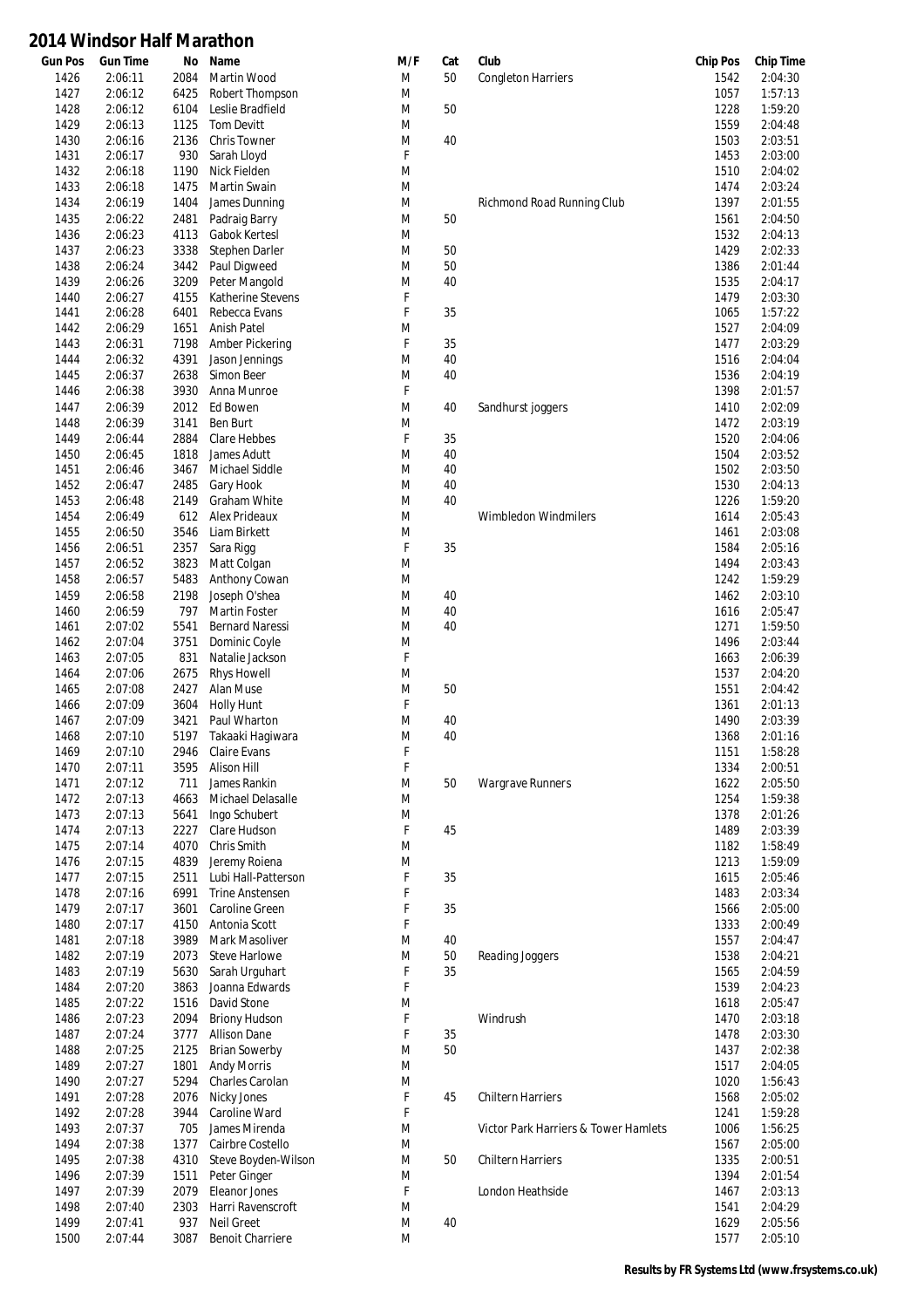# 2014 Windsor Half Marathon

| Gun Pos | Gun Time | No | Name | M/F | Cat | Club | Chip Pos | Chip Time |
|---|---|---|---|---|---|---|---|---|
| 1426 | 2:06:11 | 2084 | Martin Wood | M | 50 | Congleton Harriers | 1542 | 2:04:30 |
| 1427 | 2:06:12 | 6425 | Robert Thompson | M | | | 1057 | 1:57:13 |
| 1428 | 2:06:12 | 6104 | Leslie Bradfield | M | 50 | | 1228 | 1:59:20 |
| 1429 | 2:06:13 | 1125 | Tom Devitt | M | | | 1559 | 2:04:48 |
| 1430 | 2:06:16 | 2136 | Chris Towner | M | 40 | | 1503 | 2:03:51 |
| 1431 | 2:06:17 | 930 | Sarah Lloyd | F | | | 1453 | 2:03:00 |
| 1432 | 2:06:18 | 1190 | Nick Fielden | M | | | 1510 | 2:04:02 |
| 1433 | 2:06:18 | 1475 | Martin Swain | M | | | 1474 | 2:03:24 |
| 1434 | 2:06:19 | 1404 | James Dunning | M | | Richmond Road Running Club | 1397 | 2:01:55 |
| 1435 | 2:06:22 | 2481 | Padraig Barry | M | 50 | | 1561 | 2:04:50 |
| 1436 | 2:06:23 | 4113 | Gabok Kertesl | M | | | 1532 | 2:04:13 |
| 1437 | 2:06:23 | 3338 | Stephen Darler | M | 50 | | 1429 | 2:02:33 |
| 1438 | 2:06:24 | 3442 | Paul Digweed | M | 50 | | 1386 | 2:01:44 |
| 1439 | 2:06:26 | 3209 | Peter Mangold | M | 40 | | 1535 | 2:04:17 |
| 1440 | 2:06:27 | 4155 | Katherine Stevens | F | | | 1479 | 2:03:30 |
| 1441 | 2:06:28 | 6401 | Rebecca Evans | F | 35 | | 1065 | 1:57:22 |
| 1442 | 2:06:29 | 1651 | Anish Patel | M | | | 1527 | 2:04:09 |
| 1443 | 2:06:31 | 7198 | Amber Pickering | F | 35 | | 1477 | 2:03:29 |
| 1444 | 2:06:32 | 4391 | Jason Jennings | M | 40 | | 1516 | 2:04:04 |
| 1445 | 2:06:37 | 2638 | Simon Beer | M | 40 | | 1536 | 2:04:19 |
| 1446 | 2:06:38 | 3930 | Anna Munroe | F | | | 1398 | 2:01:57 |
| 1447 | 2:06:39 | 2012 | Ed Bowen | M | 40 | Sandhurst joggers | 1410 | 2:02:09 |
| 1448 | 2:06:39 | 3141 | Ben Burt | M | | | 1472 | 2:03:19 |
| 1449 | 2:06:44 | 2884 | Clare Hebbes | F | 35 | | 1520 | 2:04:06 |
| 1450 | 2:06:45 | 1818 | James Adutt | M | 40 | | 1504 | 2:03:52 |
| 1451 | 2:06:46 | 3467 | Michael Siddle | M | 40 | | 1502 | 2:03:50 |
| 1452 | 2:06:47 | 2485 | Gary Hook | M | 40 | | 1530 | 2:04:13 |
| 1453 | 2:06:48 | 2149 | Graham White | M | 40 | | 1226 | 1:59:20 |
| 1454 | 2:06:49 | 612 | Alex Prideaux | M | | Wimbledon Windmilers | 1614 | 2:05:43 |
| 1455 | 2:06:50 | 3546 | Liam Birkett | M | | | 1461 | 2:03:08 |
| 1456 | 2:06:51 | 2357 | Sara Rigg | F | 35 | | 1584 | 2:05:16 |
| 1457 | 2:06:52 | 3823 | Matt Colgan | M | | | 1494 | 2:03:43 |
| 1458 | 2:06:57 | 5483 | Anthony Cowan | M | | | 1242 | 1:59:29 |
| 1459 | 2:06:58 | 2198 | Joseph O'shea | M | 40 | | 1462 | 2:03:10 |
| 1460 | 2:06:59 | 797 | Martin Foster | M | 40 | | 1616 | 2:05:47 |
| 1461 | 2:07:02 | 5541 | Bernard Naressi | M | 40 | | 1271 | 1:59:50 |
| 1462 | 2:07:04 | 3751 | Dominic Coyle | M | | | 1496 | 2:03:44 |
| 1463 | 2:07:05 | 831 | Natalie Jackson | F | | | 1663 | 2:06:39 |
| 1464 | 2:07:06 | 2675 | Rhys Howell | M | | | 1537 | 2:04:20 |
| 1465 | 2:07:08 | 2427 | Alan Muse | M | 50 | | 1551 | 2:04:42 |
| 1466 | 2:07:09 | 3604 | Holly Hunt | F | | | 1361 | 2:01:13 |
| 1467 | 2:07:09 | 3421 | Paul Wharton | M | 40 | | 1490 | 2:03:39 |
| 1468 | 2:07:10 | 5197 | Takaaki Hagiwara | M | 40 | | 1368 | 2:01:16 |
| 1469 | 2:07:10 | 2946 | Claire Evans | F | | | 1151 | 1:58:28 |
| 1470 | 2:07:11 | 3595 | Alison Hill | F | | | 1334 | 2:00:51 |
| 1471 | 2:07:12 | 711 | James Rankin | M | 50 | Wargrave Runners | 1622 | 2:05:50 |
| 1472 | 2:07:13 | 4663 | Michael Delasalle | M | | | 1254 | 1:59:38 |
| 1473 | 2:07:13 | 5641 | Ingo Schubert | M | | | 1378 | 2:01:26 |
| 1474 | 2:07:13 | 2227 | Clare Hudson | F | 45 | | 1489 | 2:03:39 |
| 1475 | 2:07:14 | 4070 | Chris Smith | M | | | 1182 | 1:58:49 |
| 1476 | 2:07:15 | 4839 | Jeremy Roiena | M | | | 1213 | 1:59:09 |
| 1477 | 2:07:15 | 2511 | Lubi Hall-Patterson | F | 35 | | 1615 | 2:05:46 |
| 1478 | 2:07:16 | 6991 | Trine Anstensen | F | | | 1483 | 2:03:34 |
| 1479 | 2:07:17 | 3601 | Caroline Green | F | 35 | | 1566 | 2:05:00 |
| 1480 | 2:07:17 | 4150 | Antonia Scott | F | | | 1333 | 2:00:49 |
| 1481 | 2:07:18 | 3989 | Mark Masoliver | M | 40 | | 1557 | 2:04:47 |
| 1482 | 2:07:19 | 2073 | Steve Harlowe | M | 50 | Reading Joggers | 1538 | 2:04:21 |
| 1483 | 2:07:19 | 5630 | Sarah Urguhart | F | 35 | | 1565 | 2:04:59 |
| 1484 | 2:07:20 | 3863 | Joanna Edwards | F | | | 1539 | 2:04:23 |
| 1485 | 2:07:22 | 1516 | David Stone | M | | | 1618 | 2:05:47 |
| 1486 | 2:07:23 | 2094 | Briony Hudson | F | | Windrush | 1470 | 2:03:18 |
| 1487 | 2:07:24 | 3777 | Allison Dane | F | 35 | | 1478 | 2:03:30 |
| 1488 | 2:07:25 | 2125 | Brian Sowerby | M | 50 | | 1437 | 2:02:38 |
| 1489 | 2:07:27 | 1801 | Andy Morris | M | | | 1517 | 2:04:05 |
| 1490 | 2:07:27 | 5294 | Charles Carolan | M | | | 1020 | 1:56:43 |
| 1491 | 2:07:28 | 2076 | Nicky Jones | F | 45 | Chiltern Harriers | 1568 | 2:05:02 |
| 1492 | 2:07:28 | 3944 | Caroline Ward | F | | | 1241 | 1:59:28 |
| 1493 | 2:07:37 | 705 | James Mirenda | M | | Victor Park Harriers & Tower Hamlets | 1006 | 1:56:25 |
| 1494 | 2:07:38 | 1377 | Cairbre Costello | M | | | 1567 | 2:05:00 |
| 1495 | 2:07:38 | 4310 | Steve Boyden-Wilson | M | 50 | Chiltern Harriers | 1335 | 2:00:51 |
| 1496 | 2:07:39 | 1511 | Peter Ginger | M | | | 1394 | 2:01:54 |
| 1497 | 2:07:39 | 2079 | Eleanor Jones | F | | London Heathside | 1467 | 2:03:13 |
| 1498 | 2:07:40 | 2303 | Harri Ravenscroft | M | | | 1541 | 2:04:29 |
| 1499 | 2:07:41 | 937 | Neil Greet | M | 40 | | 1629 | 2:05:56 |
| 1500 | 2:07:44 | 3087 | Benoit Charriere | M | | | 1577 | 2:05:10 |

**Results by FR Systems Ltd (www.frsystems.co.uk)**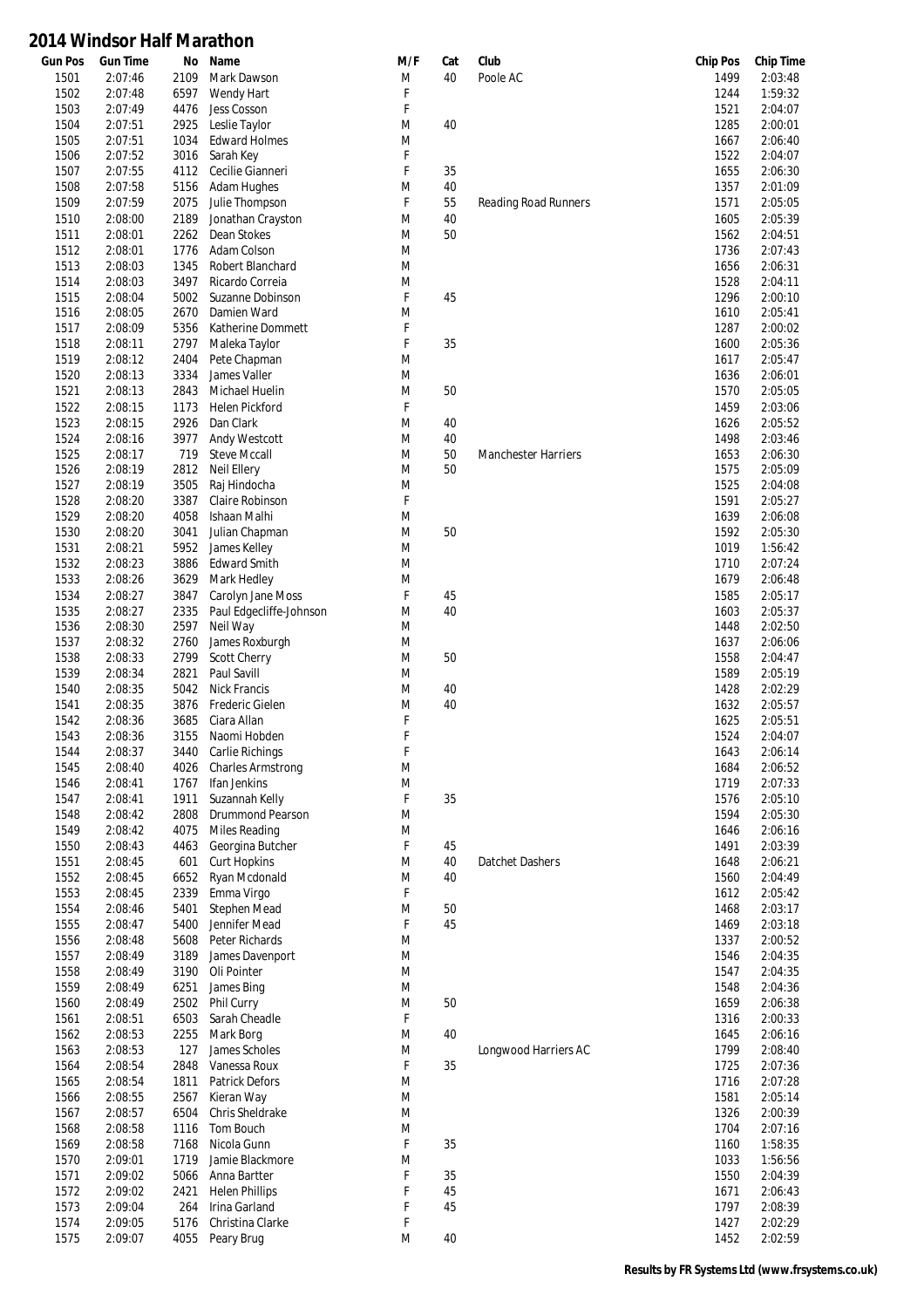# 2014 Windsor Half Marathon

| Gun Pos | Gun Time | No | Name | M/F | Cat | Club | Chip Pos | Chip Time |
|---|---|---|---|---|---|---|---|---|
| 1501 | 2:07:46 | 2109 | Mark Dawson | M | 40 | Poole AC | 1499 | 2:03:48 |
| 1502 | 2:07:48 | 6597 | Wendy Hart | F | | | 1244 | 1:59:32 |
| 1503 | 2:07:49 | 4476 | Jess Cosson | F | | | 1521 | 2:04:07 |
| 1504 | 2:07:51 | 2925 | Leslie Taylor | M | 40 | | 1285 | 2:00:01 |
| 1505 | 2:07:51 | 1034 | Edward Holmes | M | | | 1667 | 2:06:40 |
| 1506 | 2:07:52 | 3016 | Sarah Key | F | | | 1522 | 2:04:07 |
| 1507 | 2:07:55 | 4112 | Cecilie Gianneri | F | 35 | | 1655 | 2:06:30 |
| 1508 | 2:07:58 | 5156 | Adam Hughes | M | 40 | | 1357 | 2:01:09 |
| 1509 | 2:07:59 | 2075 | Julie Thompson | F | 55 | Reading Road Runners | 1571 | 2:05:05 |
| 1510 | 2:08:00 | 2189 | Jonathan Crayston | M | 40 | | 1605 | 2:05:39 |
| 1511 | 2:08:01 | 2262 | Dean Stokes | M | 50 | | 1562 | 2:04:51 |
| 1512 | 2:08:01 | 1776 | Adam Colson | M | | | 1736 | 2:07:43 |
| 1513 | 2:08:03 | 1345 | Robert Blanchard | M | | | 1656 | 2:06:31 |
| 1514 | 2:08:03 | 3497 | Ricardo Correia | M | | | 1528 | 2:04:11 |
| 1515 | 2:08:04 | 5002 | Suzanne Dobinson | F | 45 | | 1296 | 2:00:10 |
| 1516 | 2:08:05 | 2670 | Damien Ward | M | | | 1610 | 2:05:41 |
| 1517 | 2:08:09 | 5356 | Katherine Dommett | F | | | 1287 | 2:00:02 |
| 1518 | 2:08:11 | 2797 | Maleka Taylor | F | 35 | | 1600 | 2:05:36 |
| 1519 | 2:08:12 | 2404 | Pete Chapman | M | | | 1617 | 2:05:47 |
| 1520 | 2:08:13 | 3334 | James Valler | M | | | 1636 | 2:06:01 |
| 1521 | 2:08:13 | 2843 | Michael Huelin | M | 50 | | 1570 | 2:05:05 |
| 1522 | 2:08:15 | 1173 | Helen Pickford | F | | | 1459 | 2:03:06 |
| 1523 | 2:08:15 | 2926 | Dan Clark | M | 40 | | 1626 | 2:05:52 |
| 1524 | 2:08:16 | 3977 | Andy Westcott | M | 40 | | 1498 | 2:03:46 |
| 1525 | 2:08:17 | 719 | Steve Mccall | M | 50 | Manchester Harriers | 1653 | 2:06:30 |
| 1526 | 2:08:19 | 2812 | Neil Ellery | M | 50 | | 1575 | 2:05:09 |
| 1527 | 2:08:19 | 3505 | Raj Hindocha | M | | | 1525 | 2:04:08 |
| 1528 | 2:08:20 | 3387 | Claire Robinson | F | | | 1591 | 2:05:27 |
| 1529 | 2:08:20 | 4058 | Ishaan Malhi | M | | | 1639 | 2:06:08 |
| 1530 | 2:08:20 | 3041 | Julian Chapman | M | 50 | | 1592 | 2:05:30 |
| 1531 | 2:08:21 | 5952 | James Kelley | M | | | 1019 | 1:56:42 |
| 1532 | 2:08:23 | 3886 | Edward Smith | M | | | 1710 | 2:07:24 |
| 1533 | 2:08:26 | 3629 | Mark Hedley | M | | | 1679 | 2:06:48 |
| 1534 | 2:08:27 | 3847 | Carolyn Jane Moss | F | 45 | | 1585 | 2:05:17 |
| 1535 | 2:08:27 | 2335 | Paul Edgecliffe-Johnson | M | 40 | | 1603 | 2:05:37 |
| 1536 | 2:08:30 | 2597 | Neil Way | M | | | 1448 | 2:02:50 |
| 1537 | 2:08:32 | 2760 | James Roxburgh | M | | | 1637 | 2:06:06 |
| 1538 | 2:08:33 | 2799 | Scott Cherry | M | 50 | | 1558 | 2:04:47 |
| 1539 | 2:08:34 | 2821 | Paul Savill | M | | | 1589 | 2:05:19 |
| 1540 | 2:08:35 | 5042 | Nick Francis | M | 40 | | 1428 | 2:02:29 |
| 1541 | 2:08:35 | 3876 | Frederic Gielen | M | 40 | | 1632 | 2:05:57 |
| 1542 | 2:08:36 | 3685 | Ciara Allan | F | | | 1625 | 2:05:51 |
| 1543 | 2:08:36 | 3155 | Naomi Hobden | F | | | 1524 | 2:04:07 |
| 1544 | 2:08:37 | 3440 | Carlie Richings | F | | | 1643 | 2:06:14 |
| 1545 | 2:08:40 | 4026 | Charles Armstrong | M | | | 1684 | 2:06:52 |
| 1546 | 2:08:41 | 1767 | Ifan Jenkins | M | | | 1719 | 2:07:33 |
| 1547 | 2:08:41 | 1911 | Suzannah Kelly | F | 35 | | 1576 | 2:05:10 |
| 1548 | 2:08:42 | 2808 | Drummond Pearson | M | | | 1594 | 2:05:30 |
| 1549 | 2:08:42 | 4075 | Miles Reading | M | | | 1646 | 2:06:16 |
| 1550 | 2:08:43 | 4463 | Georgina Butcher | F | 45 | | 1491 | 2:03:39 |
| 1551 | 2:08:45 | 601 | Curt Hopkins | M | 40 | Datchet Dashers | 1648 | 2:06:21 |
| 1552 | 2:08:45 | 6652 | Ryan Mcdonald | M | 40 | | 1560 | 2:04:49 |
| 1553 | 2:08:45 | 2339 | Emma Virgo | F | | | 1612 | 2:05:42 |
| 1554 | 2:08:46 | 5401 | Stephen Mead | M | 50 | | 1468 | 2:03:17 |
| 1555 | 2:08:47 | 5400 | Jennifer Mead | F | 45 | | 1469 | 2:03:18 |
| 1556 | 2:08:48 | 5608 | Peter Richards | M | | | 1337 | 2:00:52 |
| 1557 | 2:08:49 | 3189 | James Davenport | M | | | 1546 | 2:04:35 |
| 1558 | 2:08:49 | 3190 | Oli Pointer | M | | | 1547 | 2:04:35 |
| 1559 | 2:08:49 | 6251 | James Bing | M | | | 1548 | 2:04:36 |
| 1560 | 2:08:49 | 2502 | Phil Curry | M | 50 | | 1659 | 2:06:38 |
| 1561 | 2:08:51 | 6503 | Sarah Cheadle | F | | | 1316 | 2:00:33 |
| 1562 | 2:08:53 | 2255 | Mark Borg | M | 40 | | 1645 | 2:06:16 |
| 1563 | 2:08:53 | 127 | James Scholes | M | | Longwood Harriers AC | 1799 | 2:08:40 |
| 1564 | 2:08:54 | 2848 | Vanessa Roux | F | 35 | | 1725 | 2:07:36 |
| 1565 | 2:08:54 | 1811 | Patrick Defors | M | | | 1716 | 2:07:28 |
| 1566 | 2:08:55 | 2567 | Kieran Way | M | | | 1581 | 2:05:14 |
| 1567 | 2:08:57 | 6504 | Chris Sheldrake | M | | | 1326 | 2:00:39 |
| 1568 | 2:08:58 | 1116 | Tom Bouch | M | | | 1704 | 2:07:16 |
| 1569 | 2:08:58 | 7168 | Nicola Gunn | F | 35 | | 1160 | 1:58:35 |
| 1570 | 2:09:01 | 1719 | Jamie Blackmore | M | | | 1033 | 1:56:56 |
| 1571 | 2:09:02 | 5066 | Anna Bartter | F | 35 | | 1550 | 2:04:39 |
| 1572 | 2:09:02 | 2421 | Helen Phillips | F | 45 | | 1671 | 2:06:43 |
| 1573 | 2:09:04 | 264 | Irina Garland | F | 45 | | 1797 | 2:08:39 |
| 1574 | 2:09:05 | 5176 | Christina Clarke | F | | | 1427 | 2:02:29 |
| 1575 | 2:09:07 | 4055 | Peary Brug | M | 40 | | 1452 | 2:02:59 |

**Results by FR Systems Ltd (www.frsystems.co.uk)**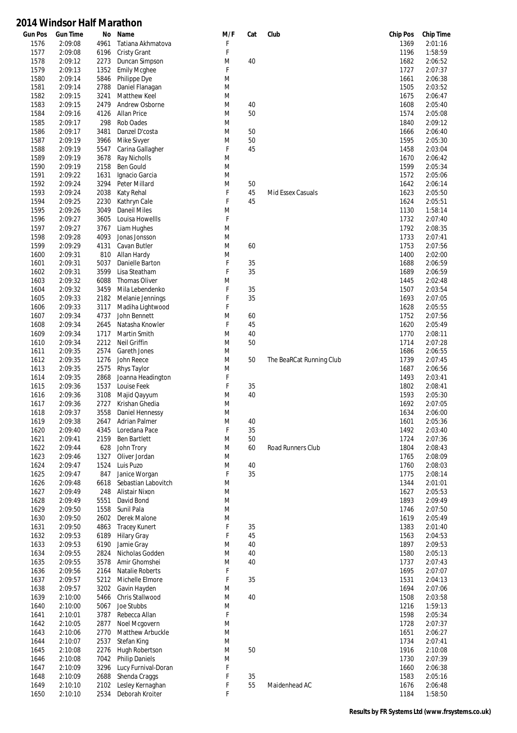# 2014 Windsor Half Marathon

| Gun Pos | Gun Time | No | Name | M/F | Cat | Club | Chip Pos | Chip Time |
|---|---|---|---|---|---|---|---|---|
| 1576 | 2:09:08 | 4961 | Tatiana Akhmatova | F | | | 1369 | 2:01:16 |
| 1577 | 2:09:08 | 6196 | Cristy Grant | F | | | 1196 | 1:58:59 |
| 1578 | 2:09:12 | 2273 | Duncan Simpson | M | 40 | | 1682 | 2:06:52 |
| 1579 | 2:09:13 | 1352 | Emily Mcghee | F | | | 1727 | 2:07:37 |
| 1580 | 2:09:14 | 5846 | Philippe Dye | M | | | 1661 | 2:06:38 |
| 1581 | 2:09:14 | 2788 | Daniel Flanagan | M | | | 1505 | 2:03:52 |
| 1582 | 2:09:15 | 3241 | Matthew Keel | M | | | 1675 | 2:06:47 |
| 1583 | 2:09:15 | 2479 | Andrew Osborne | M | 40 | | 1608 | 2:05:40 |
| 1584 | 2:09:16 | 4126 | Allan Price | M | 50 | | 1574 | 2:05:08 |
| 1585 | 2:09:17 | 298 | Rob Oades | M | | | 1840 | 2:09:12 |
| 1586 | 2:09:17 | 3481 | Danzel D'costa | M | 50 | | 1666 | 2:06:40 |
| 1587 | 2:09:19 | 3966 | Mike Sivyer | M | 50 | | 1595 | 2:05:30 |
| 1588 | 2:09:19 | 5547 | Carina Gallagher | F | 45 | | 1458 | 2:03:04 |
| 1589 | 2:09:19 | 3678 | Ray Nicholls | M | | | 1670 | 2:06:42 |
| 1590 | 2:09:19 | 2158 | Ben Gould | M | | | 1599 | 2:05:34 |
| 1591 | 2:09:22 | 1631 | Ignacio Garcia | M | | | 1572 | 2:05:06 |
| 1592 | 2:09:24 | 3294 | Peter Millard | M | 50 | | 1642 | 2:06:14 |
| 1593 | 2:09:24 | 2038 | Katy Rehal | F | 45 | Mid Essex Casuals | 1623 | 2:05:50 |
| 1594 | 2:09:25 | 2230 | Kathryn Cale | F | 45 | | 1624 | 2:05:51 |
| 1595 | 2:09:26 | 3049 | Daneil Miles | M | | | 1130 | 1:58:14 |
| 1596 | 2:09:27 | 3605 | Louisa Howellls | F | | | 1732 | 2:07:40 |
| 1597 | 2:09:27 | 3767 | Liam Hughes | M | | | 1792 | 2:08:35 |
| 1598 | 2:09:28 | 4093 | Jonas Jonsson | M | | | 1733 | 2:07:41 |
| 1599 | 2:09:29 | 4131 | Cavan Butler | M | 60 | | 1753 | 2:07:56 |
| 1600 | 2:09:31 | 810 | Allan Hardy | M | | | 1400 | 2:02:00 |
| 1601 | 2:09:31 | 5037 | Danielle Barton | F | 35 | | 1688 | 2:06:59 |
| 1602 | 2:09:31 | 3599 | Lisa Steatham | F | 35 | | 1689 | 2:06:59 |
| 1603 | 2:09:32 | 6088 | Thomas Oliver | M | | | 1445 | 2:02:48 |
| 1604 | 2:09:32 | 3459 | Mila Lebendenko | F | 35 | | 1507 | 2:03:54 |
| 1605 | 2:09:33 | 2182 | Melanie Jennings | F | 35 | | 1693 | 2:07:05 |
| 1606 | 2:09:33 | 3117 | Madiha Lightwood | F | | | 1628 | 2:05:55 |
| 1607 | 2:09:34 | 4737 | John Bennett | M | 60 | | 1752 | 2:07:56 |
| 1608 | 2:09:34 | 2645 | Natasha Knowler | F | 45 | | 1620 | 2:05:49 |
| 1609 | 2:09:34 | 1717 | Martin Smith | M | 40 | | 1770 | 2:08:11 |
| 1610 | 2:09:34 | 2212 | Neil Griffin | M | 50 | | 1714 | 2:07:28 |
| 1611 | 2:09:35 | 2574 | Gareth Jones | M | | | 1686 | 2:06:55 |
| 1612 | 2:09:35 | 1276 | John Reece | M | 50 | The BearCat Running Club | 1739 | 2:07:45 |
| 1613 | 2:09:35 | 2575 | Rhys Taylor | M | | | 1687 | 2:06:56 |
| 1614 | 2:09:35 | 2868 | Joanna Headington | F | | | 1493 | 2:03:41 |
| 1615 | 2:09:36 | 1537 | Louise Feek | F | 35 | | 1802 | 2:08:41 |
| 1616 | 2:09:36 | 3108 | Majid Qayyum | M | 40 | | 1593 | 2:05:30 |
| 1617 | 2:09:36 | 2727 | Krishan Ghedia | M | | | 1692 | 2:07:05 |
| 1618 | 2:09:37 | 3558 | Daniel Hennessy | M | | | 1634 | 2:06:00 |
| 1619 | 2:09:38 | 2647 | Adrian Palmer | M | 40 | | 1601 | 2:05:36 |
| 1620 | 2:09:40 | 4345 | Loredana Pace | F | 35 | | 1492 | 2:03:40 |
| 1621 | 2:09:41 | 2159 | Ben Bartlett | M | 50 | | 1724 | 2:07:36 |
| 1622 | 2:09:44 | 628 | John Trory | M | 60 | Road Runners Club | 1804 | 2:08:43 |
| 1623 | 2:09:46 | 1327 | Oliver Jordan | M | | | 1765 | 2:08:09 |
| 1624 | 2:09:47 | 1524 | Luis Puzo | M | 40 | | 1760 | 2:08:03 |
| 1625 | 2:09:47 | 847 | Janice Worgan | F | 35 | | 1775 | 2:08:14 |
| 1626 | 2:09:48 | 6618 | Sebastian Labovitch | M | | | 1344 | 2:01:01 |
| 1627 | 2:09:49 | 248 | Alistair Nixon | M | | | 1627 | 2:05:53 |
| 1628 | 2:09:49 | 5551 | David Bond | M | | | 1893 | 2:09:49 |
| 1629 | 2:09:50 | 1558 | Sunil Pala | M | | | 1746 | 2:07:50 |
| 1630 | 2:09:50 | 2602 | Derek Malone | M | | | 1619 | 2:05:49 |
| 1631 | 2:09:50 | 4863 | Tracey Kunert | F | 35 | | 1383 | 2:01:40 |
| 1632 | 2:09:53 | 6189 | Hilary Gray | F | 45 | | 1563 | 2:04:53 |
| 1633 | 2:09:53 | 6190 | Jamie Gray | M | 40 | | 1897 | 2:09:53 |
| 1634 | 2:09:55 | 2824 | Nicholas Godden | M | 40 | | 1580 | 2:05:13 |
| 1635 | 2:09:55 | 3578 | Amir Ghomshei | M | 40 | | 1737 | 2:07:43 |
| 1636 | 2:09:56 | 2164 | Natalie Roberts | F | | | 1695 | 2:07:07 |
| 1637 | 2:09:57 | 5212 | Michelle Elmore | F | 35 | | 1531 | 2:04:13 |
| 1638 | 2:09:57 | 3202 | Gavin Hayden | M | | | 1694 | 2:07:06 |
| 1639 | 2:10:00 | 5466 | Chris Stallwood | M | 40 | | 1508 | 2:03:58 |
| 1640 | 2:10:00 | 5067 | Joe Stubbs | M | | | 1216 | 1:59:13 |
| 1641 | 2:10:01 | 3787 | Rebecca Allan | F | | | 1598 | 2:05:34 |
| 1642 | 2:10:05 | 2877 | Noel Mcgovern | M | | | 1728 | 2:07:37 |
| 1643 | 2:10:06 | 2770 | Matthew Arbuckle | M | | | 1651 | 2:06:27 |
| 1644 | 2:10:07 | 2537 | Stefan King | M | | | 1734 | 2:07:41 |
| 1645 | 2:10:08 | 2276 | Hugh Robertson | M | 50 | | 1916 | 2:10:08 |
| 1646 | 2:10:08 | 7042 | Philip Daniels | M | | | 1730 | 2:07:39 |
| 1647 | 2:10:09 | 3296 | Lucy Furnival-Doran | F | | | 1660 | 2:06:38 |
| 1648 | 2:10:09 | 2688 | Shenda Craggs | F | 35 | | 1583 | 2:05:16 |
| 1649 | 2:10:10 | 2102 | Lesley Kernaghan | F | 55 | Maidenhead AC | 1676 | 2:06:48 |
| 1650 | 2:10:10 | 2534 | Deborah Kroiter | F | | | 1184 | 1:58:50 |

**Results by FR Systems Ltd (www.frsystems.co.uk)**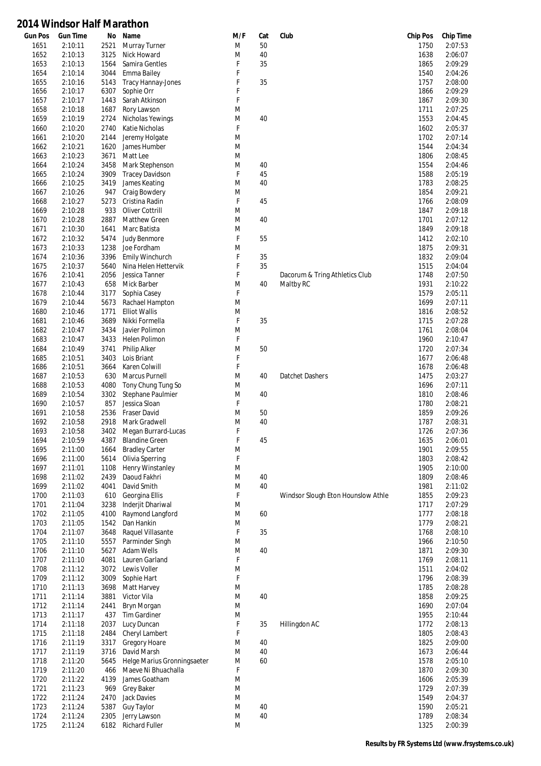# 2014 Windsor Half Marathon

| Gun Pos | Gun Time | No | Name | M/F | Cat | Club | Chip Pos | Chip Time |
|---|---|---|---|---|---|---|---|---|
| 1651 | 2:10:11 | 2521 | Murray Turner | M | 50 | | 1750 | 2:07:53 |
| 1652 | 2:10:13 | 3125 | Nick Howard | M | 40 | | 1638 | 2:06:07 |
| 1653 | 2:10:13 | 1564 | Samira Gentles | F | 35 | | 1865 | 2:09:29 |
| 1654 | 2:10:14 | 3044 | Emma Bailey | F | | | 1540 | 2:04:26 |
| 1655 | 2:10:16 | 5143 | Tracy Hannay-Jones | F | 35 | | 1757 | 2:08:00 |
| 1656 | 2:10:17 | 6307 | Sophie Orr | F | | | 1866 | 2:09:29 |
| 1657 | 2:10:17 | 1443 | Sarah Atkinson | F | | | 1867 | 2:09:30 |
| 1658 | 2:10:18 | 1687 | Rory Lawson | M | | | 1711 | 2:07:25 |
| 1659 | 2:10:19 | 2724 | Nicholas Yewings | M | 40 | | 1553 | 2:04:45 |
| 1660 | 2:10:20 | 2740 | Katie Nicholas | F | | | 1602 | 2:05:37 |
| 1661 | 2:10:20 | 2144 | Jeremy Holgate | M | | | 1702 | 2:07:14 |
| 1662 | 2:10:21 | 1620 | James Humber | M | | | 1544 | 2:04:34 |
| 1663 | 2:10:23 | 3671 | Matt Lee | M | | | 1806 | 2:08:45 |
| 1664 | 2:10:24 | 3458 | Mark Stephenson | M | 40 | | 1554 | 2:04:46 |
| 1665 | 2:10:24 | 3909 | Tracey Davidson | F | 45 | | 1588 | 2:05:19 |
| 1666 | 2:10:25 | 3419 | James Keating | M | 40 | | 1783 | 2:08:25 |
| 1667 | 2:10:26 | 947 | Craig Bowdery | M | | | 1854 | 2:09:21 |
| 1668 | 2:10:27 | 5273 | Cristina Radin | F | 45 | | 1766 | 2:08:09 |
| 1669 | 2:10:28 | 933 | Oliver Cottrill | M | | | 1847 | 2:09:18 |
| 1670 | 2:10:28 | 2887 | Matthew Green | M | 40 | | 1701 | 2:07:12 |
| 1671 | 2:10:30 | 1641 | Marc Batista | M | | | 1849 | 2:09:18 |
| 1672 | 2:10:32 | 5474 | Judy Benmore | F | 55 | | 1412 | 2:02:10 |
| 1673 | 2:10:33 | 1238 | Joe Fordham | M | | | 1875 | 2:09:31 |
| 1674 | 2:10:36 | 3396 | Emily Winchurch | F | 35 | | 1832 | 2:09:04 |
| 1675 | 2:10:37 | 5640 | Nina Helen Hettervik | F | 35 | | 1515 | 2:04:04 |
| 1676 | 2:10:41 | 2056 | Jessica Tanner | F | | Dacorum & Tring Athletics Club | 1748 | 2:07:50 |
| 1677 | 2:10:43 | 658 | Mick Barber | M | 40 | Maltby RC | 1931 | 2:10:22 |
| 1678 | 2:10:44 | 3177 | Sophia Casey | F | | | 1579 | 2:05:11 |
| 1679 | 2:10:44 | 5673 | Rachael Hampton | M | | | 1699 | 2:07:11 |
| 1680 | 2:10:46 | 1771 | Elliot Wallis | M | | | 1816 | 2:08:52 |
| 1681 | 2:10:46 | 3689 | Nikki Formella | F | 35 | | 1715 | 2:07:28 |
| 1682 | 2:10:47 | 3434 | Javier Polimon | M | | | 1761 | 2:08:04 |
| 1683 | 2:10:47 | 3433 | Helen Polimon | F | | | 1960 | 2:10:47 |
| 1684 | 2:10:49 | 3741 | Philip Alker | M | 50 | | 1720 | 2:07:34 |
| 1685 | 2:10:51 | 3403 | Lois Briant | F | | | 1677 | 2:06:48 |
| 1686 | 2:10:51 | 3664 | Karen Colwill | F | | | 1678 | 2:06:48 |
| 1687 | 2:10:53 | 630 | Marcus Purnell | M | 40 | Datchet Dashers | 1475 | 2:03:27 |
| 1688 | 2:10:53 | 4080 | Tony Chung Tung So | M | | | 1696 | 2:07:11 |
| 1689 | 2:10:54 | 3302 | Stephane Paulmier | M | 40 | | 1810 | 2:08:46 |
| 1690 | 2:10:57 | 857 | Jessica Sloan | F | | | 1780 | 2:08:21 |
| 1691 | 2:10:58 | 2536 | Fraser David | M | 50 | | 1859 | 2:09:26 |
| 1692 | 2:10:58 | 2918 | Mark Gradwell | M | 40 | | 1787 | 2:08:31 |
| 1693 | 2:10:58 | 3402 | Megan Burrard-Lucas | F | | | 1726 | 2:07:36 |
| 1694 | 2:10:59 | 4387 | Blandine Green | F | 45 | | 1635 | 2:06:01 |
| 1695 | 2:11:00 | 1664 | Bradley Carter | M | | | 1901 | 2:09:55 |
| 1696 | 2:11:00 | 5614 | Olivia Sperring | F | | | 1803 | 2:08:42 |
| 1697 | 2:11:01 | 1108 | Henry Winstanley | M | | | 1905 | 2:10:00 |
| 1698 | 2:11:02 | 2439 | Daoud Fakhri | M | 40 | | 1809 | 2:08:46 |
| 1699 | 2:11:02 | 4041 | David Smith | M | 40 | | 1981 | 2:11:02 |
| 1700 | 2:11:03 | 610 | Georgina Ellis | F | | Windsor Slough Eton Hounslow Athle | 1855 | 2:09:23 |
| 1701 | 2:11:04 | 3238 | Inderjit Dhariwal | M | | | 1717 | 2:07:29 |
| 1702 | 2:11:05 | 4100 | Raymond Langford | M | 60 | | 1777 | 2:08:18 |
| 1703 | 2:11:05 | 1542 | Dan Hankin | M | | | 1779 | 2:08:21 |
| 1704 | 2:11:07 | 3648 | Raquel Villasante | F | 35 | | 1768 | 2:08:10 |
| 1705 | 2:11:10 | 5557 | Parminder Singh | M | | | 1966 | 2:10:50 |
| 1706 | 2:11:10 | 5627 | Adam Wells | M | 40 | | 1871 | 2:09:30 |
| 1707 | 2:11:10 | 4081 | Lauren Garland | F | | | 1769 | 2:08:11 |
| 1708 | 2:11:12 | 3072 | Lewis Voller | M | | | 1511 | 2:04:02 |
| 1709 | 2:11:12 | 3009 | Sophie Hart | F | | | 1796 | 2:08:39 |
| 1710 | 2:11:13 | 3698 | Matt Harvey | M | | | 1785 | 2:08:28 |
| 1711 | 2:11:14 | 3881 | Victor Vila | M | 40 | | 1858 | 2:09:25 |
| 1712 | 2:11:14 | 2441 | Bryn Morgan | M | | | 1690 | 2:07:04 |
| 1713 | 2:11:17 | 437 | Tim Gardiner | M | | | 1955 | 2:10:44 |
| 1714 | 2:11:18 | 2037 | Lucy Duncan | F | 35 | Hillingdon AC | 1772 | 2:08:13 |
| 1715 | 2:11:18 | 2484 | Cheryl Lambert | F | | | 1805 | 2:08:43 |
| 1716 | 2:11:19 | 3317 | Gregory Hoare | M | 40 | | 1825 | 2:09:00 |
| 1717 | 2:11:19 | 3716 | David Marsh | M | 40 | | 1673 | 2:06:44 |
| 1718 | 2:11:20 | 5645 | Helge Marius Gronningsaeter | M | 60 | | 1578 | 2:05:10 |
| 1719 | 2:11:20 | 466 | Maeve Ni Bhuachalla | F | | | 1870 | 2:09:30 |
| 1720 | 2:11:22 | 4139 | James Goatham | M | | | 1606 | 2:05:39 |
| 1721 | 2:11:23 | 969 | Grey Baker | M | | | 1729 | 2:07:39 |
| 1722 | 2:11:24 | 2470 | Jack Davies | M | | | 1549 | 2:04:37 |
| 1723 | 2:11:24 | 5387 | Guy Taylor | M | 40 | | 1590 | 2:05:21 |
| 1724 | 2:11:24 | 2305 | Jerry Lawson | M | 40 | | 1789 | 2:08:34 |
| 1725 | 2:11:24 | 6182 | Richard Fuller | M | | | 1325 | 2:00:39 |

**Results by FR Systems Ltd (www.frsystems.co.uk)**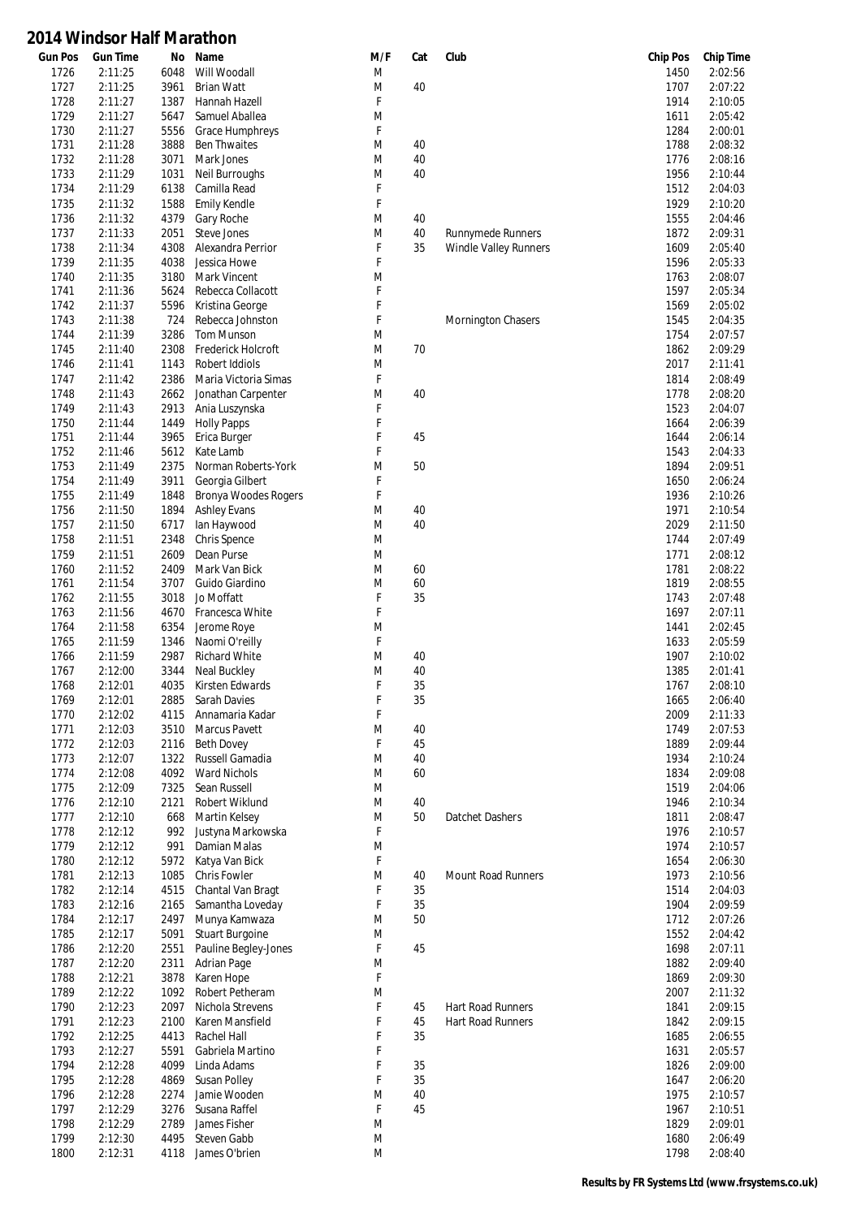# 2014 Windsor Half Marathon

| Gun Pos | Gun Time | No | Name | M/F | Cat | Club | Chip Pos | Chip Time |
|---|---|---|---|---|---|---|---|---|
| 1726 | 2:11:25 | 6048 | Will Woodall | M | | | 1450 | 2:02:56 |
| 1727 | 2:11:25 | 3961 | Brian Watt | M | 40 | | 1707 | 2:07:22 |
| 1728 | 2:11:27 | 1387 | Hannah Hazell | F | | | 1914 | 2:10:05 |
| 1729 | 2:11:27 | 5647 | Samuel Aballea | M | | | 1611 | 2:05:42 |
| 1730 | 2:11:27 | 5556 | Grace Humphreys | F | | | 1284 | 2:00:01 |
| 1731 | 2:11:28 | 3888 | Ben Thwaites | M | 40 | | 1788 | 2:08:32 |
| 1732 | 2:11:28 | 3071 | Mark Jones | M | 40 | | 1776 | 2:08:16 |
| 1733 | 2:11:29 | 1031 | Neil Burroughs | M | 40 | | 1956 | 2:10:44 |
| 1734 | 2:11:29 | 6138 | Camilla Read | F | | | 1512 | 2:04:03 |
| 1735 | 2:11:32 | 1588 | Emily Kendle | F | | | 1929 | 2:10:20 |
| 1736 | 2:11:32 | 4379 | Gary Roche | M | 40 | | 1555 | 2:04:46 |
| 1737 | 2:11:33 | 2051 | Steve Jones | M | 40 | Runnymede Runners | 1872 | 2:09:31 |
| 1738 | 2:11:34 | 4308 | Alexandra Perrior | F | 35 | Windle Valley Runners | 1609 | 2:05:40 |
| 1739 | 2:11:35 | 4038 | Jessica Howe | F | | | 1596 | 2:05:33 |
| 1740 | 2:11:35 | 3180 | Mark Vincent | M | | | 1763 | 2:08:07 |
| 1741 | 2:11:36 | 5624 | Rebecca Collacott | F | | | 1597 | 2:05:34 |
| 1742 | 2:11:37 | 5596 | Kristina George | F | | | 1569 | 2:05:02 |
| 1743 | 2:11:38 | 724 | Rebecca Johnston | F | | Mornington Chasers | 1545 | 2:04:35 |
| 1744 | 2:11:39 | 3286 | Tom Munson | M | | | 1754 | 2:07:57 |
| 1745 | 2:11:40 | 2308 | Frederick Holcroft | M | 70 | | 1862 | 2:09:29 |
| 1746 | 2:11:41 | 1143 | Robert Iddiols | M | | | 2017 | 2:11:41 |
| 1747 | 2:11:42 | 2386 | Maria Victoria Simas | F | | | 1814 | 2:08:49 |
| 1748 | 2:11:43 | 2662 | Jonathan Carpenter | M | 40 | | 1778 | 2:08:20 |
| 1749 | 2:11:43 | 2913 | Ania Luszynska | F | | | 1523 | 2:04:07 |
| 1750 | 2:11:44 | 1449 | Holly Papps | F | | | 1664 | 2:06:39 |
| 1751 | 2:11:44 | 3965 | Erica Burger | F | 45 | | 1644 | 2:06:14 |
| 1752 | 2:11:46 | 5612 | Kate Lamb | F | | | 1543 | 2:04:33 |
| 1753 | 2:11:49 | 2375 | Norman Roberts-York | M | 50 | | 1894 | 2:09:51 |
| 1754 | 2:11:49 | 3911 | Georgia Gilbert | F | | | 1650 | 2:06:24 |
| 1755 | 2:11:49 | 1848 | Bronya Woodes Rogers | F | | | 1936 | 2:10:26 |
| 1756 | 2:11:50 | 1894 | Ashley Evans | M | 40 | | 1971 | 2:10:54 |
| 1757 | 2:11:50 | 6717 | Ian Haywood | M | 40 | | 2029 | 2:11:50 |
| 1758 | 2:11:51 | 2348 | Chris Spence | M | | | 1744 | 2:07:49 |
| 1759 | 2:11:51 | 2609 | Dean Purse | M | | | 1771 | 2:08:12 |
| 1760 | 2:11:52 | 2409 | Mark Van Bick | M | 60 | | 1781 | 2:08:22 |
| 1761 | 2:11:54 | 3707 | Guido Giardino | M | 60 | | 1819 | 2:08:55 |
| 1762 | 2:11:55 | 3018 | Jo Moffatt | F | 35 | | 1743 | 2:07:48 |
| 1763 | 2:11:56 | 4670 | Francesca White | F | | | 1697 | 2:07:11 |
| 1764 | 2:11:58 | 6354 | Jerome Roye | M | | | 1441 | 2:02:45 |
| 1765 | 2:11:59 | 1346 | Naomi O'reilly | F | | | 1633 | 2:05:59 |
| 1766 | 2:11:59 | 2987 | Richard White | M | 40 | | 1907 | 2:10:02 |
| 1767 | 2:12:00 | 3344 | Neal Buckley | M | 40 | | 1385 | 2:01:41 |
| 1768 | 2:12:01 | 4035 | Kirsten Edwards | F | 35 | | 1767 | 2:08:10 |
| 1769 | 2:12:01 | 2885 | Sarah Davies | F | 35 | | 1665 | 2:06:40 |
| 1770 | 2:12:02 | 4115 | Annamaria Kadar | F | | | 2009 | 2:11:33 |
| 1771 | 2:12:03 | 3510 | Marcus Pavett | M | 40 | | 1749 | 2:07:53 |
| 1772 | 2:12:03 | 2116 | Beth Dovey | F | 45 | | 1889 | 2:09:44 |
| 1773 | 2:12:07 | 1322 | Russell Gamadia | M | 40 | | 1934 | 2:10:24 |
| 1774 | 2:12:08 | 4092 | Ward Nichols | M | 60 | | 1834 | 2:09:08 |
| 1775 | 2:12:09 | 7325 | Sean Russell | M | | | 1519 | 2:04:06 |
| 1776 | 2:12:10 | 2121 | Robert Wiklund | M | 40 | | 1946 | 2:10:34 |
| 1777 | 2:12:10 | 668 | Martin Kelsey | M | 50 | Datchet Dashers | 1811 | 2:08:47 |
| 1778 | 2:12:12 | 992 | Justyna Markowska | F | | | 1976 | 2:10:57 |
| 1779 | 2:12:12 | 991 | Damian Malas | M | | | 1974 | 2:10:57 |
| 1780 | 2:12:12 | 5972 | Katya Van Bick | F | | | 1654 | 2:06:30 |
| 1781 | 2:12:13 | 1085 | Chris Fowler | M | 40 | Mount Road Runners | 1973 | 2:10:56 |
| 1782 | 2:12:14 | 4515 | Chantal Van Bragt | F | 35 | | 1514 | 2:04:03 |
| 1783 | 2:12:16 | 2165 | Samantha Loveday | F | 35 | | 1904 | 2:09:59 |
| 1784 | 2:12:17 | 2497 | Munya Kamwaza | M | 50 | | 1712 | 2:07:26 |
| 1785 | 2:12:17 | 5091 | Stuart Burgoine | M | | | 1552 | 2:04:42 |
| 1786 | 2:12:20 | 2551 | Pauline Begley-Jones | F | 45 | | 1698 | 2:07:11 |
| 1787 | 2:12:20 | 2311 | Adrian Page | M | | | 1882 | 2:09:40 |
| 1788 | 2:12:21 | 3878 | Karen Hope | F | | | 1869 | 2:09:30 |
| 1789 | 2:12:22 | 1092 | Robert Petheram | M | | | 2007 | 2:11:32 |
| 1790 | 2:12:23 | 2097 | Nichola Strevens | F | 45 | Hart Road Runners | 1841 | 2:09:15 |
| 1791 | 2:12:23 | 2100 | Karen Mansfield | F | 45 | Hart Road Runners | 1842 | 2:09:15 |
| 1792 | 2:12:25 | 4413 | Rachel Hall | F | 35 | | 1685 | 2:06:55 |
| 1793 | 2:12:27 | 5591 | Gabriela Martino | F | | | 1631 | 2:05:57 |
| 1794 | 2:12:28 | 4099 | Linda Adams | F | 35 | | 1826 | 2:09:00 |
| 1795 | 2:12:28 | 4869 | Susan Polley | F | 35 | | 1647 | 2:06:20 |
| 1796 | 2:12:28 | 2274 | Jamie Wooden | M | 40 | | 1975 | 2:10:57 |
| 1797 | 2:12:29 | 3276 | Susana Raffel | F | 45 | | 1967 | 2:10:51 |
| 1798 | 2:12:29 | 2789 | James Fisher | M | | | 1829 | 2:09:01 |
| 1799 | 2:12:30 | 4495 | Steven Gabb | M | | | 1680 | 2:06:49 |
| 1800 | 2:12:31 | 4118 | James O'brien | M | | | 1798 | 2:08:40 |

**Results by FR Systems Ltd (www.frsystems.co.uk)**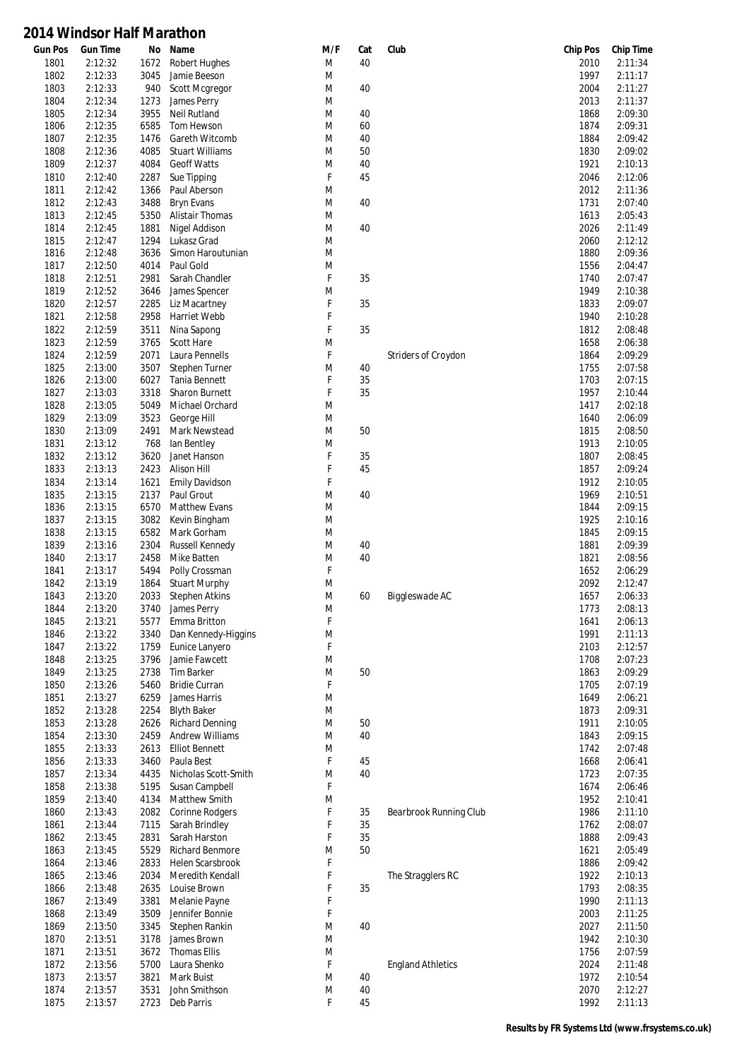# 2014 Windsor Half Marathon

| Gun Pos | Gun Time | No | Name | M/F | Cat | Club | Chip Pos | Chip Time |
|---|---|---|---|---|---|---|---|---|
| 1801 | 2:12:32 | 1672 | Robert Hughes | M | 40 | | 2010 | 2:11:34 |
| 1802 | 2:12:33 | 3045 | Jamie Beeson | M | | | 1997 | 2:11:17 |
| 1803 | 2:12:33 | 940 | Scott Mcgregor | M | 40 | | 2004 | 2:11:27 |
| 1804 | 2:12:34 | 1273 | James Perry | M | | | 2013 | 2:11:37 |
| 1805 | 2:12:34 | 3955 | Neil Rutland | M | 40 | | 1868 | 2:09:30 |
| 1806 | 2:12:35 | 6585 | Tom Hewson | M | 60 | | 1874 | 2:09:31 |
| 1807 | 2:12:35 | 1476 | Gareth Witcomb | M | 40 | | 1884 | 2:09:42 |
| 1808 | 2:12:36 | 4085 | Stuart Williams | M | 50 | | 1830 | 2:09:02 |
| 1809 | 2:12:37 | 4084 | Geoff Watts | M | 40 | | 1921 | 2:10:13 |
| 1810 | 2:12:40 | 2287 | Sue Tipping | F | 45 | | 2046 | 2:12:06 |
| 1811 | 2:12:42 | 1366 | Paul Aberson | M | | | 2012 | 2:11:36 |
| 1812 | 2:12:43 | 3488 | Bryn Evans | M | 40 | | 1731 | 2:07:40 |
| 1813 | 2:12:45 | 5350 | Alistair Thomas | M | | | 1613 | 2:05:43 |
| 1814 | 2:12:45 | 1881 | Nigel Addison | M | 40 | | 2026 | 2:11:49 |
| 1815 | 2:12:47 | 1294 | Lukasz Grad | M | | | 2060 | 2:12:12 |
| 1816 | 2:12:48 | 3636 | Simon Haroutunian | M | | | 1880 | 2:09:36 |
| 1817 | 2:12:50 | 4014 | Paul Gold | M | | | 1556 | 2:04:47 |
| 1818 | 2:12:51 | 2981 | Sarah Chandler | F | 35 | | 1740 | 2:07:47 |
| 1819 | 2:12:52 | 3646 | James Spencer | M | | | 1949 | 2:10:38 |
| 1820 | 2:12:57 | 2285 | Liz Macartney | F | 35 | | 1833 | 2:09:07 |
| 1821 | 2:12:58 | 2958 | Harriet Webb | F | | | 1940 | 2:10:28 |
| 1822 | 2:12:59 | 3511 | Nina Sapong | F | 35 | | 1812 | 2:08:48 |
| 1823 | 2:12:59 | 3765 | Scott Hare | M | | | 1658 | 2:06:38 |
| 1824 | 2:12:59 | 2071 | Laura Pennells | F | | Striders of Croydon | 1864 | 2:09:29 |
| 1825 | 2:13:00 | 3507 | Stephen Turner | M | 40 | | 1755 | 2:07:58 |
| 1826 | 2:13:00 | 6027 | Tania Bennett | F | 35 | | 1703 | 2:07:15 |
| 1827 | 2:13:03 | 3318 | Sharon Burnett | F | 35 | | 1957 | 2:10:44 |
| 1828 | 2:13:05 | 5049 | Michael Orchard | M | | | 1417 | 2:02:18 |
| 1829 | 2:13:09 | 3523 | George Hill | M | | | 1640 | 2:06:09 |
| 1830 | 2:13:09 | 2491 | Mark Newstead | M | 50 | | 1815 | 2:08:50 |
| 1831 | 2:13:12 | 768 | Ian Bentley | M | | | 1913 | 2:10:05 |
| 1832 | 2:13:12 | 3620 | Janet Hanson | F | 35 | | 1807 | 2:08:45 |
| 1833 | 2:13:13 | 2423 | Alison Hill | F | 45 | | 1857 | 2:09:24 |
| 1834 | 2:13:14 | 1621 | Emily Davidson | F | | | 1912 | 2:10:05 |
| 1835 | 2:13:15 | 2137 | Paul Grout | M | 40 | | 1969 | 2:10:51 |
| 1836 | 2:13:15 | 6570 | Matthew Evans | M | | | 1844 | 2:09:15 |
| 1837 | 2:13:15 | 3082 | Kevin Bingham | M | | | 1925 | 2:10:16 |
| 1838 | 2:13:15 | 6582 | Mark Gorham | M | | | 1845 | 2:09:15 |
| 1839 | 2:13:16 | 2304 | Russell Kennedy | M | 40 | | 1881 | 2:09:39 |
| 1840 | 2:13:17 | 2458 | Mike Batten | M | 40 | | 1821 | 2:08:56 |
| 1841 | 2:13:17 | 5494 | Polly Crossman | F | | | 1652 | 2:06:29 |
| 1842 | 2:13:19 | 1864 | Stuart Murphy | M | | | 2092 | 2:12:47 |
| 1843 | 2:13:20 | 2033 | Stephen Atkins | M | 60 | Biggleswade AC | 1657 | 2:06:33 |
| 1844 | 2:13:20 | 3740 | James Perry | M | | | 1773 | 2:08:13 |
| 1845 | 2:13:21 | 5577 | Emma Britton | F | | | 1641 | 2:06:13 |
| 1846 | 2:13:22 | 3340 | Dan Kennedy-Higgins | M | | | 1991 | 2:11:13 |
| 1847 | 2:13:22 | 1759 | Eunice Lanyero | F | | | 2103 | 2:12:57 |
| 1848 | 2:13:25 | 3796 | Jamie Fawcett | M | | | 1708 | 2:07:23 |
| 1849 | 2:13:25 | 2738 | Tim Barker | M | 50 | | 1863 | 2:09:29 |
| 1850 | 2:13:26 | 5460 | Bridie Curran | F | | | 1705 | 2:07:19 |
| 1851 | 2:13:27 | 6259 | James Harris | M | | | 1649 | 2:06:21 |
| 1852 | 2:13:28 | 2254 | Blyth Baker | M | | | 1873 | 2:09:31 |
| 1853 | 2:13:28 | 2626 | Richard Denning | M | 50 | | 1911 | 2:10:05 |
| 1854 | 2:13:30 | 2459 | Andrew Williams | M | 40 | | 1843 | 2:09:15 |
| 1855 | 2:13:33 | 2613 | Elliot Bennett | M | | | 1742 | 2:07:48 |
| 1856 | 2:13:33 | 3460 | Paula Best | F | 45 | | 1668 | 2:06:41 |
| 1857 | 2:13:34 | 4435 | Nicholas Scott-Smith | M | 40 | | 1723 | 2:07:35 |
| 1858 | 2:13:38 | 5195 | Susan Campbell | F | | | 1674 | 2:06:46 |
| 1859 | 2:13:40 | 4134 | Matthew Smith | M | | | 1952 | 2:10:41 |
| 1860 | 2:13:43 | 2082 | Corinne Rodgers | F | 35 | Bearbrook Running Club | 1986 | 2:11:10 |
| 1861 | 2:13:44 | 7115 | Sarah Brindley | F | 35 | | 1762 | 2:08:07 |
| 1862 | 2:13:45 | 2831 | Sarah Harston | F | 35 | | 1888 | 2:09:43 |
| 1863 | 2:13:45 | 5529 | Richard Benmore | M | 50 | | 1621 | 2:05:49 |
| 1864 | 2:13:46 | 2833 | Helen Scarsbrook | F | | | 1886 | 2:09:42 |
| 1865 | 2:13:46 | 2034 | Meredith Kendall | F | | The Stragglers RC | 1922 | 2:10:13 |
| 1866 | 2:13:48 | 2635 | Louise Brown | F | 35 | | 1793 | 2:08:35 |
| 1867 | 2:13:49 | 3381 | Melanie Payne | F | | | 1990 | 2:11:13 |
| 1868 | 2:13:49 | 3509 | Jennifer Bonnie | F | | | 2003 | 2:11:25 |
| 1869 | 2:13:50 | 3345 | Stephen Rankin | M | 40 | | 2027 | 2:11:50 |
| 1870 | 2:13:51 | 3178 | James Brown | M | | | 1942 | 2:10:30 |
| 1871 | 2:13:51 | 3672 | Thomas Ellis | M | | | 1756 | 2:07:59 |
| 1872 | 2:13:56 | 5700 | Laura Shenko | F | | England Athletics | 2024 | 2:11:48 |
| 1873 | 2:13:57 | 3821 | Mark Buist | M | 40 | | 1972 | 2:10:54 |
| 1874 | 2:13:57 | 3531 | John Smithson | M | 40 | | 2070 | 2:12:27 |
| 1875 | 2:13:57 | 2723 | Deb Parris | F | 45 | | 1992 | 2:11:13 |

Results by FR Systems Ltd (www.frsystems.co.uk)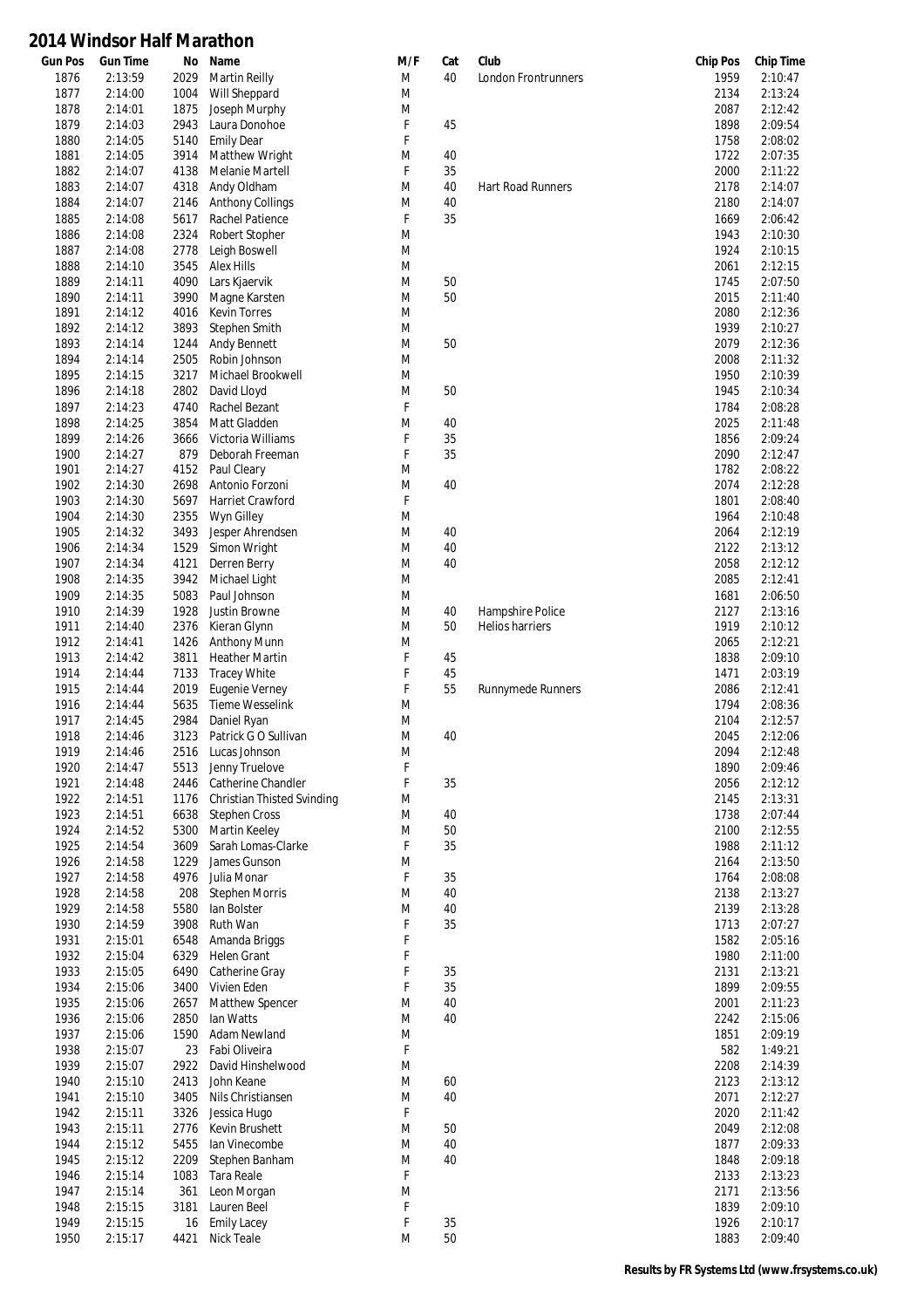# 2014 Windsor Half Marathon

| Gun Pos | Gun Time | No | Name | M/F | Cat | Club | Chip Pos | Chip Time |
|---|---|---|---|---|---|---|---|---|
| 1876 | 2:13:59 | 2029 | Martin Reilly | M | 40 | London Frontrunners | 1959 | 2:10:47 |
| 1877 | 2:14:00 | 1004 | Will Sheppard | M | | | 2134 | 2:13:24 |
| 1878 | 2:14:01 | 1875 | Joseph Murphy | M | | | 2087 | 2:12:42 |
| 1879 | 2:14:03 | 2943 | Laura Donohoe | F | 45 | | 1898 | 2:09:54 |
| 1880 | 2:14:05 | 5140 | Emily Dear | F | | | 1758 | 2:08:02 |
| 1881 | 2:14:05 | 3914 | Matthew Wright | M | 40 | | 1722 | 2:07:35 |
| 1882 | 2:14:07 | 4138 | Melanie Martell | F | 35 | | 2000 | 2:11:22 |
| 1883 | 2:14:07 | 4318 | Andy Oldham | M | 40 | Hart Road Runners | 2178 | 2:14:07 |
| 1884 | 2:14:07 | 2146 | Anthony Collings | M | 40 | | 2180 | 2:14:07 |
| 1885 | 2:14:08 | 5617 | Rachel Patience | F | 35 | | 1669 | 2:06:42 |
| 1886 | 2:14:08 | 2324 | Robert Stopher | M | | | 1943 | 2:10:30 |
| 1887 | 2:14:08 | 2778 | Leigh Boswell | M | | | 1924 | 2:10:15 |
| 1888 | 2:14:10 | 3545 | Alex Hills | M | | | 2061 | 2:12:15 |
| 1889 | 2:14:11 | 4090 | Lars Kjaervik | M | 50 | | 1745 | 2:07:50 |
| 1890 | 2:14:11 | 3990 | Magne Karsten | M | 50 | | 2015 | 2:11:40 |
| 1891 | 2:14:12 | 4016 | Kevin Torres | M | | | 2080 | 2:12:36 |
| 1892 | 2:14:12 | 3893 | Stephen Smith | M | | | 1939 | 2:10:27 |
| 1893 | 2:14:14 | 1244 | Andy Bennett | M | 50 | | 2079 | 2:12:36 |
| 1894 | 2:14:14 | 2505 | Robin Johnson | M | | | 2008 | 2:11:32 |
| 1895 | 2:14:15 | 3217 | Michael Brookwell | M | | | 1950 | 2:10:39 |
| 1896 | 2:14:18 | 2802 | David Lloyd | M | 50 | | 1945 | 2:10:34 |
| 1897 | 2:14:23 | 4740 | Rachel Bezant | F | | | 1784 | 2:08:28 |
| 1898 | 2:14:25 | 3854 | Matt Gladden | M | 40 | | 2025 | 2:11:48 |
| 1899 | 2:14:26 | 3666 | Victoria Williams | F | 35 | | 1856 | 2:09:24 |
| 1900 | 2:14:27 | 879 | Deborah Freeman | F | 35 | | 2090 | 2:12:47 |
| 1901 | 2:14:27 | 4152 | Paul Cleary | M | | | 1782 | 2:08:22 |
| 1902 | 2:14:30 | 2698 | Antonio Forzoni | M | 40 | | 2074 | 2:12:28 |
| 1903 | 2:14:30 | 5697 | Harriet Crawford | F | | | 1801 | 2:08:40 |
| 1904 | 2:14:30 | 2355 | Wyn Gilley | M | | | 1964 | 2:10:48 |
| 1905 | 2:14:32 | 3493 | Jesper Ahrendsen | M | 40 | | 2064 | 2:12:19 |
| 1906 | 2:14:34 | 1529 | Simon Wright | M | 40 | | 2122 | 2:13:12 |
| 1907 | 2:14:34 | 4121 | Derren Berry | M | 40 | | 2058 | 2:12:12 |
| 1908 | 2:14:35 | 3942 | Michael Light | M | | | 2085 | 2:12:41 |
| 1909 | 2:14:35 | 5083 | Paul Johnson | M | | | 1681 | 2:06:50 |
| 1910 | 2:14:39 | 1928 | Justin Browne | M | 40 | Hampshire Police | 2127 | 2:13:16 |
| 1911 | 2:14:40 | 2376 | Kieran Glynn | M | 50 | Helios harriers | 1919 | 2:10:12 |
| 1912 | 2:14:41 | 1426 | Anthony Munn | M | | | 2065 | 2:12:21 |
| 1913 | 2:14:42 | 3811 | Heather Martin | F | 45 | | 1838 | 2:09:10 |
| 1914 | 2:14:44 | 7133 | Tracey White | F | 45 | | 1471 | 2:03:19 |
| 1915 | 2:14:44 | 2019 | Eugenie Verney | F | 55 | Runnymede Runners | 2086 | 2:12:41 |
| 1916 | 2:14:44 | 5635 | Tieme Wesselink | M | | | 1794 | 2:08:36 |
| 1917 | 2:14:45 | 2984 | Daniel Ryan | M | | | 2104 | 2:12:57 |
| 1918 | 2:14:46 | 3123 | Patrick G O Sullivan | M | 40 | | 2045 | 2:12:06 |
| 1919 | 2:14:46 | 2516 | Lucas Johnson | M | | | 2094 | 2:12:48 |
| 1920 | 2:14:47 | 5513 | Jenny Truelove | F | | | 1890 | 2:09:46 |
| 1921 | 2:14:48 | 2446 | Catherine Chandler | F | 35 | | 2056 | 2:12:12 |
| 1922 | 2:14:51 | 1176 | Christian Thisted Svinding | M | | | 2145 | 2:13:31 |
| 1923 | 2:14:51 | 6638 | Stephen Cross | M | 40 | | 1738 | 2:07:44 |
| 1924 | 2:14:52 | 5300 | Martin Keeley | M | 50 | | 2100 | 2:12:55 |
| 1925 | 2:14:54 | 3609 | Sarah Lomas-Clarke | F | 35 | | 1988 | 2:11:12 |
| 1926 | 2:14:58 | 1229 | James Gunson | M | | | 2164 | 2:13:50 |
| 1927 | 2:14:58 | 4976 | Julia Monar | F | 35 | | 1764 | 2:08:08 |
| 1928 | 2:14:58 | 208 | Stephen Morris | M | 40 | | 2138 | 2:13:27 |
| 1929 | 2:14:58 | 5580 | Ian Bolster | M | 40 | | 2139 | 2:13:28 |
| 1930 | 2:14:59 | 3908 | Ruth Wan | F | 35 | | 1713 | 2:07:27 |
| 1931 | 2:15:01 | 6548 | Amanda Briggs | F | | | 1582 | 2:05:16 |
| 1932 | 2:15:04 | 6329 | Helen Grant | F | | | 1980 | 2:11:00 |
| 1933 | 2:15:05 | 6490 | Catherine Gray | F | 35 | | 2131 | 2:13:21 |
| 1934 | 2:15:06 | 3400 | Vivien Eden | F | 35 | | 1899 | 2:09:55 |
| 1935 | 2:15:06 | 2657 | Matthew Spencer | M | 40 | | 2001 | 2:11:23 |
| 1936 | 2:15:06 | 2850 | Ian Watts | M | 40 | | 2242 | 2:15:06 |
| 1937 | 2:15:06 | 1590 | Adam Newland | M | | | 1851 | 2:09:19 |
| 1938 | 2:15:07 | 23 | Fabi Oliveira | F | | | 582 | 1:49:21 |
| 1939 | 2:15:07 | 2922 | David Hinshelwood | M | | | 2208 | 2:14:39 |
| 1940 | 2:15:10 | 2413 | John Keane | M | 60 | | 2123 | 2:13:12 |
| 1941 | 2:15:10 | 3405 | Nils Christiansen | M | 40 | | 2071 | 2:12:27 |
| 1942 | 2:15:11 | 3326 | Jessica Hugo | F | | | 2020 | 2:11:42 |
| 1943 | 2:15:11 | 2776 | Kevin Brushett | M | 50 | | 2049 | 2:12:08 |
| 1944 | 2:15:12 | 5455 | Ian Vinecombe | M | 40 | | 1877 | 2:09:33 |
| 1945 | 2:15:12 | 2209 | Stephen Banham | M | 40 | | 1848 | 2:09:18 |
| 1946 | 2:15:14 | 1083 | Tara Reale | F | | | 2133 | 2:13:23 |
| 1947 | 2:15:14 | 361 | Leon Morgan | M | | | 2171 | 2:13:56 |
| 1948 | 2:15:15 | 3181 | Lauren Beel | F | | | 1839 | 2:09:10 |
| 1949 | 2:15:15 | 16 | Emily Lacey | F | 35 | | 1926 | 2:10:17 |
| 1950 | 2:15:17 | 4421 | Nick Teale | M | 50 | | 1883 | 2:09:40 |

**Results by FR Systems Ltd (www.frsystems.co.uk)**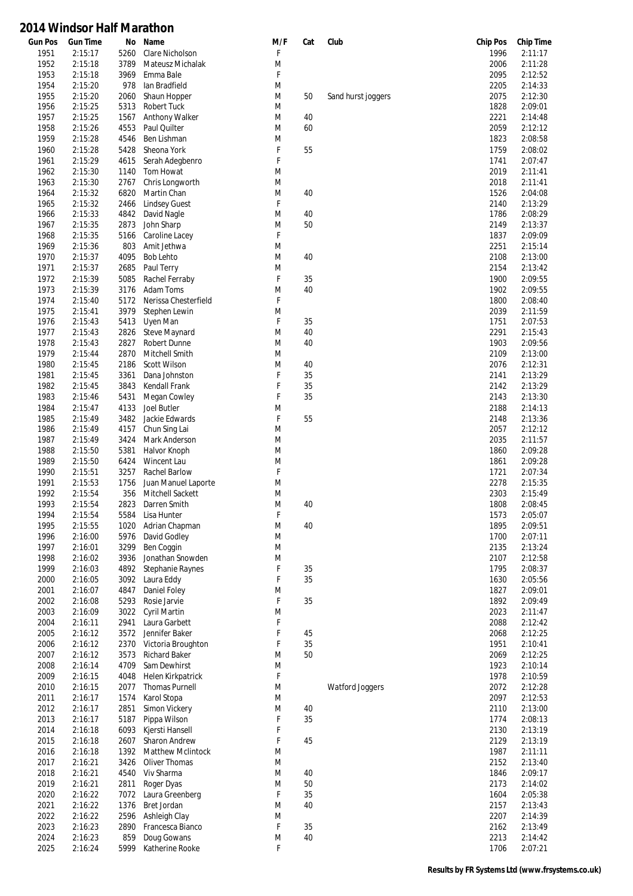# 2014 Windsor Half Marathon

| Gun Pos | Gun Time | No | Name | M/F | Cat | Club | Chip Pos | Chip Time |
|---|---|---|---|---|---|---|---|---|
| 1951 | 2:15:17 | 5260 | Clare Nicholson | F | | | 1996 | 2:11:17 |
| 1952 | 2:15:18 | 3789 | Mateusz Michalak | M | | | 2006 | 2:11:28 |
| 1953 | 2:15:18 | 3969 | Emma Bale | F | | | 2095 | 2:12:52 |
| 1954 | 2:15:20 | 978 | Ian Bradfield | M | | | 2205 | 2:14:33 |
| 1955 | 2:15:20 | 2060 | Shaun Hopper | M | 50 | Sand hurst joggers | 2075 | 2:12:30 |
| 1956 | 2:15:25 | 5313 | Robert Tuck | M | | | 1828 | 2:09:01 |
| 1957 | 2:15:25 | 1567 | Anthony Walker | M | 40 | | 2221 | 2:14:48 |
| 1958 | 2:15:26 | 4553 | Paul Quilter | M | 60 | | 2059 | 2:12:12 |
| 1959 | 2:15:28 | 4546 | Ben Lishman | M | | | 1823 | 2:08:58 |
| 1960 | 2:15:28 | 5428 | Sheona York | F | 55 | | 1759 | 2:08:02 |
| 1961 | 2:15:29 | 4615 | Serah Adegbenro | F | | | 1741 | 2:07:47 |
| 1962 | 2:15:30 | 1140 | Tom Howat | M | | | 2019 | 2:11:41 |
| 1963 | 2:15:30 | 2767 | Chris Longworth | M | | | 2018 | 2:11:41 |
| 1964 | 2:15:32 | 6820 | Martin Chan | M | 40 | | 1526 | 2:04:08 |
| 1965 | 2:15:32 | 2466 | Lindsey Guest | F | | | 2140 | 2:13:29 |
| 1966 | 2:15:33 | 4842 | David Nagle | M | 40 | | 1786 | 2:08:29 |
| 1967 | 2:15:35 | 2873 | John Sharp | M | 50 | | 2149 | 2:13:37 |
| 1968 | 2:15:35 | 5166 | Caroline Lacey | F | | | 1837 | 2:09:09 |
| 1969 | 2:15:36 | 803 | Amit Jethwa | M | | | 2251 | 2:15:14 |
| 1970 | 2:15:37 | 4095 | Bob Lehto | M | 40 | | 2108 | 2:13:00 |
| 1971 | 2:15:37 | 2685 | Paul Terry | M | | | 2154 | 2:13:42 |
| 1972 | 2:15:39 | 5085 | Rachel Ferraby | F | 35 | | 1900 | 2:09:55 |
| 1973 | 2:15:39 | 3176 | Adam Toms | M | 40 | | 1902 | 2:09:55 |
| 1974 | 2:15:40 | 5172 | Nerissa Chesterfield | F | | | 1800 | 2:08:40 |
| 1975 | 2:15:41 | 3979 | Stephen Lewin | M | | | 2039 | 2:11:59 |
| 1976 | 2:15:43 | 5413 | Uyen Man | F | 35 | | 1751 | 2:07:53 |
| 1977 | 2:15:43 | 2826 | Steve Maynard | M | 40 | | 2291 | 2:15:43 |
| 1978 | 2:15:43 | 2827 | Robert Dunne | M | 40 | | 1903 | 2:09:56 |
| 1979 | 2:15:44 | 2870 | Mitchell Smith | M | | | 2109 | 2:13:00 |
| 1980 | 2:15:45 | 2186 | Scott Wilson | M | 40 | | 2076 | 2:12:31 |
| 1981 | 2:15:45 | 3361 | Dana Johnston | F | 35 | | 2141 | 2:13:29 |
| 1982 | 2:15:45 | 3843 | Kendall Frank | F | 35 | | 2142 | 2:13:29 |
| 1983 | 2:15:46 | 5431 | Megan Cowley | F | 35 | | 2143 | 2:13:30 |
| 1984 | 2:15:47 | 4133 | Joel Butler | M | | | 2188 | 2:14:13 |
| 1985 | 2:15:49 | 3482 | Jackie Edwards | F | 55 | | 2148 | 2:13:36 |
| 1986 | 2:15:49 | 4157 | Chun Sing Lai | M | | | 2057 | 2:12:12 |
| 1987 | 2:15:49 | 3424 | Mark Anderson | M | | | 2035 | 2:11:57 |
| 1988 | 2:15:50 | 5381 | Halvor Knoph | M | | | 1860 | 2:09:28 |
| 1989 | 2:15:50 | 6424 | Wincent Lau | M | | | 1861 | 2:09:28 |
| 1990 | 2:15:51 | 3257 | Rachel Barlow | F | | | 1721 | 2:07:34 |
| 1991 | 2:15:53 | 1756 | Juan Manuel Laporte | M | | | 2278 | 2:15:35 |
| 1992 | 2:15:54 | 356 | Mitchell Sackett | M | | | 2303 | 2:15:49 |
| 1993 | 2:15:54 | 2823 | Darren Smith | M | 40 | | 1808 | 2:08:45 |
| 1994 | 2:15:54 | 5584 | Lisa Hunter | F | | | 1573 | 2:05:07 |
| 1995 | 2:15:55 | 1020 | Adrian Chapman | M | 40 | | 1895 | 2:09:51 |
| 1996 | 2:16:00 | 5976 | David Godley | M | | | 1700 | 2:07:11 |
| 1997 | 2:16:01 | 3299 | Ben Coggin | M | | | 2135 | 2:13:24 |
| 1998 | 2:16:02 | 3936 | Jonathan Snowden | M | | | 2107 | 2:12:58 |
| 1999 | 2:16:03 | 4892 | Stephanie Raynes | F | 35 | | 1795 | 2:08:37 |
| 2000 | 2:16:05 | 3092 | Laura Eddy | F | 35 | | 1630 | 2:05:56 |
| 2001 | 2:16:07 | 4847 | Daniel Foley | M | | | 1827 | 2:09:01 |
| 2002 | 2:16:08 | 5293 | Rosie Jarvie | F | 35 | | 1892 | 2:09:49 |
| 2003 | 2:16:09 | 3022 | Cyril Martin | M | | | 2023 | 2:11:47 |
| 2004 | 2:16:11 | 2941 | Laura Garbett | F | | | 2088 | 2:12:42 |
| 2005 | 2:16:12 | 3572 | Jennifer Baker | F | 45 | | 2068 | 2:12:25 |
| 2006 | 2:16:12 | 2370 | Victoria Broughton | F | 35 | | 1951 | 2:10:41 |
| 2007 | 2:16:12 | 3573 | Richard Baker | M | 50 | | 2069 | 2:12:25 |
| 2008 | 2:16:14 | 4709 | Sam Dewhirst | M | | | 1923 | 2:10:14 |
| 2009 | 2:16:15 | 4048 | Helen Kirkpatrick | F | | | 1978 | 2:10:59 |
| 2010 | 2:16:15 | 2077 | Thomas Purnell | M | | Watford Joggers | 2072 | 2:12:28 |
| 2011 | 2:16:17 | 1574 | Karol Stopa | M | | | 2097 | 2:12:53 |
| 2012 | 2:16:17 | 2851 | Simon Vickery | M | 40 | | 2110 | 2:13:00 |
| 2013 | 2:16:17 | 5187 | Pippa Wilson | F | 35 | | 1774 | 2:08:13 |
| 2014 | 2:16:18 | 6093 | Kjersti Hansell | F | | | 2130 | 2:13:19 |
| 2015 | 2:16:18 | 2607 | Sharon Andrew | F | 45 | | 2129 | 2:13:19 |
| 2016 | 2:16:18 | 1392 | Matthew Mclintock | M | | | 1987 | 2:11:11 |
| 2017 | 2:16:21 | 3426 | Oliver Thomas | M | | | 2152 | 2:13:40 |
| 2018 | 2:16:21 | 4540 | Viv Sharma | M | 40 | | 1846 | 2:09:17 |
| 2019 | 2:16:21 | 2811 | Roger Dyas | M | 50 | | 2173 | 2:14:02 |
| 2020 | 2:16:22 | 7072 | Laura Greenberg | F | 35 | | 1604 | 2:05:38 |
| 2021 | 2:16:22 | 1376 | Bret Jordan | M | 40 | | 2157 | 2:13:43 |
| 2022 | 2:16:22 | 2596 | Ashleigh Clay | M | | | 2207 | 2:14:39 |
| 2023 | 2:16:23 | 2890 | Francesca Bianco | F | 35 | | 2162 | 2:13:49 |
| 2024 | 2:16:23 | 859 | Doug Gowans | M | 40 | | 2213 | 2:14:42 |
| 2025 | 2:16:24 | 5999 | Katherine Rooke | F | | | 1706 | 2:07:21 |

**Results by FR Systems Ltd (www.frsystems.co.uk)**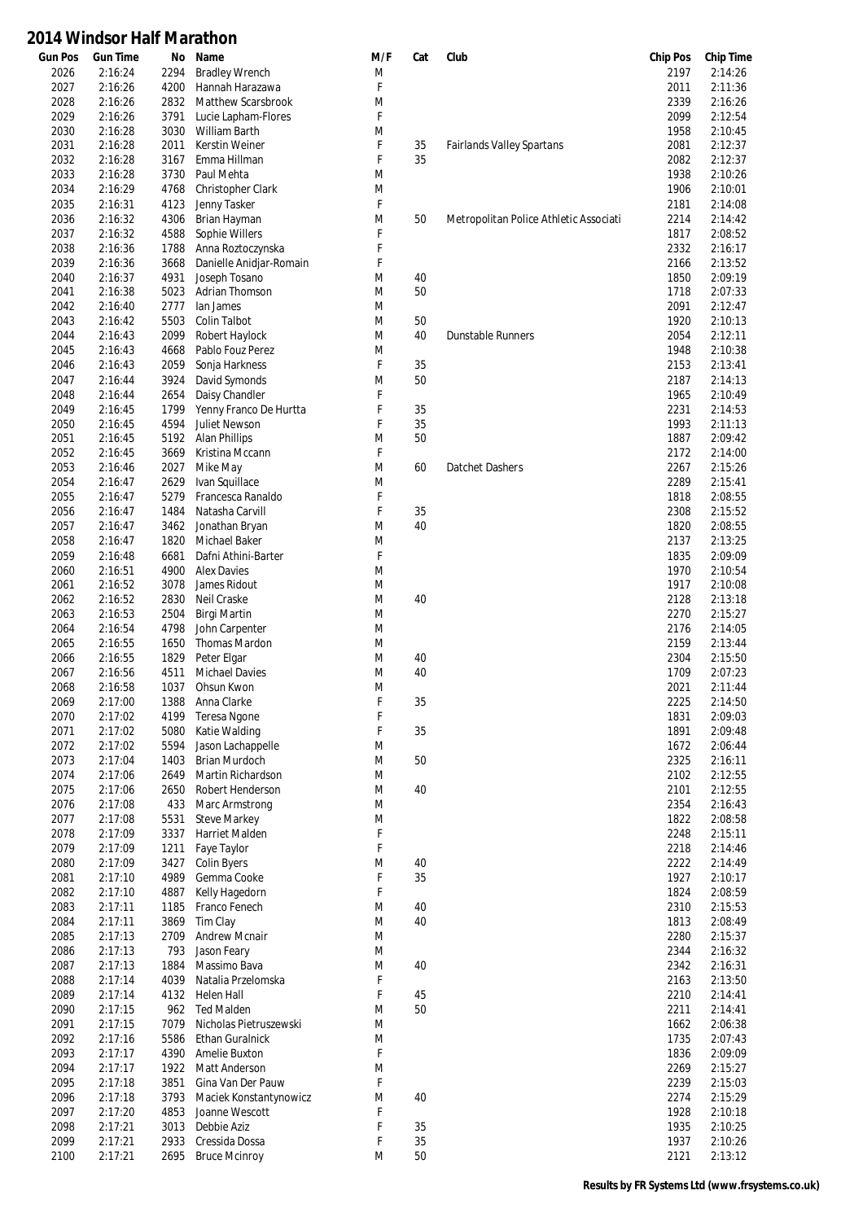# 2014 Windsor Half Marathon

| Gun Pos | Gun Time | No | Name | M/F | Cat | Club | Chip Pos | Chip Time |
|---|---|---|---|---|---|---|---|---|
| 2026 | 2:16:24 | 2294 | Bradley Wrench | M | | | 2197 | 2:14:26 |
| 2027 | 2:16:26 | 4200 | Hannah Harazawa | F | | | 2011 | 2:11:36 |
| 2028 | 2:16:26 | 2832 | Matthew Scarsbrook | M | | | 2339 | 2:16:26 |
| 2029 | 2:16:26 | 3791 | Lucie Lapham-Flores | F | | | 2099 | 2:12:54 |
| 2030 | 2:16:28 | 3030 | William Barth | M | | | 1958 | 2:10:45 |
| 2031 | 2:16:28 | 2011 | Kerstin Weiner | F | 35 | Fairlands Valley Spartans | 2081 | 2:12:37 |
| 2032 | 2:16:28 | 3167 | Emma Hillman | F | 35 | | 2082 | 2:12:37 |
| 2033 | 2:16:28 | 3730 | Paul Mehta | M | | | 1938 | 2:10:26 |
| 2034 | 2:16:29 | 4768 | Christopher Clark | M | | | 1906 | 2:10:01 |
| 2035 | 2:16:31 | 4123 | Jenny Tasker | F | | | 2181 | 2:14:08 |
| 2036 | 2:16:32 | 4306 | Brian Hayman | M | 50 | Metropolitan Police Athletic Associati | 2214 | 2:14:42 |
| 2037 | 2:16:32 | 4588 | Sophie Willers | F | | | 1817 | 2:08:52 |
| 2038 | 2:16:36 | 1788 | Anna Roztoczynska | F | | | 2332 | 2:16:17 |
| 2039 | 2:16:36 | 3668 | Danielle Anidjar-Romain | F | | | 2166 | 2:13:52 |
| 2040 | 2:16:37 | 4931 | Joseph Tosano | M | 40 | | 1850 | 2:09:19 |
| 2041 | 2:16:38 | 5023 | Adrian Thomson | M | 50 | | 1718 | 2:07:33 |
| 2042 | 2:16:40 | 2777 | Ian James | M | | | 2091 | 2:12:47 |
| 2043 | 2:16:42 | 5503 | Colin Talbot | M | 50 | | 1920 | 2:10:13 |
| 2044 | 2:16:43 | 2099 | Robert Haylock | M | 40 | Dunstable Runners | 2054 | 2:12:11 |
| 2045 | 2:16:43 | 4668 | Pablo Fouz Perez | M | | | 1948 | 2:10:38 |
| 2046 | 2:16:43 | 2059 | Sonja Harkness | F | 35 | | 2153 | 2:13:41 |
| 2047 | 2:16:44 | 3924 | David Symonds | M | 50 | | 2187 | 2:14:13 |
| 2048 | 2:16:44 | 2654 | Daisy Chandler | F | | | 1965 | 2:10:49 |
| 2049 | 2:16:45 | 1799 | Yenny Franco De Hurtta | F | 35 | | 2231 | 2:14:53 |
| 2050 | 2:16:45 | 4594 | Juliet Newson | F | 35 | | 1993 | 2:11:13 |
| 2051 | 2:16:45 | 5192 | Alan Phillips | M | 50 | | 1887 | 2:09:42 |
| 2052 | 2:16:45 | 3669 | Kristina Mccann | F | | | 2172 | 2:14:00 |
| 2053 | 2:16:46 | 2027 | Mike May | M | 60 | Datchet Dashers | 2267 | 2:15:26 |
| 2054 | 2:16:47 | 2629 | Ivan Squillace | M | | | 2289 | 2:15:41 |
| 2055 | 2:16:47 | 5279 | Francesca Ranaldo | F | | | 1818 | 2:08:55 |
| 2056 | 2:16:47 | 1484 | Natasha Carvill | F | 35 | | 2308 | 2:15:52 |
| 2057 | 2:16:47 | 3462 | Jonathan Bryan | M | 40 | | 1820 | 2:08:55 |
| 2058 | 2:16:47 | 1820 | Michael Baker | M | | | 2137 | 2:13:25 |
| 2059 | 2:16:48 | 6681 | Dafni Athini-Barter | F | | | 1835 | 2:09:09 |
| 2060 | 2:16:51 | 4900 | Alex Davies | M | | | 1970 | 2:10:54 |
| 2061 | 2:16:52 | 3078 | James Ridout | M | | | 1917 | 2:10:08 |
| 2062 | 2:16:52 | 2830 | Neil Craske | M | 40 | | 2128 | 2:13:18 |
| 2063 | 2:16:53 | 2504 | Birgi Martin | M | | | 2270 | 2:15:27 |
| 2064 | 2:16:54 | 4798 | John Carpenter | M | | | 2176 | 2:14:05 |
| 2065 | 2:16:55 | 1650 | Thomas Mardon | M | | | 2159 | 2:13:44 |
| 2066 | 2:16:55 | 1829 | Peter Elgar | M | 40 | | 2304 | 2:15:50 |
| 2067 | 2:16:56 | 4511 | Michael Davies | M | 40 | | 1709 | 2:07:23 |
| 2068 | 2:16:58 | 1037 | Ohsun Kwon | M | | | 2021 | 2:11:44 |
| 2069 | 2:17:00 | 1388 | Anna Clarke | F | 35 | | 2225 | 2:14:50 |
| 2070 | 2:17:02 | 4199 | Teresa Ngone | F | | | 1831 | 2:09:03 |
| 2071 | 2:17:02 | 5080 | Katie Walding | F | 35 | | 1891 | 2:09:48 |
| 2072 | 2:17:02 | 5594 | Jason Lachappelle | M | | | 1672 | 2:06:44 |
| 2073 | 2:17:04 | 1403 | Brian Murdoch | M | 50 | | 2325 | 2:16:11 |
| 2074 | 2:17:06 | 2649 | Martin Richardson | M | | | 2102 | 2:12:55 |
| 2075 | 2:17:06 | 2650 | Robert Henderson | M | 40 | | 2101 | 2:12:55 |
| 2076 | 2:17:08 | 433 | Marc Armstrong | M | | | 2354 | 2:16:43 |
| 2077 | 2:17:08 | 5531 | Steve Markey | M | | | 1822 | 2:08:58 |
| 2078 | 2:17:09 | 3337 | Harriet Malden | F | | | 2248 | 2:15:11 |
| 2079 | 2:17:09 | 1211 | Faye Taylor | F | | | 2218 | 2:14:46 |
| 2080 | 2:17:09 | 3427 | Colin Byers | M | 40 | | 2222 | 2:14:49 |
| 2081 | 2:17:10 | 4989 | Gemma Cooke | F | 35 | | 1927 | 2:10:17 |
| 2082 | 2:17:10 | 4887 | Kelly Hagedorn | F | | | 1824 | 2:08:59 |
| 2083 | 2:17:11 | 1185 | Franco Fenech | M | 40 | | 2310 | 2:15:53 |
| 2084 | 2:17:11 | 3869 | Tim Clay | M | 40 | | 1813 | 2:08:49 |
| 2085 | 2:17:13 | 2709 | Andrew Mcnair | M | | | 2280 | 2:15:37 |
| 2086 | 2:17:13 | 793 | Jason Feary | M | | | 2344 | 2:16:32 |
| 2087 | 2:17:13 | 1884 | Massimo Bava | M | 40 | | 2342 | 2:16:31 |
| 2088 | 2:17:14 | 4039 | Natalia Przelomska | F | | | 2163 | 2:13:50 |
| 2089 | 2:17:14 | 4132 | Helen Hall | F | 45 | | 2210 | 2:14:41 |
| 2090 | 2:17:15 | 962 | Ted Malden | M | 50 | | 2211 | 2:14:41 |
| 2091 | 2:17:15 | 7079 | Nicholas Pietruszewski | M | | | 1662 | 2:06:38 |
| 2092 | 2:17:16 | 5586 | Ethan Guralnick | M | | | 1735 | 2:07:43 |
| 2093 | 2:17:17 | 4390 | Amelie Buxton | F | | | 1836 | 2:09:09 |
| 2094 | 2:17:17 | 1922 | Matt Anderson | M | | | 2269 | 2:15:27 |
| 2095 | 2:17:18 | 3851 | Gina Van Der Pauw | F | | | 2239 | 2:15:03 |
| 2096 | 2:17:18 | 3793 | Maciek Konstantynowicz | M | 40 | | 2274 | 2:15:29 |
| 2097 | 2:17:20 | 4853 | Joanne Wescott | F | | | 1928 | 2:10:18 |
| 2098 | 2:17:21 | 3013 | Debbie Aziz | F | 35 | | 1935 | 2:10:25 |
| 2099 | 2:17:21 | 2933 | Cressida Dossa | F | 35 | | 1937 | 2:10:26 |
| 2100 | 2:17:21 | 2695 | Bruce Mcinroy | M | 50 | | 2121 | 2:13:12 |

**Results by FR Systems Ltd (www.frsystems.co.uk)**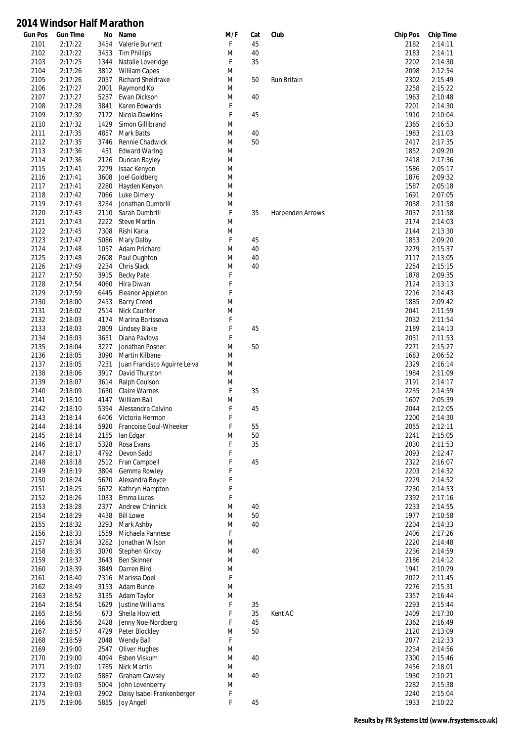# 2014 Windsor Half Marathon

| Gun Pos | Gun Time | No | Name | M/F | Cat | Club | Chip Pos | Chip Time |
|---|---|---|---|---|---|---|---|---|
| 2101 | 2:17:22 | 3454 | Valerie Burnett | F | 45 | | 2182 | 2:14:11 |
| 2102 | 2:17:22 | 3453 | Tim Phillips | M | 40 | | 2183 | 2:14:11 |
| 2103 | 2:17:25 | 1344 | Natalie Loveridge | F | 35 | | 2202 | 2:14:30 |
| 2104 | 2:17:26 | 3812 | William Capes | M | | | 2098 | 2:12:54 |
| 2105 | 2:17:26 | 2057 | Richard Sheldrake | M | 50 | Run Britain | 2302 | 2:15:49 |
| 2106 | 2:17:27 | 2001 | Raymond Ko | M | | | 2258 | 2:15:22 |
| 2107 | 2:17:27 | 5237 | Ewan Dickson | M | 40 | | 1963 | 2:10:48 |
| 2108 | 2:17:28 | 3841 | Karen Edwards | F | | | 2201 | 2:14:30 |
| 2109 | 2:17:30 | 7172 | Nicola Dawkins | F | 45 | | 1910 | 2:10:04 |
| 2110 | 2:17:32 | 1429 | Simon Gillibrand | M | | | 2365 | 2:16:53 |
| 2111 | 2:17:35 | 4857 | Mark Batts | M | 40 | | 1983 | 2:11:03 |
| 2112 | 2:17:35 | 3746 | Rennie Chadwick | M | 50 | | 2417 | 2:17:35 |
| 2113 | 2:17:36 | 431 | Edward Waring | M | | | 1852 | 2:09:20 |
| 2114 | 2:17:36 | 2126 | Duncan Bayley | M | | | 2418 | 2:17:36 |
| 2115 | 2:17:41 | 2279 | Isaac Kenyon | M | | | 1586 | 2:05:17 |
| 2116 | 2:17:41 | 3608 | Joel Goldberg | M | | | 1876 | 2:09:32 |
| 2117 | 2:17:41 | 2280 | Hayden Kenyon | M | | | 1587 | 2:05:18 |
| 2118 | 2:17:42 | 7066 | Luke Dimery | M | | | 1691 | 2:07:05 |
| 2119 | 2:17:43 | 3234 | Jonathan Dumbrill | M | | | 2038 | 2:11:58 |
| 2120 | 2:17:43 | 2110 | Sarah Dumbrill | F | 35 | Harpenden Arrows | 2037 | 2:11:58 |
| 2121 | 2:17:43 | 2222 | Steve Martin | M | | | 2174 | 2:14:03 |
| 2122 | 2:17:45 | 7308 | Rishi Karia | M | | | 2144 | 2:13:30 |
| 2123 | 2:17:47 | 5086 | Mary Dalby | F | 45 | | 1853 | 2:09:20 |
| 2124 | 2:17:48 | 1057 | Adam Prichard | M | 40 | | 2279 | 2:15:37 |
| 2125 | 2:17:48 | 2608 | Paul Oughton | M | 40 | | 2117 | 2:13:05 |
| 2126 | 2:17:49 | 2234 | Chris Slack | M | 40 | | 2254 | 2:15:15 |
| 2127 | 2:17:50 | 3915 | Becky Pate | F | | | 1878 | 2:09:35 |
| 2128 | 2:17:54 | 4060 | Hira Diwan | F | | | 2124 | 2:13:13 |
| 2129 | 2:17:59 | 6445 | Eleanor Appleton | F | | | 2216 | 2:14:43 |
| 2130 | 2:18:00 | 2453 | Barry Creed | M | | | 1885 | 2:09:42 |
| 2131 | 2:18:02 | 2514 | Nick Caunter | M | | | 2041 | 2:11:59 |
| 2132 | 2:18:03 | 4174 | Marina Borissova | F | | | 2032 | 2:11:54 |
| 2133 | 2:18:03 | 2809 | Lindsey Blake | F | 45 | | 2189 | 2:14:13 |
| 2134 | 2:18:03 | 3631 | Diana Pavlova | F | | | 2031 | 2:11:53 |
| 2135 | 2:18:04 | 3227 | Jonathan Posner | M | 50 | | 2271 | 2:15:27 |
| 2136 | 2:18:05 | 3090 | Martin Kilbane | M | | | 1683 | 2:06:52 |
| 2137 | 2:18:05 | 7231 | Juan Francisco Aguirre Leiva | M | | | 2329 | 2:16:14 |
| 2138 | 2:18:06 | 3917 | David Thurston | M | | | 1984 | 2:11:09 |
| 2139 | 2:18:07 | 3614 | Ralph Coulson | M | | | 2191 | 2:14:17 |
| 2140 | 2:18:09 | 1630 | Claire Warnes | F | 35 | | 2235 | 2:14:59 |
| 2141 | 2:18:10 | 4147 | William Ball | M | | | 1607 | 2:05:39 |
| 2142 | 2:18:10 | 5394 | Alessandra Calvino | F | 45 | | 2044 | 2:12:05 |
| 2143 | 2:18:14 | 6406 | Victoria Hermon | F | | | 2200 | 2:14:30 |
| 2144 | 2:18:14 | 5920 | Francoise Goul-Wheeker | F | 55 | | 2055 | 2:12:11 |
| 2145 | 2:18:14 | 2155 | Ian Edgar | M | 50 | | 2241 | 2:15:05 |
| 2146 | 2:18:17 | 5328 | Rosa Evans | F | 35 | | 2030 | 2:11:53 |
| 2147 | 2:18:17 | 4792 | Devon Sadd | F | | | 2093 | 2:12:47 |
| 2148 | 2:18:18 | 2512 | Fran Campbell | F | 45 | | 2322 | 2:16:07 |
| 2149 | 2:18:19 | 3804 | Gemma Rowley | F | | | 2203 | 2:14:32 |
| 2150 | 2:18:24 | 5670 | Alexandra Boyce | F | | | 2229 | 2:14:52 |
| 2151 | 2:18:25 | 5672 | Kathryn Hampton | F | | | 2230 | 2:14:53 |
| 2152 | 2:18:26 | 1033 | Emma Lucas | F | | | 2392 | 2:17:16 |
| 2153 | 2:18:28 | 2377 | Andrew Chinnick | M | 40 | | 2233 | 2:14:55 |
| 2154 | 2:18:29 | 4438 | Bill Lowe | M | 50 | | 1977 | 2:10:58 |
| 2155 | 2:18:32 | 3293 | Mark Ashby | M | 40 | | 2204 | 2:14:33 |
| 2156 | 2:18:33 | 1559 | Michaela Pannese | F | | | 2406 | 2:17:26 |
| 2157 | 2:18:34 | 3282 | Jonathan Wilson | M | | | 2220 | 2:14:48 |
| 2158 | 2:18:35 | 3070 | Stephen Kirkby | M | 40 | | 2236 | 2:14:59 |
| 2159 | 2:18:37 | 3643 | Ben Skinner | M | | | 2186 | 2:14:12 |
| 2160 | 2:18:39 | 3849 | Darren Bird | M | | | 1941 | 2:10:29 |
| 2161 | 2:18:40 | 7316 | Marissa Doel | F | | | 2022 | 2:11:45 |
| 2162 | 2:18:49 | 3153 | Adam Bunce | M | | | 2276 | 2:15:31 |
| 2163 | 2:18:52 | 3135 | Adam Taylor | M | | | 2357 | 2:16:44 |
| 2164 | 2:18:54 | 1629 | Justine Williams | F | 35 | | 2293 | 2:15:44 |
| 2165 | 2:18:56 | 673 | Sheila Howlett | F | 35 | Kent AC | 2409 | 2:17:30 |
| 2166 | 2:18:56 | 2428 | Jenny Noe-Nordberg | F | 45 | | 2362 | 2:16:49 |
| 2167 | 2:18:57 | 4729 | Peter Blockley | M | 50 | | 2120 | 2:13:09 |
| 2168 | 2:18:59 | 2048 | Wendy Ball | F | | | 2077 | 2:12:33 |
| 2169 | 2:19:00 | 2547 | Oliver Hughes | M | | | 2234 | 2:14:56 |
| 2170 | 2:19:00 | 4094 | Esben Viskum | M | 40 | | 2300 | 2:15:46 |
| 2171 | 2:19:02 | 1785 | Nick Martin | M | | | 2456 | 2:18:01 |
| 2172 | 2:19:02 | 5887 | Graham Cawsey | M | 40 | | 1930 | 2:10:21 |
| 2173 | 2:19:03 | 5004 | John Lovenberry | M | | | 2282 | 2:15:38 |
| 2174 | 2:19:03 | 2902 | Daisy Isabel Frankenberger | F | | | 2240 | 2:15:04 |
| 2175 | 2:19:06 | 5855 | Joy Angell | F | 45 | | 1933 | 2:10:22 |

Results by FR Systems Ltd (www.frsystems.co.uk)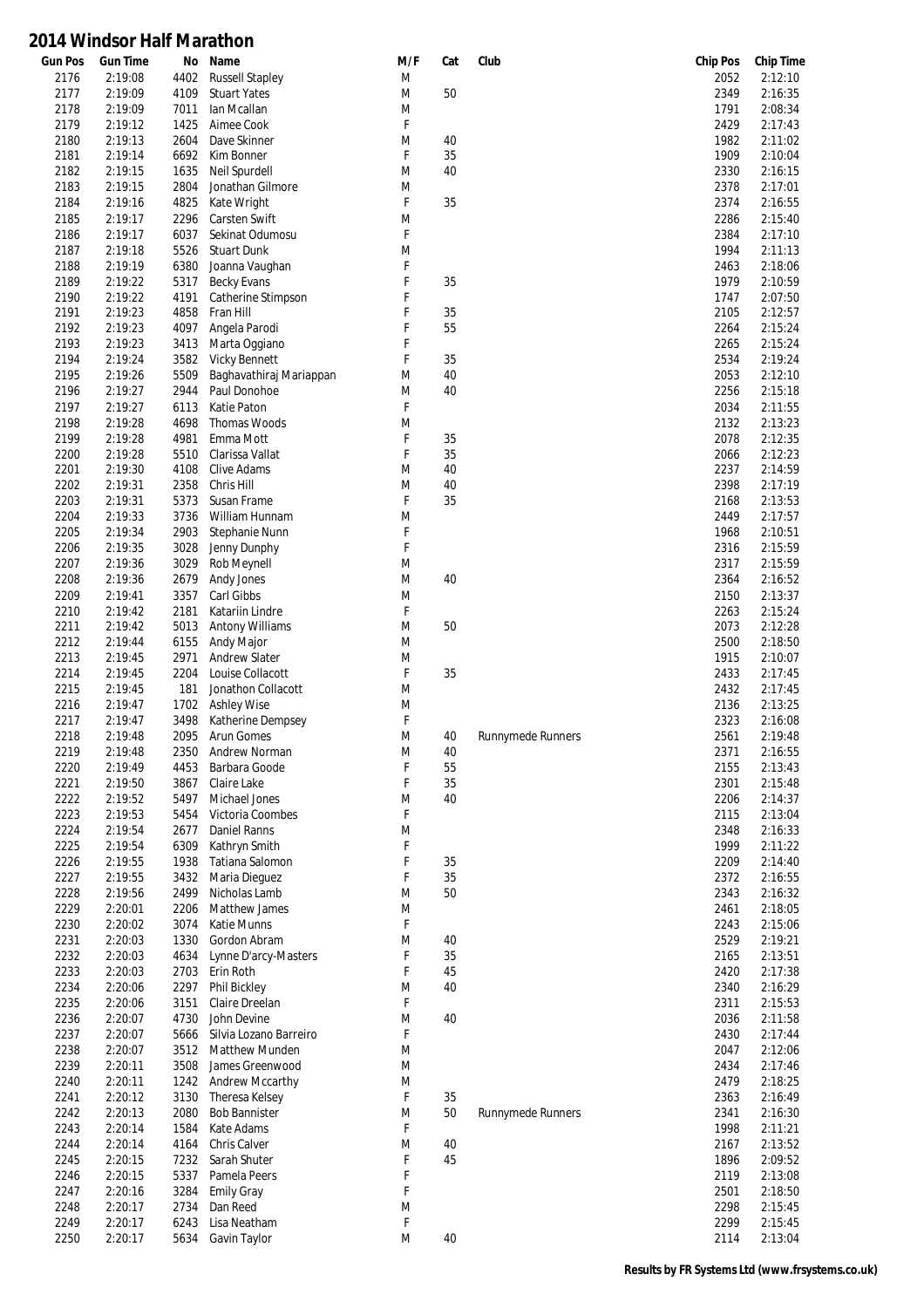# 2014 Windsor Half Marathon

| Gun Pos | Gun Time | No | Name | M/F | Cat | Club | Chip Pos | Chip Time |
|---|---|---|---|---|---|---|---|---|
| 2176 | 2:19:08 | 4402 | Russell Stapley | M | | | 2052 | 2:12:10 |
| 2177 | 2:19:09 | 4109 | Stuart Yates | M | 50 | | 2349 | 2:16:35 |
| 2178 | 2:19:09 | 7011 | Ian Mcallan | M | | | 1791 | 2:08:34 |
| 2179 | 2:19:12 | 1425 | Aimee Cook | F | | | 2429 | 2:17:43 |
| 2180 | 2:19:13 | 2604 | Dave Skinner | M | 40 | | 1982 | 2:11:02 |
| 2181 | 2:19:14 | 6692 | Kim Bonner | F | 35 | | 1909 | 2:10:04 |
| 2182 | 2:19:15 | 1635 | Neil Spurdell | M | 40 | | 2330 | 2:16:15 |
| 2183 | 2:19:15 | 2804 | Jonathan Gilmore | M | | | 2378 | 2:17:01 |
| 2184 | 2:19:16 | 4825 | Kate Wright | F | 35 | | 2374 | 2:16:55 |
| 2185 | 2:19:17 | 2296 | Carsten Swift | M | | | 2286 | 2:15:40 |
| 2186 | 2:19:17 | 6037 | Sekinat Odumosu | F | | | 2384 | 2:17:10 |
| 2187 | 2:19:18 | 5526 | Stuart Dunk | M | | | 1994 | 2:11:13 |
| 2188 | 2:19:19 | 6380 | Joanna Vaughan | F | | | 2463 | 2:18:06 |
| 2189 | 2:19:22 | 5317 | Becky Evans | F | 35 | | 1979 | 2:10:59 |
| 2190 | 2:19:22 | 4191 | Catherine Stimpson | F | | | 1747 | 2:07:50 |
| 2191 | 2:19:23 | 4858 | Fran Hill | F | 35 | | 2105 | 2:12:57 |
| 2192 | 2:19:23 | 4097 | Angela Parodi | F | 55 | | 2264 | 2:15:24 |
| 2193 | 2:19:23 | 3413 | Marta Oggiano | F | | | 2265 | 2:15:24 |
| 2194 | 2:19:24 | 3582 | Vicky Bennett | F | 35 | | 2534 | 2:19:24 |
| 2195 | 2:19:26 | 5509 | Baghavathiraj Mariappan | M | 40 | | 2053 | 2:12:10 |
| 2196 | 2:19:27 | 2944 | Paul Donohoe | M | 40 | | 2256 | 2:15:18 |
| 2197 | 2:19:27 | 6113 | Katie Paton | F | | | 2034 | 2:11:55 |
| 2198 | 2:19:28 | 4698 | Thomas Woods | M | | | 2132 | 2:13:23 |
| 2199 | 2:19:28 | 4981 | Emma Mott | F | 35 | | 2078 | 2:12:35 |
| 2200 | 2:19:28 | 5510 | Clarissa Vallat | F | 35 | | 2066 | 2:12:23 |
| 2201 | 2:19:30 | 4108 | Clive Adams | M | 40 | | 2237 | 2:14:59 |
| 2202 | 2:19:31 | 2358 | Chris Hill | M | 40 | | 2398 | 2:17:19 |
| 2203 | 2:19:31 | 5373 | Susan Frame | F | 35 | | 2168 | 2:13:53 |
| 2204 | 2:19:33 | 3736 | William Hunnam | M | | | 2449 | 2:17:57 |
| 2205 | 2:19:34 | 2903 | Stephanie Nunn | F | | | 1968 | 2:10:51 |
| 2206 | 2:19:35 | 3028 | Jenny Dunphy | F | | | 2316 | 2:15:59 |
| 2207 | 2:19:36 | 3029 | Rob Meynell | M | | | 2317 | 2:15:59 |
| 2208 | 2:19:36 | 2679 | Andy Jones | M | 40 | | 2364 | 2:16:52 |
| 2209 | 2:19:41 | 3357 | Carl Gibbs | M | | | 2150 | 2:13:37 |
| 2210 | 2:19:42 | 2181 | Katariin Lindre | F | | | 2263 | 2:15:24 |
| 2211 | 2:19:42 | 5013 | Antony Williams | M | 50 | | 2073 | 2:12:28 |
| 2212 | 2:19:44 | 6155 | Andy Major | M | | | 2500 | 2:18:50 |
| 2213 | 2:19:45 | 2971 | Andrew Slater | M | | | 1915 | 2:10:07 |
| 2214 | 2:19:45 | 2204 | Louise Collacott | F | 35 | | 2433 | 2:17:45 |
| 2215 | 2:19:45 | 181 | Jonathon Collacott | M | | | 2432 | 2:17:45 |
| 2216 | 2:19:47 | 1702 | Ashley Wise | M | | | 2136 | 2:13:25 |
| 2217 | 2:19:47 | 3498 | Katherine Dempsey | F | | | 2323 | 2:16:08 |
| 2218 | 2:19:48 | 2095 | Arun Gomes | M | 40 | Runnymede Runners | 2561 | 2:19:48 |
| 2219 | 2:19:48 | 2350 | Andrew Norman | M | 40 | | 2371 | 2:16:55 |
| 2220 | 2:19:49 | 4453 | Barbara Goode | F | 55 | | 2155 | 2:13:43 |
| 2221 | 2:19:50 | 3867 | Claire Lake | F | 35 | | 2301 | 2:15:48 |
| 2222 | 2:19:52 | 5497 | Michael Jones | M | 40 | | 2206 | 2:14:37 |
| 2223 | 2:19:53 | 5454 | Victoria Coombes | F | | | 2115 | 2:13:04 |
| 2224 | 2:19:54 | 2677 | Daniel Ranns | M | | | 2348 | 2:16:33 |
| 2225 | 2:19:54 | 6309 | Kathryn Smith | F | | | 1999 | 2:11:22 |
| 2226 | 2:19:55 | 1938 | Tatiana Salomon | F | 35 | | 2209 | 2:14:40 |
| 2227 | 2:19:55 | 3432 | Maria Dieguez | F | 35 | | 2372 | 2:16:55 |
| 2228 | 2:19:56 | 2499 | Nicholas Lamb | M | 50 | | 2343 | 2:16:32 |
| 2229 | 2:20:01 | 2206 | Matthew James | M | | | 2461 | 2:18:05 |
| 2230 | 2:20:02 | 3074 | Katie Munns | F | | | 2243 | 2:15:06 |
| 2231 | 2:20:03 | 1330 | Gordon Abram | M | 40 | | 2529 | 2:19:21 |
| 2232 | 2:20:03 | 4634 | Lynne D'arcy-Masters | F | 35 | | 2165 | 2:13:51 |
| 2233 | 2:20:03 | 2703 | Erin Roth | F | 45 | | 2420 | 2:17:38 |
| 2234 | 2:20:06 | 2297 | Phil Bickley | M | 40 | | 2340 | 2:16:29 |
| 2235 | 2:20:06 | 3151 | Claire Dreelan | F | | | 2311 | 2:15:53 |
| 2236 | 2:20:07 | 4730 | John Devine | M | 40 | | 2036 | 2:11:58 |
| 2237 | 2:20:07 | 5666 | Silvia Lozano Barreiro | F | | | 2430 | 2:17:44 |
| 2238 | 2:20:07 | 3512 | Matthew Munden | M | | | 2047 | 2:12:06 |
| 2239 | 2:20:11 | 3508 | James Greenwood | M | | | 2434 | 2:17:46 |
| 2240 | 2:20:11 | 1242 | Andrew Mccarthy | M | | | 2479 | 2:18:25 |
| 2241 | 2:20:12 | 3130 | Theresa Kelsey | F | 35 | | 2363 | 2:16:49 |
| 2242 | 2:20:13 | 2080 | Bob Bannister | M | 50 | Runnymede Runners | 2341 | 2:16:30 |
| 2243 | 2:20:14 | 1584 | Kate Adams | F | | | 1998 | 2:11:21 |
| 2244 | 2:20:14 | 4164 | Chris Calver | M | 40 | | 2167 | 2:13:52 |
| 2245 | 2:20:15 | 7232 | Sarah Shuter | F | 45 | | 1896 | 2:09:52 |
| 2246 | 2:20:15 | 5337 | Pamela Peers | F | | | 2119 | 2:13:08 |
| 2247 | 2:20:16 | 3284 | Emily Gray | F | | | 2501 | 2:18:50 |
| 2248 | 2:20:17 | 2734 | Dan Reed | M | | | 2298 | 2:15:45 |
| 2249 | 2:20:17 | 6243 | Lisa Neatham | F | | | 2299 | 2:15:45 |
| 2250 | 2:20:17 | 5634 | Gavin Taylor | M | 40 | | 2114 | 2:13:04 |

**Results by FR Systems Ltd (www.frsystems.co.uk)**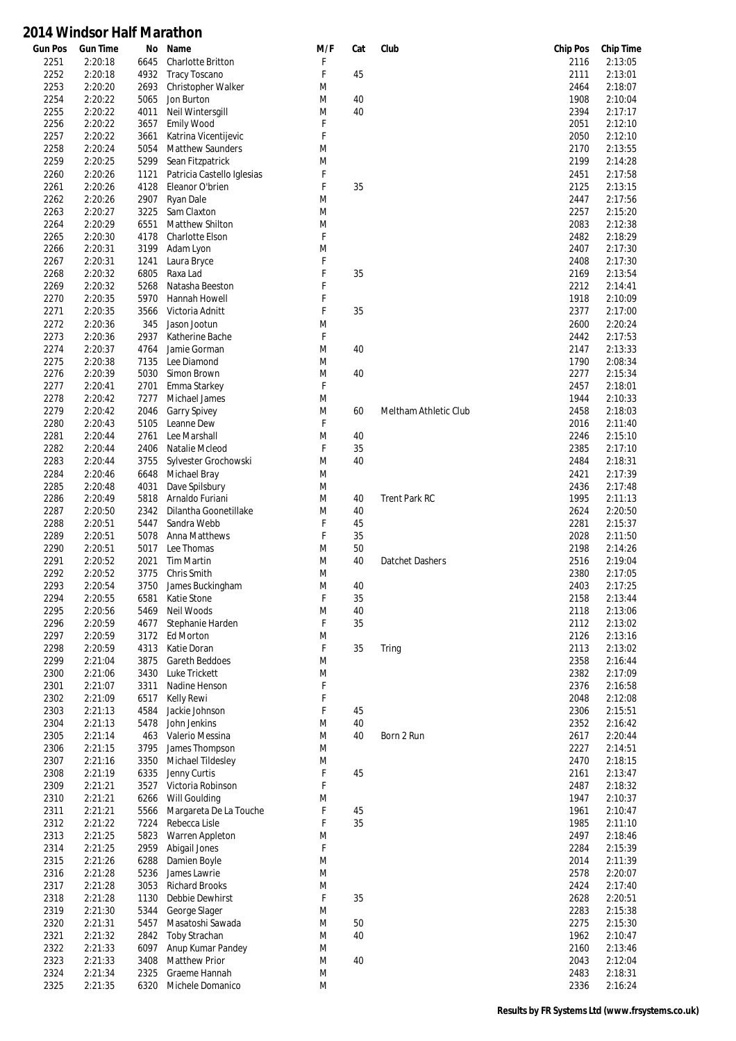# 2014 Windsor Half Marathon

| Gun Pos | Gun Time | No | Name | M/F | Cat | Club | Chip Pos | Chip Time |
|---|---|---|---|---|---|---|---|---|
| 2251 | 2:20:18 | 6645 | Charlotte Britton | F | | | 2116 | 2:13:05 |
| 2252 | 2:20:18 | 4932 | Tracy Toscano | F | 45 | | 2111 | 2:13:01 |
| 2253 | 2:20:20 | 2693 | Christopher Walker | M | | | 2464 | 2:18:07 |
| 2254 | 2:20:22 | 5065 | Jon Burton | M | 40 | | 1908 | 2:10:04 |
| 2255 | 2:20:22 | 4011 | Neil Wintersgill | M | 40 | | 2394 | 2:17:17 |
| 2256 | 2:20:22 | 3657 | Emily Wood | F | | | 2051 | 2:12:10 |
| 2257 | 2:20:22 | 3661 | Katrina Vicentijevic | F | | | 2050 | 2:12:10 |
| 2258 | 2:20:24 | 5054 | Matthew Saunders | M | | | 2170 | 2:13:55 |
| 2259 | 2:20:25 | 5299 | Sean Fitzpatrick | M | | | 2199 | 2:14:28 |
| 2260 | 2:20:26 | 1121 | Patricia Castello Iglesias | F | | | 2451 | 2:17:58 |
| 2261 | 2:20:26 | 4128 | Eleanor O'brien | F | 35 | | 2125 | 2:13:15 |
| 2262 | 2:20:26 | 2907 | Ryan Dale | M | | | 2447 | 2:17:56 |
| 2263 | 2:20:27 | 3225 | Sam Claxton | M | | | 2257 | 2:15:20 |
| 2264 | 2:20:29 | 6551 | Matthew Shilton | M | | | 2083 | 2:12:38 |
| 2265 | 2:20:30 | 4178 | Charlotte Elson | F | | | 2482 | 2:18:29 |
| 2266 | 2:20:31 | 3199 | Adam Lyon | M | | | 2407 | 2:17:30 |
| 2267 | 2:20:31 | 1241 | Laura Bryce | F | | | 2408 | 2:17:30 |
| 2268 | 2:20:32 | 6805 | Raxa Lad | F | 35 | | 2169 | 2:13:54 |
| 2269 | 2:20:32 | 5268 | Natasha Beeston | F | | | 2212 | 2:14:41 |
| 2270 | 2:20:35 | 5970 | Hannah Howell | F | | | 1918 | 2:10:09 |
| 2271 | 2:20:35 | 3566 | Victoria Adnitt | F | 35 | | 2377 | 2:17:00 |
| 2272 | 2:20:36 | 345 | Jason Jootun | M | | | 2600 | 2:20:24 |
| 2273 | 2:20:36 | 2937 | Katherine Bache | F | | | 2442 | 2:17:53 |
| 2274 | 2:20:37 | 4764 | Jamie Gorman | M | 40 | | 2147 | 2:13:33 |
| 2275 | 2:20:38 | 7135 | Lee Diamond | M | | | 1790 | 2:08:34 |
| 2276 | 2:20:39 | 5030 | Simon Brown | M | 40 | | 2277 | 2:15:34 |
| 2277 | 2:20:41 | 2701 | Emma Starkey | F | | | 2457 | 2:18:01 |
| 2278 | 2:20:42 | 7277 | Michael James | M | | | 1944 | 2:10:33 |
| 2279 | 2:20:42 | 2046 | Garry Spivey | M | 60 | Meltham Athletic Club | 2458 | 2:18:03 |
| 2280 | 2:20:43 | 5105 | Leanne Dew | F | | | 2016 | 2:11:40 |
| 2281 | 2:20:44 | 2761 | Lee Marshall | M | 40 | | 2246 | 2:15:10 |
| 2282 | 2:20:44 | 2406 | Natalie Mcleod | F | 35 | | 2385 | 2:17:10 |
| 2283 | 2:20:44 | 3755 | Sylvester Grochowski | M | 40 | | 2484 | 2:18:31 |
| 2284 | 2:20:46 | 6648 | Michael Bray | M | | | 2421 | 2:17:39 |
| 2285 | 2:20:48 | 4031 | Dave Spilsbury | M | | | 2436 | 2:17:48 |
| 2286 | 2:20:49 | 5818 | Arnaldo Furiani | M | 40 | Trent Park RC | 1995 | 2:11:13 |
| 2287 | 2:20:50 | 2342 | Dilantha Goonetillake | M | 40 | | 2624 | 2:20:50 |
| 2288 | 2:20:51 | 5447 | Sandra Webb | F | 45 | | 2281 | 2:15:37 |
| 2289 | 2:20:51 | 5078 | Anna Matthews | F | 35 | | 2028 | 2:11:50 |
| 2290 | 2:20:51 | 5017 | Lee Thomas | M | 50 | | 2198 | 2:14:26 |
| 2291 | 2:20:52 | 2021 | Tim Martin | M | 40 | Datchet Dashers | 2516 | 2:19:04 |
| 2292 | 2:20:52 | 3775 | Chris Smith | M | | | 2380 | 2:17:05 |
| 2293 | 2:20:54 | 3750 | James Buckingham | M | 40 | | 2403 | 2:17:25 |
| 2294 | 2:20:55 | 6581 | Katie Stone | F | 35 | | 2158 | 2:13:44 |
| 2295 | 2:20:56 | 5469 | Neil Woods | M | 40 | | 2118 | 2:13:06 |
| 2296 | 2:20:59 | 4677 | Stephanie Harden | F | 35 | | 2112 | 2:13:02 |
| 2297 | 2:20:59 | 3172 | Ed Morton | M | | | 2126 | 2:13:16 |
| 2298 | 2:20:59 | 4313 | Katie Doran | F | 35 | Tring | 2113 | 2:13:02 |
| 2299 | 2:21:04 | 3875 | Gareth Beddoes | M | | | 2358 | 2:16:44 |
| 2300 | 2:21:06 | 3430 | Luke Trickett | M | | | 2382 | 2:17:09 |
| 2301 | 2:21:07 | 3311 | Nadine Henson | F | | | 2376 | 2:16:58 |
| 2302 | 2:21:09 | 6517 | Kelly Rewi | F | | | 2048 | 2:12:08 |
| 2303 | 2:21:13 | 4584 | Jackie Johnson | F | 45 | | 2306 | 2:15:51 |
| 2304 | 2:21:13 | 5478 | John Jenkins | M | 40 | | 2352 | 2:16:42 |
| 2305 | 2:21:14 | 463 | Valerio Messina | M | 40 | Born 2 Run | 2617 | 2:20:44 |
| 2306 | 2:21:15 | 3795 | James Thompson | M | | | 2227 | 2:14:51 |
| 2307 | 2:21:16 | 3350 | Michael Tildesley | M | | | 2470 | 2:18:15 |
| 2308 | 2:21:19 | 6335 | Jenny Curtis | F | 45 | | 2161 | 2:13:47 |
| 2309 | 2:21:21 | 3527 | Victoria Robinson | F | | | 2487 | 2:18:32 |
| 2310 | 2:21:21 | 6266 | Will Goulding | M | | | 1947 | 2:10:37 |
| 2311 | 2:21:21 | 5566 | Margareta De La Touche | F | 45 | | 1961 | 2:10:47 |
| 2312 | 2:21:22 | 7224 | Rebecca Lisle | F | 35 | | 1985 | 2:11:10 |
| 2313 | 2:21:25 | 5823 | Warren Appleton | M | | | 2497 | 2:18:46 |
| 2314 | 2:21:25 | 2959 | Abigail Jones | F | | | 2284 | 2:15:39 |
| 2315 | 2:21:26 | 6288 | Damien Boyle | M | | | 2014 | 2:11:39 |
| 2316 | 2:21:28 | 5236 | James Lawrie | M | | | 2578 | 2:20:07 |
| 2317 | 2:21:28 | 3053 | Richard Brooks | M | | | 2424 | 2:17:40 |
| 2318 | 2:21:28 | 1130 | Debbie Dewhirst | F | 35 | | 2628 | 2:20:51 |
| 2319 | 2:21:30 | 5344 | George Slager | M | | | 2283 | 2:15:38 |
| 2320 | 2:21:31 | 5457 | Masatoshi Sawada | M | 50 | | 2275 | 2:15:30 |
| 2321 | 2:21:32 | 2842 | Toby Strachan | M | 40 | | 1962 | 2:10:47 |
| 2322 | 2:21:33 | 6097 | Anup Kumar Pandey | M | | | 2160 | 2:13:46 |
| 2323 | 2:21:33 | 3408 | Matthew Prior | M | 40 | | 2043 | 2:12:04 |
| 2324 | 2:21:34 | 2325 | Graeme Hannah | M | | | 2483 | 2:18:31 |
| 2325 | 2:21:35 | 6320 | Michele Domanico | M | | | 2336 | 2:16:24 |

Results by FR Systems Ltd (www.frsystems.co.uk)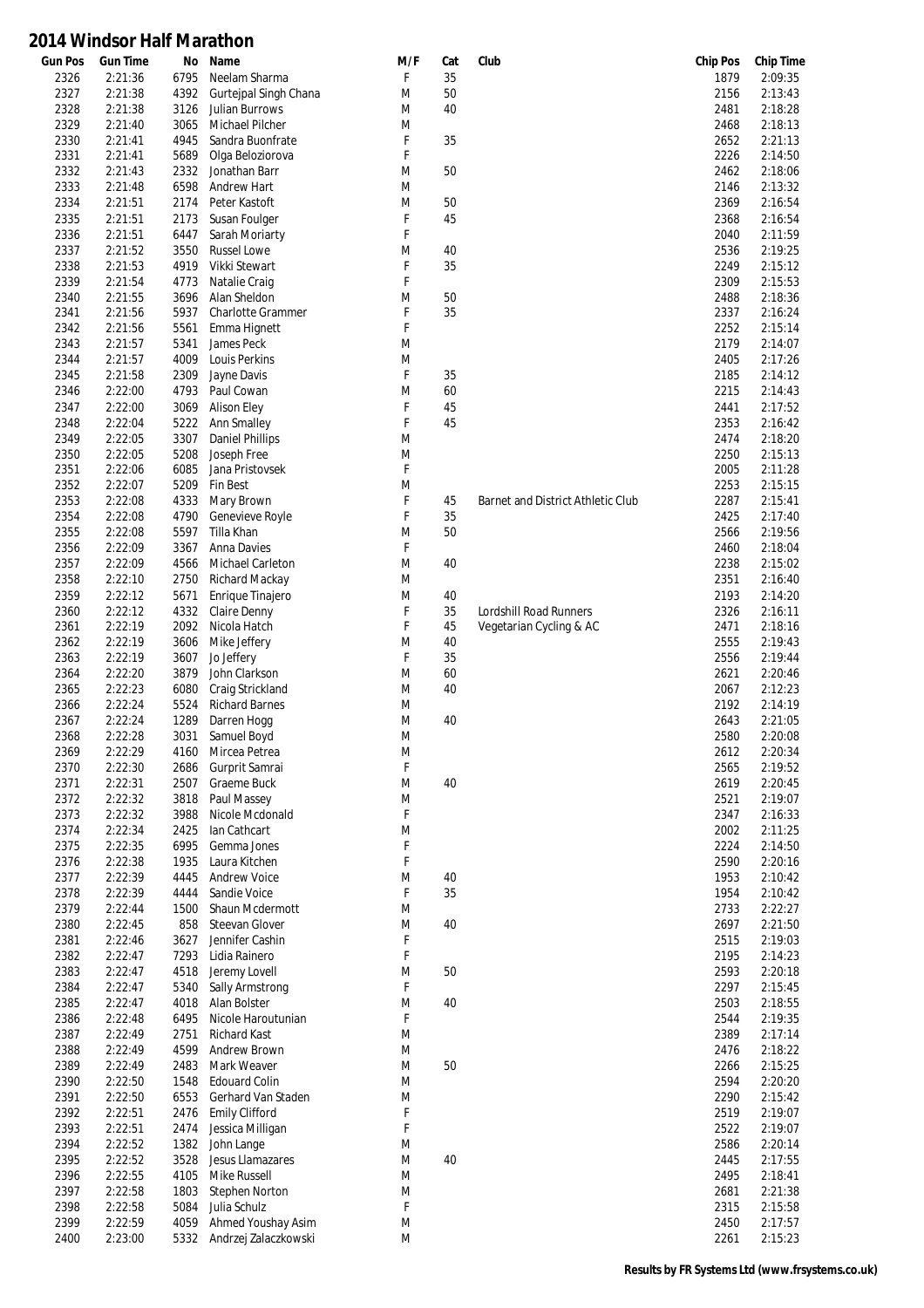# 2014 Windsor Half Marathon

| Gun Pos | Gun Time | No | Name | M/F | Cat | Club | Chip Pos | Chip Time |
|---|---|---|---|---|---|---|---|---|
| 2326 | 2:21:36 | 6795 | Neelam Sharma | F | 35 | | 1879 | 2:09:35 |
| 2327 | 2:21:38 | 4392 | Gurtejpal Singh Chana | M | 50 | | 2156 | 2:13:43 |
| 2328 | 2:21:38 | 3126 | Julian Burrows | M | 40 | | 2481 | 2:18:28 |
| 2329 | 2:21:40 | 3065 | Michael Pilcher | M | | | 2468 | 2:18:13 |
| 2330 | 2:21:41 | 4945 | Sandra Buonfrate | F | 35 | | 2652 | 2:21:13 |
| 2331 | 2:21:41 | 5689 | Olga Beloziorova | F | | | 2226 | 2:14:50 |
| 2332 | 2:21:43 | 2332 | Jonathan Barr | M | 50 | | 2462 | 2:18:06 |
| 2333 | 2:21:48 | 6598 | Andrew Hart | M | | | 2146 | 2:13:32 |
| 2334 | 2:21:51 | 2174 | Peter Kastoft | M | 50 | | 2369 | 2:16:54 |
| 2335 | 2:21:51 | 2173 | Susan Foulger | F | 45 | | 2368 | 2:16:54 |
| 2336 | 2:21:51 | 6447 | Sarah Moriarty | F | | | 2040 | 2:11:59 |
| 2337 | 2:21:52 | 3550 | Russel Lowe | M | 40 | | 2536 | 2:19:25 |
| 2338 | 2:21:53 | 4919 | Vikki Stewart | F | 35 | | 2249 | 2:15:12 |
| 2339 | 2:21:54 | 4773 | Natalie Craig | F | | | 2309 | 2:15:53 |
| 2340 | 2:21:55 | 3696 | Alan Sheldon | M | 50 | | 2488 | 2:18:36 |
| 2341 | 2:21:56 | 5937 | Charlotte Grammer | F | 35 | | 2337 | 2:16:24 |
| 2342 | 2:21:56 | 5561 | Emma Hignett | F | | | 2252 | 2:15:14 |
| 2343 | 2:21:57 | 5341 | James Peck | M | | | 2179 | 2:14:07 |
| 2344 | 2:21:57 | 4009 | Louis Perkins | M | | | 2405 | 2:17:26 |
| 2345 | 2:21:58 | 2309 | Jayne Davis | F | 35 | | 2185 | 2:14:12 |
| 2346 | 2:22:00 | 4793 | Paul Cowan | M | 60 | | 2215 | 2:14:43 |
| 2347 | 2:22:00 | 3069 | Alison Eley | F | 45 | | 2441 | 2:17:52 |
| 2348 | 2:22:04 | 5222 | Ann Smalley | F | 45 | | 2353 | 2:16:42 |
| 2349 | 2:22:05 | 3307 | Daniel Phillips | M | | | 2474 | 2:18:20 |
| 2350 | 2:22:05 | 5208 | Joseph Free | M | | | 2250 | 2:15:13 |
| 2351 | 2:22:06 | 6085 | Jana Pristovsek | F | | | 2005 | 2:11:28 |
| 2352 | 2:22:07 | 5209 | Fin Best | M | | | 2253 | 2:15:15 |
| 2353 | 2:22:08 | 4333 | Mary Brown | F | 45 | Barnet and District Athletic Club | 2287 | 2:15:41 |
| 2354 | 2:22:08 | 4790 | Genevieve Royle | F | 35 | | 2425 | 2:17:40 |
| 2355 | 2:22:08 | 5597 | Tilla Khan | M | 50 | | 2566 | 2:19:56 |
| 2356 | 2:22:09 | 3367 | Anna Davies | F | | | 2460 | 2:18:04 |
| 2357 | 2:22:09 | 4566 | Michael Carleton | M | 40 | | 2238 | 2:15:02 |
| 2358 | 2:22:10 | 2750 | Richard Mackay | M | | | 2351 | 2:16:40 |
| 2359 | 2:22:12 | 5671 | Enrique Tinajero | M | 40 | | 2193 | 2:14:20 |
| 2360 | 2:22:12 | 4332 | Claire Denny | F | 35 | Lordshill Road Runners | 2326 | 2:16:11 |
| 2361 | 2:22:19 | 2092 | Nicola Hatch | F | 45 | Vegetarian Cycling & AC | 2471 | 2:18:16 |
| 2362 | 2:22:19 | 3606 | Mike Jeffery | M | 40 | | 2555 | 2:19:43 |
| 2363 | 2:22:19 | 3607 | Jo Jeffery | F | 35 | | 2556 | 2:19:44 |
| 2364 | 2:22:20 | 3879 | John Clarkson | M | 60 | | 2621 | 2:20:46 |
| 2365 | 2:22:23 | 6080 | Craig Strickland | M | 40 | | 2067 | 2:12:23 |
| 2366 | 2:22:24 | 5524 | Richard Barnes | M | | | 2192 | 2:14:19 |
| 2367 | 2:22:24 | 1289 | Darren Hogg | M | 40 | | 2643 | 2:21:05 |
| 2368 | 2:22:28 | 3031 | Samuel Boyd | M | | | 2580 | 2:20:08 |
| 2369 | 2:22:29 | 4160 | Mircea Petrea | M | | | 2612 | 2:20:34 |
| 2370 | 2:22:30 | 2686 | Gurprit Samrai | F | | | 2565 | 2:19:52 |
| 2371 | 2:22:31 | 2507 | Graeme Buck | M | 40 | | 2619 | 2:20:45 |
| 2372 | 2:22:32 | 3818 | Paul Massey | M | | | 2521 | 2:19:07 |
| 2373 | 2:22:32 | 3988 | Nicole Mcdonald | F | | | 2347 | 2:16:33 |
| 2374 | 2:22:34 | 2425 | Ian Cathcart | M | | | 2002 | 2:11:25 |
| 2375 | 2:22:35 | 6995 | Gemma Jones | F | | | 2224 | 2:14:50 |
| 2376 | 2:22:38 | 1935 | Laura Kitchen | F | | | 2590 | 2:20:16 |
| 2377 | 2:22:39 | 4445 | Andrew Voice | M | 40 | | 1953 | 2:10:42 |
| 2378 | 2:22:39 | 4444 | Sandie Voice | F | 35 | | 1954 | 2:10:42 |
| 2379 | 2:22:44 | 1500 | Shaun Mcdermott | M | | | 2733 | 2:22:27 |
| 2380 | 2:22:45 | 858 | Steevan Glover | M | 40 | | 2697 | 2:21:50 |
| 2381 | 2:22:46 | 3627 | Jennifer Cashin | F | | | 2515 | 2:19:03 |
| 2382 | 2:22:47 | 7293 | Lidia Rainero | F | | | 2195 | 2:14:23 |
| 2383 | 2:22:47 | 4518 | Jeremy Lovell | M | 50 | | 2593 | 2:20:18 |
| 2384 | 2:22:47 | 5340 | Sally Armstrong | F | | | 2297 | 2:15:45 |
| 2385 | 2:22:47 | 4018 | Alan Bolster | M | 40 | | 2503 | 2:18:55 |
| 2386 | 2:22:48 | 6495 | Nicole Haroutunian | F | | | 2544 | 2:19:35 |
| 2387 | 2:22:49 | 2751 | Richard Kast | M | | | 2389 | 2:17:14 |
| 2388 | 2:22:49 | 4599 | Andrew Brown | M | | | 2476 | 2:18:22 |
| 2389 | 2:22:49 | 2483 | Mark Weaver | M | 50 | | 2266 | 2:15:25 |
| 2390 | 2:22:50 | 1548 | Edouard Colin | M | | | 2594 | 2:20:20 |
| 2391 | 2:22:50 | 6553 | Gerhard Van Staden | M | | | 2290 | 2:15:42 |
| 2392 | 2:22:51 | 2476 | Emily Clifford | F | | | 2519 | 2:19:07 |
| 2393 | 2:22:51 | 2474 | Jessica Milligan | F | | | 2522 | 2:19:07 |
| 2394 | 2:22:52 | 1382 | John Lange | M | | | 2586 | 2:20:14 |
| 2395 | 2:22:52 | 3528 | Jesus Llamazares | M | 40 | | 2445 | 2:17:55 |
| 2396 | 2:22:55 | 4105 | Mike Russell | M | | | 2495 | 2:18:41 |
| 2397 | 2:22:58 | 1803 | Stephen Norton | M | | | 2681 | 2:21:38 |
| 2398 | 2:22:58 | 5084 | Julia Schulz | F | | | 2315 | 2:15:58 |
| 2399 | 2:22:59 | 4059 | Ahmed Youshay Asim | M | | | 2450 | 2:17:57 |
| 2400 | 2:23:00 | 5332 | Andrzej Zalaczkowski | M | | | 2261 | 2:15:23 |

**Results by FR Systems Ltd (www.frsystems.co.uk)**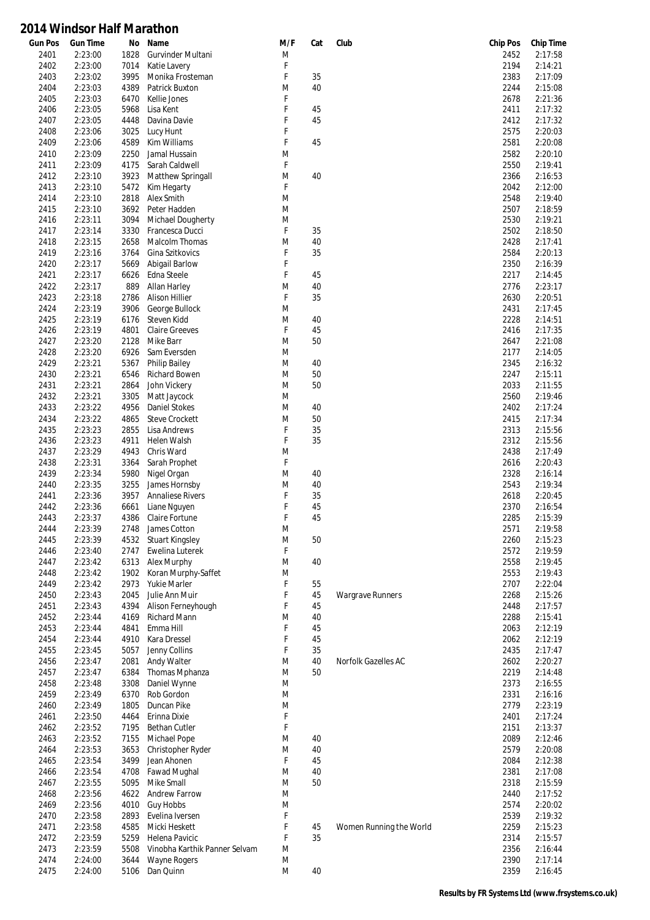# 2014 Windsor Half Marathon

| Gun Pos | Gun Time | No | Name | M/F | Cat | Club | Chip Pos | Chip Time |
|---|---|---|---|---|---|---|---|---|
| 2401 | 2:23:00 | 1828 | Gurvinder Multani | M | | | 2452 | 2:17:58 |
| 2402 | 2:23:00 | 7014 | Katie Lavery | F | | | 2194 | 2:14:21 |
| 2403 | 2:23:02 | 3995 | Monika Frosteman | F | 35 | | 2383 | 2:17:09 |
| 2404 | 2:23:03 | 4389 | Patrick Buxton | M | 40 | | 2244 | 2:15:08 |
| 2405 | 2:23:03 | 6470 | Kellie Jones | F | | | 2678 | 2:21:36 |
| 2406 | 2:23:05 | 5968 | Lisa Kent | F | 45 | | 2411 | 2:17:32 |
| 2407 | 2:23:05 | 4448 | Davina Davie | F | 45 | | 2412 | 2:17:32 |
| 2408 | 2:23:06 | 3025 | Lucy Hunt | F | | | 2575 | 2:20:03 |
| 2409 | 2:23:06 | 4589 | Kim Williams | F | 45 | | 2581 | 2:20:08 |
| 2410 | 2:23:09 | 2250 | Jamal Hussain | M | | | 2582 | 2:20:10 |
| 2411 | 2:23:09 | 4175 | Sarah Caldwell | F | | | 2550 | 2:19:41 |
| 2412 | 2:23:10 | 3923 | Matthew Springall | M | 40 | | 2366 | 2:16:53 |
| 2413 | 2:23:10 | 5472 | Kim Hegarty | F | | | 2042 | 2:12:00 |
| 2414 | 2:23:10 | 2818 | Alex Smith | M | | | 2548 | 2:19:40 |
| 2415 | 2:23:10 | 3692 | Peter Hadden | M | | | 2507 | 2:18:59 |
| 2416 | 2:23:11 | 3094 | Michael Dougherty | M | | | 2530 | 2:19:21 |
| 2417 | 2:23:14 | 3330 | Francesca Ducci | F | 35 | | 2502 | 2:18:50 |
| 2418 | 2:23:15 | 2658 | Malcolm Thomas | M | 40 | | 2428 | 2:17:41 |
| 2419 | 2:23:16 | 3764 | Gina Szitkovics | F | 35 | | 2584 | 2:20:13 |
| 2420 | 2:23:17 | 5669 | Abigail Barlow | F | | | 2350 | 2:16:39 |
| 2421 | 2:23:17 | 6626 | Edna Steele | F | 45 | | 2217 | 2:14:45 |
| 2422 | 2:23:17 | 889 | Allan Harley | M | 40 | | 2776 | 2:23:17 |
| 2423 | 2:23:18 | 2786 | Alison Hillier | F | 35 | | 2630 | 2:20:51 |
| 2424 | 2:23:19 | 3906 | George Bullock | M | | | 2431 | 2:17:45 |
| 2425 | 2:23:19 | 6176 | Steven Kidd | M | 40 | | 2228 | 2:14:51 |
| 2426 | 2:23:19 | 4801 | Claire Greeves | F | 45 | | 2416 | 2:17:35 |
| 2427 | 2:23:20 | 2128 | Mike Barr | M | 50 | | 2647 | 2:21:08 |
| 2428 | 2:23:20 | 6926 | Sam Eversden | M | | | 2177 | 2:14:05 |
| 2429 | 2:23:21 | 5367 | Philip Bailey | M | 40 | | 2345 | 2:16:32 |
| 2430 | 2:23:21 | 6546 | Richard Bowen | M | 50 | | 2247 | 2:15:11 |
| 2431 | 2:23:21 | 2864 | John Vickery | M | 50 | | 2033 | 2:11:55 |
| 2432 | 2:23:21 | 3305 | Matt Jaycock | M | | | 2560 | 2:19:46 |
| 2433 | 2:23:22 | 4956 | Daniel Stokes | M | 40 | | 2402 | 2:17:24 |
| 2434 | 2:23:22 | 4865 | Steve Crockett | M | 50 | | 2415 | 2:17:34 |
| 2435 | 2:23:23 | 2855 | Lisa Andrews | F | 35 | | 2313 | 2:15:56 |
| 2436 | 2:23:23 | 4911 | Helen Walsh | F | 35 | | 2312 | 2:15:56 |
| 2437 | 2:23:29 | 4943 | Chris Ward | M | | | 2438 | 2:17:49 |
| 2438 | 2:23:31 | 3364 | Sarah Prophet | F | | | 2616 | 2:20:43 |
| 2439 | 2:23:34 | 5980 | Nigel Organ | M | 40 | | 2328 | 2:16:14 |
| 2440 | 2:23:35 | 3255 | James Hornsby | M | 40 | | 2543 | 2:19:34 |
| 2441 | 2:23:36 | 3957 | Annaliese Rivers | F | 35 | | 2618 | 2:20:45 |
| 2442 | 2:23:36 | 6661 | Liane Nguyen | F | 45 | | 2370 | 2:16:54 |
| 2443 | 2:23:37 | 4386 | Claire Fortune | F | 45 | | 2285 | 2:15:39 |
| 2444 | 2:23:39 | 2748 | James Cotton | M | | | 2571 | 2:19:58 |
| 2445 | 2:23:39 | 4532 | Stuart Kingsley | M | 50 | | 2260 | 2:15:23 |
| 2446 | 2:23:40 | 2747 | Ewelina Luterek | F | | | 2572 | 2:19:59 |
| 2447 | 2:23:42 | 6313 | Alex Murphy | M | 40 | | 2558 | 2:19:45 |
| 2448 | 2:23:42 | 1902 | Koran Murphy-Saffet | M | | | 2553 | 2:19:43 |
| 2449 | 2:23:42 | 2973 | Yukie Marler | F | 55 | | 2707 | 2:22:04 |
| 2450 | 2:23:43 | 2045 | Julie Ann Muir | F | 45 | Wargrave Runners | 2268 | 2:15:26 |
| 2451 | 2:23:43 | 4394 | Alison Ferneyhough | F | 45 | | 2448 | 2:17:57 |
| 2452 | 2:23:44 | 4169 | Richard Mann | M | 40 | | 2288 | 2:15:41 |
| 2453 | 2:23:44 | 4841 | Emma Hill | F | 45 | | 2063 | 2:12:19 |
| 2454 | 2:23:44 | 4910 | Kara Dressel | F | 45 | | 2062 | 2:12:19 |
| 2455 | 2:23:45 | 5057 | Jenny Collins | F | 35 | | 2435 | 2:17:47 |
| 2456 | 2:23:47 | 2081 | Andy Walter | M | 40 | Norfolk Gazelles AC | 2602 | 2:20:27 |
| 2457 | 2:23:47 | 6384 | Thomas Mphanza | M | 50 | | 2219 | 2:14:48 |
| 2458 | 2:23:48 | 3308 | Daniel Wynne | M | | | 2373 | 2:16:55 |
| 2459 | 2:23:49 | 6370 | Rob Gordon | M | | | 2331 | 2:16:16 |
| 2460 | 2:23:49 | 1805 | Duncan Pike | M | | | 2779 | 2:23:19 |
| 2461 | 2:23:50 | 4464 | Erinna Dixie | F | | | 2401 | 2:17:24 |
| 2462 | 2:23:52 | 7195 | Bethan Cutler | F | | | 2151 | 2:13:37 |
| 2463 | 2:23:52 | 7155 | Michael Pope | M | 40 | | 2089 | 2:12:46 |
| 2464 | 2:23:53 | 3653 | Christopher Ryder | M | 40 | | 2579 | 2:20:08 |
| 2465 | 2:23:54 | 3499 | Jean Ahonen | F | 45 | | 2084 | 2:12:38 |
| 2466 | 2:23:54 | 4708 | Fawad Mughal | M | 40 | | 2381 | 2:17:08 |
| 2467 | 2:23:55 | 5095 | Mike Small | M | 50 | | 2318 | 2:15:59 |
| 2468 | 2:23:56 | 4622 | Andrew Farrow | M | | | 2440 | 2:17:52 |
| 2469 | 2:23:56 | 4010 | Guy Hobbs | M | | | 2574 | 2:20:02 |
| 2470 | 2:23:58 | 2893 | Evelina Iversen | F | | | 2539 | 2:19:32 |
| 2471 | 2:23:58 | 4585 | Micki Heskett | F | 45 | Women Running the World | 2259 | 2:15:23 |
| 2472 | 2:23:59 | 5259 | Helena Pavicic | F | 35 | | 2314 | 2:15:57 |
| 2473 | 2:23:59 | 5508 | Vinobha Karthik Panner Selvam | M | | | 2356 | 2:16:44 |
| 2474 | 2:24:00 | 3644 | Wayne Rogers | M | | | 2390 | 2:17:14 |
| 2475 | 2:24:00 | 5106 | Dan Quinn | M | 40 | | 2359 | 2:16:45 |

**Results by FR Systems Ltd (www.frsystems.co.uk)**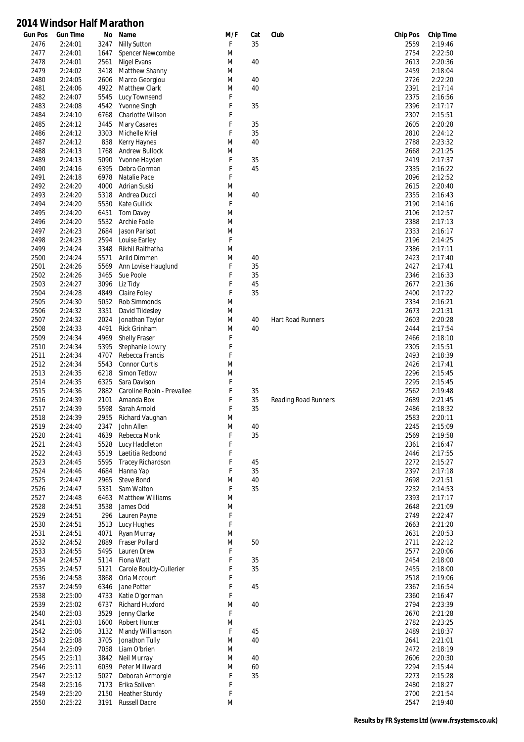# 2014 Windsor Half Marathon

| Gun Pos | Gun Time | No | Name | M/F | Cat | Club | Chip Pos | Chip Time |
|---|---|---|---|---|---|---|---|---|
| 2476 | 2:24:01 | 3247 | Nilly Sutton | F | 35 | | 2559 | 2:19:46 |
| 2477 | 2:24:01 | 1647 | Spencer Newcombe | M | | | 2754 | 2:22:50 |
| 2478 | 2:24:01 | 2561 | Nigel Evans | M | 40 | | 2613 | 2:20:36 |
| 2479 | 2:24:02 | 3418 | Matthew Shanny | M | | | 2459 | 2:18:04 |
| 2480 | 2:24:05 | 2606 | Marco Georgiou | M | 40 | | 2726 | 2:22:20 |
| 2481 | 2:24:06 | 4922 | Matthew Clark | M | 40 | | 2391 | 2:17:14 |
| 2482 | 2:24:07 | 5545 | Lucy Townsend | F | | | 2375 | 2:16:56 |
| 2483 | 2:24:08 | 4542 | Yvonne Singh | F | 35 | | 2396 | 2:17:17 |
| 2484 | 2:24:10 | 6768 | Charlotte Wilson | F | | | 2307 | 2:15:51 |
| 2485 | 2:24:12 | 3445 | Mary Casares | F | 35 | | 2605 | 2:20:28 |
| 2486 | 2:24:12 | 3303 | Michelle Kriel | F | 35 | | 2810 | 2:24:12 |
| 2487 | 2:24:12 | 838 | Kerry Haynes | M | 40 | | 2788 | 2:23:32 |
| 2488 | 2:24:13 | 1768 | Andrew Bullock | M | | | 2668 | 2:21:25 |
| 2489 | 2:24:13 | 5090 | Yvonne Hayden | F | 35 | | 2419 | 2:17:37 |
| 2490 | 2:24:16 | 6395 | Debra Gorman | F | 45 | | 2335 | 2:16:22 |
| 2491 | 2:24:18 | 6978 | Natalie Pace | F | | | 2096 | 2:12:52 |
| 2492 | 2:24:20 | 4000 | Adrian Suski | M | | | 2615 | 2:20:40 |
| 2493 | 2:24:20 | 5318 | Andrea Ducci | M | 40 | | 2355 | 2:16:43 |
| 2494 | 2:24:20 | 5530 | Kate Gullick | F | | | 2190 | 2:14:16 |
| 2495 | 2:24:20 | 6451 | Tom Davey | M | | | 2106 | 2:12:57 |
| 2496 | 2:24:20 | 5532 | Archie Foale | M | | | 2388 | 2:17:13 |
| 2497 | 2:24:23 | 2684 | Jason Parisot | M | | | 2333 | 2:16:17 |
| 2498 | 2:24:23 | 2594 | Louise Earley | F | | | 2196 | 2:14:25 |
| 2499 | 2:24:24 | 3348 | Rikhil Raithatha | M | | | 2386 | 2:17:11 |
| 2500 | 2:24:24 | 5571 | Arild Dimmen | M | 40 | | 2423 | 2:17:40 |
| 2501 | 2:24:26 | 5569 | Ann Lovise Hauglund | F | 35 | | 2427 | 2:17:41 |
| 2502 | 2:24:26 | 3465 | Sue Poole | F | 35 | | 2346 | 2:16:33 |
| 2503 | 2:24:27 | 3096 | Liz Tidy | F | 45 | | 2677 | 2:21:36 |
| 2504 | 2:24:28 | 4849 | Claire Foley | F | 35 | | 2400 | 2:17:22 |
| 2505 | 2:24:30 | 5052 | Rob Simmonds | M | | | 2334 | 2:16:21 |
| 2506 | 2:24:32 | 3351 | David Tildesley | M | | | 2673 | 2:21:31 |
| 2507 | 2:24:32 | 2024 | Jonathan Taylor | M | 40 | Hart Road Runners | 2603 | 2:20:28 |
| 2508 | 2:24:33 | 4491 | Rick Grinham | M | 40 | | 2444 | 2:17:54 |
| 2509 | 2:24:34 | 4969 | Shelly Fraser | F | | | 2466 | 2:18:10 |
| 2510 | 2:24:34 | 5395 | Stephanie Lowry | F | | | 2305 | 2:15:51 |
| 2511 | 2:24:34 | 4707 | Rebecca Francis | F | | | 2493 | 2:18:39 |
| 2512 | 2:24:34 | 5543 | Connor Curtis | M | | | 2426 | 2:17:41 |
| 2513 | 2:24:35 | 6218 | Simon Tetlow | M | | | 2296 | 2:15:45 |
| 2514 | 2:24:35 | 6325 | Sara Davison | F | | | 2295 | 2:15:45 |
| 2515 | 2:24:36 | 2882 | Caroline Robin - Prevallee | F | 35 | | 2562 | 2:19:48 |
| 2516 | 2:24:39 | 2101 | Amanda Box | F | 35 | Reading Road Runners | 2689 | 2:21:45 |
| 2517 | 2:24:39 | 5598 | Sarah Arnold | F | 35 | | 2486 | 2:18:32 |
| 2518 | 2:24:39 | 2955 | Richard Vaughan | M | | | 2583 | 2:20:11 |
| 2519 | 2:24:40 | 2347 | John Allen | M | 40 | | 2245 | 2:15:09 |
| 2520 | 2:24:41 | 4639 | Rebecca Monk | F | 35 | | 2569 | 2:19:58 |
| 2521 | 2:24:43 | 5528 | Lucy Haddleton | F | | | 2361 | 2:16:47 |
| 2522 | 2:24:43 | 5519 | Laetitia Redbond | F | | | 2446 | 2:17:55 |
| 2523 | 2:24:45 | 5595 | Tracey Richardson | F | 45 | | 2272 | 2:15:27 |
| 2524 | 2:24:46 | 4684 | Hanna Yap | F | 35 | | 2397 | 2:17:18 |
| 2525 | 2:24:47 | 2965 | Steve Bond | M | 40 | | 2698 | 2:21:51 |
| 2526 | 2:24:47 | 5331 | Sam Walton | F | 35 | | 2232 | 2:14:53 |
| 2527 | 2:24:48 | 6463 | Matthew Williams | M | | | 2393 | 2:17:17 |
| 2528 | 2:24:51 | 3538 | James Odd | M | | | 2648 | 2:21:09 |
| 2529 | 2:24:51 | 296 | Lauren Payne | F | | | 2749 | 2:22:47 |
| 2530 | 2:24:51 | 3513 | Lucy Hughes | F | | | 2663 | 2:21:20 |
| 2531 | 2:24:51 | 4071 | Ryan Murray | M | | | 2631 | 2:20:53 |
| 2532 | 2:24:52 | 2889 | Fraser Pollard | M | 50 | | 2711 | 2:22:12 |
| 2533 | 2:24:55 | 5495 | Lauren Drew | F | | | 2577 | 2:20:06 |
| 2534 | 2:24:57 | 5114 | Fiona Watt | F | 35 | | 2454 | 2:18:00 |
| 2535 | 2:24:57 | 5121 | Carole Bouldy-Cullerier | F | 35 | | 2455 | 2:18:00 |
| 2536 | 2:24:58 | 3868 | Orla Mccourt | F | | | 2518 | 2:19:06 |
| 2537 | 2:24:59 | 6346 | Jane Potter | F | 45 | | 2367 | 2:16:54 |
| 2538 | 2:25:00 | 4733 | Katie O'gorman | F | | | 2360 | 2:16:47 |
| 2539 | 2:25:02 | 6737 | Richard Huxford | M | 40 | | 2794 | 2:23:39 |
| 2540 | 2:25:03 | 3529 | Jenny Clarke | F | | | 2670 | 2:21:28 |
| 2541 | 2:25:03 | 1600 | Robert Hunter | M | | | 2782 | 2:23:25 |
| 2542 | 2:25:06 | 3132 | Mandy Williamson | F | 45 | | 2489 | 2:18:37 |
| 2543 | 2:25:08 | 3705 | Jonathon Tully | M | 40 | | 2641 | 2:21:01 |
| 2544 | 2:25:09 | 7058 | Liam O'brien | M | | | 2472 | 2:18:19 |
| 2545 | 2:25:11 | 3842 | Neil Murray | M | 40 | | 2606 | 2:20:30 |
| 2546 | 2:25:11 | 6039 | Peter Millward | M | 60 | | 2294 | 2:15:44 |
| 2547 | 2:25:12 | 5027 | Deborah Armorgie | F | 35 | | 2273 | 2:15:28 |
| 2548 | 2:25:16 | 7173 | Erika Soliven | F | | | 2480 | 2:18:27 |
| 2549 | 2:25:20 | 2150 | Heather Sturdy | F | | | 2700 | 2:21:54 |
| 2550 | 2:25:22 | 3191 | Russell Dacre | M | | | 2547 | 2:19:40 |

**Results by FR Systems Ltd (www.frsystems.co.uk)**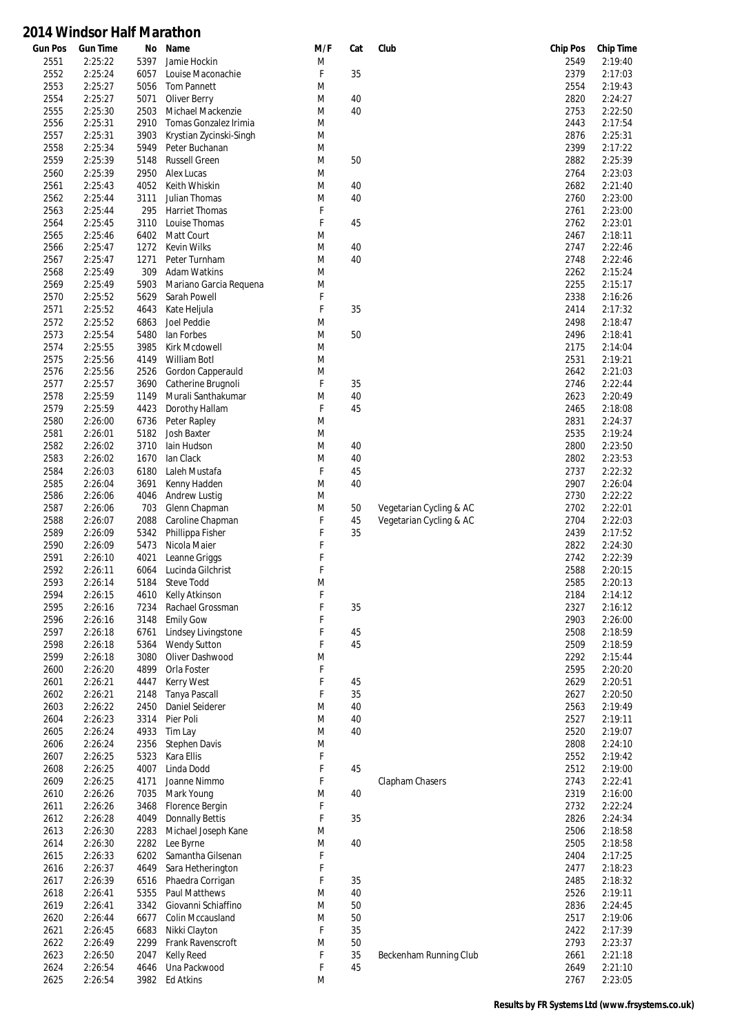# 2014 Windsor Half Marathon

| Gun Pos | Gun Time | No | Name | M/F | Cat | Club | Chip Pos | Chip Time |
|---|---|---|---|---|---|---|---|---|
| 2551 | 2:25:22 | 5397 | Jamie Hockin | M | | | 2549 | 2:19:40 |
| 2552 | 2:25:24 | 6057 | Louise Maconachie | F | 35 | | 2379 | 2:17:03 |
| 2553 | 2:25:27 | 5056 | Tom Pannett | M | | | 2554 | 2:19:43 |
| 2554 | 2:25:27 | 5071 | Oliver Berry | M | 40 | | 2820 | 2:24:27 |
| 2555 | 2:25:30 | 2503 | Michael Mackenzie | M | 40 | | 2753 | 2:22:50 |
| 2556 | 2:25:31 | 2910 | Tomas Gonzalez Irimia | M | | | 2443 | 2:17:54 |
| 2557 | 2:25:31 | 3903 | Krystian Zycinski-Singh | M | | | 2876 | 2:25:31 |
| 2558 | 2:25:34 | 5949 | Peter Buchanan | M | | | 2399 | 2:17:22 |
| 2559 | 2:25:39 | 5148 | Russell Green | M | 50 | | 2882 | 2:25:39 |
| 2560 | 2:25:39 | 2950 | Alex Lucas | M | | | 2764 | 2:23:03 |
| 2561 | 2:25:43 | 4052 | Keith Whiskin | M | 40 | | 2682 | 2:21:40 |
| 2562 | 2:25:44 | 3111 | Julian Thomas | M | 40 | | 2760 | 2:23:00 |
| 2563 | 2:25:44 | 295 | Harriet Thomas | F | | | 2761 | 2:23:00 |
| 2564 | 2:25:45 | 3110 | Louise Thomas | F | 45 | | 2762 | 2:23:01 |
| 2565 | 2:25:46 | 6402 | Matt Court | M | | | 2467 | 2:18:11 |
| 2566 | 2:25:47 | 1272 | Kevin Wilks | M | 40 | | 2747 | 2:22:46 |
| 2567 | 2:25:47 | 1271 | Peter Turnham | M | 40 | | 2748 | 2:22:46 |
| 2568 | 2:25:49 | 309 | Adam Watkins | M | | | 2262 | 2:15:24 |
| 2569 | 2:25:49 | 5903 | Mariano Garcia Requena | M | | | 2255 | 2:15:17 |
| 2570 | 2:25:52 | 5629 | Sarah Powell | F | | | 2338 | 2:16:26 |
| 2571 | 2:25:52 | 4643 | Kate Heljula | F | 35 | | 2414 | 2:17:32 |
| 2572 | 2:25:52 | 6863 | Joel Peddie | M | | | 2498 | 2:18:47 |
| 2573 | 2:25:54 | 5480 | Ian Forbes | M | 50 | | 2496 | 2:18:41 |
| 2574 | 2:25:55 | 3985 | Kirk Mcdowell | M | | | 2175 | 2:14:04 |
| 2575 | 2:25:56 | 4149 | William Botl | M | | | 2531 | 2:19:21 |
| 2576 | 2:25:56 | 2526 | Gordon Capperauld | M | | | 2642 | 2:21:03 |
| 2577 | 2:25:57 | 3690 | Catherine Brugnoli | F | 35 | | 2746 | 2:22:44 |
| 2578 | 2:25:59 | 1149 | Murali Santhakumar | M | 40 | | 2623 | 2:20:49 |
| 2579 | 2:25:59 | 4423 | Dorothy Hallam | F | 45 | | 2465 | 2:18:08 |
| 2580 | 2:26:00 | 6736 | Peter Rapley | M | | | 2831 | 2:24:37 |
| 2581 | 2:26:01 | 5182 | Josh Baxter | M | | | 2535 | 2:19:24 |
| 2582 | 2:26:02 | 3710 | Iain Hudson | M | 40 | | 2800 | 2:23:50 |
| 2583 | 2:26:02 | 1670 | Ian Clack | M | 40 | | 2802 | 2:23:53 |
| 2584 | 2:26:03 | 6180 | Laleh Mustafa | F | 45 | | 2737 | 2:22:32 |
| 2585 | 2:26:04 | 3691 | Kenny Hadden | M | 40 | | 2907 | 2:26:04 |
| 2586 | 2:26:06 | 4046 | Andrew Lustig | M | | | 2730 | 2:22:22 |
| 2587 | 2:26:06 | 703 | Glenn Chapman | M | 50 | Vegetarian Cycling & AC | 2702 | 2:22:01 |
| 2588 | 2:26:07 | 2088 | Caroline Chapman | F | 45 | Vegetarian Cycling & AC | 2704 | 2:22:03 |
| 2589 | 2:26:09 | 5342 | Phillippa Fisher | F | 35 | | 2439 | 2:17:52 |
| 2590 | 2:26:09 | 5473 | Nicola Maier | F | | | 2822 | 2:24:30 |
| 2591 | 2:26:10 | 4021 | Leanne Griggs | F | | | 2742 | 2:22:39 |
| 2592 | 2:26:11 | 6064 | Lucinda Gilchrist | F | | | 2588 | 2:20:15 |
| 2593 | 2:26:14 | 5184 | Steve Todd | M | | | 2585 | 2:20:13 |
| 2594 | 2:26:15 | 4610 | Kelly Atkinson | F | | | 2184 | 2:14:12 |
| 2595 | 2:26:16 | 7234 | Rachael Grossman | F | 35 | | 2327 | 2:16:12 |
| 2596 | 2:26:16 | 3148 | Emily Gow | F | | | 2903 | 2:26:00 |
| 2597 | 2:26:18 | 6761 | Lindsey Livingstone | F | 45 | | 2508 | 2:18:59 |
| 2598 | 2:26:18 | 5364 | Wendy Sutton | F | 45 | | 2509 | 2:18:59 |
| 2599 | 2:26:18 | 3080 | Oliver Dashwood | M | | | 2292 | 2:15:44 |
| 2600 | 2:26:20 | 4899 | Orla Foster | F | | | 2595 | 2:20:20 |
| 2601 | 2:26:21 | 4447 | Kerry West | F | 45 | | 2629 | 2:20:51 |
| 2602 | 2:26:21 | 2148 | Tanya Pascall | F | 35 | | 2627 | 2:20:50 |
| 2603 | 2:26:22 | 2450 | Daniel Seiderer | M | 40 | | 2563 | 2:19:49 |
| 2604 | 2:26:23 | 3314 | Pier Poli | M | 40 | | 2527 | 2:19:11 |
| 2605 | 2:26:24 | 4933 | Tim Lay | M | 40 | | 2520 | 2:19:07 |
| 2606 | 2:26:24 | 2356 | Stephen Davis | M | | | 2808 | 2:24:10 |
| 2607 | 2:26:25 | 5323 | Kara Ellis | F | | | 2552 | 2:19:42 |
| 2608 | 2:26:25 | 4007 | Linda Dodd | F | 45 | | 2512 | 2:19:00 |
| 2609 | 2:26:25 | 4171 | Joanne Nimmo | F | | Clapham Chasers | 2743 | 2:22:41 |
| 2610 | 2:26:26 | 7035 | Mark Young | M | 40 | | 2319 | 2:16:00 |
| 2611 | 2:26:26 | 3468 | Florence Bergin | F | | | 2732 | 2:22:24 |
| 2612 | 2:26:28 | 4049 | Donnally Bettis | F | 35 | | 2826 | 2:24:34 |
| 2613 | 2:26:30 | 2283 | Michael Joseph Kane | M | | | 2506 | 2:18:58 |
| 2614 | 2:26:30 | 2282 | Lee Byrne | M | 40 | | 2505 | 2:18:58 |
| 2615 | 2:26:33 | 6202 | Samantha Gilsenan | F | | | 2404 | 2:17:25 |
| 2616 | 2:26:37 | 4649 | Sara Hetherington | F | | | 2477 | 2:18:23 |
| 2617 | 2:26:39 | 6516 | Phaedra Corrigan | F | 35 | | 2485 | 2:18:32 |
| 2618 | 2:26:41 | 5355 | Paul Matthews | M | 40 | | 2526 | 2:19:11 |
| 2619 | 2:26:41 | 3342 | Giovanni Schiaffino | M | 50 | | 2836 | 2:24:45 |
| 2620 | 2:26:44 | 6677 | Colin Mccausland | M | 50 | | 2517 | 2:19:06 |
| 2621 | 2:26:45 | 6683 | Nikki Clayton | F | 35 | | 2422 | 2:17:39 |
| 2622 | 2:26:49 | 2299 | Frank Ravenscroft | M | 50 | | 2793 | 2:23:37 |
| 2623 | 2:26:50 | 2047 | Kelly Reed | F | 35 | Beckenham Running Club | 2661 | 2:21:18 |
| 2624 | 2:26:54 | 4646 | Una Packwood | F | 45 | | 2649 | 2:21:10 |
| 2625 | 2:26:54 | 3982 | Ed Atkins | M | | | 2767 | 2:23:05 |

**Results by FR Systems Ltd (www.frsystems.co.uk)**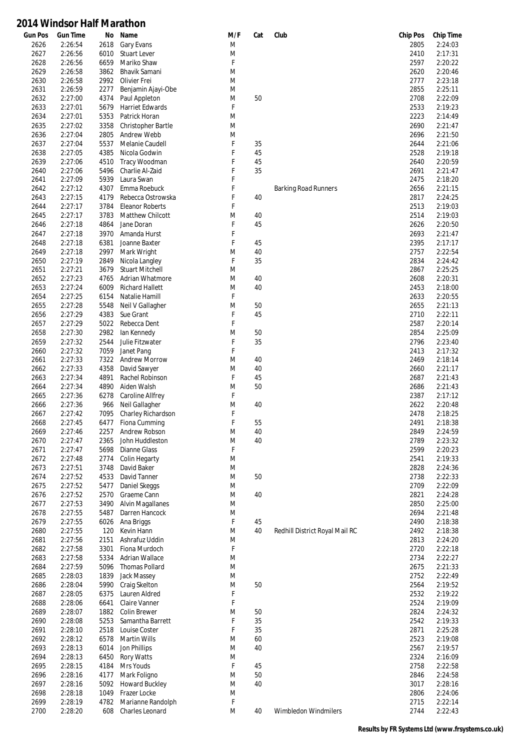# 2014 Windsor Half Marathon

| Gun Pos | Gun Time | No | Name | M/F | Cat | Club | Chip Pos | Chip Time |
|---|---|---|---|---|---|---|---|---|
| 2626 | 2:26:54 | 2618 | Gary Evans | M | | | 2805 | 2:24:03 |
| 2627 | 2:26:56 | 6010 | Stuart Lever | M | | | 2410 | 2:17:31 |
| 2628 | 2:26:56 | 6659 | Mariko Shaw | F | | | 2597 | 2:20:22 |
| 2629 | 2:26:58 | 3862 | Bhavik Samani | M | | | 2620 | 2:20:46 |
| 2630 | 2:26:58 | 2992 | Olivier Frei | M | | | 2777 | 2:23:18 |
| 2631 | 2:26:59 | 2277 | Benjamin Ajayi-Obe | M | | | 2855 | 2:25:11 |
| 2632 | 2:27:00 | 4374 | Paul Appleton | M | 50 | | 2708 | 2:22:09 |
| 2633 | 2:27:01 | 5679 | Harriet Edwards | F | | | 2533 | 2:19:23 |
| 2634 | 2:27:01 | 5353 | Patrick Horan | M | | | 2223 | 2:14:49 |
| 2635 | 2:27:02 | 3358 | Christopher Bartle | M | | | 2690 | 2:21:47 |
| 2636 | 2:27:04 | 2805 | Andrew Webb | M | | | 2696 | 2:21:50 |
| 2637 | 2:27:04 | 5537 | Melanie Caudell | F | 35 | | 2644 | 2:21:06 |
| 2638 | 2:27:05 | 4385 | Nicola Godwin | F | 45 | | 2528 | 2:19:18 |
| 2639 | 2:27:06 | 4510 | Tracy Woodman | F | 45 | | 2640 | 2:20:59 |
| 2640 | 2:27:06 | 5496 | Charlie Al-Zaid | F | 35 | | 2691 | 2:21:47 |
| 2641 | 2:27:09 | 5939 | Laura Swan | F | | | 2475 | 2:18:20 |
| 2642 | 2:27:12 | 4307 | Emma Roebuck | F | | Barking Road Runners | 2656 | 2:21:15 |
| 2643 | 2:27:15 | 4179 | Rebecca Ostrowska | F | 40 | | 2817 | 2:24:25 |
| 2644 | 2:27:17 | 3784 | Eleanor Roberts | F | | | 2513 | 2:19:03 |
| 2645 | 2:27:17 | 3783 | Matthew Chilcott | M | 40 | | 2514 | 2:19:03 |
| 2646 | 2:27:18 | 4864 | Jane Doran | F | 45 | | 2626 | 2:20:50 |
| 2647 | 2:27:18 | 3970 | Amanda Hurst | F | | | 2693 | 2:21:47 |
| 2648 | 2:27:18 | 6381 | Joanne Baxter | F | 45 | | 2395 | 2:17:17 |
| 2649 | 2:27:18 | 2997 | Mark Wright | M | 40 | | 2757 | 2:22:54 |
| 2650 | 2:27:19 | 2849 | Nicola Langley | F | 35 | | 2834 | 2:24:42 |
| 2651 | 2:27:21 | 3679 | Stuart Mitchell | M | | | 2867 | 2:25:25 |
| 2652 | 2:27:23 | 4765 | Adrian Whatmore | M | 40 | | 2608 | 2:20:31 |
| 2653 | 2:27:24 | 6009 | Richard Hallett | M | 40 | | 2453 | 2:18:00 |
| 2654 | 2:27:25 | 6154 | Natalie Hamill | F | | | 2633 | 2:20:55 |
| 2655 | 2:27:28 | 5548 | Neil V Gallagher | M | 50 | | 2655 | 2:21:13 |
| 2656 | 2:27:29 | 4383 | Sue Grant | F | 45 | | 2710 | 2:22:11 |
| 2657 | 2:27:29 | 5022 | Rebecca Dent | F | | | 2587 | 2:20:14 |
| 2658 | 2:27:30 | 2982 | Ian Kennedy | M | 50 | | 2854 | 2:25:09 |
| 2659 | 2:27:32 | 2544 | Julie Fitzwater | F | 35 | | 2796 | 2:23:40 |
| 2660 | 2:27:32 | 7059 | Janet Pang | F | | | 2413 | 2:17:32 |
| 2661 | 2:27:33 | 7322 | Andrew Morrow | M | 40 | | 2469 | 2:18:14 |
| 2662 | 2:27:33 | 4358 | David Sawyer | M | 40 | | 2660 | 2:21:17 |
| 2663 | 2:27:34 | 4891 | Rachel Robinson | F | 45 | | 2687 | 2:21:43 |
| 2664 | 2:27:34 | 4890 | Aiden Walsh | M | 50 | | 2686 | 2:21:43 |
| 2665 | 2:27:36 | 6278 | Caroline Allfrey | F | | | 2387 | 2:17:12 |
| 2666 | 2:27:36 | 966 | Neil Gallagher | M | 40 | | 2622 | 2:20:48 |
| 2667 | 2:27:42 | 7095 | Charley Richardson | F | | | 2478 | 2:18:25 |
| 2668 | 2:27:45 | 6477 | Fiona Cumming | F | 55 | | 2491 | 2:18:38 |
| 2669 | 2:27:46 | 2257 | Andrew Robson | M | 40 | | 2849 | 2:24:59 |
| 2670 | 2:27:47 | 2365 | John Huddleston | M | 40 | | 2789 | 2:23:32 |
| 2671 | 2:27:47 | 5698 | Dianne Glass | F | | | 2599 | 2:20:23 |
| 2672 | 2:27:48 | 2774 | Colin Hegarty | M | | | 2541 | 2:19:33 |
| 2673 | 2:27:51 | 3748 | David Baker | M | | | 2828 | 2:24:36 |
| 2674 | 2:27:52 | 4533 | David Tanner | M | 50 | | 2738 | 2:22:33 |
| 2675 | 2:27:52 | 5477 | Daniel Skeggs | M | | | 2709 | 2:22:09 |
| 2676 | 2:27:52 | 2570 | Graeme Cann | M | 40 | | 2821 | 2:24:28 |
| 2677 | 2:27:53 | 3490 | Alvin Magallanes | M | | | 2850 | 2:25:00 |
| 2678 | 2:27:55 | 5487 | Darren Hancock | M | | | 2694 | 2:21:48 |
| 2679 | 2:27:55 | 6026 | Ana Briggs | F | 45 | | 2490 | 2:18:38 |
| 2680 | 2:27:55 | 120 | Kevin Hann | M | 40 | Redhill District Royal Mail RC | 2492 | 2:18:38 |
| 2681 | 2:27:56 | 2151 | Ashrafuz Uddin | M | | | 2813 | 2:24:20 |
| 2682 | 2:27:58 | 3301 | Fiona Murdoch | F | | | 2720 | 2:22:18 |
| 2683 | 2:27:58 | 5334 | Adrian Wallace | M | | | 2734 | 2:22:27 |
| 2684 | 2:27:59 | 5096 | Thomas Pollard | M | | | 2675 | 2:21:33 |
| 2685 | 2:28:03 | 1839 | Jack Massey | M | | | 2752 | 2:22:49 |
| 2686 | 2:28:04 | 5990 | Craig Skelton | M | 50 | | 2564 | 2:19:52 |
| 2687 | 2:28:05 | 6375 | Lauren Aldred | F | | | 2532 | 2:19:22 |
| 2688 | 2:28:06 | 6641 | Claire Vanner | F | | | 2524 | 2:19:09 |
| 2689 | 2:28:07 | 1882 | Colin Brewer | M | 50 | | 2824 | 2:24:32 |
| 2690 | 2:28:08 | 5253 | Samantha Barrett | F | 35 | | 2542 | 2:19:33 |
| 2691 | 2:28:10 | 2518 | Louise Coster | F | 35 | | 2871 | 2:25:28 |
| 2692 | 2:28:12 | 6578 | Martin Wills | M | 60 | | 2523 | 2:19:08 |
| 2693 | 2:28:13 | 6014 | Jon Phillips | M | 40 | | 2567 | 2:19:57 |
| 2694 | 2:28:13 | 6450 | Rory Watts | M | | | 2324 | 2:16:09 |
| 2695 | 2:28:15 | 4184 | Mrs Youds | F | 45 | | 2758 | 2:22:58 |
| 2696 | 2:28:16 | 4177 | Mark Foligno | M | 50 | | 2846 | 2:24:58 |
| 2697 | 2:28:16 | 5092 | Howard Buckley | M | 40 | | 3017 | 2:28:16 |
| 2698 | 2:28:18 | 1049 | Frazer Locke | M | | | 2806 | 2:24:06 |
| 2699 | 2:28:19 | 4782 | Marianne Randolph | F | | | 2715 | 2:22:14 |
| 2700 | 2:28:20 | 608 | Charles Leonard | M | 40 | Wimbledon Windmilers | 2744 | 2:22:43 |

**Results by FR Systems Ltd (www.frsystems.co.uk)**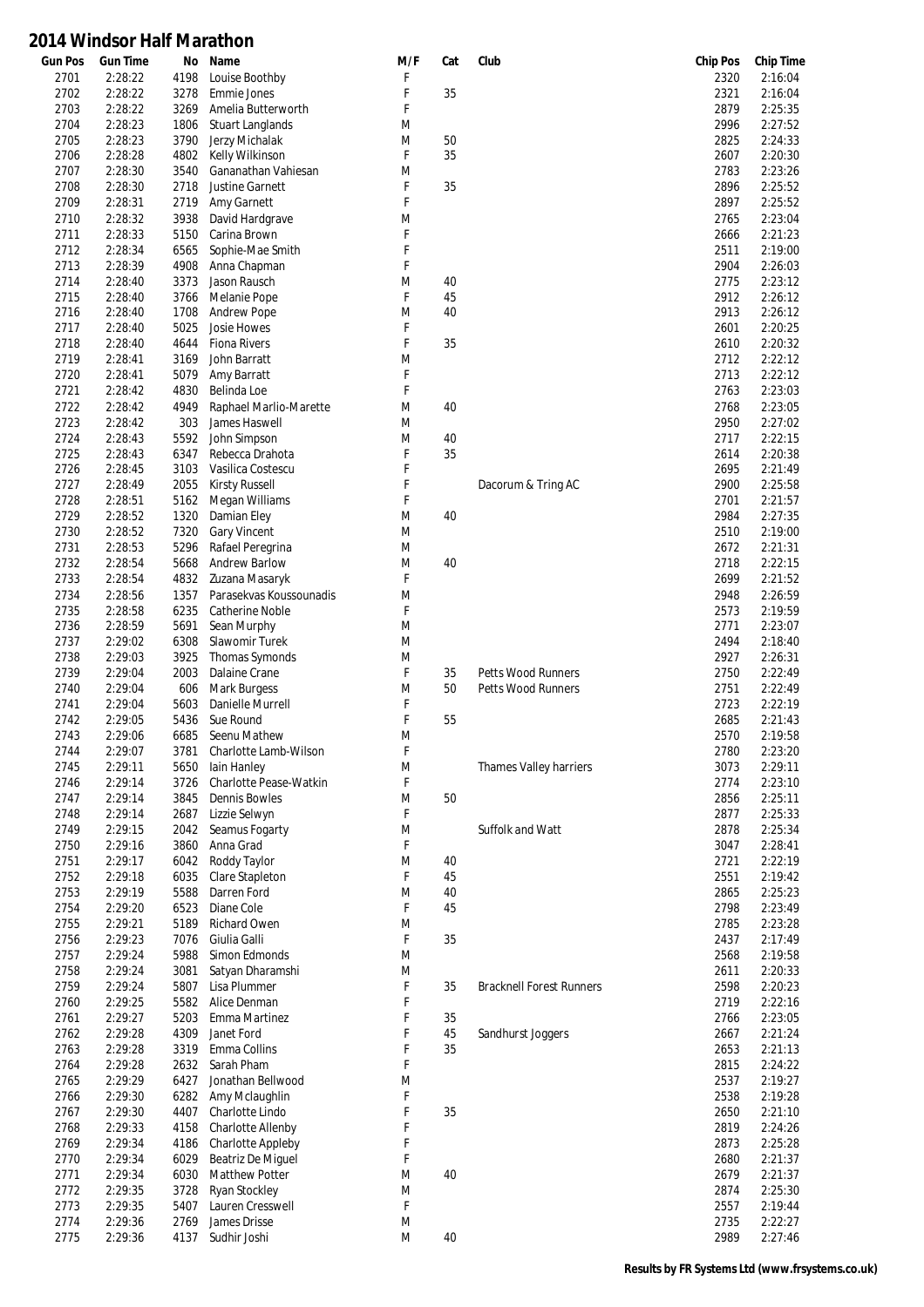# 2014 Windsor Half Marathon

| Gun Pos | Gun Time | No | Name | M/F | Cat | Club | Chip Pos | Chip Time |
|---|---|---|---|---|---|---|---|---|
| 2701 | 2:28:22 | 4198 | Louise Boothby | F | | | 2320 | 2:16:04 |
| 2702 | 2:28:22 | 3278 | Emmie Jones | F | 35 | | 2321 | 2:16:04 |
| 2703 | 2:28:22 | 3269 | Amelia Butterworth | F | | | 2879 | 2:25:35 |
| 2704 | 2:28:23 | 1806 | Stuart Langlands | M | | | 2996 | 2:27:52 |
| 2705 | 2:28:23 | 3790 | Jerzy Michalak | M | 50 | | 2825 | 2:24:33 |
| 2706 | 2:28:28 | 4802 | Kelly Wilkinson | F | 35 | | 2607 | 2:20:30 |
| 2707 | 2:28:30 | 3540 | Gananathan Vahiesan | M | | | 2783 | 2:23:26 |
| 2708 | 2:28:30 | 2718 | Justine Garnett | F | 35 | | 2896 | 2:25:52 |
| 2709 | 2:28:31 | 2719 | Amy Garnett | F | | | 2897 | 2:25:52 |
| 2710 | 2:28:32 | 3938 | David Hardgrave | M | | | 2765 | 2:23:04 |
| 2711 | 2:28:33 | 5150 | Carina Brown | F | | | 2666 | 2:21:23 |
| 2712 | 2:28:34 | 6565 | Sophie-Mae Smith | F | | | 2511 | 2:19:00 |
| 2713 | 2:28:39 | 4908 | Anna Chapman | F | | | 2904 | 2:26:03 |
| 2714 | 2:28:40 | 3373 | Jason Rausch | M | 40 | | 2775 | 2:23:12 |
| 2715 | 2:28:40 | 3766 | Melanie Pope | F | 45 | | 2912 | 2:26:12 |
| 2716 | 2:28:40 | 1708 | Andrew Pope | M | 40 | | 2913 | 2:26:12 |
| 2717 | 2:28:40 | 5025 | Josie Howes | F | | | 2601 | 2:20:25 |
| 2718 | 2:28:40 | 4644 | Fiona Rivers | F | 35 | | 2610 | 2:20:32 |
| 2719 | 2:28:41 | 3169 | John Barratt | M | | | 2712 | 2:22:12 |
| 2720 | 2:28:41 | 5079 | Amy Barratt | F | | | 2713 | 2:22:12 |
| 2721 | 2:28:42 | 4830 | Belinda Loe | F | | | 2763 | 2:23:03 |
| 2722 | 2:28:42 | 4949 | Raphael Marlio-Marette | M | 40 | | 2768 | 2:23:05 |
| 2723 | 2:28:42 | 303 | James Haswell | M | | | 2950 | 2:27:02 |
| 2724 | 2:28:43 | 5592 | John Simpson | M | 40 | | 2717 | 2:22:15 |
| 2725 | 2:28:43 | 6347 | Rebecca Drahota | F | 35 | | 2614 | 2:20:38 |
| 2726 | 2:28:45 | 3103 | Vasilica Costescu | F | | | 2695 | 2:21:49 |
| 2727 | 2:28:49 | 2055 | Kirsty Russell | F | | Dacorum & Tring AC | 2900 | 2:25:58 |
| 2728 | 2:28:51 | 5162 | Megan Williams | F | | | 2701 | 2:21:57 |
| 2729 | 2:28:52 | 1320 | Damian Eley | M | 40 | | 2984 | 2:27:35 |
| 2730 | 2:28:52 | 7320 | Gary Vincent | M | | | 2510 | 2:19:00 |
| 2731 | 2:28:53 | 5296 | Rafael Peregrina | M | | | 2672 | 2:21:31 |
| 2732 | 2:28:54 | 5668 | Andrew Barlow | M | 40 | | 2718 | 2:22:15 |
| 2733 | 2:28:54 | 4832 | Zuzana Masaryk | F | | | 2699 | 2:21:52 |
| 2734 | 2:28:56 | 1357 | Parasekvas Koussounadis | M | | | 2948 | 2:26:59 |
| 2735 | 2:28:58 | 6235 | Catherine Noble | F | | | 2573 | 2:19:59 |
| 2736 | 2:28:59 | 5691 | Sean Murphy | M | | | 2771 | 2:23:07 |
| 2737 | 2:29:02 | 6308 | Slawomir Turek | M | | | 2494 | 2:18:40 |
| 2738 | 2:29:03 | 3925 | Thomas Symonds | M | | | 2927 | 2:26:31 |
| 2739 | 2:29:04 | 2003 | Dalaine Crane | F | 35 | Petts Wood Runners | 2750 | 2:22:49 |
| 2740 | 2:29:04 | 606 | Mark Burgess | M | 50 | Petts Wood Runners | 2751 | 2:22:49 |
| 2741 | 2:29:04 | 5603 | Danielle Murrell | F | | | 2723 | 2:22:19 |
| 2742 | 2:29:05 | 5436 | Sue Round | F | 55 | | 2685 | 2:21:43 |
| 2743 | 2:29:06 | 6685 | Seenu Mathew | M | | | 2570 | 2:19:58 |
| 2744 | 2:29:07 | 3781 | Charlotte Lamb-Wilson | F | | | 2780 | 2:23:20 |
| 2745 | 2:29:11 | 5650 | Iain Hanley | M | | Thames Valley harriers | 3073 | 2:29:11 |
| 2746 | 2:29:14 | 3726 | Charlotte Pease-Watkin | F | | | 2774 | 2:23:10 |
| 2747 | 2:29:14 | 3845 | Dennis Bowles | M | 50 | | 2856 | 2:25:11 |
| 2748 | 2:29:14 | 2687 | Lizzie Selwyn | F | | | 2877 | 2:25:33 |
| 2749 | 2:29:15 | 2042 | Seamus Fogarty | M | | Suffolk and Watt | 2878 | 2:25:34 |
| 2750 | 2:29:16 | 3860 | Anna Grad | F | | | 3047 | 2:28:41 |
| 2751 | 2:29:17 | 6042 | Roddy Taylor | M | 40 | | 2721 | 2:22:19 |
| 2752 | 2:29:18 | 6035 | Clare Stapleton | F | 45 | | 2551 | 2:19:42 |
| 2753 | 2:29:19 | 5588 | Darren Ford | M | 40 | | 2865 | 2:25:23 |
| 2754 | 2:29:20 | 6523 | Diane Cole | F | 45 | | 2798 | 2:23:49 |
| 2755 | 2:29:21 | 5189 | Richard Owen | M | | | 2785 | 2:23:28 |
| 2756 | 2:29:23 | 7076 | Giulia Galli | F | 35 | | 2437 | 2:17:49 |
| 2757 | 2:29:24 | 5988 | Simon Edmonds | M | | | 2568 | 2:19:58 |
| 2758 | 2:29:24 | 3081 | Satyan Dharamshi | M | | | 2611 | 2:20:33 |
| 2759 | 2:29:24 | 5807 | Lisa Plummer | F | 35 | Bracknell Forest Runners | 2598 | 2:20:23 |
| 2760 | 2:29:25 | 5582 | Alice Denman | F | | | 2719 | 2:22:16 |
| 2761 | 2:29:27 | 5203 | Emma Martinez | F | 35 | | 2766 | 2:23:05 |
| 2762 | 2:29:28 | 4309 | Janet Ford | F | 45 | Sandhurst Joggers | 2667 | 2:21:24 |
| 2763 | 2:29:28 | 3319 | Emma Collins | F | 35 | | 2653 | 2:21:13 |
| 2764 | 2:29:28 | 2632 | Sarah Pham | F | | | 2815 | 2:24:22 |
| 2765 | 2:29:29 | 6427 | Jonathan Bellwood | M | | | 2537 | 2:19:27 |
| 2766 | 2:29:30 | 6282 | Amy Mclaughlin | F | | | 2538 | 2:19:28 |
| 2767 | 2:29:30 | 4407 | Charlotte Lindo | F | 35 | | 2650 | 2:21:10 |
| 2768 | 2:29:33 | 4158 | Charlotte Allenby | F | | | 2819 | 2:24:26 |
| 2769 | 2:29:34 | 4186 | Charlotte Appleby | F | | | 2873 | 2:25:28 |
| 2770 | 2:29:34 | 6029 | Beatriz De Miguel | F | | | 2680 | 2:21:37 |
| 2771 | 2:29:34 | 6030 | Matthew Potter | M | 40 | | 2679 | 2:21:37 |
| 2772 | 2:29:35 | 3728 | Ryan Stockley | M | | | 2874 | 2:25:30 |
| 2773 | 2:29:35 | 5407 | Lauren Cresswell | F | | | 2557 | 2:19:44 |
| 2774 | 2:29:36 | 2769 | James Drisse | M | | | 2735 | 2:22:27 |
| 2775 | 2:29:36 | 4137 | Sudhir Joshi | M | 40 | | 2989 | 2:27:46 |

**Results by FR Systems Ltd (www.frsystems.co.uk)**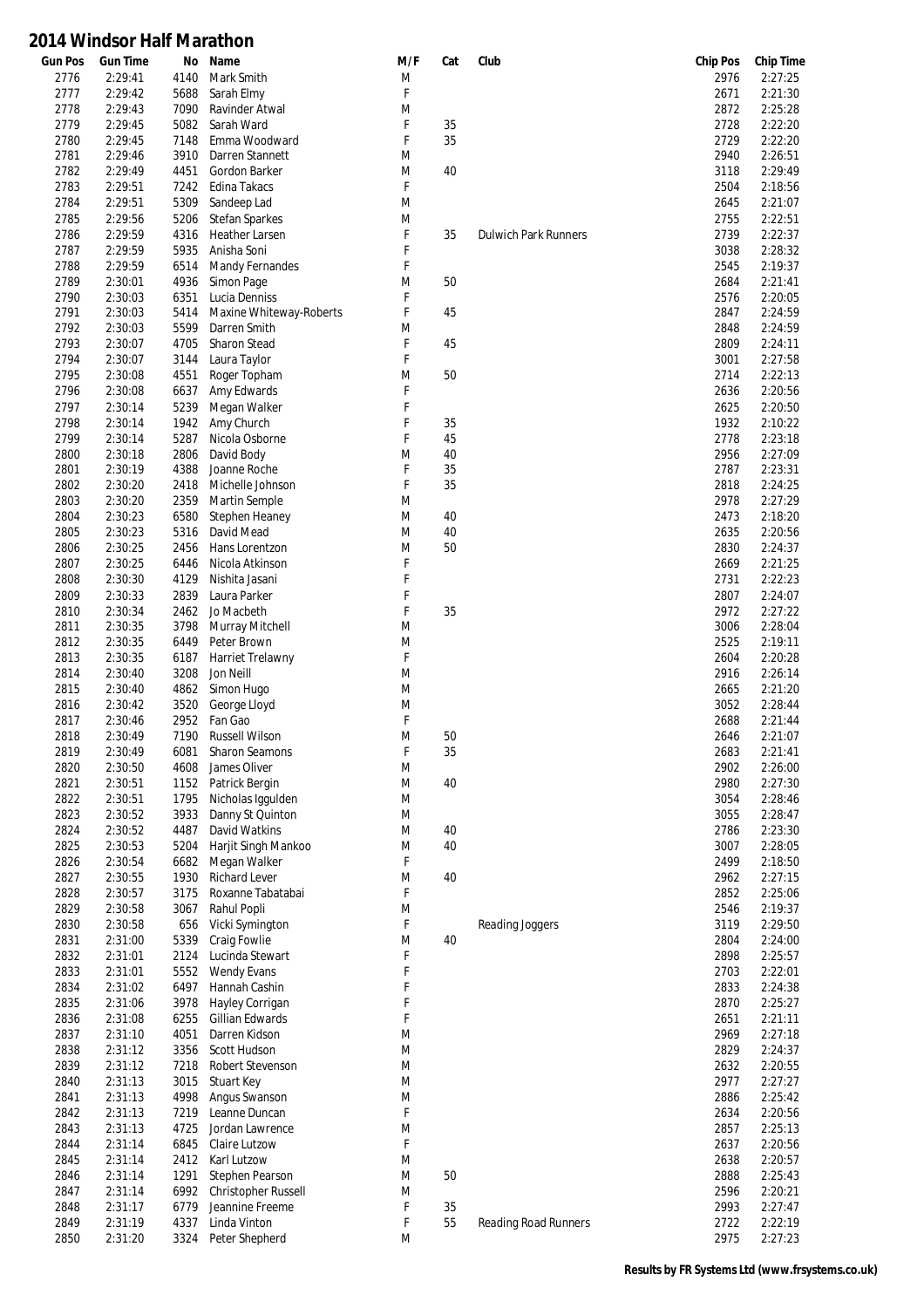# 2014 Windsor Half Marathon

| Gun Pos | Gun Time | No | Name | M/F | Cat | Club | Chip Pos | Chip Time |
|---|---|---|---|---|---|---|---|---|
| 2776 | 2:29:41 | 4140 | Mark Smith | M | | | 2976 | 2:27:25 |
| 2777 | 2:29:42 | 5688 | Sarah Elmy | F | | | 2671 | 2:21:30 |
| 2778 | 2:29:43 | 7090 | Ravinder Atwal | M | | | 2872 | 2:25:28 |
| 2779 | 2:29:45 | 5082 | Sarah Ward | F | 35 | | 2728 | 2:22:20 |
| 2780 | 2:29:45 | 7148 | Emma Woodward | F | 35 | | 2729 | 2:22:20 |
| 2781 | 2:29:46 | 3910 | Darren Stannett | M | | | 2940 | 2:26:51 |
| 2782 | 2:29:49 | 4451 | Gordon Barker | M | 40 | | 3118 | 2:29:49 |
| 2783 | 2:29:51 | 7242 | Edina Takacs | F | | | 2504 | 2:18:56 |
| 2784 | 2:29:51 | 5309 | Sandeep Lad | M | | | 2645 | 2:21:07 |
| 2785 | 2:29:56 | 5206 | Stefan Sparkes | M | | | 2755 | 2:22:51 |
| 2786 | 2:29:59 | 4316 | Heather Larsen | F | 35 | Dulwich Park Runners | 2739 | 2:22:37 |
| 2787 | 2:29:59 | 5935 | Anisha Soni | F | | | 3038 | 2:28:32 |
| 2788 | 2:29:59 | 6514 | Mandy Fernandes | F | | | 2545 | 2:19:37 |
| 2789 | 2:30:01 | 4936 | Simon Page | M | 50 | | 2684 | 2:21:41 |
| 2790 | 2:30:03 | 6351 | Lucia Denniss | F | | | 2576 | 2:20:05 |
| 2791 | 2:30:03 | 5414 | Maxine Whiteway-Roberts | F | 45 | | 2847 | 2:24:59 |
| 2792 | 2:30:03 | 5599 | Darren Smith | M | | | 2848 | 2:24:59 |
| 2793 | 2:30:07 | 4705 | Sharon Stead | F | 45 | | 2809 | 2:24:11 |
| 2794 | 2:30:07 | 3144 | Laura Taylor | F | | | 3001 | 2:27:58 |
| 2795 | 2:30:08 | 4551 | Roger Topham | M | 50 | | 2714 | 2:22:13 |
| 2796 | 2:30:08 | 6637 | Amy Edwards | F | | | 2636 | 2:20:56 |
| 2797 | 2:30:14 | 5239 | Megan Walker | F | | | 2625 | 2:20:50 |
| 2798 | 2:30:14 | 1942 | Amy Church | F | 35 | | 1932 | 2:10:22 |
| 2799 | 2:30:14 | 5287 | Nicola Osborne | F | 45 | | 2778 | 2:23:18 |
| 2800 | 2:30:18 | 2806 | David Body | M | 40 | | 2956 | 2:27:09 |
| 2801 | 2:30:19 | 4388 | Joanne Roche | F | 35 | | 2787 | 2:23:31 |
| 2802 | 2:30:20 | 2418 | Michelle Johnson | F | 35 | | 2818 | 2:24:25 |
| 2803 | 2:30:20 | 2359 | Martin Semple | M | | | 2978 | 2:27:29 |
| 2804 | 2:30:23 | 6580 | Stephen Heaney | M | 40 | | 2473 | 2:18:20 |
| 2805 | 2:30:23 | 5316 | David Mead | M | 40 | | 2635 | 2:20:56 |
| 2806 | 2:30:25 | 2456 | Hans Lorentzon | M | 50 | | 2830 | 2:24:37 |
| 2807 | 2:30:25 | 6446 | Nicola Atkinson | F | | | 2669 | 2:21:25 |
| 2808 | 2:30:30 | 4129 | Nishita Jasani | F | | | 2731 | 2:22:23 |
| 2809 | 2:30:33 | 2839 | Laura Parker | F | | | 2807 | 2:24:07 |
| 2810 | 2:30:34 | 2462 | Jo Macbeth | F | 35 | | 2972 | 2:27:22 |
| 2811 | 2:30:35 | 3798 | Murray Mitchell | M | | | 3006 | 2:28:04 |
| 2812 | 2:30:35 | 6449 | Peter Brown | M | | | 2525 | 2:19:11 |
| 2813 | 2:30:35 | 6187 | Harriet Trelawny | F | | | 2604 | 2:20:28 |
| 2814 | 2:30:40 | 3208 | Jon Neill | M | | | 2916 | 2:26:14 |
| 2815 | 2:30:40 | 4862 | Simon Hugo | M | | | 2665 | 2:21:20 |
| 2816 | 2:30:42 | 3520 | George Lloyd | M | | | 3052 | 2:28:44 |
| 2817 | 2:30:46 | 2952 | Fan Gao | F | | | 2688 | 2:21:44 |
| 2818 | 2:30:49 | 7190 | Russell Wilson | M | 50 | | 2646 | 2:21:07 |
| 2819 | 2:30:49 | 6081 | Sharon Seamons | F | 35 | | 2683 | 2:21:41 |
| 2820 | 2:30:50 | 4608 | James Oliver | M | | | 2902 | 2:26:00 |
| 2821 | 2:30:51 | 1152 | Patrick Bergin | M | 40 | | 2980 | 2:27:30 |
| 2822 | 2:30:51 | 1795 | Nicholas Iggulden | M | | | 3054 | 2:28:46 |
| 2823 | 2:30:52 | 3933 | Danny St Quinton | M | | | 3055 | 2:28:47 |
| 2824 | 2:30:52 | 4487 | David Watkins | M | 40 | | 2786 | 2:23:30 |
| 2825 | 2:30:53 | 5204 | Harjit Singh Mankoo | M | 40 | | 3007 | 2:28:05 |
| 2826 | 2:30:54 | 6682 | Megan Walker | F | | | 2499 | 2:18:50 |
| 2827 | 2:30:55 | 1930 | Richard Lever | M | 40 | | 2962 | 2:27:15 |
| 2828 | 2:30:57 | 3175 | Roxanne Tabatabai | F | | | 2852 | 2:25:06 |
| 2829 | 2:30:58 | 3067 | Rahul Popli | M | | | 2546 | 2:19:37 |
| 2830 | 2:30:58 | 656 | Vicki Symington | F | | Reading Joggers | 3119 | 2:29:50 |
| 2831 | 2:31:00 | 5339 | Craig Fowlie | M | 40 | | 2804 | 2:24:00 |
| 2832 | 2:31:01 | 2124 | Lucinda Stewart | F | | | 2898 | 2:25:57 |
| 2833 | 2:31:01 | 5552 | Wendy Evans | F | | | 2703 | 2:22:01 |
| 2834 | 2:31:02 | 6497 | Hannah Cashin | F | | | 2833 | 2:24:38 |
| 2835 | 2:31:06 | 3978 | Hayley Corrigan | F | | | 2870 | 2:25:27 |
| 2836 | 2:31:08 | 6255 | Gillian Edwards | F | | | 2651 | 2:21:11 |
| 2837 | 2:31:10 | 4051 | Darren Kidson | M | | | 2969 | 2:27:18 |
| 2838 | 2:31:12 | 3356 | Scott Hudson | M | | | 2829 | 2:24:37 |
| 2839 | 2:31:12 | 7218 | Robert Stevenson | M | | | 2632 | 2:20:55 |
| 2840 | 2:31:13 | 3015 | Stuart Key | M | | | 2977 | 2:27:27 |
| 2841 | 2:31:13 | 4998 | Angus Swanson | M | | | 2886 | 2:25:42 |
| 2842 | 2:31:13 | 7219 | Leanne Duncan | F | | | 2634 | 2:20:56 |
| 2843 | 2:31:13 | 4725 | Jordan Lawrence | M | | | 2857 | 2:25:13 |
| 2844 | 2:31:14 | 6845 | Claire Lutzow | F | | | 2637 | 2:20:56 |
| 2845 | 2:31:14 | 2412 | Karl Lutzow | M | | | 2638 | 2:20:57 |
| 2846 | 2:31:14 | 1291 | Stephen Pearson | M | 50 | | 2888 | 2:25:43 |
| 2847 | 2:31:14 | 6992 | Christopher Russell | M | | | 2596 | 2:20:21 |
| 2848 | 2:31:17 | 6779 | Jeannine Freeme | F | 35 | | 2993 | 2:27:47 |
| 2849 | 2:31:19 | 4337 | Linda Vinton | F | 55 | Reading Road Runners | 2722 | 2:22:19 |
| 2850 | 2:31:20 | 3324 | Peter Shepherd | M | | | 2975 | 2:27:23 |

**Results by FR Systems Ltd (www.frsystems.co.uk)**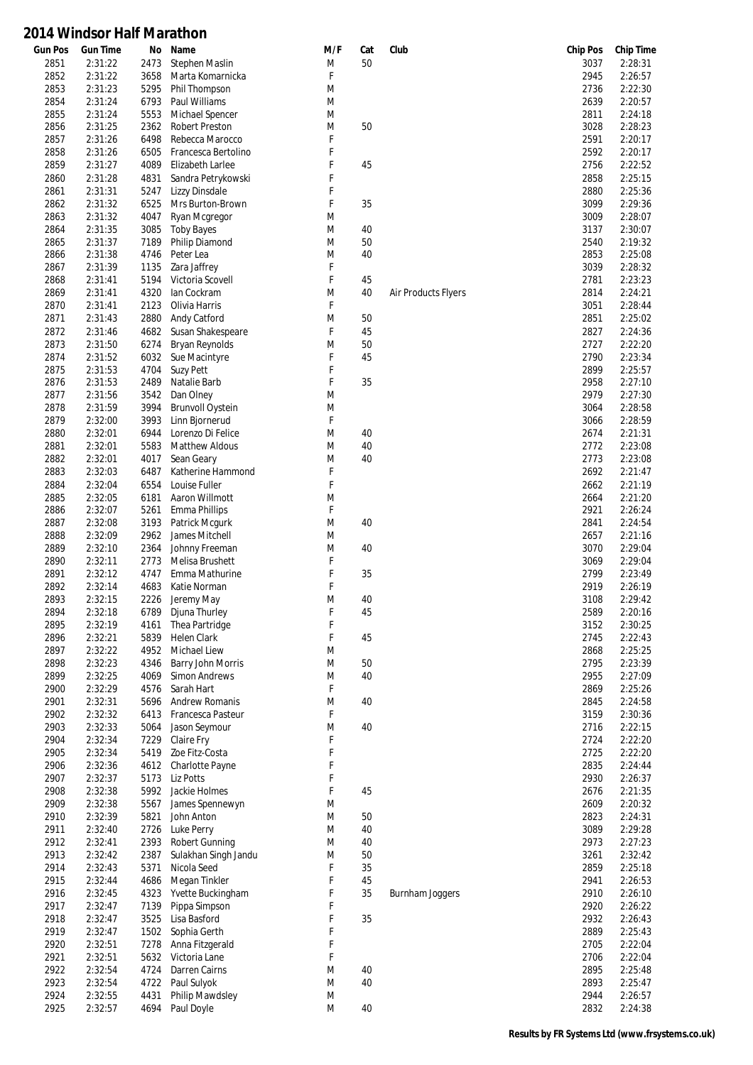# 2014 Windsor Half Marathon

| Gun Pos | Gun Time | No | Name | M/F | Cat | Club | Chip Pos | Chip Time |
|---|---|---|---|---|---|---|---|---|
| 2851 | 2:31:22 | 2473 | Stephen Maslin | M | 50 | | 3037 | 2:28:31 |
| 2852 | 2:31:22 | 3658 | Marta Komarnicka | F | | | 2945 | 2:26:57 |
| 2853 | 2:31:23 | 5295 | Phil Thompson | M | | | 2736 | 2:22:30 |
| 2854 | 2:31:24 | 6793 | Paul Williams | M | | | 2639 | 2:20:57 |
| 2855 | 2:31:24 | 5553 | Michael Spencer | M | | | 2811 | 2:24:18 |
| 2856 | 2:31:25 | 2362 | Robert Preston | M | 50 | | 3028 | 2:28:23 |
| 2857 | 2:31:26 | 6498 | Rebecca Marocco | F | | | 2591 | 2:20:17 |
| 2858 | 2:31:26 | 6505 | Francesca Bertolino | F | | | 2592 | 2:20:17 |
| 2859 | 2:31:27 | 4089 | Elizabeth Larlee | F | 45 | | 2756 | 2:22:52 |
| 2860 | 2:31:28 | 4831 | Sandra Petrykowski | F | | | 2858 | 2:25:15 |
| 2861 | 2:31:31 | 5247 | Lizzy Dinsdale | F | | | 2880 | 2:25:36 |
| 2862 | 2:31:32 | 6525 | Mrs Burton-Brown | F | 35 | | 3099 | 2:29:36 |
| 2863 | 2:31:32 | 4047 | Ryan Mcgregor | M | | | 3009 | 2:28:07 |
| 2864 | 2:31:35 | 3085 | Toby Bayes | M | 40 | | 3137 | 2:30:07 |
| 2865 | 2:31:37 | 7189 | Philip Diamond | M | 50 | | 2540 | 2:19:32 |
| 2866 | 2:31:38 | 4746 | Peter Lea | M | 40 | | 2853 | 2:25:08 |
| 2867 | 2:31:39 | 1135 | Zara Jaffrey | F | | | 3039 | 2:28:32 |
| 2868 | 2:31:41 | 5194 | Victoria Scovell | F | 45 | | 2781 | 2:23:23 |
| 2869 | 2:31:41 | 4320 | Ian Cockram | M | 40 | Air Products Flyers | 2814 | 2:24:21 |
| 2870 | 2:31:41 | 2123 | Olivia Harris | F | | | 3051 | 2:28:44 |
| 2871 | 2:31:43 | 2880 | Andy Catford | M | 50 | | 2851 | 2:25:02 |
| 2872 | 2:31:46 | 4682 | Susan Shakespeare | F | 45 | | 2827 | 2:24:36 |
| 2873 | 2:31:50 | 6274 | Bryan Reynolds | M | 50 | | 2727 | 2:22:20 |
| 2874 | 2:31:52 | 6032 | Sue Macintyre | F | 45 | | 2790 | 2:23:34 |
| 2875 | 2:31:53 | 4704 | Suzy Pett | F | | | 2899 | 2:25:57 |
| 2876 | 2:31:53 | 2489 | Natalie Barb | F | 35 | | 2958 | 2:27:10 |
| 2877 | 2:31:56 | 3542 | Dan Olney | M | | | 2979 | 2:27:30 |
| 2878 | 2:31:59 | 3994 | Brunvoll Oystein | M | | | 3064 | 2:28:58 |
| 2879 | 2:32:00 | 3993 | Linn Bjornerud | F | | | 3066 | 2:28:59 |
| 2880 | 2:32:01 | 6944 | Lorenzo Di Felice | M | 40 | | 2674 | 2:21:31 |
| 2881 | 2:32:01 | 5583 | Matthew Aldous | M | 40 | | 2772 | 2:23:08 |
| 2882 | 2:32:01 | 4017 | Sean Geary | M | 40 | | 2773 | 2:23:08 |
| 2883 | 2:32:03 | 6487 | Katherine Hammond | F | | | 2692 | 2:21:47 |
| 2884 | 2:32:04 | 6554 | Louise Fuller | F | | | 2662 | 2:21:19 |
| 2885 | 2:32:05 | 6181 | Aaron Willmott | M | | | 2664 | 2:21:20 |
| 2886 | 2:32:07 | 5261 | Emma Phillips | F | | | 2921 | 2:26:24 |
| 2887 | 2:32:08 | 3193 | Patrick Mcgurk | M | 40 | | 2841 | 2:24:54 |
| 2888 | 2:32:09 | 2962 | James Mitchell | M | | | 2657 | 2:21:16 |
| 2889 | 2:32:10 | 2364 | Johnny Freeman | M | 40 | | 3070 | 2:29:04 |
| 2890 | 2:32:11 | 2773 | Melisa Brushett | F | | | 3069 | 2:29:04 |
| 2891 | 2:32:12 | 4747 | Emma Mathurine | F | 35 | | 2799 | 2:23:49 |
| 2892 | 2:32:14 | 4683 | Katie Norman | F | | | 2919 | 2:26:19 |
| 2893 | 2:32:15 | 2226 | Jeremy May | M | 40 | | 3108 | 2:29:42 |
| 2894 | 2:32:18 | 6789 | Djuna Thurley | F | 45 | | 2589 | 2:20:16 |
| 2895 | 2:32:19 | 4161 | Thea Partridge | F | | | 3152 | 2:30:25 |
| 2896 | 2:32:21 | 5839 | Helen Clark | F | 45 | | 2745 | 2:22:43 |
| 2897 | 2:32:22 | 4952 | Michael Liew | M | | | 2868 | 2:25:25 |
| 2898 | 2:32:23 | 4346 | Barry John Morris | M | 50 | | 2795 | 2:23:39 |
| 2899 | 2:32:25 | 4069 | Simon Andrews | M | 40 | | 2955 | 2:27:09 |
| 2900 | 2:32:29 | 4576 | Sarah Hart | F | | | 2869 | 2:25:26 |
| 2901 | 2:32:31 | 5696 | Andrew Romanis | M | 40 | | 2845 | 2:24:58 |
| 2902 | 2:32:32 | 6413 | Francesca Pasteur | F | | | 3159 | 2:30:36 |
| 2903 | 2:32:33 | 5064 | Jason Seymour | M | 40 | | 2716 | 2:22:15 |
| 2904 | 2:32:34 | 7229 | Claire Fry | F | | | 2724 | 2:22:20 |
| 2905 | 2:32:34 | 5419 | Zoe Fitz-Costa | F | | | 2725 | 2:22:20 |
| 2906 | 2:32:36 | 4612 | Charlotte Payne | F | | | 2835 | 2:24:44 |
| 2907 | 2:32:37 | 5173 | Liz Potts | F | | | 2930 | 2:26:37 |
| 2908 | 2:32:38 | 5992 | Jackie Holmes | F | 45 | | 2676 | 2:21:35 |
| 2909 | 2:32:38 | 5567 | James Spennewyn | M | | | 2609 | 2:20:32 |
| 2910 | 2:32:39 | 5821 | John Anton | M | 50 | | 2823 | 2:24:31 |
| 2911 | 2:32:40 | 2726 | Luke Perry | M | 40 | | 3089 | 2:29:28 |
| 2912 | 2:32:41 | 2393 | Robert Gunning | M | 40 | | 2973 | 2:27:23 |
| 2913 | 2:32:42 | 2387 | Sulakhan Singh Jandu | M | 50 | | 3261 | 2:32:42 |
| 2914 | 2:32:43 | 5371 | Nicola Seed | F | 35 | | 2859 | 2:25:18 |
| 2915 | 2:32:44 | 4686 | Megan Tinkler | F | 45 | | 2941 | 2:26:53 |
| 2916 | 2:32:45 | 4323 | Yvette Buckingham | F | 35 | Burnham Joggers | 2910 | 2:26:10 |
| 2917 | 2:32:47 | 7139 | Pippa Simpson | F | | | 2920 | 2:26:22 |
| 2918 | 2:32:47 | 3525 | Lisa Basford | F | 35 | | 2932 | 2:26:43 |
| 2919 | 2:32:47 | 1502 | Sophia Gerth | F | | | 2889 | 2:25:43 |
| 2920 | 2:32:51 | 7278 | Anna Fitzgerald | F | | | 2705 | 2:22:04 |
| 2921 | 2:32:51 | 5632 | Victoria Lane | F | | | 2706 | 2:22:04 |
| 2922 | 2:32:54 | 4724 | Darren Cairns | M | 40 | | 2895 | 2:25:48 |
| 2923 | 2:32:54 | 4722 | Paul Sulyok | M | 40 | | 2893 | 2:25:47 |
| 2924 | 2:32:55 | 4431 | Philip Mawdsley | M | | | 2944 | 2:26:57 |
| 2925 | 2:32:57 | 4694 | Paul Doyle | M | 40 | | 2832 | 2:24:38 |

**Results by FR Systems Ltd (www.frsystems.co.uk)**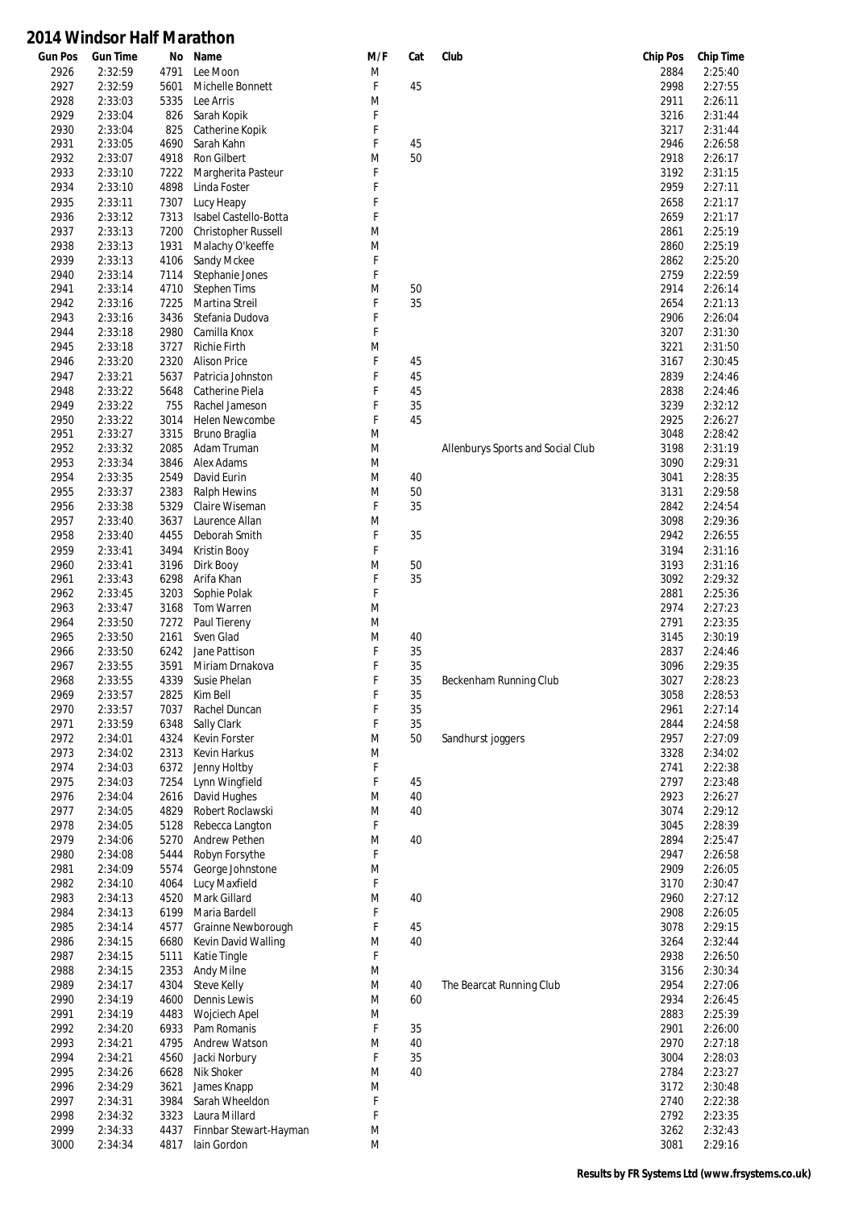# 2014 Windsor Half Marathon

| Gun Pos | Gun Time | No | Name | M/F | Cat | Club | Chip Pos | Chip Time |
|---|---|---|---|---|---|---|---|---|
| 2926 | 2:32:59 | 4791 | Lee Moon | M | | | 2884 | 2:25:40 |
| 2927 | 2:32:59 | 5601 | Michelle Bonnett | F | 45 | | 2998 | 2:27:55 |
| 2928 | 2:33:03 | 5335 | Lee Arris | M | | | 2911 | 2:26:11 |
| 2929 | 2:33:04 | 826 | Sarah Kopik | F | | | 3216 | 2:31:44 |
| 2930 | 2:33:04 | 825 | Catherine Kopik | F | | | 3217 | 2:31:44 |
| 2931 | 2:33:05 | 4690 | Sarah Kahn | F | 45 | | 2946 | 2:26:58 |
| 2932 | 2:33:07 | 4918 | Ron Gilbert | M | 50 | | 2918 | 2:26:17 |
| 2933 | 2:33:10 | 7222 | Margherita Pasteur | F | | | 3192 | 2:31:15 |
| 2934 | 2:33:10 | 4898 | Linda Foster | F | | | 2959 | 2:27:11 |
| 2935 | 2:33:11 | 7307 | Lucy Heapy | F | | | 2658 | 2:21:17 |
| 2936 | 2:33:12 | 7313 | Isabel Castello-Botta | F | | | 2659 | 2:21:17 |
| 2937 | 2:33:13 | 7200 | Christopher Russell | M | | | 2861 | 2:25:19 |
| 2938 | 2:33:13 | 1931 | Malachy O'keeffe | M | | | 2860 | 2:25:19 |
| 2939 | 2:33:13 | 4106 | Sandy Mckee | F | | | 2862 | 2:25:20 |
| 2940 | 2:33:14 | 7114 | Stephanie Jones | F | | | 2759 | 2:22:59 |
| 2941 | 2:33:14 | 4710 | Stephen Tims | M | 50 | | 2914 | 2:26:14 |
| 2942 | 2:33:16 | 7225 | Martina Streil | F | 35 | | 2654 | 2:21:13 |
| 2943 | 2:33:16 | 3436 | Stefania Dudova | F | | | 2906 | 2:26:04 |
| 2944 | 2:33:18 | 2980 | Camilla Knox | F | | | 3207 | 2:31:30 |
| 2945 | 2:33:18 | 3727 | Richie Firth | M | | | 3221 | 2:31:50 |
| 2946 | 2:33:20 | 2320 | Alison Price | F | 45 | | 3167 | 2:30:45 |
| 2947 | 2:33:21 | 5637 | Patricia Johnston | F | 45 | | 2839 | 2:24:46 |
| 2948 | 2:33:22 | 5648 | Catherine Piela | F | 45 | | 2838 | 2:24:46 |
| 2949 | 2:33:22 | 755 | Rachel Jameson | F | 35 | | 3239 | 2:32:12 |
| 2950 | 2:33:22 | 3014 | Helen Newcombe | F | 45 | | 2925 | 2:26:27 |
| 2951 | 2:33:27 | 3315 | Bruno Braglia | M | | | 3048 | 2:28:42 |
| 2952 | 2:33:32 | 2085 | Adam Truman | M | | Allenburys Sports and Social Club | 3198 | 2:31:19 |
| 2953 | 2:33:34 | 3846 | Alex Adams | M | | | 3090 | 2:29:31 |
| 2954 | 2:33:35 | 2549 | David Eurin | M | 40 | | 3041 | 2:28:35 |
| 2955 | 2:33:37 | 2383 | Ralph Hewins | M | 50 | | 3131 | 2:29:58 |
| 2956 | 2:33:38 | 5329 | Claire Wiseman | F | 35 | | 2842 | 2:24:54 |
| 2957 | 2:33:40 | 3637 | Laurence Allan | M | | | 3098 | 2:29:36 |
| 2958 | 2:33:40 | 4455 | Deborah Smith | F | 35 | | 2942 | 2:26:55 |
| 2959 | 2:33:41 | 3494 | Kristin Booy | F | | | 3194 | 2:31:16 |
| 2960 | 2:33:41 | 3196 | Dirk Booy | M | 50 | | 3193 | 2:31:16 |
| 2961 | 2:33:43 | 6298 | Arifa Khan | F | 35 | | 3092 | 2:29:32 |
| 2962 | 2:33:45 | 3203 | Sophie Polak | F | | | 2881 | 2:25:36 |
| 2963 | 2:33:47 | 3168 | Tom Warren | M | | | 2974 | 2:27:23 |
| 2964 | 2:33:50 | 7272 | Paul Tiereny | M | | | 2791 | 2:23:35 |
| 2965 | 2:33:50 | 2161 | Sven Glad | M | 40 | | 3145 | 2:30:19 |
| 2966 | 2:33:50 | 6242 | Jane Pattison | F | 35 | | 2837 | 2:24:46 |
| 2967 | 2:33:55 | 3591 | Miriam Drnakova | F | 35 | | 3096 | 2:29:35 |
| 2968 | 2:33:55 | 4339 | Susie Phelan | F | 35 | Beckenham Running Club | 3027 | 2:28:23 |
| 2969 | 2:33:57 | 2825 | Kim Bell | F | 35 | | 3058 | 2:28:53 |
| 2970 | 2:33:57 | 7037 | Rachel Duncan | F | 35 | | 2961 | 2:27:14 |
| 2971 | 2:33:59 | 6348 | Sally Clark | F | 35 | | 2844 | 2:24:58 |
| 2972 | 2:34:01 | 4324 | Kevin Forster | M | 50 | Sandhurst joggers | 2957 | 2:27:09 |
| 2973 | 2:34:02 | 2313 | Kevin Harkus | M | | | 3328 | 2:34:02 |
| 2974 | 2:34:03 | 6372 | Jenny Holtby | F | | | 2741 | 2:22:38 |
| 2975 | 2:34:03 | 7254 | Lynn Wingfield | F | 45 | | 2797 | 2:23:48 |
| 2976 | 2:34:04 | 2616 | David Hughes | M | 40 | | 2923 | 2:26:27 |
| 2977 | 2:34:05 | 4829 | Robert Roclawski | M | 40 | | 3074 | 2:29:12 |
| 2978 | 2:34:05 | 5128 | Rebecca Langton | F | | | 3045 | 2:28:39 |
| 2979 | 2:34:06 | 5270 | Andrew Pethen | M | 40 | | 2894 | 2:25:47 |
| 2980 | 2:34:08 | 5444 | Robyn Forsythe | F | | | 2947 | 2:26:58 |
| 2981 | 2:34:09 | 5574 | George Johnstone | M | | | 2909 | 2:26:05 |
| 2982 | 2:34:10 | 4064 | Lucy Maxfield | F | | | 3170 | 2:30:47 |
| 2983 | 2:34:13 | 4520 | Mark Gillard | M | 40 | | 2960 | 2:27:12 |
| 2984 | 2:34:13 | 6199 | Maria Bardell | F | | | 2908 | 2:26:05 |
| 2985 | 2:34:14 | 4577 | Grainne Newborough | F | 45 | | 3078 | 2:29:15 |
| 2986 | 2:34:15 | 6680 | Kevin David Walling | M | 40 | | 3264 | 2:32:44 |
| 2987 | 2:34:15 | 5111 | Katie Tingle | F | | | 2938 | 2:26:50 |
| 2988 | 2:34:15 | 2353 | Andy Milne | M | | | 3156 | 2:30:34 |
| 2989 | 2:34:17 | 4304 | Steve Kelly | M | 40 | The Bearcat Running Club | 2954 | 2:27:06 |
| 2990 | 2:34:19 | 4600 | Dennis Lewis | M | 60 | | 2934 | 2:26:45 |
| 2991 | 2:34:19 | 4483 | Wojciech Apel | M | | | 2883 | 2:25:39 |
| 2992 | 2:34:20 | 6933 | Pam Romanis | F | 35 | | 2901 | 2:26:00 |
| 2993 | 2:34:21 | 4795 | Andrew Watson | M | 40 | | 2970 | 2:27:18 |
| 2994 | 2:34:21 | 4560 | Jacki Norbury | F | 35 | | 3004 | 2:28:03 |
| 2995 | 2:34:26 | 6628 | Nik Shoker | M | 40 | | 2784 | 2:23:27 |
| 2996 | 2:34:29 | 3621 | James Knapp | M | | | 3172 | 2:30:48 |
| 2997 | 2:34:31 | 3984 | Sarah Wheeldon | F | | | 2740 | 2:22:38 |
| 2998 | 2:34:32 | 3323 | Laura Millard | F | | | 2792 | 2:23:35 |
| 2999 | 2:34:33 | 4437 | Finnbar Stewart-Hayman | M | | | 3262 | 2:32:43 |
| 3000 | 2:34:34 | 4817 | Iain Gordon | M | | | 3081 | 2:29:16 |

**Results by FR Systems Ltd (www.frsystems.co.uk)**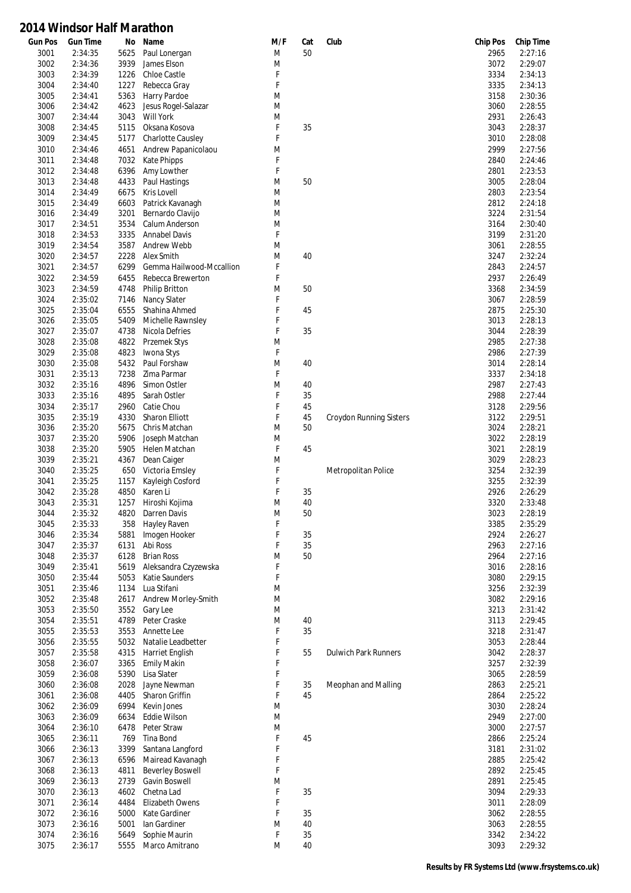# 2014 Windsor Half Marathon

| Gun Pos | Gun Time | No | Name | M/F | Cat | Club | Chip Pos | Chip Time |
|---|---|---|---|---|---|---|---|---|
| 3001 | 2:34:35 | 5625 | Paul Lonergan | M | 50 | | 2965 | 2:27:16 |
| 3002 | 2:34:36 | 3939 | James Elson | M | | | 3072 | 2:29:07 |
| 3003 | 2:34:39 | 1226 | Chloe Castle | F | | | 3334 | 2:34:13 |
| 3004 | 2:34:40 | 1227 | Rebecca Gray | F | | | 3335 | 2:34:13 |
| 3005 | 2:34:41 | 5363 | Harry Pardoe | M | | | 3158 | 2:30:36 |
| 3006 | 2:34:42 | 4623 | Jesus Rogel-Salazar | M | | | 3060 | 2:28:55 |
| 3007 | 2:34:44 | 3043 | Will York | M | | | 2931 | 2:26:43 |
| 3008 | 2:34:45 | 5115 | Oksana Kosova | F | 35 | | 3043 | 2:28:37 |
| 3009 | 2:34:45 | 5177 | Charlotte Causley | F | | | 3010 | 2:28:08 |
| 3010 | 2:34:46 | 4651 | Andrew Papanicolaou | M | | | 2999 | 2:27:56 |
| 3011 | 2:34:48 | 7032 | Kate Phipps | F | | | 2840 | 2:24:46 |
| 3012 | 2:34:48 | 6396 | Amy Lowther | F | | | 2801 | 2:23:53 |
| 3013 | 2:34:48 | 4433 | Paul Hastings | M | 50 | | 3005 | 2:28:04 |
| 3014 | 2:34:49 | 6675 | Kris Lovell | M | | | 2803 | 2:23:54 |
| 3015 | 2:34:49 | 6603 | Patrick Kavanagh | M | | | 2812 | 2:24:18 |
| 3016 | 2:34:49 | 3201 | Bernardo Clavijo | M | | | 3224 | 2:31:54 |
| 3017 | 2:34:51 | 3534 | Calum Anderson | M | | | 3164 | 2:30:40 |
| 3018 | 2:34:53 | 3335 | Annabel Davis | F | | | 3199 | 2:31:20 |
| 3019 | 2:34:54 | 3587 | Andrew Webb | M | | | 3061 | 2:28:55 |
| 3020 | 2:34:57 | 2228 | Alex Smith | M | 40 | | 3247 | 2:32:24 |
| 3021 | 2:34:57 | 6299 | Gemma Hailwood-Mccallion | F | | | 2843 | 2:24:57 |
| 3022 | 2:34:59 | 6455 | Rebecca Brewerton | F | | | 2937 | 2:26:49 |
| 3023 | 2:34:59 | 4748 | Philip Britton | M | 50 | | 3368 | 2:34:59 |
| 3024 | 2:35:02 | 7146 | Nancy Slater | F | | | 3067 | 2:28:59 |
| 3025 | 2:35:04 | 6555 | Shahina Ahmed | F | 45 | | 2875 | 2:25:30 |
| 3026 | 2:35:05 | 5409 | Michelle Rawnsley | F | | | 3013 | 2:28:13 |
| 3027 | 2:35:07 | 4738 | Nicola Defries | F | 35 | | 3044 | 2:28:39 |
| 3028 | 2:35:08 | 4822 | Przemek Stys | M | | | 2985 | 2:27:38 |
| 3029 | 2:35:08 | 4823 | Iwona Stys | F | | | 2986 | 2:27:39 |
| 3030 | 2:35:08 | 5432 | Paul Forshaw | M | 40 | | 3014 | 2:28:14 |
| 3031 | 2:35:13 | 7238 | Zima Parmar | F | | | 3337 | 2:34:18 |
| 3032 | 2:35:16 | 4896 | Simon Ostler | M | 40 | | 2987 | 2:27:43 |
| 3033 | 2:35:16 | 4895 | Sarah Ostler | F | 35 | | 2988 | 2:27:44 |
| 3034 | 2:35:17 | 2960 | Catie Chou | F | 45 | | 3128 | 2:29:56 |
| 3035 | 2:35:19 | 4330 | Sharon Elliott | F | 45 | Croydon Running Sisters | 3122 | 2:29:51 |
| 3036 | 2:35:20 | 5675 | Chris Matchan | M | 50 | | 3024 | 2:28:21 |
| 3037 | 2:35:20 | 5906 | Joseph Matchan | M | | | 3022 | 2:28:19 |
| 3038 | 2:35:20 | 5905 | Helen Matchan | F | 45 | | 3021 | 2:28:19 |
| 3039 | 2:35:21 | 4367 | Dean Caiger | M | | | 3029 | 2:28:23 |
| 3040 | 2:35:25 | 650 | Victoria Emsley | F | | Metropolitan Police | 3254 | 2:32:39 |
| 3041 | 2:35:25 | 1157 | Kayleigh Cosford | F | | | 3255 | 2:32:39 |
| 3042 | 2:35:28 | 4850 | Karen Li | F | 35 | | 2926 | 2:26:29 |
| 3043 | 2:35:31 | 1257 | Hiroshi Kojima | M | 40 | | 3320 | 2:33:48 |
| 3044 | 2:35:32 | 4820 | Darren Davis | M | 50 | | 3023 | 2:28:19 |
| 3045 | 2:35:33 | 358 | Hayley Raven | F | | | 3385 | 2:35:29 |
| 3046 | 2:35:34 | 5881 | Imogen Hooker | F | 35 | | 2924 | 2:26:27 |
| 3047 | 2:35:37 | 6131 | Abi Ross | F | 35 | | 2963 | 2:27:16 |
| 3048 | 2:35:37 | 6128 | Brian Ross | M | 50 | | 2964 | 2:27:16 |
| 3049 | 2:35:41 | 5619 | Aleksandra Czyzewska | F | | | 3016 | 2:28:16 |
| 3050 | 2:35:44 | 5053 | Katie Saunders | F | | | 3080 | 2:29:15 |
| 3051 | 2:35:46 | 1134 | Lua Stifani | M | | | 3256 | 2:32:39 |
| 3052 | 2:35:48 | 2617 | Andrew Morley-Smith | M | | | 3082 | 2:29:16 |
| 3053 | 2:35:50 | 3552 | Gary Lee | M | | | 3213 | 2:31:42 |
| 3054 | 2:35:51 | 4789 | Peter Craske | M | 40 | | 3113 | 2:29:45 |
| 3055 | 2:35:53 | 3553 | Annette Lee | F | 35 | | 3218 | 2:31:47 |
| 3056 | 2:35:55 | 5032 | Natalie Leadbetter | F | | | 3053 | 2:28:44 |
| 3057 | 2:35:58 | 4315 | Harriet English | F | 55 | Dulwich Park Runners | 3042 | 2:28:37 |
| 3058 | 2:36:07 | 3365 | Emily Makin | F | | | 3257 | 2:32:39 |
| 3059 | 2:36:08 | 5390 | Lisa Slater | F | | | 3065 | 2:28:59 |
| 3060 | 2:36:08 | 2028 | Jayne Newman | F | 35 | Meophan and Malling | 2863 | 2:25:21 |
| 3061 | 2:36:08 | 4405 | Sharon Griffin | F | 45 | | 2864 | 2:25:22 |
| 3062 | 2:36:09 | 6994 | Kevin Jones | M | | | 3030 | 2:28:24 |
| 3063 | 2:36:09 | 6634 | Eddie Wilson | M | | | 2949 | 2:27:00 |
| 3064 | 2:36:10 | 6478 | Peter Straw | M | | | 3000 | 2:27:57 |
| 3065 | 2:36:11 | 769 | Tina Bond | F | 45 | | 2866 | 2:25:24 |
| 3066 | 2:36:13 | 3399 | Santana Langford | F | | | 3181 | 2:31:02 |
| 3067 | 2:36:13 | 6596 | Mairead Kavanagh | F | | | 2885 | 2:25:42 |
| 3068 | 2:36:13 | 4811 | Beverley Boswell | F | | | 2892 | 2:25:45 |
| 3069 | 2:36:13 | 2739 | Gavin Boswell | M | | | 2891 | 2:25:45 |
| 3070 | 2:36:13 | 4602 | Chetna Lad | F | 35 | | 3094 | 2:29:33 |
| 3071 | 2:36:14 | 4484 | Elizabeth Owens | F | | | 3011 | 2:28:09 |
| 3072 | 2:36:16 | 5000 | Kate Gardiner | F | 35 | | 3062 | 2:28:55 |
| 3073 | 2:36:16 | 5001 | Ian Gardiner | M | 40 | | 3063 | 2:28:55 |
| 3074 | 2:36:16 | 5649 | Sophie Maurin | F | 35 | | 3342 | 2:34:22 |
| 3075 | 2:36:17 | 5555 | Marco Amitrano | M | 40 | | 3093 | 2:29:32 |

**Results by FR Systems Ltd (www.frsystems.co.uk)**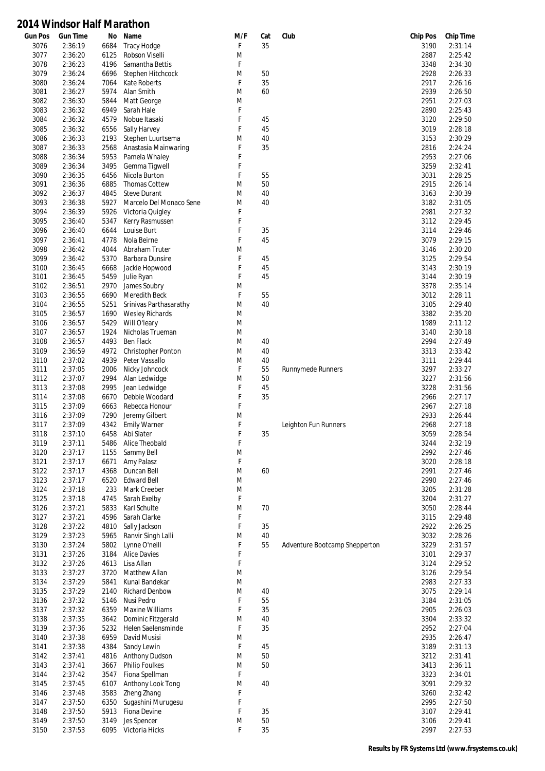# 2014 Windsor Half Marathon

| Gun Pos | Gun Time | No | Name | M/F | Cat | Club | Chip Pos | Chip Time |
|---|---|---|---|---|---|---|---|---|
| 3076 | 2:36:19 | 6684 | Tracy Hodge | F | 35 | | 3190 | 2:31:14 |
| 3077 | 2:36:20 | 6125 | Robson Viselli | M | | | 2887 | 2:25:42 |
| 3078 | 2:36:23 | 4196 | Samantha Bettis | F | | | 3348 | 2:34:30 |
| 3079 | 2:36:24 | 6696 | Stephen Hitchcock | M | 50 | | 2928 | 2:26:33 |
| 3080 | 2:36:24 | 7064 | Kate Roberts | F | 35 | | 2917 | 2:26:16 |
| 3081 | 2:36:27 | 5974 | Alan Smith | M | 60 | | 2939 | 2:26:50 |
| 3082 | 2:36:30 | 5844 | Matt George | M | | | 2951 | 2:27:03 |
| 3083 | 2:36:32 | 6949 | Sarah Hale | F | | | 2890 | 2:25:43 |
| 3084 | 2:36:32 | 4579 | Nobue Itasaki | F | 45 | | 3120 | 2:29:50 |
| 3085 | 2:36:32 | 6556 | Sally Harvey | F | 45 | | 3019 | 2:28:18 |
| 3086 | 2:36:33 | 2193 | Stephen Luurtsema | M | 40 | | 3153 | 2:30:29 |
| 3087 | 2:36:33 | 2568 | Anastasia Mainwaring | F | 35 | | 2816 | 2:24:24 |
| 3088 | 2:36:34 | 5953 | Pamela Whaley | F | | | 2953 | 2:27:06 |
| 3089 | 2:36:34 | 3495 | Gemma Tigwell | F | | | 3259 | 2:32:41 |
| 3090 | 2:36:35 | 6456 | Nicola Burton | F | 55 | | 3031 | 2:28:25 |
| 3091 | 2:36:36 | 6885 | Thomas Cottew | M | 50 | | 2915 | 2:26:14 |
| 3092 | 2:36:37 | 4845 | Steve Durant | M | 40 | | 3163 | 2:30:39 |
| 3093 | 2:36:38 | 5927 | Marcelo Del Monaco Sene | M | 40 | | 3182 | 2:31:05 |
| 3094 | 2:36:39 | 5926 | Victoria Quigley | F | | | 2981 | 2:27:32 |
| 3095 | 2:36:40 | 5347 | Kerry Rasmussen | F | | | 3112 | 2:29:45 |
| 3096 | 2:36:40 | 6644 | Louise Burt | F | 35 | | 3114 | 2:29:46 |
| 3097 | 2:36:41 | 4778 | Nola Beirne | F | 45 | | 3079 | 2:29:15 |
| 3098 | 2:36:42 | 4044 | Abraham Truter | M | | | 3146 | 2:30:20 |
| 3099 | 2:36:42 | 5370 | Barbara Dunsire | F | 45 | | 3125 | 2:29:54 |
| 3100 | 2:36:45 | 6668 | Jackie Hopwood | F | 45 | | 3143 | 2:30:19 |
| 3101 | 2:36:45 | 5459 | Julie Ryan | F | 45 | | 3144 | 2:30:19 |
| 3102 | 2:36:51 | 2970 | James Soubry | M | | | 3378 | 2:35:14 |
| 3103 | 2:36:55 | 6690 | Meredith Beck | F | 55 | | 3012 | 2:28:11 |
| 3104 | 2:36:55 | 5251 | Srinivas Parthasarathy | M | 40 | | 3105 | 2:29:40 |
| 3105 | 2:36:57 | 1690 | Wesley Richards | M | | | 3382 | 2:35:20 |
| 3106 | 2:36:57 | 5429 | Will O'leary | M | | | 1989 | 2:11:12 |
| 3107 | 2:36:57 | 1924 | Nicholas Trueman | M | | | 3140 | 2:30:18 |
| 3108 | 2:36:57 | 4493 | Ben Flack | M | 40 | | 2994 | 2:27:49 |
| 3109 | 2:36:59 | 4972 | Christopher Ponton | M | 40 | | 3313 | 2:33:42 |
| 3110 | 2:37:02 | 4939 | Peter Vassallo | M | 40 | | 3111 | 2:29:44 |
| 3111 | 2:37:05 | 2006 | Nicky Johncock | F | 55 | Runnymede Runners | 3297 | 2:33:27 |
| 3112 | 2:37:07 | 2994 | Alan Ledwidge | M | 50 | | 3227 | 2:31:56 |
| 3113 | 2:37:08 | 2995 | Jean Ledwidge | F | 45 | | 3228 | 2:31:56 |
| 3114 | 2:37:08 | 6670 | Debbie Woodard | F | 35 | | 2966 | 2:27:17 |
| 3115 | 2:37:09 | 6663 | Rebecca Honour | F | | | 2967 | 2:27:18 |
| 3116 | 2:37:09 | 7290 | Jeremy Gilbert | M | | | 2933 | 2:26:44 |
| 3117 | 2:37:09 | 4342 | Emily Warner | F | | Leighton Fun Runners | 2968 | 2:27:18 |
| 3118 | 2:37:10 | 6458 | Abi Slater | F | 35 | | 3059 | 2:28:54 |
| 3119 | 2:37:11 | 5486 | Alice Theobald | F | | | 3244 | 2:32:19 |
| 3120 | 2:37:17 | 1155 | Sammy Bell | M | | | 2992 | 2:27:46 |
| 3121 | 2:37:17 | 6671 | Amy Palasz | F | | | 3020 | 2:28:18 |
| 3122 | 2:37:17 | 4368 | Duncan Bell | M | 60 | | 2991 | 2:27:46 |
| 3123 | 2:37:17 | 6520 | Edward Bell | M | | | 2990 | 2:27:46 |
| 3124 | 2:37:18 | 233 | Mark Creeber | M | | | 3205 | 2:31:28 |
| 3125 | 2:37:18 | 4745 | Sarah Exelby | F | | | 3204 | 2:31:27 |
| 3126 | 2:37:21 | 5833 | Karl Schulte | M | 70 | | 3050 | 2:28:44 |
| 3127 | 2:37:21 | 4596 | Sarah Clarke | F | | | 3115 | 2:29:48 |
| 3128 | 2:37:22 | 4810 | Sally Jackson | F | 35 | | 2922 | 2:26:25 |
| 3129 | 2:37:23 | 5965 | Ranvir Singh Lalli | M | 40 | | 3032 | 2:28:26 |
| 3130 | 2:37:24 | 5802 | Lynne O'neill | F | 55 | Adventure Bootcamp Shepperton | 3229 | 2:31:57 |
| 3131 | 2:37:26 | 3184 | Alice Davies | F | | | 3101 | 2:29:37 |
| 3132 | 2:37:26 | 4613 | Lisa Allan | F | | | 3124 | 2:29:52 |
| 3133 | 2:37:27 | 3720 | Matthew Allan | M | | | 3126 | 2:29:54 |
| 3134 | 2:37:29 | 5841 | Kunal Bandekar | M | | | 2983 | 2:27:33 |
| 3135 | 2:37:29 | 2140 | Richard Denbow | M | 40 | | 3075 | 2:29:14 |
| 3136 | 2:37:32 | 5146 | Nusi Pedro | F | 55 | | 3184 | 2:31:05 |
| 3137 | 2:37:32 | 6359 | Maxine Williams | F | 35 | | 2905 | 2:26:03 |
| 3138 | 2:37:35 | 3642 | Dominic Fitzgerald | M | 40 | | 3304 | 2:33:32 |
| 3139 | 2:37:36 | 5232 | Helen Saelensminde | F | 35 | | 2952 | 2:27:04 |
| 3140 | 2:37:38 | 6959 | David Musisi | M | | | 2935 | 2:26:47 |
| 3141 | 2:37:38 | 4384 | Sandy Lewin | F | 45 | | 3189 | 2:31:13 |
| 3142 | 2:37:41 | 4816 | Anthony Dudson | M | 50 | | 3212 | 2:31:41 |
| 3143 | 2:37:41 | 3667 | Philip Foulkes | M | 50 | | 3413 | 2:36:11 |
| 3144 | 2:37:42 | 3547 | Fiona Spellman | F | | | 3323 | 2:34:01 |
| 3145 | 2:37:45 | 6107 | Anthony Look Tong | M | 40 | | 3091 | 2:29:32 |
| 3146 | 2:37:48 | 3583 | Zheng Zhang | F | | | 3260 | 2:32:42 |
| 3147 | 2:37:50 | 6350 | Sugashini Murugesu | F | | | 2995 | 2:27:50 |
| 3148 | 2:37:50 | 5913 | Fiona Devine | F | 35 | | 3107 | 2:29:41 |
| 3149 | 2:37:50 | 3149 | Jes Spencer | M | 50 | | 3106 | 2:29:41 |
| 3150 | 2:37:53 | 6095 | Victoria Hicks | F | 35 | | 2997 | 2:27:53 |

**Results by FR Systems Ltd (www.frsystems.co.uk)**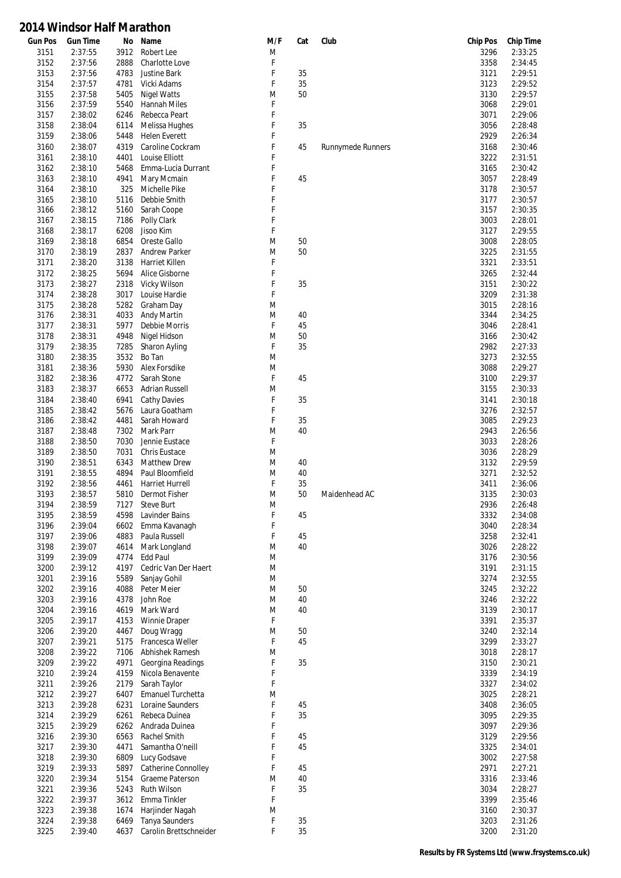# 2014 Windsor Half Marathon

| Gun Pos | Gun Time | No | Name | M/F | Cat | Club | Chip Pos | Chip Time |
|---|---|---|---|---|---|---|---|---|
| 3151 | 2:37:55 | 3912 | Robert Lee | M | | | 3296 | 2:33:25 |
| 3152 | 2:37:56 | 2888 | Charlotte Love | F | | | 3358 | 2:34:45 |
| 3153 | 2:37:56 | 4783 | Justine Bark | F | 35 | | 3121 | 2:29:51 |
| 3154 | 2:37:57 | 4781 | Vicki Adams | F | 35 | | 3123 | 2:29:52 |
| 3155 | 2:37:58 | 5405 | Nigel Watts | M | 50 | | 3130 | 2:29:57 |
| 3156 | 2:37:59 | 5540 | Hannah Miles | F | | | 3068 | 2:29:01 |
| 3157 | 2:38:02 | 6246 | Rebecca Peart | F | | | 3071 | 2:29:06 |
| 3158 | 2:38:04 | 6114 | Melissa Hughes | F | 35 | | 3056 | 2:28:48 |
| 3159 | 2:38:06 | 5448 | Helen Everett | F | | | 2929 | 2:26:34 |
| 3160 | 2:38:07 | 4319 | Caroline Cockram | F | 45 | Runnymede Runners | 3168 | 2:30:46 |
| 3161 | 2:38:10 | 4401 | Louise Elliott | F | | | 3222 | 2:31:51 |
| 3162 | 2:38:10 | 5468 | Emma-Lucia Durrant | F | | | 3165 | 2:30:42 |
| 3163 | 2:38:10 | 4941 | Mary Mcmain | F | 45 | | 3057 | 2:28:49 |
| 3164 | 2:38:10 | 325 | Michelle Pike | F | | | 3178 | 2:30:57 |
| 3165 | 2:38:10 | 5116 | Debbie Smith | F | | | 3177 | 2:30:57 |
| 3166 | 2:38:12 | 5160 | Sarah Coope | F | | | 3157 | 2:30:35 |
| 3167 | 2:38:15 | 7186 | Polly Clark | F | | | 3003 | 2:28:01 |
| 3168 | 2:38:17 | 6208 | Jisoo Kim | F | | | 3127 | 2:29:55 |
| 3169 | 2:38:18 | 6854 | Oreste Gallo | M | 50 | | 3008 | 2:28:05 |
| 3170 | 2:38:19 | 2837 | Andrew Parker | M | 50 | | 3225 | 2:31:55 |
| 3171 | 2:38:20 | 3138 | Harriet Killen | F | | | 3321 | 2:33:51 |
| 3172 | 2:38:25 | 5694 | Alice Gisborne | F | | | 3265 | 2:32:44 |
| 3173 | 2:38:27 | 2318 | Vicky Wilson | F | 35 | | 3151 | 2:30:22 |
| 3174 | 2:38:28 | 3017 | Louise Hardie | F | | | 3209 | 2:31:38 |
| 3175 | 2:38:28 | 5282 | Graham Day | M | | | 3015 | 2:28:16 |
| 3176 | 2:38:31 | 4033 | Andy Martin | M | 40 | | 3344 | 2:34:25 |
| 3177 | 2:38:31 | 5977 | Debbie Morris | F | 45 | | 3046 | 2:28:41 |
| 3178 | 2:38:31 | 4948 | Nigel Hidson | M | 50 | | 3166 | 2:30:42 |
| 3179 | 2:38:35 | 7285 | Sharon Ayling | F | 35 | | 2982 | 2:27:33 |
| 3180 | 2:38:35 | 3532 | Bo Tan | M | | | 3273 | 2:32:55 |
| 3181 | 2:38:36 | 5930 | Alex Forsdike | M | | | 3088 | 2:29:27 |
| 3182 | 2:38:36 | 4772 | Sarah Stone | F | 45 | | 3100 | 2:29:37 |
| 3183 | 2:38:37 | 6653 | Adrian Russell | M | | | 3155 | 2:30:33 |
| 3184 | 2:38:40 | 6941 | Cathy Davies | F | 35 | | 3141 | 2:30:18 |
| 3185 | 2:38:42 | 5676 | Laura Goatham | F | | | 3276 | 2:32:57 |
| 3186 | 2:38:42 | 4481 | Sarah Howard | F | 35 | | 3085 | 2:29:23 |
| 3187 | 2:38:48 | 7302 | Mark Parr | M | 40 | | 2943 | 2:26:56 |
| 3188 | 2:38:50 | 7030 | Jennie Eustace | F | | | 3033 | 2:28:26 |
| 3189 | 2:38:50 | 7031 | Chris Eustace | M | | | 3036 | 2:28:29 |
| 3190 | 2:38:51 | 6343 | Matthew Drew | M | 40 | | 3132 | 2:29:59 |
| 3191 | 2:38:55 | 4894 | Paul Bloomfield | M | 40 | | 3271 | 2:32:52 |
| 3192 | 2:38:56 | 4461 | Harriet Hurrell | F | 35 | | 3411 | 2:36:06 |
| 3193 | 2:38:57 | 5810 | Dermot Fisher | M | 50 | Maidenhead AC | 3135 | 2:30:03 |
| 3194 | 2:38:59 | 7127 | Steve Burt | M | | | 2936 | 2:26:48 |
| 3195 | 2:38:59 | 4598 | Lavinder Bains | F | 45 | | 3332 | 2:34:08 |
| 3196 | 2:39:04 | 6602 | Emma Kavanagh | F | | | 3040 | 2:28:34 |
| 3197 | 2:39:06 | 4883 | Paula Russell | F | 45 | | 3258 | 2:32:41 |
| 3198 | 2:39:07 | 4614 | Mark Longland | M | 40 | | 3026 | 2:28:22 |
| 3199 | 2:39:09 | 4774 | Edd Paul | M | | | 3176 | 2:30:56 |
| 3200 | 2:39:12 | 4197 | Cedric Van Der Haert | M | | | 3191 | 2:31:15 |
| 3201 | 2:39:16 | 5589 | Sanjay Gohil | M | | | 3274 | 2:32:55 |
| 3202 | 2:39:16 | 4088 | Peter Meier | M | 50 | | 3245 | 2:32:22 |
| 3203 | 2:39:16 | 4378 | John Roe | M | 40 | | 3246 | 2:32:22 |
| 3204 | 2:39:16 | 4619 | Mark Ward | M | 40 | | 3139 | 2:30:17 |
| 3205 | 2:39:17 | 4153 | Winnie Draper | F | | | 3391 | 2:35:37 |
| 3206 | 2:39:20 | 4467 | Doug Wragg | M | 50 | | 3240 | 2:32:14 |
| 3207 | 2:39:21 | 5175 | Francesca Weller | F | 45 | | 3299 | 2:33:27 |
| 3208 | 2:39:22 | 7106 | Abhishek Ramesh | M | | | 3018 | 2:28:17 |
| 3209 | 2:39:22 | 4971 | Georgina Readings | F | 35 | | 3150 | 2:30:21 |
| 3210 | 2:39:24 | 4159 | Nicola Benavente | F | | | 3339 | 2:34:19 |
| 3211 | 2:39:26 | 2179 | Sarah Taylor | F | | | 3327 | 2:34:02 |
| 3212 | 2:39:27 | 6407 | Emanuel Turchetta | M | | | 3025 | 2:28:21 |
| 3213 | 2:39:28 | 6231 | Loraine Saunders | F | 45 | | 3408 | 2:36:05 |
| 3214 | 2:39:29 | 6261 | Rebeca Duinea | F | 35 | | 3095 | 2:29:35 |
| 3215 | 2:39:29 | 6262 | Andrada Duinea | F | | | 3097 | 2:29:36 |
| 3216 | 2:39:30 | 6563 | Rachel Smith | F | 45 | | 3129 | 2:29:56 |
| 3217 | 2:39:30 | 4471 | Samantha O'neill | F | 45 | | 3325 | 2:34:01 |
| 3218 | 2:39:30 | 6809 | Lucy Godsave | F | | | 3002 | 2:27:58 |
| 3219 | 2:39:33 | 5897 | Catherine Connolley | F | 45 | | 2971 | 2:27:21 |
| 3220 | 2:39:34 | 5154 | Graeme Paterson | M | 40 | | 3316 | 2:33:46 |
| 3221 | 2:39:36 | 5243 | Ruth Wilson | F | 35 | | 3034 | 2:28:27 |
| 3222 | 2:39:37 | 3612 | Emma Tinkler | F | | | 3399 | 2:35:46 |
| 3223 | 2:39:38 | 1674 | Harjinder Nagah | M | | | 3160 | 2:30:37 |
| 3224 | 2:39:38 | 6469 | Tanya Saunders | F | 35 | | 3203 | 2:31:26 |
| 3225 | 2:39:40 | 4637 | Carolin Brettschneider | F | 35 | | 3200 | 2:31:20 |

**Results by FR Systems Ltd (www.frsystems.co.uk)**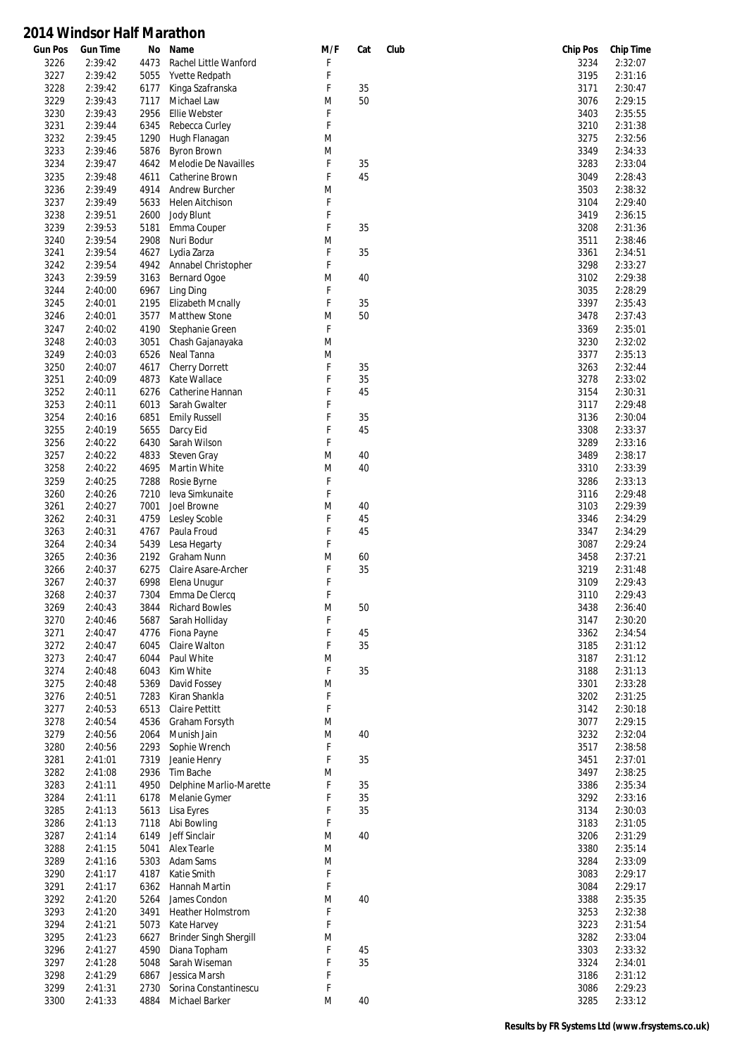# 2014 Windsor Half Marathon

| Gun Pos | Gun Time | No | Name | M/F | Cat | Club | Chip Pos | Chip Time |
|---|---|---|---|---|---|---|---|---|
| 3226 | 2:39:42 | 4473 | Rachel Little Wanford | F | | | 3234 | 2:32:07 |
| 3227 | 2:39:42 | 5055 | Yvette Redpath | F | | | 3195 | 2:31:16 |
| 3228 | 2:39:42 | 6177 | Kinga Szafranska | F | 35 | | 3171 | 2:30:47 |
| 3229 | 2:39:43 | 7117 | Michael Law | M | 50 | | 3076 | 2:29:15 |
| 3230 | 2:39:43 | 2956 | Ellie Webster | F | | | 3403 | 2:35:55 |
| 3231 | 2:39:44 | 6345 | Rebecca Curley | F | | | 3210 | 2:31:38 |
| 3232 | 2:39:45 | 1290 | Hugh Flanagan | M | | | 3275 | 2:32:56 |
| 3233 | 2:39:46 | 5876 | Byron Brown | M | | | 3349 | 2:34:33 |
| 3234 | 2:39:47 | 4642 | Melodie De Navailles | F | 35 | | 3283 | 2:33:04 |
| 3235 | 2:39:48 | 4611 | Catherine Brown | F | 45 | | 3049 | 2:28:43 |
| 3236 | 2:39:49 | 4914 | Andrew Burcher | M | | | 3503 | 2:38:32 |
| 3237 | 2:39:49 | 5633 | Helen Aitchison | F | | | 3104 | 2:29:40 |
| 3238 | 2:39:51 | 2600 | Jody Blunt | F | | | 3419 | 2:36:15 |
| 3239 | 2:39:53 | 5181 | Emma Couper | F | 35 | | 3208 | 2:31:36 |
| 3240 | 2:39:54 | 2908 | Nuri Bodur | M | | | 3511 | 2:38:46 |
| 3241 | 2:39:54 | 4627 | Lydia Zarza | F | 35 | | 3361 | 2:34:51 |
| 3242 | 2:39:54 | 4942 | Annabel Christopher | F | | | 3298 | 2:33:27 |
| 3243 | 2:39:59 | 3163 | Bernard Ogoe | M | 40 | | 3102 | 2:29:38 |
| 3244 | 2:40:00 | 6967 | Ling Ding | F | | | 3035 | 2:28:29 |
| 3245 | 2:40:01 | 2195 | Elizabeth Mcnally | F | 35 | | 3397 | 2:35:43 |
| 3246 | 2:40:01 | 3577 | Matthew Stone | M | 50 | | 3478 | 2:37:43 |
| 3247 | 2:40:02 | 4190 | Stephanie Green | F | | | 3369 | 2:35:01 |
| 3248 | 2:40:03 | 3051 | Chash Gajanayaka | M | | | 3230 | 2:32:02 |
| 3249 | 2:40:03 | 6526 | Neal Tanna | M | | | 3377 | 2:35:13 |
| 3250 | 2:40:07 | 4617 | Cherry Dorrett | F | 35 | | 3263 | 2:32:44 |
| 3251 | 2:40:09 | 4873 | Kate Wallace | F | 35 | | 3278 | 2:33:02 |
| 3252 | 2:40:11 | 6276 | Catherine Hannan | F | 45 | | 3154 | 2:30:31 |
| 3253 | 2:40:11 | 6013 | Sarah Gwalter | F | | | 3117 | 2:29:48 |
| 3254 | 2:40:16 | 6851 | Emily Russell | F | 35 | | 3136 | 2:30:04 |
| 3255 | 2:40:19 | 5655 | Darcy Eid | F | 45 | | 3308 | 2:33:37 |
| 3256 | 2:40:22 | 6430 | Sarah Wilson | F | | | 3289 | 2:33:16 |
| 3257 | 2:40:22 | 4833 | Steven Gray | M | 40 | | 3489 | 2:38:17 |
| 3258 | 2:40:22 | 4695 | Martin White | M | 40 | | 3310 | 2:33:39 |
| 3259 | 2:40:25 | 7288 | Rosie Byrne | F | | | 3286 | 2:33:13 |
| 3260 | 2:40:26 | 7210 | Ieva Simkunaite | F | | | 3116 | 2:29:48 |
| 3261 | 2:40:27 | 7001 | Joel Browne | M | 40 | | 3103 | 2:29:39 |
| 3262 | 2:40:31 | 4759 | Lesley Scoble | F | 45 | | 3346 | 2:34:29 |
| 3263 | 2:40:31 | 4767 | Paula Froud | F | 45 | | 3347 | 2:34:29 |
| 3264 | 2:40:34 | 5439 | Lesa Hegarty | F | | | 3087 | 2:29:24 |
| 3265 | 2:40:36 | 2192 | Graham Nunn | M | 60 | | 3458 | 2:37:21 |
| 3266 | 2:40:37 | 6275 | Claire Asare-Archer | F | 35 | | 3219 | 2:31:48 |
| 3267 | 2:40:37 | 6998 | Elena Unugur | F | | | 3109 | 2:29:43 |
| 3268 | 2:40:37 | 7304 | Emma De Clercq | F | | | 3110 | 2:29:43 |
| 3269 | 2:40:43 | 3844 | Richard Bowles | M | 50 | | 3438 | 2:36:40 |
| 3270 | 2:40:46 | 5687 | Sarah Holliday | F | | | 3147 | 2:30:20 |
| 3271 | 2:40:47 | 4776 | Fiona Payne | F | 45 | | 3362 | 2:34:54 |
| 3272 | 2:40:47 | 6045 | Claire Walton | F | 35 | | 3185 | 2:31:12 |
| 3273 | 2:40:47 | 6044 | Paul White | M | | | 3187 | 2:31:12 |
| 3274 | 2:40:48 | 6043 | Kim White | F | 35 | | 3188 | 2:31:13 |
| 3275 | 2:40:48 | 5369 | David Fossey | M | | | 3301 | 2:33:28 |
| 3276 | 2:40:51 | 7283 | Kiran Shankla | F | | | 3202 | 2:31:25 |
| 3277 | 2:40:53 | 6513 | Claire Pettitt | F | | | 3142 | 2:30:18 |
| 3278 | 2:40:54 | 4536 | Graham Forsyth | M | | | 3077 | 2:29:15 |
| 3279 | 2:40:56 | 2064 | Munish Jain | M | 40 | | 3232 | 2:32:04 |
| 3280 | 2:40:56 | 2293 | Sophie Wrench | F | | | 3517 | 2:38:58 |
| 3281 | 2:41:01 | 7319 | Jeanie Henry | F | 35 | | 3451 | 2:37:01 |
| 3282 | 2:41:08 | 2936 | Tim Bache | M | | | 3497 | 2:38:25 |
| 3283 | 2:41:11 | 4950 | Delphine Marlio-Marette | F | 35 | | 3386 | 2:35:34 |
| 3284 | 2:41:11 | 6178 | Melanie Gymer | F | 35 | | 3292 | 2:33:16 |
| 3285 | 2:41:13 | 5613 | Lisa Eyres | F | 35 | | 3134 | 2:30:03 |
| 3286 | 2:41:13 | 7118 | Abi Bowling | F | | | 3183 | 2:31:05 |
| 3287 | 2:41:14 | 6149 | Jeff Sinclair | M | 40 | | 3206 | 2:31:29 |
| 3288 | 2:41:15 | 5041 | Alex Tearle | M | | | 3380 | 2:35:14 |
| 3289 | 2:41:16 | 5303 | Adam Sams | M | | | 3284 | 2:33:09 |
| 3290 | 2:41:17 | 4187 | Katie Smith | F | | | 3083 | 2:29:17 |
| 3291 | 2:41:17 | 6362 | Hannah Martin | F | | | 3084 | 2:29:17 |
| 3292 | 2:41:20 | 5264 | James Condon | M | 40 | | 3388 | 2:35:35 |
| 3293 | 2:41:20 | 3491 | Heather Holmstrom | F | | | 3253 | 2:32:38 |
| 3294 | 2:41:21 | 5073 | Kate Harvey | F | | | 3223 | 2:31:54 |
| 3295 | 2:41:23 | 6627 | Brinder Singh Shergill | M | | | 3282 | 2:33:04 |
| 3296 | 2:41:27 | 4590 | Diana Topham | F | 45 | | 3303 | 2:33:32 |
| 3297 | 2:41:28 | 5048 | Sarah Wiseman | F | 35 | | 3324 | 2:34:01 |
| 3298 | 2:41:29 | 6867 | Jessica Marsh | F | | | 3186 | 2:31:12 |
| 3299 | 2:41:31 | 2730 | Sorina Constantinescu | F | | | 3086 | 2:29:23 |
| 3300 | 2:41:33 | 4884 | Michael Barker | M | 40 | | 3285 | 2:33:12 |

**Results by FR Systems Ltd (www.frsystems.co.uk)**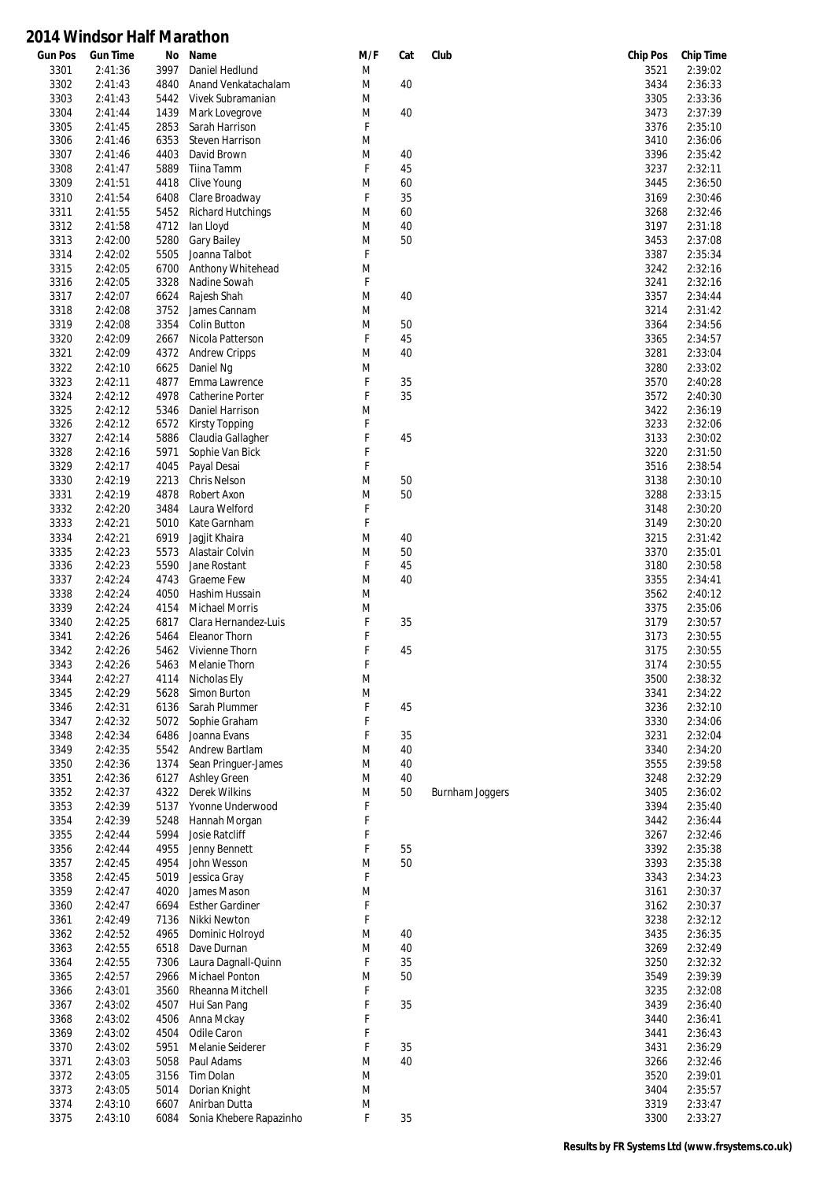# 2014 Windsor Half Marathon

| Gun Pos | Gun Time | No | Name | M/F | Cat | Club | Chip Pos | Chip Time |
|---|---|---|---|---|---|---|---|---|
| 3301 | 2:41:36 | 3997 | Daniel Hedlund | M | | | 3521 | 2:39:02 |
| 3302 | 2:41:43 | 4840 | Anand Venkatachalam | M | 40 | | 3434 | 2:36:33 |
| 3303 | 2:41:43 | 5442 | Vivek Subramanian | M | | | 3305 | 2:33:36 |
| 3304 | 2:41:44 | 1439 | Mark Lovegrove | M | 40 | | 3473 | 2:37:39 |
| 3305 | 2:41:45 | 2853 | Sarah Harrison | F | | | 3376 | 2:35:10 |
| 3306 | 2:41:46 | 6353 | Steven Harrison | M | | | 3410 | 2:36:06 |
| 3307 | 2:41:46 | 4403 | David Brown | M | 40 | | 3396 | 2:35:42 |
| 3308 | 2:41:47 | 5889 | Tiina Tamm | F | 45 | | 3237 | 2:32:11 |
| 3309 | 2:41:51 | 4418 | Clive Young | M | 60 | | 3445 | 2:36:50 |
| 3310 | 2:41:54 | 6408 | Clare Broadway | F | 35 | | 3169 | 2:30:46 |
| 3311 | 2:41:55 | 5452 | Richard Hutchings | M | 60 | | 3268 | 2:32:46 |
| 3312 | 2:41:58 | 4712 | Ian Lloyd | M | 40 | | 3197 | 2:31:18 |
| 3313 | 2:42:00 | 5280 | Gary Bailey | M | 50 | | 3453 | 2:37:08 |
| 3314 | 2:42:02 | 5505 | Joanna Talbot | F | | | 3387 | 2:35:34 |
| 3315 | 2:42:05 | 6700 | Anthony Whitehead | M | | | 3242 | 2:32:16 |
| 3316 | 2:42:05 | 3328 | Nadine Sowah | F | | | 3241 | 2:32:16 |
| 3317 | 2:42:07 | 6624 | Rajesh Shah | M | 40 | | 3357 | 2:34:44 |
| 3318 | 2:42:08 | 3752 | James Cannam | M | | | 3214 | 2:31:42 |
| 3319 | 2:42:08 | 3354 | Colin Button | M | 50 | | 3364 | 2:34:56 |
| 3320 | 2:42:09 | 2667 | Nicola Patterson | F | 45 | | 3365 | 2:34:57 |
| 3321 | 2:42:09 | 4372 | Andrew Cripps | M | 40 | | 3281 | 2:33:04 |
| 3322 | 2:42:10 | 6625 | Daniel Ng | M | | | 3280 | 2:33:02 |
| 3323 | 2:42:11 | 4877 | Emma Lawrence | F | 35 | | 3570 | 2:40:28 |
| 3324 | 2:42:12 | 4978 | Catherine Porter | F | 35 | | 3572 | 2:40:30 |
| 3325 | 2:42:12 | 5346 | Daniel Harrison | M | | | 3422 | 2:36:19 |
| 3326 | 2:42:12 | 6572 | Kirsty Topping | F | | | 3233 | 2:32:06 |
| 3327 | 2:42:14 | 5886 | Claudia Gallagher | F | 45 | | 3133 | 2:30:02 |
| 3328 | 2:42:16 | 5971 | Sophie Van Bick | F | | | 3220 | 2:31:50 |
| 3329 | 2:42:17 | 4045 | Payal Desai | F | | | 3516 | 2:38:54 |
| 3330 | 2:42:19 | 2213 | Chris Nelson | M | 50 | | 3138 | 2:30:10 |
| 3331 | 2:42:19 | 4878 | Robert Axon | M | 50 | | 3288 | 2:33:15 |
| 3332 | 2:42:20 | 3484 | Laura Welford | F | | | 3148 | 2:30:20 |
| 3333 | 2:42:21 | 5010 | Kate Garnham | F | | | 3149 | 2:30:20 |
| 3334 | 2:42:21 | 6919 | Jagjit Khaira | M | 40 | | 3215 | 2:31:42 |
| 3335 | 2:42:23 | 5573 | Alastair Colvin | M | 50 | | 3370 | 2:35:01 |
| 3336 | 2:42:23 | 5590 | Jane Rostant | F | 45 | | 3180 | 2:30:58 |
| 3337 | 2:42:24 | 4743 | Graeme Few | M | 40 | | 3355 | 2:34:41 |
| 3338 | 2:42:24 | 4050 | Hashim Hussain | M | | | 3562 | 2:40:12 |
| 3339 | 2:42:24 | 4154 | Michael Morris | M | | | 3375 | 2:35:06 |
| 3340 | 2:42:25 | 6817 | Clara Hernandez-Luis | F | 35 | | 3179 | 2:30:57 |
| 3341 | 2:42:26 | 5464 | Eleanor Thorn | F | | | 3173 | 2:30:55 |
| 3342 | 2:42:26 | 5462 | Vivienne Thorn | F | 45 | | 3175 | 2:30:55 |
| 3343 | 2:42:26 | 5463 | Melanie Thorn | F | | | 3174 | 2:30:55 |
| 3344 | 2:42:27 | 4114 | Nicholas Ely | M | | | 3500 | 2:38:32 |
| 3345 | 2:42:29 | 5628 | Simon Burton | M | | | 3341 | 2:34:22 |
| 3346 | 2:42:31 | 6136 | Sarah Plummer | F | 45 | | 3236 | 2:32:10 |
| 3347 | 2:42:32 | 5072 | Sophie Graham | F | | | 3330 | 2:34:06 |
| 3348 | 2:42:34 | 6486 | Joanna Evans | F | 35 | | 3231 | 2:32:04 |
| 3349 | 2:42:35 | 5542 | Andrew Bartlam | M | 40 | | 3340 | 2:34:20 |
| 3350 | 2:42:36 | 1374 | Sean Pringuer-James | M | 40 | | 3555 | 2:39:58 |
| 3351 | 2:42:36 | 6127 | Ashley Green | M | 40 | | 3248 | 2:32:29 |
| 3352 | 2:42:37 | 4322 | Derek Wilkins | M | 50 | Burnham Joggers | 3405 | 2:36:02 |
| 3353 | 2:42:39 | 5137 | Yvonne Underwood | F | | | 3394 | 2:35:40 |
| 3354 | 2:42:39 | 5248 | Hannah Morgan | F | | | 3442 | 2:36:44 |
| 3355 | 2:42:44 | 5994 | Josie Ratcliff | F | | | 3267 | 2:32:46 |
| 3356 | 2:42:44 | 4955 | Jenny Bennett | F | 55 | | 3392 | 2:35:38 |
| 3357 | 2:42:45 | 4954 | John Wesson | M | 50 | | 3393 | 2:35:38 |
| 3358 | 2:42:45 | 5019 | Jessica Gray | F | | | 3343 | 2:34:23 |
| 3359 | 2:42:47 | 4020 | James Mason | M | | | 3161 | 2:30:37 |
| 3360 | 2:42:47 | 6694 | Esther Gardiner | F | | | 3162 | 2:30:37 |
| 3361 | 2:42:49 | 7136 | Nikki Newton | F | | | 3238 | 2:32:12 |
| 3362 | 2:42:52 | 4965 | Dominic Holroyd | M | 40 | | 3435 | 2:36:35 |
| 3363 | 2:42:55 | 6518 | Dave Durnan | M | 40 | | 3269 | 2:32:49 |
| 3364 | 2:42:55 | 7306 | Laura Dagnall-Quinn | F | 35 | | 3250 | 2:32:32 |
| 3365 | 2:42:57 | 2966 | Michael Ponton | M | 50 | | 3549 | 2:39:39 |
| 3366 | 2:43:01 | 3560 | Rheanna Mitchell | F | | | 3235 | 2:32:08 |
| 3367 | 2:43:02 | 4507 | Hui San Pang | F | 35 | | 3439 | 2:36:40 |
| 3368 | 2:43:02 | 4506 | Anna Mckay | F | | | 3440 | 2:36:41 |
| 3369 | 2:43:02 | 4504 | Odile Caron | F | | | 3441 | 2:36:43 |
| 3370 | 2:43:02 | 5951 | Melanie Seiderer | F | 35 | | 3431 | 2:36:29 |
| 3371 | 2:43:03 | 5058 | Paul Adams | M | 40 | | 3266 | 2:32:46 |
| 3372 | 2:43:05 | 3156 | Tim Dolan | M | | | 3520 | 2:39:01 |
| 3373 | 2:43:05 | 5014 | Dorian Knight | M | | | 3404 | 2:35:57 |
| 3374 | 2:43:10 | 6607 | Anirban Dutta | M | | | 3319 | 2:33:47 |
| 3375 | 2:43:10 | 6084 | Sonia Khebere Rapazinho | F | 35 | | 3300 | 2:33:27 |

**Results by FR Systems Ltd (www.frsystems.co.uk)**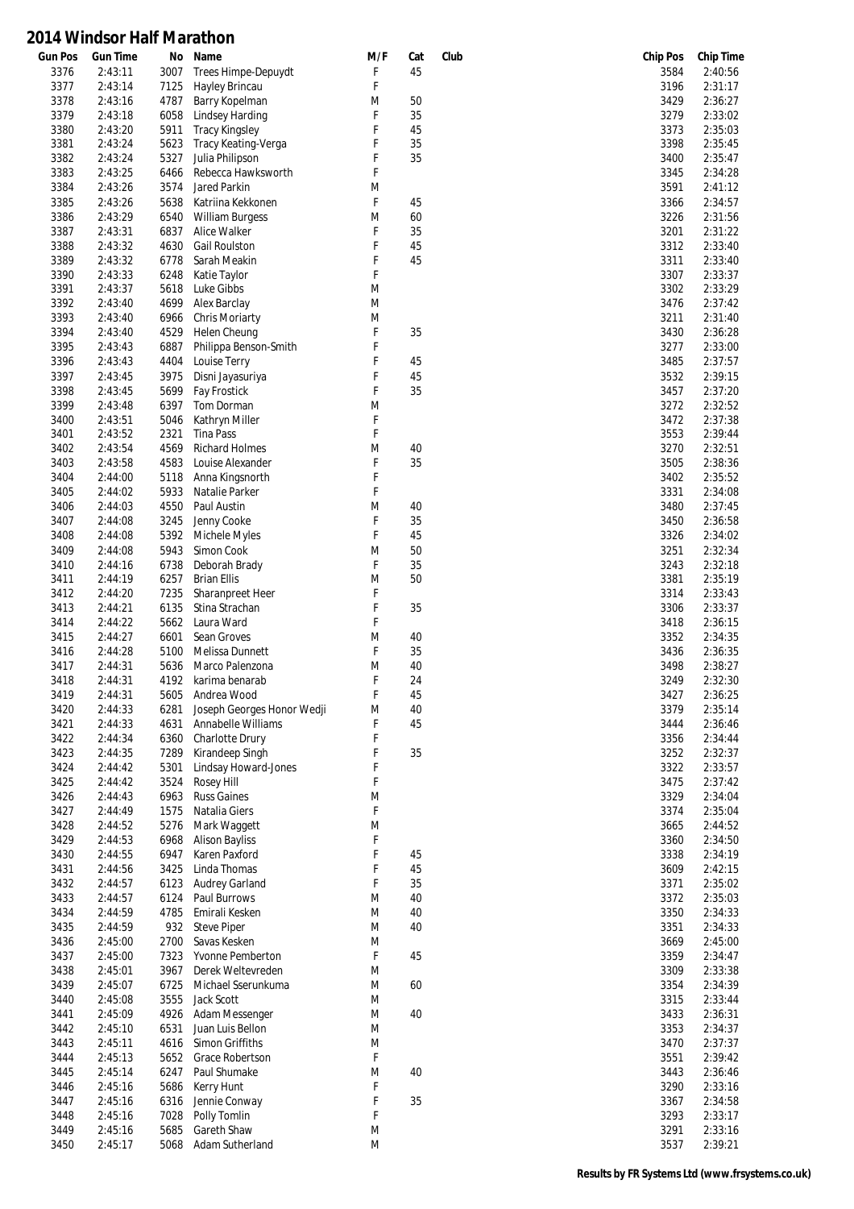# 2014 Windsor Half Marathon

| Gun Pos | Gun Time | No | Name | M/F | Cat | Club | Chip Pos | Chip Time |
|---|---|---|---|---|---|---|---|---|
| 3376 | 2:43:11 | 3007 | Trees Himpe-Depuydt | F | 45 | | 3584 | 2:40:56 |
| 3377 | 2:43:14 | 7125 | Hayley Brincau | F | | | 3196 | 2:31:17 |
| 3378 | 2:43:16 | 4787 | Barry Kopelman | M | 50 | | 3429 | 2:36:27 |
| 3379 | 2:43:18 | 6058 | Lindsey Harding | F | 35 | | 3279 | 2:33:02 |
| 3380 | 2:43:20 | 5911 | Tracy Kingsley | F | 45 | | 3373 | 2:35:03 |
| 3381 | 2:43:24 | 5623 | Tracy Keating-Verga | F | 35 | | 3398 | 2:35:45 |
| 3382 | 2:43:24 | 5327 | Julia Philipson | F | 35 | | 3400 | 2:35:47 |
| 3383 | 2:43:25 | 6466 | Rebecca Hawksworth | F | | | 3345 | 2:34:28 |
| 3384 | 2:43:26 | 3574 | Jared Parkin | M | | | 3591 | 2:41:12 |
| 3385 | 2:43:26 | 5638 | Katriina Kekkonen | F | 45 | | 3366 | 2:34:57 |
| 3386 | 2:43:29 | 6540 | William Burgess | M | 60 | | 3226 | 2:31:56 |
| 3387 | 2:43:31 | 6837 | Alice Walker | F | 35 | | 3201 | 2:31:22 |
| 3388 | 2:43:32 | 4630 | Gail Roulston | F | 45 | | 3312 | 2:33:40 |
| 3389 | 2:43:32 | 6778 | Sarah Meakin | F | 45 | | 3311 | 2:33:40 |
| 3390 | 2:43:33 | 6248 | Katie Taylor | F | | | 3307 | 2:33:37 |
| 3391 | 2:43:37 | 5618 | Luke Gibbs | M | | | 3302 | 2:33:29 |
| 3392 | 2:43:40 | 4699 | Alex Barclay | M | | | 3476 | 2:37:42 |
| 3393 | 2:43:40 | 6966 | Chris Moriarty | M | | | 3211 | 2:31:40 |
| 3394 | 2:43:40 | 4529 | Helen Cheung | F | 35 | | 3430 | 2:36:28 |
| 3395 | 2:43:43 | 6887 | Philippa Benson-Smith | F | | | 3277 | 2:33:00 |
| 3396 | 2:43:43 | 4404 | Louise Terry | F | 45 | | 3485 | 2:37:57 |
| 3397 | 2:43:45 | 3975 | Disni Jayasuriya | F | 45 | | 3532 | 2:39:15 |
| 3398 | 2:43:45 | 5699 | Fay Frostick | F | 35 | | 3457 | 2:37:20 |
| 3399 | 2:43:48 | 6397 | Tom Dorman | M | | | 3272 | 2:32:52 |
| 3400 | 2:43:51 | 5046 | Kathryn Miller | F | | | 3472 | 2:37:38 |
| 3401 | 2:43:52 | 2321 | Tina Pass | F | | | 3553 | 2:39:44 |
| 3402 | 2:43:54 | 4569 | Richard Holmes | M | 40 | | 3270 | 2:32:51 |
| 3403 | 2:43:58 | 4583 | Louise Alexander | F | 35 | | 3505 | 2:38:36 |
| 3404 | 2:44:00 | 5118 | Anna Kingsnorth | F | | | 3402 | 2:35:52 |
| 3405 | 2:44:02 | 5933 | Natalie Parker | F | | | 3331 | 2:34:08 |
| 3406 | 2:44:03 | 4550 | Paul Austin | M | 40 | | 3480 | 2:37:45 |
| 3407 | 2:44:08 | 3245 | Jenny Cooke | F | 35 | | 3450 | 2:36:58 |
| 3408 | 2:44:08 | 5392 | Michele Myles | F | 45 | | 3326 | 2:34:02 |
| 3409 | 2:44:08 | 5943 | Simon Cook | M | 50 | | 3251 | 2:32:34 |
| 3410 | 2:44:16 | 6738 | Deborah Brady | F | 35 | | 3243 | 2:32:18 |
| 3411 | 2:44:19 | 6257 | Brian Ellis | M | 50 | | 3381 | 2:35:19 |
| 3412 | 2:44:20 | 7235 | Sharanpreet Heer | F | | | 3314 | 2:33:43 |
| 3413 | 2:44:21 | 6135 | Stina Strachan | F | 35 | | 3306 | 2:33:37 |
| 3414 | 2:44:22 | 5662 | Laura Ward | F | | | 3418 | 2:36:15 |
| 3415 | 2:44:27 | 6601 | Sean Groves | M | 40 | | 3352 | 2:34:35 |
| 3416 | 2:44:28 | 5100 | Melissa Dunnett | F | 35 | | 3436 | 2:36:35 |
| 3417 | 2:44:31 | 5636 | Marco Palenzona | M | 40 | | 3498 | 2:38:27 |
| 3418 | 2:44:31 | 4192 | karima benarab | F | 24 | | 3249 | 2:32:30 |
| 3419 | 2:44:31 | 5605 | Andrea Wood | F | 45 | | 3427 | 2:36:25 |
| 3420 | 2:44:33 | 6281 | Joseph Georges Honor Wedji | M | 40 | | 3379 | 2:35:14 |
| 3421 | 2:44:33 | 4631 | Annabelle Williams | F | 45 | | 3444 | 2:36:46 |
| 3422 | 2:44:34 | 6360 | Charlotte Drury | F | | | 3356 | 2:34:44 |
| 3423 | 2:44:35 | 7289 | Kirandeep Singh | F | 35 | | 3252 | 2:32:37 |
| 3424 | 2:44:42 | 5301 | Lindsay Howard-Jones | F | | | 3322 | 2:33:57 |
| 3425 | 2:44:42 | 3524 | Rosey Hill | F | | | 3475 | 2:37:42 |
| 3426 | 2:44:43 | 6963 | Russ Gaines | M | | | 3329 | 2:34:04 |
| 3427 | 2:44:49 | 1575 | Natalia Giers | F | | | 3374 | 2:35:04 |
| 3428 | 2:44:52 | 5276 | Mark Waggett | M | | | 3665 | 2:44:52 |
| 3429 | 2:44:53 | 6968 | Alison Bayliss | F | | | 3360 | 2:34:50 |
| 3430 | 2:44:55 | 6947 | Karen Paxford | F | 45 | | 3338 | 2:34:19 |
| 3431 | 2:44:56 | 3425 | Linda Thomas | F | 45 | | 3609 | 2:42:15 |
| 3432 | 2:44:57 | 6123 | Audrey Garland | F | 35 | | 3371 | 2:35:02 |
| 3433 | 2:44:57 | 6124 | Paul Burrows | M | 40 | | 3372 | 2:35:03 |
| 3434 | 2:44:59 | 4785 | Emirali Kesken | M | 40 | | 3350 | 2:34:33 |
| 3435 | 2:44:59 | 932 | Steve Piper | M | 40 | | 3351 | 2:34:33 |
| 3436 | 2:45:00 | 2700 | Savas Kesken | M | | | 3669 | 2:45:00 |
| 3437 | 2:45:00 | 7323 | Yvonne Pemberton | F | 45 | | 3359 | 2:34:47 |
| 3438 | 2:45:01 | 3967 | Derek Weltevreden | M | | | 3309 | 2:33:38 |
| 3439 | 2:45:07 | 6725 | Michael Sserunkuma | M | 60 | | 3354 | 2:34:39 |
| 3440 | 2:45:08 | 3555 | Jack Scott | M | | | 3315 | 2:33:44 |
| 3441 | 2:45:09 | 4926 | Adam Messenger | M | 40 | | 3433 | 2:36:31 |
| 3442 | 2:45:10 | 6531 | Juan Luis Bellon | M | | | 3353 | 2:34:37 |
| 3443 | 2:45:11 | 4616 | Simon Griffiths | M | | | 3470 | 2:37:37 |
| 3444 | 2:45:13 | 5652 | Grace Robertson | F | | | 3551 | 2:39:42 |
| 3445 | 2:45:14 | 6247 | Paul Shumake | M | 40 | | 3443 | 2:36:46 |
| 3446 | 2:45:16 | 5686 | Kerry Hunt | F | | | 3290 | 2:33:16 |
| 3447 | 2:45:16 | 6316 | Jennie Conway | F | 35 | | 3367 | 2:34:58 |
| 3448 | 2:45:16 | 7028 | Polly Tomlin | F | | | 3293 | 2:33:17 |
| 3449 | 2:45:16 | 5685 | Gareth Shaw | M | | | 3291 | 2:33:16 |
| 3450 | 2:45:17 | 5068 | Adam Sutherland | M | | | 3537 | 2:39:21 |

**Results by FR Systems Ltd (www.frsystems.co.uk)**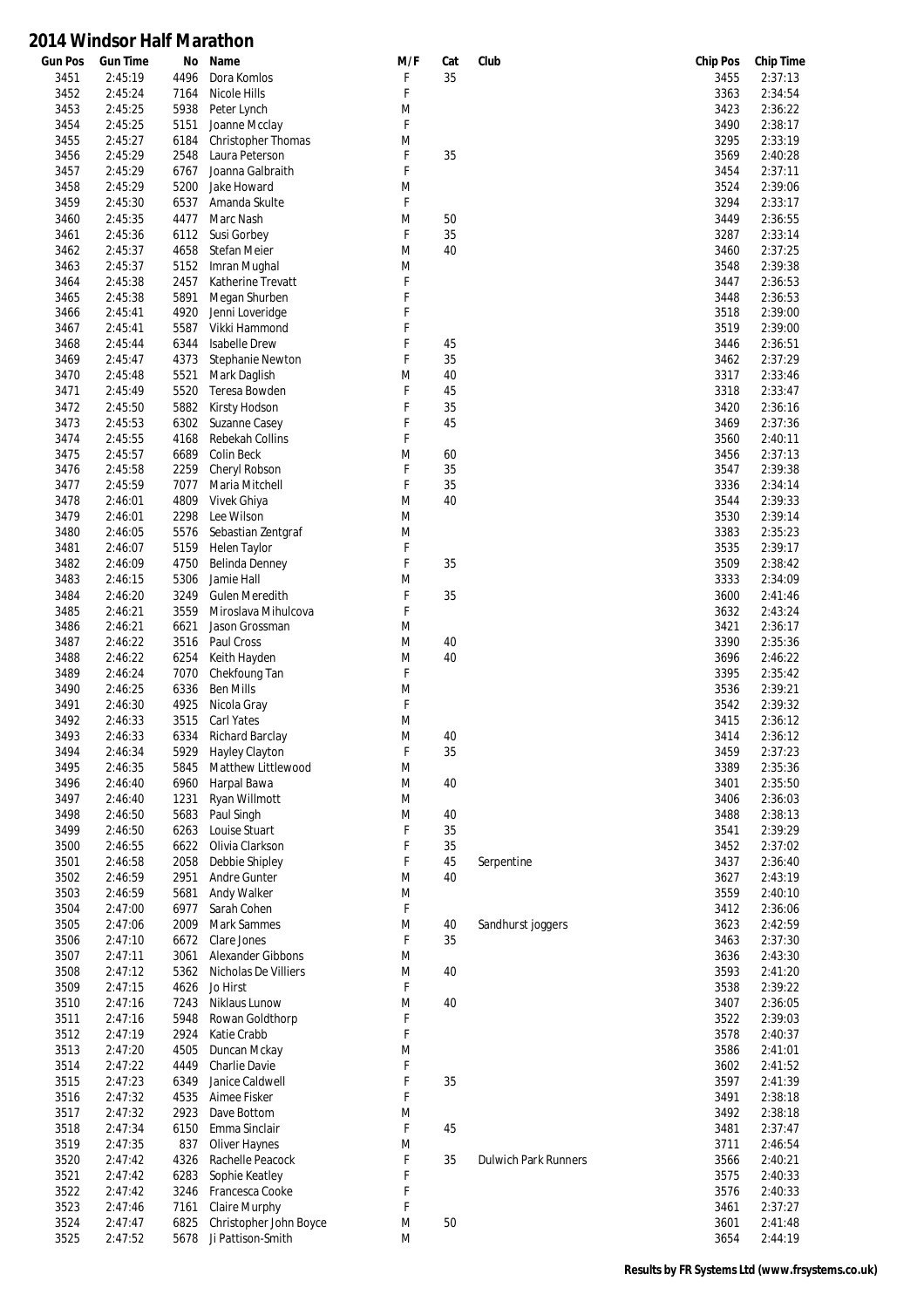# 2014 Windsor Half Marathon

| Gun Pos | Gun Time | No | Name | M/F | Cat | Club | Chip Pos | Chip Time |
|---|---|---|---|---|---|---|---|---|
| 3451 | 2:45:19 | 4496 | Dora Komlos | F | 35 | | 3455 | 2:37:13 |
| 3452 | 2:45:24 | 7164 | Nicole Hills | F | | | 3363 | 2:34:54 |
| 3453 | 2:45:25 | 5938 | Peter Lynch | M | | | 3423 | 2:36:22 |
| 3454 | 2:45:25 | 5151 | Joanne Mcclay | F | | | 3490 | 2:38:17 |
| 3455 | 2:45:27 | 6184 | Christopher Thomas | M | | | 3295 | 2:33:19 |
| 3456 | 2:45:29 | 2548 | Laura Peterson | F | 35 | | 3569 | 2:40:28 |
| 3457 | 2:45:29 | 6767 | Joanna Galbraith | F | | | 3454 | 2:37:11 |
| 3458 | 2:45:29 | 5200 | Jake Howard | M | | | 3524 | 2:39:06 |
| 3459 | 2:45:30 | 6537 | Amanda Skulte | F | | | 3294 | 2:33:17 |
| 3460 | 2:45:35 | 4477 | Marc Nash | M | 50 | | 3449 | 2:36:55 |
| 3461 | 2:45:36 | 6112 | Susi Gorbey | F | 35 | | 3287 | 2:33:14 |
| 3462 | 2:45:37 | 4658 | Stefan Meier | M | 40 | | 3460 | 2:37:25 |
| 3463 | 2:45:37 | 5152 | Imran Mughal | M | | | 3548 | 2:39:38 |
| 3464 | 2:45:38 | 2457 | Katherine Trevatt | F | | | 3447 | 2:36:53 |
| 3465 | 2:45:38 | 5891 | Megan Shurben | F | | | 3448 | 2:36:53 |
| 3466 | 2:45:41 | 4920 | Jenni Loveridge | F | | | 3518 | 2:39:00 |
| 3467 | 2:45:41 | 5587 | Vikki Hammond | F | | | 3519 | 2:39:00 |
| 3468 | 2:45:44 | 6344 | Isabelle Drew | F | 45 | | 3446 | 2:36:51 |
| 3469 | 2:45:47 | 4373 | Stephanie Newton | F | 35 | | 3462 | 2:37:29 |
| 3470 | 2:45:48 | 5521 | Mark Daglish | M | 40 | | 3317 | 2:33:46 |
| 3471 | 2:45:49 | 5520 | Teresa Bowden | F | 45 | | 3318 | 2:33:47 |
| 3472 | 2:45:50 | 5882 | Kirsty Hodson | F | 35 | | 3420 | 2:36:16 |
| 3473 | 2:45:53 | 6302 | Suzanne Casey | F | 45 | | 3469 | 2:37:36 |
| 3474 | 2:45:55 | 4168 | Rebekah Collins | F | | | 3560 | 2:40:11 |
| 3475 | 2:45:57 | 6689 | Colin Beck | M | 60 | | 3456 | 2:37:13 |
| 3476 | 2:45:58 | 2259 | Cheryl Robson | F | 35 | | 3547 | 2:39:38 |
| 3477 | 2:45:59 | 7077 | Maria Mitchell | F | 35 | | 3336 | 2:34:14 |
| 3478 | 2:46:01 | 4809 | Vivek Ghiya | M | 40 | | 3544 | 2:39:33 |
| 3479 | 2:46:01 | 2298 | Lee Wilson | M | | | 3530 | 2:39:14 |
| 3480 | 2:46:05 | 5576 | Sebastian Zentgraf | M | | | 3383 | 2:35:23 |
| 3481 | 2:46:07 | 5159 | Helen Taylor | F | | | 3535 | 2:39:17 |
| 3482 | 2:46:09 | 4750 | Belinda Denney | F | 35 | | 3509 | 2:38:42 |
| 3483 | 2:46:15 | 5306 | Jamie Hall | M | | | 3333 | 2:34:09 |
| 3484 | 2:46:20 | 3249 | Gulen Meredith | F | 35 | | 3600 | 2:41:46 |
| 3485 | 2:46:21 | 3559 | Miroslava Mihulcova | F | | | 3632 | 2:43:24 |
| 3486 | 2:46:21 | 6621 | Jason Grossman | M | | | 3421 | 2:36:17 |
| 3487 | 2:46:22 | 3516 | Paul Cross | M | 40 | | 3390 | 2:35:36 |
| 3488 | 2:46:22 | 6254 | Keith Hayden | M | 40 | | 3696 | 2:46:22 |
| 3489 | 2:46:24 | 7070 | Chekfoung Tan | F | | | 3395 | 2:35:42 |
| 3490 | 2:46:25 | 6336 | Ben Mills | M | | | 3536 | 2:39:21 |
| 3491 | 2:46:30 | 4925 | Nicola Gray | F | | | 3542 | 2:39:32 |
| 3492 | 2:46:33 | 3515 | Carl Yates | M | | | 3415 | 2:36:12 |
| 3493 | 2:46:33 | 6334 | Richard Barclay | M | 40 | | 3414 | 2:36:12 |
| 3494 | 2:46:34 | 5929 | Hayley Clayton | F | 35 | | 3459 | 2:37:23 |
| 3495 | 2:46:35 | 5845 | Matthew Littlewood | M | | | 3389 | 2:35:36 |
| 3496 | 2:46:40 | 6960 | Harpal Bawa | M | 40 | | 3401 | 2:35:50 |
| 3497 | 2:46:40 | 1231 | Ryan Willmott | M | | | 3406 | 2:36:03 |
| 3498 | 2:46:50 | 5683 | Paul Singh | M | 40 | | 3488 | 2:38:13 |
| 3499 | 2:46:50 | 6263 | Louise Stuart | F | 35 | | 3541 | 2:39:29 |
| 3500 | 2:46:55 | 6622 | Olivia Clarkson | F | 35 | | 3452 | 2:37:02 |
| 3501 | 2:46:58 | 2058 | Debbie Shipley | F | 45 | Serpentine | 3437 | 2:36:40 |
| 3502 | 2:46:59 | 2951 | Andre Gunter | M | 40 | | 3627 | 2:43:19 |
| 3503 | 2:46:59 | 5681 | Andy Walker | M | | | 3559 | 2:40:10 |
| 3504 | 2:47:00 | 6977 | Sarah Cohen | F | | | 3412 | 2:36:06 |
| 3505 | 2:47:06 | 2009 | Mark Sammes | M | 40 | Sandhurst joggers | 3623 | 2:42:59 |
| 3506 | 2:47:10 | 6672 | Clare Jones | F | 35 | | 3463 | 2:37:30 |
| 3507 | 2:47:11 | 3061 | Alexander Gibbons | M | | | 3636 | 2:43:30 |
| 3508 | 2:47:12 | 5362 | Nicholas De Villiers | M | 40 | | 3593 | 2:41:20 |
| 3509 | 2:47:15 | 4626 | Jo Hirst | F | | | 3538 | 2:39:22 |
| 3510 | 2:47:16 | 7243 | Niklaus Lunow | M | 40 | | 3407 | 2:36:05 |
| 3511 | 2:47:16 | 5948 | Rowan Goldthorp | F | | | 3522 | 2:39:03 |
| 3512 | 2:47:19 | 2924 | Katie Crabb | F | | | 3578 | 2:40:37 |
| 3513 | 2:47:20 | 4505 | Duncan Mckay | M | | | 3586 | 2:41:01 |
| 3514 | 2:47:22 | 4449 | Charlie Davie | F | | | 3602 | 2:41:52 |
| 3515 | 2:47:23 | 6349 | Janice Caldwell | F | 35 | | 3597 | 2:41:39 |
| 3516 | 2:47:32 | 4535 | Aimee Fisker | F | | | 3491 | 2:38:18 |
| 3517 | 2:47:32 | 2923 | Dave Bottom | M | | | 3492 | 2:38:18 |
| 3518 | 2:47:34 | 6150 | Emma Sinclair | F | 45 | | 3481 | 2:37:47 |
| 3519 | 2:47:35 | 837 | Oliver Haynes | M | | | 3711 | 2:46:54 |
| 3520 | 2:47:42 | 4326 | Rachelle Peacock | F | 35 | Dulwich Park Runners | 3566 | 2:40:21 |
| 3521 | 2:47:42 | 6283 | Sophie Keatley | F | | | 3575 | 2:40:33 |
| 3522 | 2:47:42 | 3246 | Francesca Cooke | F | | | 3576 | 2:40:33 |
| 3523 | 2:47:46 | 7161 | Claire Murphy | F | | | 3461 | 2:37:27 |
| 3524 | 2:47:47 | 6825 | Christopher John Boyce | M | 50 | | 3601 | 2:41:48 |
| 3525 | 2:47:52 | 5678 | Ji Pattison-Smith | M | | | 3654 | 2:44:19 |

**Results by FR Systems Ltd (www.frsystems.co.uk)**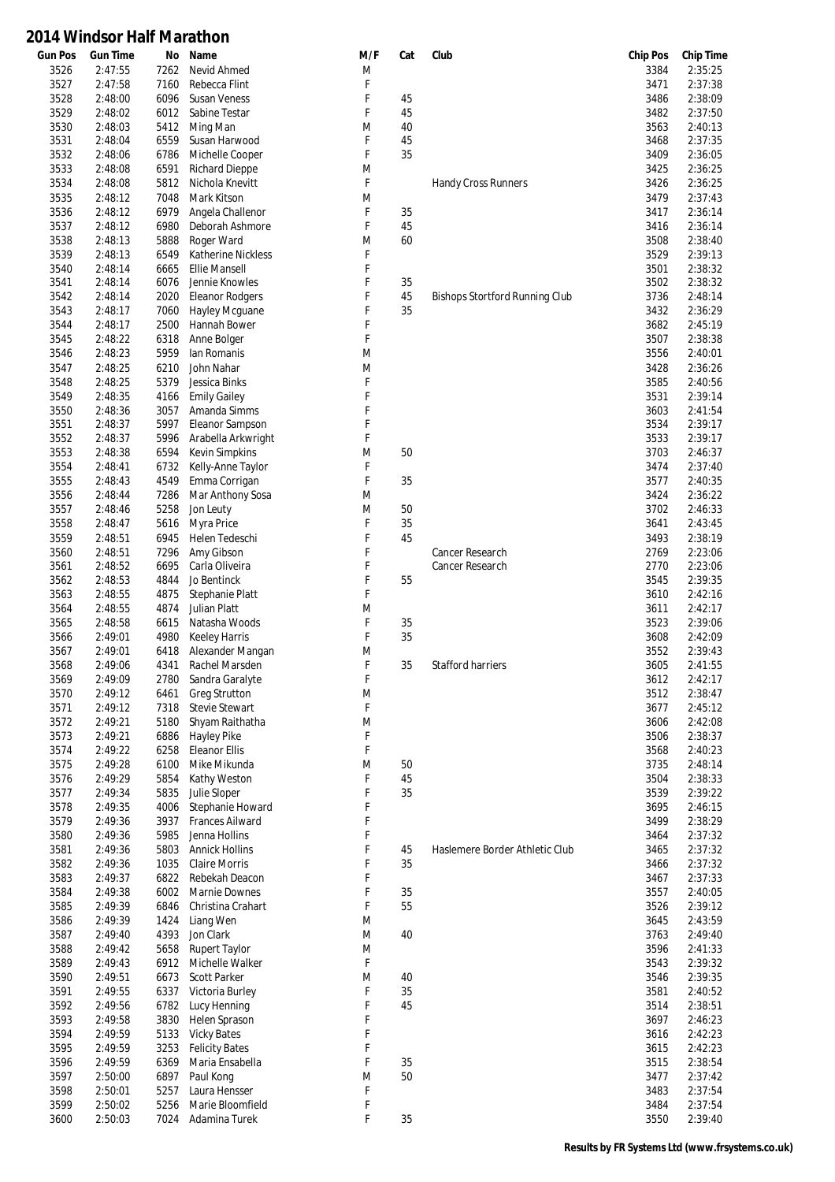# 2014 Windsor Half Marathon

| Gun Pos | Gun Time | No | Name | M/F | Cat | Club | Chip Pos | Chip Time |
|---|---|---|---|---|---|---|---|---|
| 3526 | 2:47:55 | 7262 | Nevid Ahmed | M | | | 3384 | 2:35:25 |
| 3527 | 2:47:58 | 7160 | Rebecca Flint | F | | | 3471 | 2:37:38 |
| 3528 | 2:48:00 | 6096 | Susan Veness | F | 45 | | 3486 | 2:38:09 |
| 3529 | 2:48:02 | 6012 | Sabine Testar | F | 45 | | 3482 | 2:37:50 |
| 3530 | 2:48:03 | 5412 | Ming Man | M | 40 | | 3563 | 2:40:13 |
| 3531 | 2:48:04 | 6559 | Susan Harwood | F | 45 | | 3468 | 2:37:35 |
| 3532 | 2:48:06 | 6786 | Michelle Cooper | F | 35 | | 3409 | 2:36:05 |
| 3533 | 2:48:08 | 6591 | Richard Dieppe | M | | | 3425 | 2:36:25 |
| 3534 | 2:48:08 | 5812 | Nichola Knevitt | F | | Handy Cross Runners | 3426 | 2:36:25 |
| 3535 | 2:48:12 | 7048 | Mark Kitson | M | | | 3479 | 2:37:43 |
| 3536 | 2:48:12 | 6979 | Angela Challenor | F | 35 | | 3417 | 2:36:14 |
| 3537 | 2:48:12 | 6980 | Deborah Ashmore | F | 45 | | 3416 | 2:36:14 |
| 3538 | 2:48:13 | 5888 | Roger Ward | M | 60 | | 3508 | 2:38:40 |
| 3539 | 2:48:13 | 6549 | Katherine Nickless | F | | | 3529 | 2:39:13 |
| 3540 | 2:48:14 | 6665 | Ellie Mansell | F | | | 3501 | 2:38:32 |
| 3541 | 2:48:14 | 6076 | Jennie Knowles | F | 35 | | 3502 | 2:38:32 |
| 3542 | 2:48:14 | 2020 | Eleanor Rodgers | F | 45 | Bishops Stortford Running Club | 3736 | 2:48:14 |
| 3543 | 2:48:17 | 7060 | Hayley Mcguane | F | 35 | | 3432 | 2:36:29 |
| 3544 | 2:48:17 | 2500 | Hannah Bower | F | | | 3682 | 2:45:19 |
| 3545 | 2:48:22 | 6318 | Anne Bolger | F | | | 3507 | 2:38:38 |
| 3546 | 2:48:23 | 5959 | Ian Romanis | M | | | 3556 | 2:40:01 |
| 3547 | 2:48:25 | 6210 | John Nahar | M | | | 3428 | 2:36:26 |
| 3548 | 2:48:25 | 5379 | Jessica Binks | F | | | 3585 | 2:40:56 |
| 3549 | 2:48:35 | 4166 | Emily Gailey | F | | | 3531 | 2:39:14 |
| 3550 | 2:48:36 | 3057 | Amanda Simms | F | | | 3603 | 2:41:54 |
| 3551 | 2:48:37 | 5997 | Eleanor Sampson | F | | | 3534 | 2:39:17 |
| 3552 | 2:48:37 | 5996 | Arabella Arkwright | F | | | 3533 | 2:39:17 |
| 3553 | 2:48:38 | 6594 | Kevin Simpkins | M | 50 | | 3703 | 2:46:37 |
| 3554 | 2:48:41 | 6732 | Kelly-Anne Taylor | F | | | 3474 | 2:37:40 |
| 3555 | 2:48:43 | 4549 | Emma Corrigan | F | 35 | | 3577 | 2:40:35 |
| 3556 | 2:48:44 | 7286 | Mar Anthony Sosa | M | | | 3424 | 2:36:22 |
| 3557 | 2:48:46 | 5258 | Jon Leuty | M | 50 | | 3702 | 2:46:33 |
| 3558 | 2:48:47 | 5616 | Myra Price | F | 35 | | 3641 | 2:43:45 |
| 3559 | 2:48:51 | 6945 | Helen Tedeschi | F | 45 | | 3493 | 2:38:19 |
| 3560 | 2:48:51 | 7296 | Amy Gibson | F | | Cancer Research | 2769 | 2:23:06 |
| 3561 | 2:48:52 | 6695 | Carla Oliveira | F | | Cancer Research | 2770 | 2:23:06 |
| 3562 | 2:48:53 | 4844 | Jo Bentinck | F | 55 | | 3545 | 2:39:35 |
| 3563 | 2:48:55 | 4875 | Stephanie Platt | F | | | 3610 | 2:42:16 |
| 3564 | 2:48:55 | 4874 | Julian Platt | M | | | 3611 | 2:42:17 |
| 3565 | 2:48:58 | 6615 | Natasha Woods | F | 35 | | 3523 | 2:39:06 |
| 3566 | 2:49:01 | 4980 | Keeley Harris | F | 35 | | 3608 | 2:42:09 |
| 3567 | 2:49:01 | 6418 | Alexander Mangan | M | | | 3552 | 2:39:43 |
| 3568 | 2:49:06 | 4341 | Rachel Marsden | F | 35 | Stafford harriers | 3605 | 2:41:55 |
| 3569 | 2:49:09 | 2780 | Sandra Garalyte | F | | | 3612 | 2:42:17 |
| 3570 | 2:49:12 | 6461 | Greg Strutton | M | | | 3512 | 2:38:47 |
| 3571 | 2:49:12 | 7318 | Stevie Stewart | F | | | 3677 | 2:45:12 |
| 3572 | 2:49:21 | 5180 | Shyam Raithatha | M | | | 3606 | 2:42:08 |
| 3573 | 2:49:21 | 6886 | Hayley Pike | F | | | 3506 | 2:38:37 |
| 3574 | 2:49:22 | 6258 | Eleanor Ellis | F | | | 3568 | 2:40:23 |
| 3575 | 2:49:28 | 6100 | Mike Mikunda | M | 50 | | 3735 | 2:48:14 |
| 3576 | 2:49:29 | 5854 | Kathy Weston | F | 45 | | 3504 | 2:38:33 |
| 3577 | 2:49:34 | 5835 | Julie Sloper | F | 35 | | 3539 | 2:39:22 |
| 3578 | 2:49:35 | 4006 | Stephanie Howard | F | | | 3695 | 2:46:15 |
| 3579 | 2:49:36 | 3937 | Frances Ailward | F | | | 3499 | 2:38:29 |
| 3580 | 2:49:36 | 5985 | Jenna Hollins | F | | | 3464 | 2:37:32 |
| 3581 | 2:49:36 | 5803 | Annick Hollins | F | 45 | Haslemere Border Athletic Club | 3465 | 2:37:32 |
| 3582 | 2:49:36 | 1035 | Claire Morris | F | 35 | | 3466 | 2:37:32 |
| 3583 | 2:49:37 | 6822 | Rebekah Deacon | F | | | 3467 | 2:37:33 |
| 3584 | 2:49:38 | 6002 | Marnie Downes | F | 35 | | 3557 | 2:40:05 |
| 3585 | 2:49:39 | 6846 | Christina Crahart | F | 55 | | 3526 | 2:39:12 |
| 3586 | 2:49:39 | 1424 | Liang Wen | M | | | 3645 | 2:43:59 |
| 3587 | 2:49:40 | 4393 | Jon Clark | M | 40 | | 3763 | 2:49:40 |
| 3588 | 2:49:42 | 5658 | Rupert Taylor | M | | | 3596 | 2:41:33 |
| 3589 | 2:49:43 | 6912 | Michelle Walker | F | | | 3543 | 2:39:32 |
| 3590 | 2:49:51 | 6673 | Scott Parker | M | 40 | | 3546 | 2:39:35 |
| 3591 | 2:49:55 | 6337 | Victoria Burley | F | 35 | | 3581 | 2:40:52 |
| 3592 | 2:49:56 | 6782 | Lucy Henning | F | 45 | | 3514 | 2:38:51 |
| 3593 | 2:49:58 | 3830 | Helen Sprason | F | | | 3697 | 2:46:23 |
| 3594 | 2:49:59 | 5133 | Vicky Bates | F | | | 3616 | 2:42:23 |
| 3595 | 2:49:59 | 3253 | Felicity Bates | F | | | 3615 | 2:42:23 |
| 3596 | 2:49:59 | 6369 | Maria Ensabella | F | 35 | | 3515 | 2:38:54 |
| 3597 | 2:50:00 | 6897 | Paul Kong | M | 50 | | 3477 | 2:37:42 |
| 3598 | 2:50:01 | 5257 | Laura Hensser | F | | | 3483 | 2:37:54 |
| 3599 | 2:50:02 | 5256 | Marie Bloomfield | F | | | 3484 | 2:37:54 |
| 3600 | 2:50:03 | 7024 | Adamina Turek | F | 35 | | 3550 | 2:39:40 |

**Results by FR Systems Ltd (www.frsystems.co.uk)**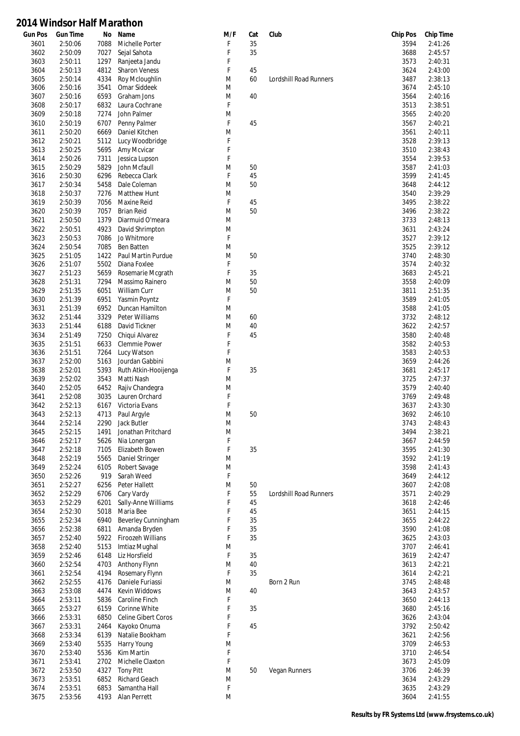# 2014 Windsor Half Marathon

| Gun Pos | Gun Time | No | Name | M/F | Cat | Club | Chip Pos | Chip Time |
|---|---|---|---|---|---|---|---|---|
| 3601 | 2:50:06 | 7088 | Michelle Porter | F | 35 | | 3594 | 2:41:26 |
| 3602 | 2:50:09 | 7027 | Sejal Sahota | F | 35 | | 3688 | 2:45:57 |
| 3603 | 2:50:11 | 1297 | Ranjeeta Jandu | F | | | 3573 | 2:40:31 |
| 3604 | 2:50:13 | 4812 | Sharon Veness | F | 45 | | 3624 | 2:43:00 |
| 3605 | 2:50:14 | 4334 | Roy Mcloughlin | M | 60 | Lordshill Road Runners | 3487 | 2:38:13 |
| 3606 | 2:50:16 | 3541 | Omar Siddeek | M | | | 3674 | 2:45:10 |
| 3607 | 2:50:16 | 6593 | Graham Jons | M | 40 | | 3564 | 2:40:16 |
| 3608 | 2:50:17 | 6832 | Laura Cochrane | F | | | 3513 | 2:38:51 |
| 3609 | 2:50:18 | 7274 | John Palmer | M | | | 3565 | 2:40:20 |
| 3610 | 2:50:19 | 6707 | Penny Palmer | F | 45 | | 3567 | 2:40:21 |
| 3611 | 2:50:20 | 6669 | Daniel Kitchen | M | | | 3561 | 2:40:11 |
| 3612 | 2:50:21 | 5112 | Lucy Woodbridge | F | | | 3528 | 2:39:13 |
| 3613 | 2:50:25 | 5695 | Amy Mcvicar | F | | | 3510 | 2:38:43 |
| 3614 | 2:50:26 | 7311 | Jessica Lupson | F | | | 3554 | 2:39:53 |
| 3615 | 2:50:29 | 5829 | John Mcfaull | M | 50 | | 3587 | 2:41:03 |
| 3616 | 2:50:30 | 6296 | Rebecca Clark | F | 45 | | 3599 | 2:41:45 |
| 3617 | 2:50:34 | 5458 | Dale Coleman | M | 50 | | 3648 | 2:44:12 |
| 3618 | 2:50:37 | 7276 | Matthew Hunt | M | | | 3540 | 2:39:29 |
| 3619 | 2:50:39 | 7056 | Maxine Reid | F | 45 | | 3495 | 2:38:22 |
| 3620 | 2:50:39 | 7057 | Brian Reid | M | 50 | | 3496 | 2:38:22 |
| 3621 | 2:50:50 | 1379 | Diarmuid O'meara | M | | | 3733 | 2:48:13 |
| 3622 | 2:50:51 | 4923 | David Shrimpton | M | | | 3631 | 2:43:24 |
| 3623 | 2:50:53 | 7086 | Jo Whitmore | F | | | 3527 | 2:39:12 |
| 3624 | 2:50:54 | 7085 | Ben Batten | M | | | 3525 | 2:39:12 |
| 3625 | 2:51:05 | 1422 | Paul Martin Purdue | M | 50 | | 3740 | 2:48:30 |
| 3626 | 2:51:07 | 5502 | Diana Foxlee | F | | | 3574 | 2:40:32 |
| 3627 | 2:51:23 | 5659 | Rosemarie Mcgrath | F | 35 | | 3683 | 2:45:21 |
| 3628 | 2:51:31 | 7294 | Massimo Rainero | M | 50 | | 3558 | 2:40:09 |
| 3629 | 2:51:35 | 6051 | William Curr | M | 50 | | 3811 | 2:51:35 |
| 3630 | 2:51:39 | 6951 | Yasmin Poyntz | F | | | 3589 | 2:41:05 |
| 3631 | 2:51:39 | 6952 | Duncan Hamilton | M | | | 3588 | 2:41:05 |
| 3632 | 2:51:44 | 3329 | Peter Williams | M | 60 | | 3732 | 2:48:12 |
| 3633 | 2:51:44 | 6188 | David Tickner | M | 40 | | 3622 | 2:42:57 |
| 3634 | 2:51:49 | 7250 | Chiqui Alvarez | F | 45 | | 3580 | 2:40:48 |
| 3635 | 2:51:51 | 6633 | Clemmie Power | F | | | 3582 | 2:40:53 |
| 3636 | 2:51:51 | 7264 | Lucy Watson | F | | | 3583 | 2:40:53 |
| 3637 | 2:52:00 | 5163 | Jourdan Gabbini | M | | | 3659 | 2:44:26 |
| 3638 | 2:52:01 | 5393 | Ruth Atkin-Hooijenga | F | 35 | | 3681 | 2:45:17 |
| 3639 | 2:52:02 | 3543 | Matti Nash | M | | | 3725 | 2:47:37 |
| 3640 | 2:52:05 | 6452 | Rajiv Chandegra | M | | | 3579 | 2:40:40 |
| 3641 | 2:52:08 | 3035 | Lauren Orchard | F | | | 3769 | 2:49:48 |
| 3642 | 2:52:13 | 6167 | Victoria Evans | F | | | 3637 | 2:43:30 |
| 3643 | 2:52:13 | 4713 | Paul Argyle | M | 50 | | 3692 | 2:46:10 |
| 3644 | 2:52:14 | 2290 | Jack Butler | M | | | 3743 | 2:48:43 |
| 3645 | 2:52:15 | 1491 | Jonathan Pritchard | M | | | 3494 | 2:38:21 |
| 3646 | 2:52:17 | 5626 | Nia Lonergan | F | | | 3667 | 2:44:59 |
| 3647 | 2:52:18 | 7105 | Elizabeth Bowen | F | 35 | | 3595 | 2:41:30 |
| 3648 | 2:52:19 | 5565 | Daniel Stringer | M | | | 3592 | 2:41:19 |
| 3649 | 2:52:24 | 6105 | Robert Savage | M | | | 3598 | 2:41:43 |
| 3650 | 2:52:26 | 919 | Sarah Weed | F | | | 3649 | 2:44:12 |
| 3651 | 2:52:27 | 6256 | Peter Hallett | M | 50 | | 3607 | 2:42:08 |
| 3652 | 2:52:29 | 6706 | Cary Vardy | F | 55 | Lordshill Road Runners | 3571 | 2:40:29 |
| 3653 | 2:52:29 | 6201 | Sally-Anne Williams | F | 45 | | 3618 | 2:42:46 |
| 3654 | 2:52:30 | 5018 | Maria Bee | F | 45 | | 3651 | 2:44:15 |
| 3655 | 2:52:34 | 6940 | Beverley Cunningham | F | 35 | | 3655 | 2:44:22 |
| 3656 | 2:52:38 | 6811 | Amanda Bryden | F | 35 | | 3590 | 2:41:08 |
| 3657 | 2:52:40 | 5922 | Firoozeh Willians | F | 35 | | 3625 | 2:43:03 |
| 3658 | 2:52:40 | 5153 | Imtiaz Mughal | M | | | 3707 | 2:46:41 |
| 3659 | 2:52:46 | 6148 | Liz Horsfield | F | 35 | | 3619 | 2:42:47 |
| 3660 | 2:52:54 | 4703 | Anthony Flynn | M | 40 | | 3613 | 2:42:21 |
| 3661 | 2:52:54 | 4194 | Rosemary Flynn | F | 35 | | 3614 | 2:42:21 |
| 3662 | 2:52:55 | 4176 | Daniele Furiassi | M | | Born 2 Run | 3745 | 2:48:48 |
| 3663 | 2:53:08 | 4474 | Kevin Widdows | M | 40 | | 3643 | 2:43:57 |
| 3664 | 2:53:11 | 5836 | Caroline Finch | F | | | 3650 | 2:44:13 |
| 3665 | 2:53:27 | 6159 | Corinne White | F | 35 | | 3680 | 2:45:16 |
| 3666 | 2:53:31 | 6850 | Celine Gibert Coros | F | | | 3626 | 2:43:04 |
| 3667 | 2:53:31 | 2464 | Kayoko Onuma | F | 45 | | 3792 | 2:50:42 |
| 3668 | 2:53:34 | 6139 | Natalie Bookham | F | | | 3621 | 2:42:56 |
| 3669 | 2:53:40 | 5535 | Harry Young | M | | | 3709 | 2:46:53 |
| 3670 | 2:53:40 | 5536 | Kim Martin | F | | | 3710 | 2:46:54 |
| 3671 | 2:53:41 | 2702 | Michelle Claxton | F | | | 3673 | 2:45:09 |
| 3672 | 2:53:50 | 4327 | Tony Pitt | M | 50 | Vegan Runners | 3706 | 2:46:39 |
| 3673 | 2:53:51 | 6852 | Richard Geach | M | | | 3634 | 2:43:29 |
| 3674 | 2:53:51 | 6853 | Samantha Hall | F | | | 3635 | 2:43:29 |
| 3675 | 2:53:56 | 4193 | Alan Perrett | M | | | 3604 | 2:41:55 |

**Results by FR Systems Ltd (www.frsystems.co.uk)**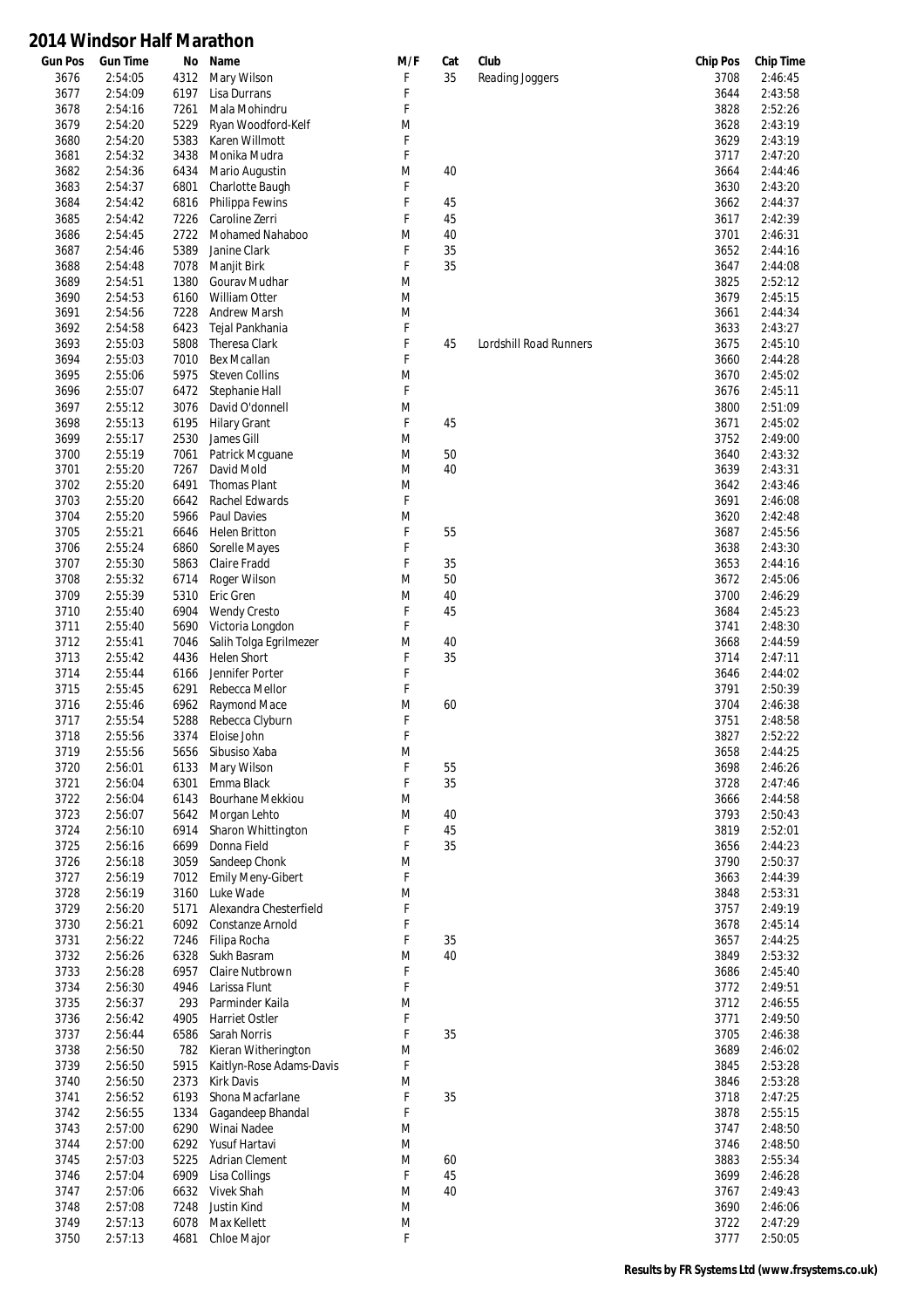# 2014 Windsor Half Marathon

| Gun Pos | Gun Time | No | Name | M/F | Cat | Club | Chip Pos | Chip Time |
|---|---|---|---|---|---|---|---|---|
| 3676 | 2:54:05 | 4312 | Mary Wilson | F | 35 | Reading Joggers | 3708 | 2:46:45 |
| 3677 | 2:54:09 | 6197 | Lisa Durrans | F | | | 3644 | 2:43:58 |
| 3678 | 2:54:16 | 7261 | Mala Mohindru | F | | | 3828 | 2:52:26 |
| 3679 | 2:54:20 | 5229 | Ryan Woodford-Kelf | M | | | 3628 | 2:43:19 |
| 3680 | 2:54:20 | 5383 | Karen Willmott | F | | | 3629 | 2:43:19 |
| 3681 | 2:54:32 | 3438 | Monika Mudra | F | | | 3717 | 2:47:20 |
| 3682 | 2:54:36 | 6434 | Mario Augustin | M | 40 | | 3664 | 2:44:46 |
| 3683 | 2:54:37 | 6801 | Charlotte Baugh | F | | | 3630 | 2:43:20 |
| 3684 | 2:54:42 | 6816 | Philippa Fewins | F | 45 | | 3662 | 2:44:37 |
| 3685 | 2:54:42 | 7226 | Caroline Zerri | F | 45 | | 3617 | 2:42:39 |
| 3686 | 2:54:45 | 2722 | Mohamed Nahaboo | M | 40 | | 3701 | 2:46:31 |
| 3687 | 2:54:46 | 5389 | Janine Clark | F | 35 | | 3652 | 2:44:16 |
| 3688 | 2:54:48 | 7078 | Manjit Birk | F | 35 | | 3647 | 2:44:08 |
| 3689 | 2:54:51 | 1380 | Gourav Mudhar | M | | | 3825 | 2:52:12 |
| 3690 | 2:54:53 | 6160 | William Otter | M | | | 3679 | 2:45:15 |
| 3691 | 2:54:56 | 7228 | Andrew Marsh | M | | | 3661 | 2:44:34 |
| 3692 | 2:54:58 | 6423 | Tejal Pankhania | F | | | 3633 | 2:43:27 |
| 3693 | 2:55:03 | 5808 | Theresa Clark | F | 45 | Lordshill Road Runners | 3675 | 2:45:10 |
| 3694 | 2:55:03 | 7010 | Bex Mcallan | F | | | 3660 | 2:44:28 |
| 3695 | 2:55:06 | 5975 | Steven Collins | M | | | 3670 | 2:45:02 |
| 3696 | 2:55:07 | 6472 | Stephanie Hall | F | | | 3676 | 2:45:11 |
| 3697 | 2:55:12 | 3076 | David O'donnell | M | | | 3800 | 2:51:09 |
| 3698 | 2:55:13 | 6195 | Hilary Grant | F | 45 | | 3671 | 2:45:02 |
| 3699 | 2:55:17 | 2530 | James Gill | M | | | 3752 | 2:49:00 |
| 3700 | 2:55:19 | 7061 | Patrick Mcguane | M | 50 | | 3640 | 2:43:32 |
| 3701 | 2:55:20 | 7267 | David Mold | M | 40 | | 3639 | 2:43:31 |
| 3702 | 2:55:20 | 6491 | Thomas Plant | M | | | 3642 | 2:43:46 |
| 3703 | 2:55:20 | 6642 | Rachel Edwards | F | | | 3691 | 2:46:08 |
| 3704 | 2:55:20 | 5966 | Paul Davies | M | | | 3620 | 2:42:48 |
| 3705 | 2:55:21 | 6646 | Helen Britton | F | 55 | | 3687 | 2:45:56 |
| 3706 | 2:55:24 | 6860 | Sorelle Mayes | F | | | 3638 | 2:43:30 |
| 3707 | 2:55:30 | 5863 | Claire Fradd | F | 35 | | 3653 | 2:44:16 |
| 3708 | 2:55:32 | 6714 | Roger Wilson | M | 50 | | 3672 | 2:45:06 |
| 3709 | 2:55:39 | 5310 | Eric Gren | M | 40 | | 3700 | 2:46:29 |
| 3710 | 2:55:40 | 6904 | Wendy Cresto | F | 45 | | 3684 | 2:45:23 |
| 3711 | 2:55:40 | 5690 | Victoria Longdon | F | | | 3741 | 2:48:30 |
| 3712 | 2:55:41 | 7046 | Salih Tolga Egrilmezer | M | 40 | | 3668 | 2:44:59 |
| 3713 | 2:55:42 | 4436 | Helen Short | F | 35 | | 3714 | 2:47:11 |
| 3714 | 2:55:44 | 6166 | Jennifer Porter | F | | | 3646 | 2:44:02 |
| 3715 | 2:55:45 | 6291 | Rebecca Mellor | F | | | 3791 | 2:50:39 |
| 3716 | 2:55:46 | 6962 | Raymond Mace | M | 60 | | 3704 | 2:46:38 |
| 3717 | 2:55:54 | 5288 | Rebecca Clyburn | F | | | 3751 | 2:48:58 |
| 3718 | 2:55:56 | 3374 | Eloise John | F | | | 3827 | 2:52:22 |
| 3719 | 2:55:56 | 5656 | Sibusiso Xaba | M | | | 3658 | 2:44:25 |
| 3720 | 2:56:01 | 6133 | Mary Wilson | F | 55 | | 3698 | 2:46:26 |
| 3721 | 2:56:04 | 6301 | Emma Black | F | 35 | | 3728 | 2:47:46 |
| 3722 | 2:56:04 | 6143 | Bourhane Mekkiou | M | | | 3666 | 2:44:58 |
| 3723 | 2:56:07 | 5642 | Morgan Lehto | M | 40 | | 3793 | 2:50:43 |
| 3724 | 2:56:10 | 6914 | Sharon Whittington | F | 45 | | 3819 | 2:52:01 |
| 3725 | 2:56:16 | 6699 | Donna Field | F | 35 | | 3656 | 2:44:23 |
| 3726 | 2:56:18 | 3059 | Sandeep Chonk | M | | | 3790 | 2:50:37 |
| 3727 | 2:56:19 | 7012 | Emily Meny-Gibert | F | | | 3663 | 2:44:39 |
| 3728 | 2:56:19 | 3160 | Luke Wade | M | | | 3848 | 2:53:31 |
| 3729 | 2:56:20 | 5171 | Alexandra Chesterfield | F | | | 3757 | 2:49:19 |
| 3730 | 2:56:21 | 6092 | Constanze Arnold | F | | | 3678 | 2:45:14 |
| 3731 | 2:56:22 | 7246 | Filipa Rocha | F | 35 | | 3657 | 2:44:25 |
| 3732 | 2:56:26 | 6328 | Sukh Basram | M | 40 | | 3849 | 2:53:32 |
| 3733 | 2:56:28 | 6957 | Claire Nutbrown | F | | | 3686 | 2:45:40 |
| 3734 | 2:56:30 | 4946 | Larissa Flunt | F | | | 3772 | 2:49:51 |
| 3735 | 2:56:37 | 293 | Parminder Kaila | M | | | 3712 | 2:46:55 |
| 3736 | 2:56:42 | 4905 | Harriet Ostler | F | | | 3771 | 2:49:50 |
| 3737 | 2:56:44 | 6586 | Sarah Norris | F | 35 | | 3705 | 2:46:38 |
| 3738 | 2:56:50 | 782 | Kieran Witherington | M | | | 3689 | 2:46:02 |
| 3739 | 2:56:50 | 5915 | Kaitlyn-Rose Adams-Davis | F | | | 3845 | 2:53:28 |
| 3740 | 2:56:50 | 2373 | Kirk Davis | M | | | 3846 | 2:53:28 |
| 3741 | 2:56:52 | 6193 | Shona Macfarlane | F | 35 | | 3718 | 2:47:25 |
| 3742 | 2:56:55 | 1334 | Gagandeep Bhandal | F | | | 3878 | 2:55:15 |
| 3743 | 2:57:00 | 6290 | Winai Nadee | M | | | 3747 | 2:48:50 |
| 3744 | 2:57:00 | 6292 | Yusuf Hartavi | M | | | 3746 | 2:48:50 |
| 3745 | 2:57:03 | 5225 | Adrian Clement | M | 60 | | 3883 | 2:55:34 |
| 3746 | 2:57:04 | 6909 | Lisa Collings | F | 45 | | 3699 | 2:46:28 |
| 3747 | 2:57:06 | 6632 | Vivek Shah | M | 40 | | 3767 | 2:49:43 |
| 3748 | 2:57:08 | 7248 | Justin Kind | M | | | 3690 | 2:46:06 |
| 3749 | 2:57:13 | 6078 | Max Kellett | M | | | 3722 | 2:47:29 |
| 3750 | 2:57:13 | 4681 | Chloe Major | F | | | 3777 | 2:50:05 |

**Results by FR Systems Ltd (www.frsystems.co.uk)**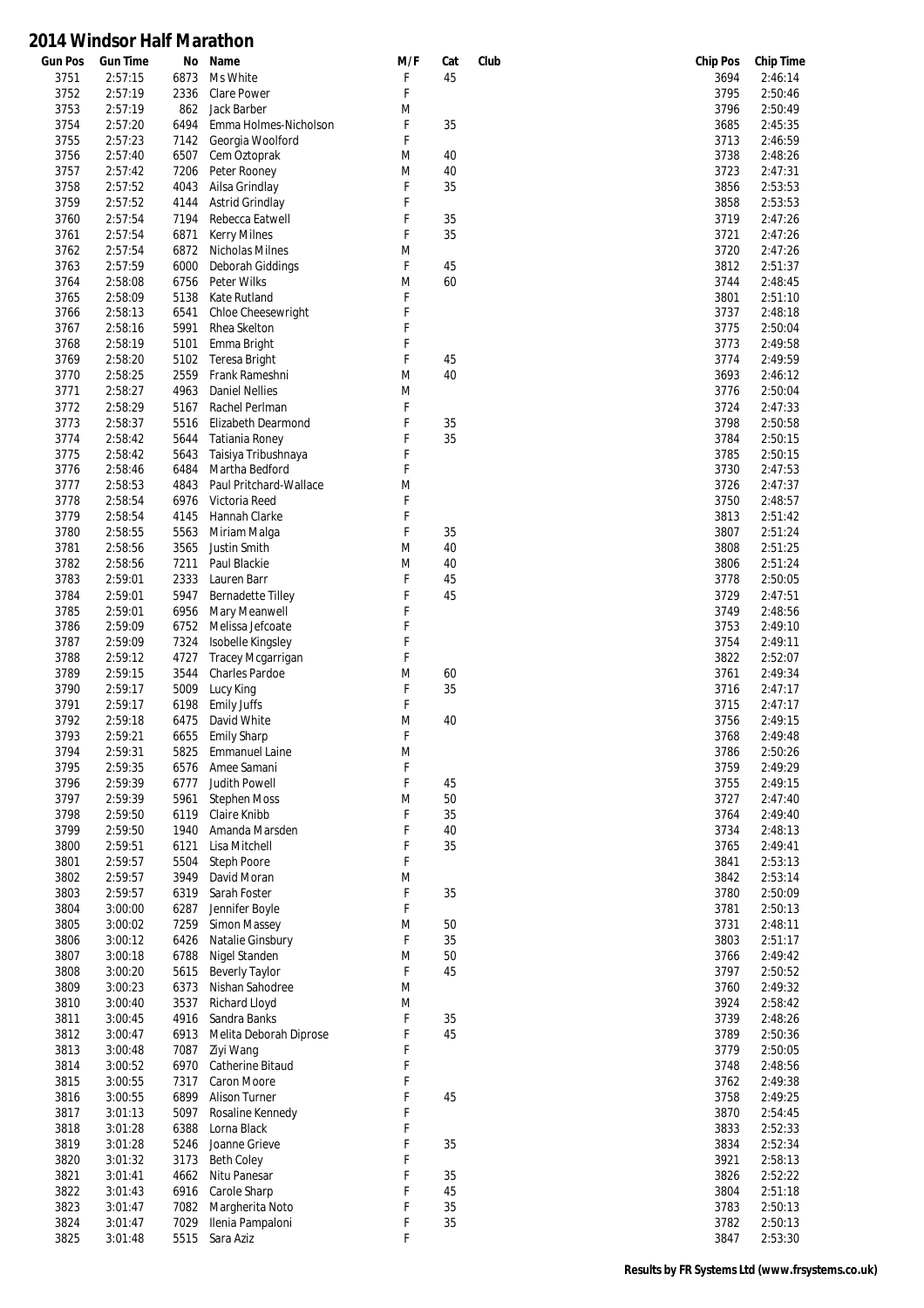# 2014 Windsor Half Marathon

| Gun Pos | Gun Time | No | Name | M/F | Cat | Club | Chip Pos | Chip Time |
|---|---|---|---|---|---|---|---|---|
| 3751 | 2:57:15 | 6873 | Ms White | F | 45 | | 3694 | 2:46:14 |
| 3752 | 2:57:19 | 2336 | Clare Power | F | | | 3795 | 2:50:46 |
| 3753 | 2:57:19 | 862 | Jack Barber | M | | | 3796 | 2:50:49 |
| 3754 | 2:57:20 | 6494 | Emma Holmes-Nicholson | F | 35 | | 3685 | 2:45:35 |
| 3755 | 2:57:23 | 7142 | Georgia Woolford | F | | | 3713 | 2:46:59 |
| 3756 | 2:57:40 | 6507 | Cem Oztoprak | M | 40 | | 3738 | 2:48:26 |
| 3757 | 2:57:42 | 7206 | Peter Rooney | M | 40 | | 3723 | 2:47:31 |
| 3758 | 2:57:52 | 4043 | Ailsa Grindlay | F | 35 | | 3856 | 2:53:53 |
| 3759 | 2:57:52 | 4144 | Astrid Grindlay | F | | | 3858 | 2:53:53 |
| 3760 | 2:57:54 | 7194 | Rebecca Eatwell | F | 35 | | 3719 | 2:47:26 |
| 3761 | 2:57:54 | 6871 | Kerry Milnes | F | 35 | | 3721 | 2:47:26 |
| 3762 | 2:57:54 | 6872 | Nicholas Milnes | M | | | 3720 | 2:47:26 |
| 3763 | 2:57:59 | 6000 | Deborah Giddings | F | 45 | | 3812 | 2:51:37 |
| 3764 | 2:58:08 | 6756 | Peter Wilks | M | 60 | | 3744 | 2:48:45 |
| 3765 | 2:58:09 | 5138 | Kate Rutland | F | | | 3801 | 2:51:10 |
| 3766 | 2:58:13 | 6541 | Chloe Cheesewright | F | | | 3737 | 2:48:18 |
| 3767 | 2:58:16 | 5991 | Rhea Skelton | F | | | 3775 | 2:50:04 |
| 3768 | 2:58:19 | 5101 | Emma Bright | F | | | 3773 | 2:49:58 |
| 3769 | 2:58:20 | 5102 | Teresa Bright | F | 45 | | 3774 | 2:49:59 |
| 3770 | 2:58:25 | 2559 | Frank Rameshni | M | 40 | | 3693 | 2:46:12 |
| 3771 | 2:58:27 | 4963 | Daniel Nellies | M | | | 3776 | 2:50:04 |
| 3772 | 2:58:29 | 5167 | Rachel Perlman | F | | | 3724 | 2:47:33 |
| 3773 | 2:58:37 | 5516 | Elizabeth Dearmond | F | 35 | | 3798 | 2:50:58 |
| 3774 | 2:58:42 | 5644 | Tatiania Roney | F | 35 | | 3784 | 2:50:15 |
| 3775 | 2:58:42 | 5643 | Taisiya Tribushnaya | F | | | 3785 | 2:50:15 |
| 3776 | 2:58:46 | 6484 | Martha Bedford | F | | | 3730 | 2:47:53 |
| 3777 | 2:58:53 | 4843 | Paul Pritchard-Wallace | M | | | 3726 | 2:47:37 |
| 3778 | 2:58:54 | 6976 | Victoria Reed | F | | | 3750 | 2:48:57 |
| 3779 | 2:58:54 | 4145 | Hannah Clarke | F | | | 3813 | 2:51:42 |
| 3780 | 2:58:55 | 5563 | Miriam Malga | F | 35 | | 3807 | 2:51:24 |
| 3781 | 2:58:56 | 3565 | Justin Smith | M | 40 | | 3808 | 2:51:25 |
| 3782 | 2:58:56 | 7211 | Paul Blackie | M | 40 | | 3806 | 2:51:24 |
| 3783 | 2:59:01 | 2333 | Lauren Barr | F | 45 | | 3778 | 2:50:05 |
| 3784 | 2:59:01 | 5947 | Bernadette Tilley | F | 45 | | 3729 | 2:47:51 |
| 3785 | 2:59:01 | 6956 | Mary Meanwell | F | | | 3749 | 2:48:56 |
| 3786 | 2:59:09 | 6752 | Melissa Jefcoate | F | | | 3753 | 2:49:10 |
| 3787 | 2:59:09 | 7324 | Isobelle Kingsley | F | | | 3754 | 2:49:11 |
| 3788 | 2:59:12 | 4727 | Tracey Mcgarrigan | F | | | 3822 | 2:52:07 |
| 3789 | 2:59:15 | 3544 | Charles Pardoe | M | 60 | | 3761 | 2:49:34 |
| 3790 | 2:59:17 | 5009 | Lucy King | F | 35 | | 3716 | 2:47:17 |
| 3791 | 2:59:17 | 6198 | Emily Juffs | F | | | 3715 | 2:47:17 |
| 3792 | 2:59:18 | 6475 | David White | M | 40 | | 3756 | 2:49:15 |
| 3793 | 2:59:21 | 6655 | Emily Sharp | F | | | 3768 | 2:49:48 |
| 3794 | 2:59:31 | 5825 | Emmanuel Laine | M | | | 3786 | 2:50:26 |
| 3795 | 2:59:35 | 6576 | Amee Samani | F | | | 3759 | 2:49:29 |
| 3796 | 2:59:39 | 6777 | Judith Powell | F | 45 | | 3755 | 2:49:15 |
| 3797 | 2:59:39 | 5961 | Stephen Moss | M | 50 | | 3727 | 2:47:40 |
| 3798 | 2:59:50 | 6119 | Claire Knibb | F | 35 | | 3764 | 2:49:40 |
| 3799 | 2:59:50 | 1940 | Amanda Marsden | F | 40 | | 3734 | 2:48:13 |
| 3800 | 2:59:51 | 6121 | Lisa Mitchell | F | 35 | | 3765 | 2:49:41 |
| 3801 | 2:59:57 | 5504 | Steph Poore | F | | | 3841 | 2:53:13 |
| 3802 | 2:59:57 | 3949 | David Moran | M | | | 3842 | 2:53:14 |
| 3803 | 2:59:57 | 6319 | Sarah Foster | F | 35 | | 3780 | 2:50:09 |
| 3804 | 3:00:00 | 6287 | Jennifer Boyle | F | | | 3781 | 2:50:13 |
| 3805 | 3:00:02 | 7259 | Simon Massey | M | 50 | | 3731 | 2:48:11 |
| 3806 | 3:00:12 | 6426 | Natalie Ginsbury | F | 35 | | 3803 | 2:51:17 |
| 3807 | 3:00:18 | 6788 | Nigel Standen | M | 50 | | 3766 | 2:49:42 |
| 3808 | 3:00:20 | 5615 | Beverly Taylor | F | 45 | | 3797 | 2:50:52 |
| 3809 | 3:00:23 | 6373 | Nishan Sahodree | M | | | 3760 | 2:49:32 |
| 3810 | 3:00:40 | 3537 | Richard Lloyd | M | | | 3924 | 2:58:42 |
| 3811 | 3:00:45 | 4916 | Sandra Banks | F | 35 | | 3739 | 2:48:26 |
| 3812 | 3:00:47 | 6913 | Melita Deborah Diprose | F | 45 | | 3789 | 2:50:36 |
| 3813 | 3:00:48 | 7087 | Ziyi Wang | F | | | 3779 | 2:50:05 |
| 3814 | 3:00:52 | 6970 | Catherine Bitaud | F | | | 3748 | 2:48:56 |
| 3815 | 3:00:55 | 7317 | Caron Moore | F | | | 3762 | 2:49:38 |
| 3816 | 3:00:55 | 6899 | Alison Turner | F | 45 | | 3758 | 2:49:25 |
| 3817 | 3:01:13 | 5097 | Rosaline Kennedy | F | | | 3870 | 2:54:45 |
| 3818 | 3:01:28 | 6388 | Lorna Black | F | | | 3833 | 2:52:33 |
| 3819 | 3:01:28 | 5246 | Joanne Grieve | F | 35 | | 3834 | 2:52:34 |
| 3820 | 3:01:32 | 3173 | Beth Coley | F | | | 3921 | 2:58:13 |
| 3821 | 3:01:41 | 4662 | Nitu Panesar | F | 35 | | 3826 | 2:52:22 |
| 3822 | 3:01:43 | 6916 | Carole Sharp | F | 45 | | 3804 | 2:51:18 |
| 3823 | 3:01:47 | 7082 | Margherita Noto | F | 35 | | 3783 | 2:50:13 |
| 3824 | 3:01:47 | 7029 | Ilenia Pampaloni | F | 35 | | 3782 | 2:50:13 |
| 3825 | 3:01:48 | 5515 | Sara Aziz | F | | | 3847 | 2:53:30 |

**Results by FR Systems Ltd (www.frsystems.co.uk)**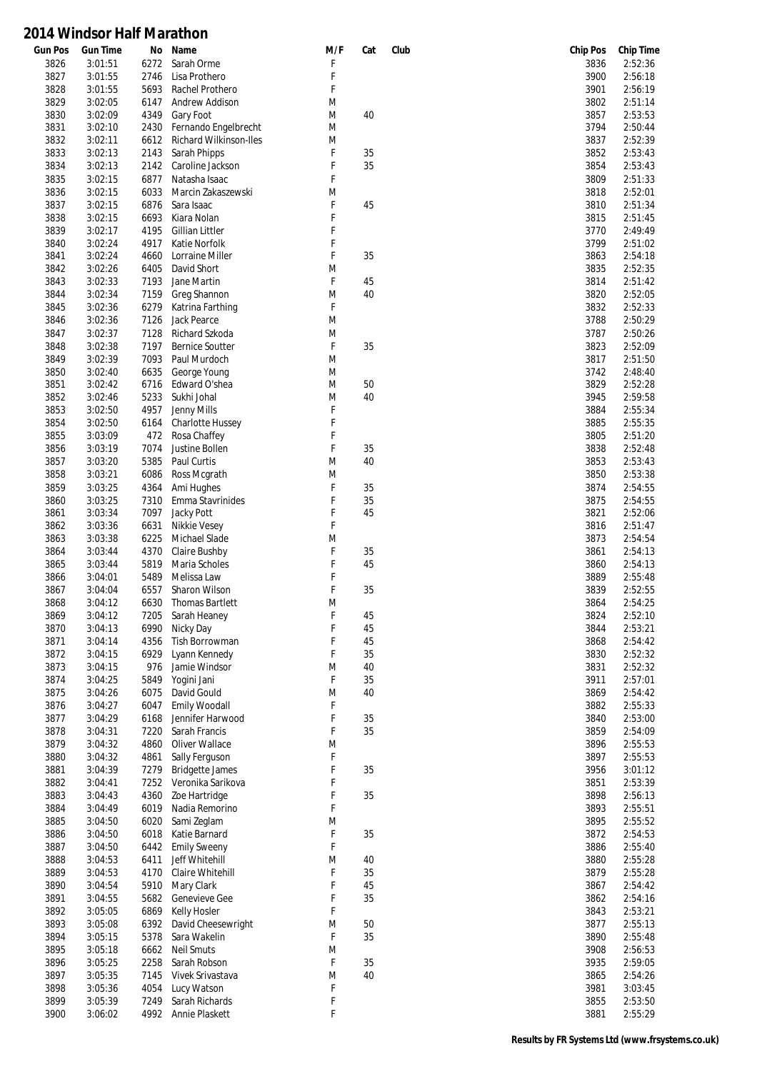# 2014 Windsor Half Marathon

| Gun Pos | Gun Time | No | Name | M/F | Cat | Club | Chip Pos | Chip Time |
|---|---|---|---|---|---|---|---|---|
| 3826 | 3:01:51 | 6272 | Sarah Orme | F | | | 3836 | 2:52:36 |
| 3827 | 3:01:55 | 2746 | Lisa Prothero | F | | | 3900 | 2:56:18 |
| 3828 | 3:01:55 | 5693 | Rachel Prothero | F | | | 3901 | 2:56:19 |
| 3829 | 3:02:05 | 6147 | Andrew Addison | M | | | 3802 | 2:51:14 |
| 3830 | 3:02:09 | 4349 | Gary Foot | M | 40 | | 3857 | 2:53:53 |
| 3831 | 3:02:10 | 2430 | Fernando Engelbrecht | M | | | 3794 | 2:50:44 |
| 3832 | 3:02:11 | 6612 | Richard Wilkinson-Iles | M | | | 3837 | 2:52:39 |
| 3833 | 3:02:13 | 2143 | Sarah Phipps | F | 35 | | 3852 | 2:53:43 |
| 3834 | 3:02:13 | 2142 | Caroline Jackson | F | 35 | | 3854 | 2:53:43 |
| 3835 | 3:02:15 | 6877 | Natasha Isaac | F | | | 3809 | 2:51:33 |
| 3836 | 3:02:15 | 6033 | Marcin Zakaszewski | M | | | 3818 | 2:52:01 |
| 3837 | 3:02:15 | 6876 | Sara Isaac | F | 45 | | 3810 | 2:51:34 |
| 3838 | 3:02:15 | 6693 | Kiara Nolan | F | | | 3815 | 2:51:45 |
| 3839 | 3:02:17 | 4195 | Gillian Littler | F | | | 3770 | 2:49:49 |
| 3840 | 3:02:24 | 4917 | Katie Norfolk | F | | | 3799 | 2:51:02 |
| 3841 | 3:02:24 | 4660 | Lorraine Miller | F | 35 | | 3863 | 2:54:18 |
| 3842 | 3:02:26 | 6405 | David Short | M | | | 3835 | 2:52:35 |
| 3843 | 3:02:33 | 7193 | Jane Martin | F | 45 | | 3814 | 2:51:42 |
| 3844 | 3:02:34 | 7159 | Greg Shannon | M | 40 | | 3820 | 2:52:05 |
| 3845 | 3:02:36 | 6279 | Katrina Farthing | F | | | 3832 | 2:52:33 |
| 3846 | 3:02:36 | 7126 | Jack Pearce | M | | | 3788 | 2:50:29 |
| 3847 | 3:02:37 | 7128 | Richard Szkoda | M | | | 3787 | 2:50:26 |
| 3848 | 3:02:38 | 7197 | Bernice Soutter | F | 35 | | 3823 | 2:52:09 |
| 3849 | 3:02:39 | 7093 | Paul Murdoch | M | | | 3817 | 2:51:50 |
| 3850 | 3:02:40 | 6635 | George Young | M | | | 3742 | 2:48:40 |
| 3851 | 3:02:42 | 6716 | Edward O'shea | M | 50 | | 3829 | 2:52:28 |
| 3852 | 3:02:46 | 5233 | Sukhi Johal | M | 40 | | 3945 | 2:59:58 |
| 3853 | 3:02:50 | 4957 | Jenny Mills | F | | | 3884 | 2:55:34 |
| 3854 | 3:02:50 | 6164 | Charlotte Hussey | F | | | 3885 | 2:55:35 |
| 3855 | 3:03:09 | 472 | Rosa Chaffey | F | | | 3805 | 2:51:20 |
| 3856 | 3:03:19 | 7074 | Justine Bollen | F | 35 | | 3838 | 2:52:48 |
| 3857 | 3:03:20 | 5385 | Paul Curtis | M | 40 | | 3853 | 2:53:43 |
| 3858 | 3:03:21 | 6086 | Ross Mcgrath | M | | | 3850 | 2:53:38 |
| 3859 | 3:03:25 | 4364 | Ami Hughes | F | 35 | | 3874 | 2:54:55 |
| 3860 | 3:03:25 | 7310 | Emma Stavrinides | F | 35 | | 3875 | 2:54:55 |
| 3861 | 3:03:34 | 7097 | Jacky Pott | F | 45 | | 3821 | 2:52:06 |
| 3862 | 3:03:36 | 6631 | Nikkie Vesey | F | | | 3816 | 2:51:47 |
| 3863 | 3:03:38 | 6225 | Michael Slade | M | | | 3873 | 2:54:54 |
| 3864 | 3:03:44 | 4370 | Claire Bushby | F | 35 | | 3861 | 2:54:13 |
| 3865 | 3:03:44 | 5819 | Maria Scholes | F | 45 | | 3860 | 2:54:13 |
| 3866 | 3:04:01 | 5489 | Melissa Law | F | | | 3889 | 2:55:48 |
| 3867 | 3:04:04 | 6557 | Sharon Wilson | F | 35 | | 3839 | 2:52:55 |
| 3868 | 3:04:12 | 6630 | Thomas Bartlett | M | | | 3864 | 2:54:25 |
| 3869 | 3:04:12 | 7205 | Sarah Heaney | F | 45 | | 3824 | 2:52:10 |
| 3870 | 3:04:13 | 6990 | Nicky Day | F | 45 | | 3844 | 2:53:21 |
| 3871 | 3:04:14 | 4356 | Tish Borrowman | F | 45 | | 3868 | 2:54:42 |
| 3872 | 3:04:15 | 6929 | Lyann Kennedy | F | 35 | | 3830 | 2:52:32 |
| 3873 | 3:04:15 | 976 | Jamie Windsor | M | 40 | | 3831 | 2:52:32 |
| 3874 | 3:04:25 | 5849 | Yogini Jani | F | 35 | | 3911 | 2:57:01 |
| 3875 | 3:04:26 | 6075 | David Gould | M | 40 | | 3869 | 2:54:42 |
| 3876 | 3:04:27 | 6047 | Emily Woodall | F | | | 3882 | 2:55:33 |
| 3877 | 3:04:29 | 6168 | Jennifer Harwood | F | 35 | | 3840 | 2:53:00 |
| 3878 | 3:04:31 | 7220 | Sarah Francis | F | 35 | | 3859 | 2:54:09 |
| 3879 | 3:04:32 | 4860 | Oliver Wallace | M | | | 3896 | 2:55:53 |
| 3880 | 3:04:32 | 4861 | Sally Ferguson | F | | | 3897 | 2:55:53 |
| 3881 | 3:04:39 | 7279 | Bridgette James | F | 35 | | 3956 | 3:01:12 |
| 3882 | 3:04:41 | 7252 | Veronika Sarikova | F | | | 3851 | 2:53:39 |
| 3883 | 3:04:43 | 4360 | Zoe Hartridge | F | 35 | | 3898 | 2:56:13 |
| 3884 | 3:04:49 | 6019 | Nadia Remorino | F | | | 3893 | 2:55:51 |
| 3885 | 3:04:50 | 6020 | Sami Zeglam | M | | | 3895 | 2:55:52 |
| 3886 | 3:04:50 | 6018 | Katie Barnard | F | 35 | | 3872 | 2:54:53 |
| 3887 | 3:04:50 | 6442 | Emily Sweeny | F | | | 3886 | 2:55:40 |
| 3888 | 3:04:53 | 6411 | Jeff Whitehill | M | 40 | | 3880 | 2:55:28 |
| 3889 | 3:04:53 | 4170 | Claire Whitehill | F | 35 | | 3879 | 2:55:28 |
| 3890 | 3:04:54 | 5910 | Mary Clark | F | 45 | | 3867 | 2:54:42 |
| 3891 | 3:04:55 | 5682 | Genevieve Gee | F | 35 | | 3862 | 2:54:16 |
| 3892 | 3:05:05 | 6869 | Kelly Hosler | F | | | 3843 | 2:53:21 |
| 3893 | 3:05:08 | 6392 | David Cheesewright | M | 50 | | 3877 | 2:55:13 |
| 3894 | 3:05:15 | 5378 | Sara Wakelin | F | 35 | | 3890 | 2:55:48 |
| 3895 | 3:05:18 | 6662 | Neil Smuts | M | | | 3908 | 2:56:53 |
| 3896 | 3:05:25 | 2258 | Sarah Robson | F | 35 | | 3935 | 2:59:05 |
| 3897 | 3:05:35 | 7145 | Vivek Srivastava | M | 40 | | 3865 | 2:54:26 |
| 3898 | 3:05:36 | 4054 | Lucy Watson | F | | | 3981 | 3:03:45 |
| 3899 | 3:05:39 | 7249 | Sarah Richards | F | | | 3855 | 2:53:50 |
| 3900 | 3:06:02 | 4992 | Annie Plaskett | F | | | 3881 | 2:55:29 |

**Results by FR Systems Ltd (www.frsystems.co.uk)**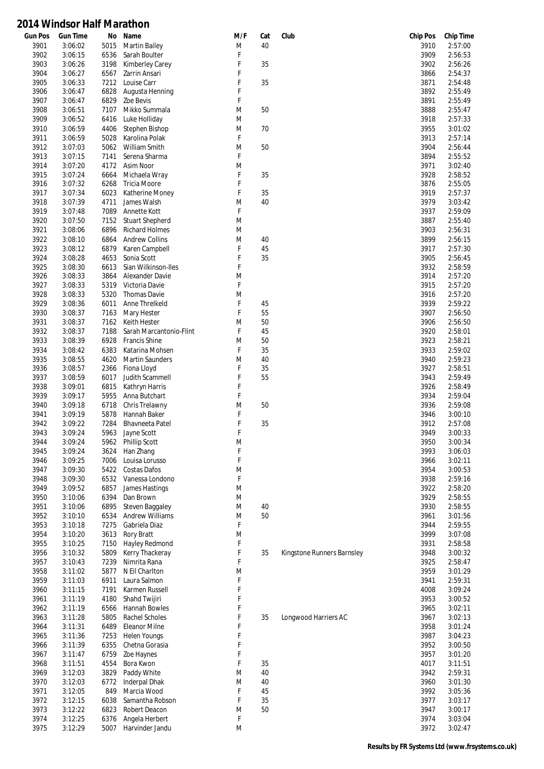# 2014 Windsor Half Marathon

| Gun Pos | Gun Time | No | Name | M/F | Cat | Club | Chip Pos | Chip Time |
|---|---|---|---|---|---|---|---|---|
| 3901 | 3:06:02 | 5015 | Martin Bailey | M | 40 | | 3910 | 2:57:00 |
| 3902 | 3:06:15 | 6536 | Sarah Boulter | F | | | 3909 | 2:56:53 |
| 3903 | 3:06:26 | 3198 | Kimberley Carey | F | 35 | | 3902 | 2:56:26 |
| 3904 | 3:06:27 | 6567 | Zarrin Ansari | F | | | 3866 | 2:54:37 |
| 3905 | 3:06:33 | 7212 | Louise Carr | F | 35 | | 3871 | 2:54:48 |
| 3906 | 3:06:47 | 6828 | Augusta Henning | F | | | 3892 | 2:55:49 |
| 3907 | 3:06:47 | 6829 | Zoe Bevis | F | | | 3891 | 2:55:49 |
| 3908 | 3:06:51 | 7107 | Mikko Summala | M | 50 | | 3888 | 2:55:47 |
| 3909 | 3:06:52 | 6416 | Luke Holliday | M | | | 3918 | 2:57:33 |
| 3910 | 3:06:59 | 4406 | Stephen Bishop | M | 70 | | 3955 | 3:01:02 |
| 3911 | 3:06:59 | 5028 | Karolina Polak | F | | | 3913 | 2:57:14 |
| 3912 | 3:07:03 | 5062 | William Smith | M | 50 | | 3904 | 2:56:44 |
| 3913 | 3:07:15 | 7141 | Serena Sharma | F | | | 3894 | 2:55:52 |
| 3914 | 3:07:20 | 4172 | Asim Noor | M | | | 3971 | 3:02:40 |
| 3915 | 3:07:24 | 6664 | Michaela Wray | F | 35 | | 3928 | 2:58:52 |
| 3916 | 3:07:32 | 6268 | Tricia Moore | F | | | 3876 | 2:55:05 |
| 3917 | 3:07:34 | 6023 | Katherine Money | F | 35 | | 3919 | 2:57:37 |
| 3918 | 3:07:39 | 4711 | James Walsh | M | 40 | | 3979 | 3:03:42 |
| 3919 | 3:07:48 | 7089 | Annette Kott | F | | | 3937 | 2:59:09 |
| 3920 | 3:07:50 | 7152 | Stuart Shepherd | M | | | 3887 | 2:55:40 |
| 3921 | 3:08:06 | 6896 | Richard Holmes | M | | | 3903 | 2:56:31 |
| 3922 | 3:08:10 | 6864 | Andrew Collins | M | 40 | | 3899 | 2:56:15 |
| 3923 | 3:08:12 | 6879 | Karen Campbell | F | 45 | | 3917 | 2:57:30 |
| 3924 | 3:08:28 | 4653 | Sonia Scott | F | 35 | | 3905 | 2:56:45 |
| 3925 | 3:08:30 | 6613 | Sian Wilkinson-Iles | F | | | 3932 | 2:58:59 |
| 3926 | 3:08:33 | 3864 | Alexander Davie | M | | | 3914 | 2:57:20 |
| 3927 | 3:08:33 | 5319 | Victoria Davie | F | | | 3915 | 2:57:20 |
| 3928 | 3:08:33 | 5320 | Thomas Davie | M | | | 3916 | 2:57:20 |
| 3929 | 3:08:36 | 6011 | Anne Threlkeld | F | 45 | | 3939 | 2:59:22 |
| 3930 | 3:08:37 | 7163 | Mary Hester | F | 55 | | 3907 | 2:56:50 |
| 3931 | 3:08:37 | 7162 | Keith Hester | M | 50 | | 3906 | 2:56:50 |
| 3932 | 3:08:37 | 7188 | Sarah Marcantonio-Flint | F | 45 | | 3920 | 2:58:01 |
| 3933 | 3:08:39 | 6928 | Francis Shine | M | 50 | | 3923 | 2:58:21 |
| 3934 | 3:08:42 | 6383 | Katarina Mohsen | F | 35 | | 3933 | 2:59:02 |
| 3935 | 3:08:55 | 4620 | Martin Saunders | M | 40 | | 3940 | 2:59:23 |
| 3936 | 3:08:57 | 2366 | Fiona Lloyd | F | 35 | | 3927 | 2:58:51 |
| 3937 | 3:08:59 | 6017 | Judith Scammell | F | 55 | | 3943 | 2:59:49 |
| 3938 | 3:09:01 | 6815 | Kathryn Harris | F | | | 3926 | 2:58:49 |
| 3939 | 3:09:17 | 5955 | Anna Butchart | F | | | 3934 | 2:59:04 |
| 3940 | 3:09:18 | 6718 | Chris Trelawny | M | 50 | | 3936 | 2:59:08 |
| 3941 | 3:09:19 | 5878 | Hannah Baker | F | | | 3946 | 3:00:10 |
| 3942 | 3:09:22 | 7284 | Bhavneeta Patel | F | 35 | | 3912 | 2:57:08 |
| 3943 | 3:09:24 | 5963 | Jayne Scott | F | | | 3949 | 3:00:33 |
| 3944 | 3:09:24 | 5962 | Phillip Scott | M | | | 3950 | 3:00:34 |
| 3945 | 3:09:24 | 3624 | Han Zhang | F | | | 3993 | 3:06:03 |
| 3946 | 3:09:25 | 7006 | Louisa Lorusso | F | | | 3966 | 3:02:11 |
| 3947 | 3:09:30 | 5422 | Costas Dafos | M | | | 3954 | 3:00:53 |
| 3948 | 3:09:30 | 6532 | Vanessa Londono | F | | | 3938 | 2:59:16 |
| 3949 | 3:09:52 | 6857 | James Hastings | M | | | 3922 | 2:58:20 |
| 3950 | 3:10:06 | 6394 | Dan Brown | M | | | 3929 | 2:58:55 |
| 3951 | 3:10:06 | 6895 | Steven Baggaley | M | 40 | | 3930 | 2:58:55 |
| 3952 | 3:10:10 | 6534 | Andrew Williams | M | 50 | | 3961 | 3:01:56 |
| 3953 | 3:10:18 | 7275 | Gabriela Diaz | F | | | 3944 | 2:59:55 |
| 3954 | 3:10:20 | 3613 | Rory Bratt | M | | | 3999 | 3:07:08 |
| 3955 | 3:10:25 | 7150 | Hayley Redmond | F | | | 3931 | 2:58:58 |
| 3956 | 3:10:32 | 5809 | Kerry Thackeray | F | 35 | Kingstone Runners Barnsley | 3948 | 3:00:32 |
| 3957 | 3:10:43 | 7239 | Nimrita Rana | F | | | 3925 | 2:58:47 |
| 3958 | 3:11:02 | 5877 | N Eil Charlton | M | | | 3959 | 3:01:29 |
| 3959 | 3:11:03 | 6911 | Laura Salmon | F | | | 3941 | 2:59:31 |
| 3960 | 3:11:15 | 7191 | Karmen Russell | F | | | 4008 | 3:09:24 |
| 3961 | 3:11:19 | 4180 | Shahd Twijiri | F | | | 3953 | 3:00:52 |
| 3962 | 3:11:19 | 6566 | Hannah Bowles | F | | | 3965 | 3:02:11 |
| 3963 | 3:11:28 | 5805 | Rachel Scholes | F | 35 | Longwood Harriers AC | 3967 | 3:02:13 |
| 3964 | 3:11:31 | 6489 | Eleanor Milne | F | | | 3958 | 3:01:24 |
| 3965 | 3:11:36 | 7253 | Helen Youngs | F | | | 3987 | 3:04:23 |
| 3966 | 3:11:39 | 6355 | Chetna Gorasia | F | | | 3952 | 3:00:50 |
| 3967 | 3:11:47 | 6759 | Zoe Haynes | F | | | 3957 | 3:01:20 |
| 3968 | 3:11:51 | 4554 | Bora Kwon | F | 35 | | 4017 | 3:11:51 |
| 3969 | 3:12:03 | 3829 | Paddy White | M | 40 | | 3942 | 2:59:31 |
| 3970 | 3:12:03 | 6772 | Inderpal Dhak | M | 40 | | 3960 | 3:01:30 |
| 3971 | 3:12:05 | 849 | Marcia Wood | F | 45 | | 3992 | 3:05:36 |
| 3972 | 3:12:15 | 6038 | Samantha Robson | F | 35 | | 3977 | 3:03:17 |
| 3973 | 3:12:22 | 6823 | Robert Deacon | M | 50 | | 3947 | 3:00:17 |
| 3974 | 3:12:25 | 6376 | Angela Herbert | F | | | 3974 | 3:03:04 |
| 3975 | 3:12:29 | 5007 | Harvinder Jandu | M | | | 3972 | 3:02:47 |

**Results by FR Systems Ltd (www.frsystems.co.uk)**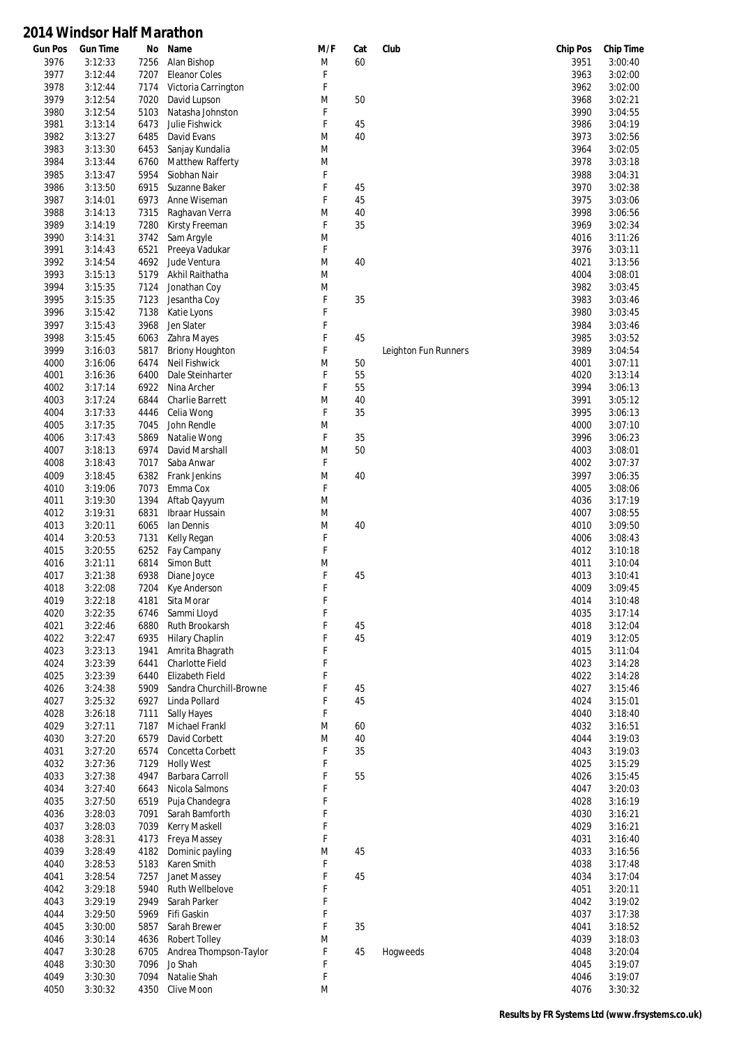# 2014 Windsor Half Marathon

| Gun Pos | Gun Time | No | Name | M/F | Cat | Club | Chip Pos | Chip Time |
|---|---|---|---|---|---|---|---|---|
| 3976 | 3:12:33 | 7256 | Alan Bishop | M | 60 | | 3951 | 3:00:40 |
| 3977 | 3:12:44 | 7207 | Eleanor Coles | F | | | 3963 | 3:02:00 |
| 3978 | 3:12:44 | 7174 | Victoria Carrington | F | | | 3962 | 3:02:00 |
| 3979 | 3:12:54 | 7020 | David Lupson | M | 50 | | 3968 | 3:02:21 |
| 3980 | 3:12:54 | 5103 | Natasha Johnston | F | | | 3990 | 3:04:55 |
| 3981 | 3:13:14 | 6473 | Julie Fishwick | F | 45 | | 3986 | 3:04:19 |
| 3982 | 3:13:27 | 6485 | David Evans | M | 40 | | 3973 | 3:02:56 |
| 3983 | 3:13:30 | 6453 | Sanjay Kundalia | M | | | 3964 | 3:02:05 |
| 3984 | 3:13:44 | 6760 | Matthew Rafferty | M | | | 3978 | 3:03:18 |
| 3985 | 3:13:47 | 5954 | Siobhan Nair | F | | | 3988 | 3:04:31 |
| 3986 | 3:13:50 | 6915 | Suzanne Baker | F | 45 | | 3970 | 3:02:38 |
| 3987 | 3:14:01 | 6973 | Anne Wiseman | F | 45 | | 3975 | 3:03:06 |
| 3988 | 3:14:13 | 7315 | Raghavan Verra | M | 40 | | 3998 | 3:06:56 |
| 3989 | 3:14:19 | 7280 | Kirsty Freeman | F | 35 | | 3969 | 3:02:34 |
| 3990 | 3:14:31 | 3742 | Sam Argyle | M | | | 4016 | 3:11:26 |
| 3991 | 3:14:43 | 6521 | Preeya Vadukar | F | | | 3976 | 3:03:11 |
| 3992 | 3:14:54 | 4692 | Jude Ventura | M | 40 | | 4021 | 3:13:56 |
| 3993 | 3:15:13 | 5179 | Akhil Raithatha | M | | | 4004 | 3:08:01 |
| 3994 | 3:15:35 | 7124 | Jonathan Coy | M | | | 3982 | 3:03:45 |
| 3995 | 3:15:35 | 7123 | Jesantha Coy | F | 35 | | 3983 | 3:03:46 |
| 3996 | 3:15:42 | 7138 | Katie Lyons | F | | | 3980 | 3:03:45 |
| 3997 | 3:15:43 | 3968 | Jen Slater | F | | | 3984 | 3:03:46 |
| 3998 | 3:15:45 | 6063 | Zahra Mayes | F | 45 | | 3985 | 3:03:52 |
| 3999 | 3:16:03 | 5817 | Briony Houghton | F | | Leighton Fun Runners | 3989 | 3:04:54 |
| 4000 | 3:16:06 | 6474 | Neil Fishwick | M | 50 | | 4001 | 3:07:11 |
| 4001 | 3:16:36 | 6400 | Dale Steinharter | F | 55 | | 4020 | 3:13:14 |
| 4002 | 3:17:14 | 6922 | Nina Archer | F | 55 | | 3994 | 3:06:13 |
| 4003 | 3:17:24 | 6844 | Charlie Barrett | M | 40 | | 3991 | 3:05:12 |
| 4004 | 3:17:33 | 4446 | Celia Wong | F | 35 | | 3995 | 3:06:13 |
| 4005 | 3:17:35 | 7045 | John Rendle | M | | | 4000 | 3:07:10 |
| 4006 | 3:17:43 | 5869 | Natalie Wong | F | 35 | | 3996 | 3:06:23 |
| 4007 | 3:18:13 | 6974 | David Marshall | M | 50 | | 4003 | 3:08:01 |
| 4008 | 3:18:43 | 7017 | Saba Anwar | F | | | 4002 | 3:07:37 |
| 4009 | 3:18:45 | 6382 | Frank Jenkins | M | 40 | | 3997 | 3:06:35 |
| 4010 | 3:19:06 | 7073 | Emma Cox | F | | | 4005 | 3:08:06 |
| 4011 | 3:19:30 | 1394 | Aftab Qayyum | M | | | 4036 | 3:17:19 |
| 4012 | 3:19:31 | 6831 | Ibraar Hussain | M | | | 4007 | 3:08:55 |
| 4013 | 3:20:11 | 6065 | Ian Dennis | M | 40 | | 4010 | 3:09:50 |
| 4014 | 3:20:53 | 7131 | Kelly Regan | F | | | 4006 | 3:08:43 |
| 4015 | 3:20:55 | 6252 | Fay Campany | F | | | 4012 | 3:10:18 |
| 4016 | 3:21:11 | 6814 | Simon Butt | M | | | 4011 | 3:10:04 |
| 4017 | 3:21:38 | 6938 | Diane Joyce | F | 45 | | 4013 | 3:10:41 |
| 4018 | 3:22:08 | 7204 | Kye Anderson | F | | | 4009 | 3:09:45 |
| 4019 | 3:22:18 | 4181 | Sita Morar | F | | | 4014 | 3:10:48 |
| 4020 | 3:22:35 | 6746 | Sammi Lloyd | F | | | 4035 | 3:17:14 |
| 4021 | 3:22:46 | 6880 | Ruth Brookarsh | F | 45 | | 4018 | 3:12:04 |
| 4022 | 3:22:47 | 6935 | Hilary Chaplin | F | 45 | | 4019 | 3:12:05 |
| 4023 | 3:23:13 | 1941 | Amrita Bhagrath | F | | | 4015 | 3:11:04 |
| 4024 | 3:23:39 | 6441 | Charlotte Field | F | | | 4023 | 3:14:28 |
| 4025 | 3:23:39 | 6440 | Elizabeth Field | F | | | 4022 | 3:14:28 |
| 4026 | 3:24:38 | 5909 | Sandra Churchill-Browne | F | 45 | | 4027 | 3:15:46 |
| 4027 | 3:25:32 | 6927 | Linda Pollard | F | 45 | | 4024 | 3:15:01 |
| 4028 | 3:26:18 | 7111 | Sally Hayes | F | | | 4040 | 3:18:40 |
| 4029 | 3:27:11 | 7187 | Michael Frankl | M | 60 | | 4032 | 3:16:51 |
| 4030 | 3:27:20 | 6579 | David Corbett | M | 40 | | 4044 | 3:19:03 |
| 4031 | 3:27:20 | 6574 | Concetta Corbett | F | 35 | | 4043 | 3:19:03 |
| 4032 | 3:27:36 | 7129 | Holly West | F | | | 4025 | 3:15:29 |
| 4033 | 3:27:38 | 4947 | Barbara Carroll | F | 55 | | 4026 | 3:15:45 |
| 4034 | 3:27:40 | 6643 | Nicola Salmons | F | | | 4047 | 3:20:03 |
| 4035 | 3:27:50 | 6519 | Puja Chandegra | F | | | 4028 | 3:16:19 |
| 4036 | 3:28:03 | 7091 | Sarah Bamforth | F | | | 4030 | 3:16:21 |
| 4037 | 3:28:03 | 7039 | Kerry Maskell | F | | | 4029 | 3:16:21 |
| 4038 | 3:28:31 | 4173 | Freya Massey | F | | | 4031 | 3:16:40 |
| 4039 | 3:28:49 | 4182 | Dominic payling | M | 45 | | 4033 | 3:16:56 |
| 4040 | 3:28:53 | 5183 | Karen Smith | F | | | 4038 | 3:17:48 |
| 4041 | 3:28:54 | 7257 | Janet Massey | F | 45 | | 4034 | 3:17:04 |
| 4042 | 3:29:18 | 5940 | Ruth Wellbelove | F | | | 4051 | 3:20:11 |
| 4043 | 3:29:19 | 2949 | Sarah Parker | F | | | 4042 | 3:19:02 |
| 4044 | 3:29:50 | 5969 | Fifi Gaskin | F | | | 4037 | 3:17:38 |
| 4045 | 3:30:00 | 5857 | Sarah Brewer | F | 35 | | 4041 | 3:18:52 |
| 4046 | 3:30:14 | 4636 | Robert Tolley | M | | | 4039 | 3:18:03 |
| 4047 | 3:30:28 | 6705 | Andrea Thompson-Taylor | F | 45 | Hogweeds | 4048 | 3:20:04 |
| 4048 | 3:30:30 | 7096 | Jo Shah | F | | | 4045 | 3:19:07 |
| 4049 | 3:30:30 | 7094 | Natalie Shah | F | | | 4046 | 3:19:07 |
| 4050 | 3:30:32 | 4350 | Clive Moon | M | | | 4076 | 3:30:32 |

**Results by FR Systems Ltd (www.frsystems.co.uk)**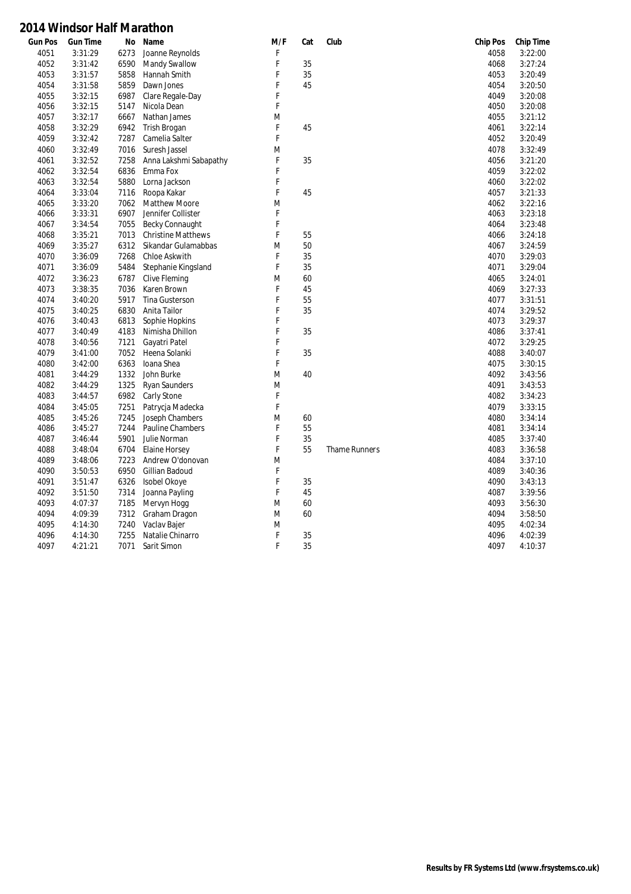# 2014 Windsor Half Marathon

| Gun Pos | Gun Time | No | Name | M/F | Cat | Club | Chip Pos | Chip Time |
|---|---|---|---|---|---|---|---|---|
| 4051 | 3:31:29 | 6273 | Joanne Reynolds | F | | | 4058 | 3:22:00 |
| 4052 | 3:31:42 | 6590 | Mandy Swallow | F | 35 | | 4068 | 3:27:24 |
| 4053 | 3:31:57 | 5858 | Hannah Smith | F | 35 | | 4053 | 3:20:49 |
| 4054 | 3:31:58 | 5859 | Dawn Jones | F | 45 | | 4054 | 3:20:50 |
| 4055 | 3:32:15 | 6987 | Clare Regale-Day | F | | | 4049 | 3:20:08 |
| 4056 | 3:32:15 | 5147 | Nicola Dean | F | | | 4050 | 3:20:08 |
| 4057 | 3:32:17 | 6667 | Nathan James | M | | | 4055 | 3:21:12 |
| 4058 | 3:32:29 | 6942 | Trish Brogan | F | 45 | | 4061 | 3:22:14 |
| 4059 | 3:32:42 | 7287 | Camelia Salter | F | | | 4052 | 3:20:49 |
| 4060 | 3:32:49 | 7016 | Suresh Jassel | M | | | 4078 | 3:32:49 |
| 4061 | 3:32:52 | 7258 | Anna Lakshmi Sabapathy | F | 35 | | 4056 | 3:21:20 |
| 4062 | 3:32:54 | 6836 | Emma Fox | F | | | 4059 | 3:22:02 |
| 4063 | 3:32:54 | 5880 | Lorna Jackson | F | | | 4060 | 3:22:02 |
| 4064 | 3:33:04 | 7116 | Roopa Kakar | F | 45 | | 4057 | 3:21:33 |
| 4065 | 3:33:20 | 7062 | Matthew Moore | M | | | 4062 | 3:22:16 |
| 4066 | 3:33:31 | 6907 | Jennifer Collister | F | | | 4063 | 3:23:18 |
| 4067 | 3:34:54 | 7055 | Becky Connaught | F | | | 4064 | 3:23:48 |
| 4068 | 3:35:21 | 7013 | Christine Matthews | F | 55 | | 4066 | 3:24:18 |
| 4069 | 3:35:27 | 6312 | Sikandar Gulamabbas | M | 50 | | 4067 | 3:24:59 |
| 4070 | 3:36:09 | 7268 | Chloe Askwith | F | 35 | | 4070 | 3:29:03 |
| 4071 | 3:36:09 | 5484 | Stephanie Kingsland | F | 35 | | 4071 | 3:29:04 |
| 4072 | 3:36:23 | 6787 | Clive Fleming | M | 60 | | 4065 | 3:24:01 |
| 4073 | 3:38:35 | 7036 | Karen Brown | F | 45 | | 4069 | 3:27:33 |
| 4074 | 3:40:20 | 5917 | Tina Gusterson | F | 55 | | 4077 | 3:31:51 |
| 4075 | 3:40:25 | 6830 | Anita Tailor | F | 35 | | 4074 | 3:29:52 |
| 4076 | 3:40:43 | 6813 | Sophie Hopkins | F | | | 4073 | 3:29:37 |
| 4077 | 3:40:49 | 4183 | Nimisha Dhillon | F | 35 | | 4086 | 3:37:41 |
| 4078 | 3:40:56 | 7121 | Gayatri Patel | F | | | 4072 | 3:29:25 |
| 4079 | 3:41:00 | 7052 | Heena Solanki | F | 35 | | 4088 | 3:40:07 |
| 4080 | 3:42:00 | 6363 | Ioana Shea | F | | | 4075 | 3:30:15 |
| 4081 | 3:44:29 | 1332 | John Burke | M | 40 | | 4092 | 3:43:56 |
| 4082 | 3:44:29 | 1325 | Ryan Saunders | M | | | 4091 | 3:43:53 |
| 4083 | 3:44:57 | 6982 | Carly Stone | F | | | 4082 | 3:34:23 |
| 4084 | 3:45:05 | 7251 | Patrycja Madecka | F | | | 4079 | 3:33:15 |
| 4085 | 3:45:26 | 7245 | Joseph Chambers | M | 60 | | 4080 | 3:34:14 |
| 4086 | 3:45:27 | 7244 | Pauline Chambers | F | 55 | | 4081 | 3:34:14 |
| 4087 | 3:46:44 | 5901 | Julie Norman | F | 35 | | 4085 | 3:37:40 |
| 4088 | 3:48:04 | 6704 | Elaine Horsey | F | 55 | Thame Runners | 4083 | 3:36:58 |
| 4089 | 3:48:06 | 7223 | Andrew O'donovan | M | | | 4084 | 3:37:10 |
| 4090 | 3:50:53 | 6950 | Gillian Badoud | F | | | 4089 | 3:40:36 |
| 4091 | 3:51:47 | 6326 | Isobel Okoye | F | 35 | | 4090 | 3:43:13 |
| 4092 | 3:51:50 | 7314 | Joanna Payling | F | 45 | | 4087 | 3:39:56 |
| 4093 | 4:07:37 | 7185 | Mervyn Hogg | M | 60 | | 4093 | 3:56:30 |
| 4094 | 4:09:39 | 7312 | Graham Dragon | M | 60 | | 4094 | 3:58:50 |
| 4095 | 4:14:30 | 7240 | Vaclav Bajer | M | | | 4095 | 4:02:34 |
| 4096 | 4:14:30 | 7255 | Natalie Chinarro | F | 35 | | 4096 | 4:02:39 |
| 4097 | 4:21:21 | 7071 | Sarit Simon | F | 35 | | 4097 | 4:10:37 |

**Results by FR Systems Ltd (www.frsystems.co.uk)**